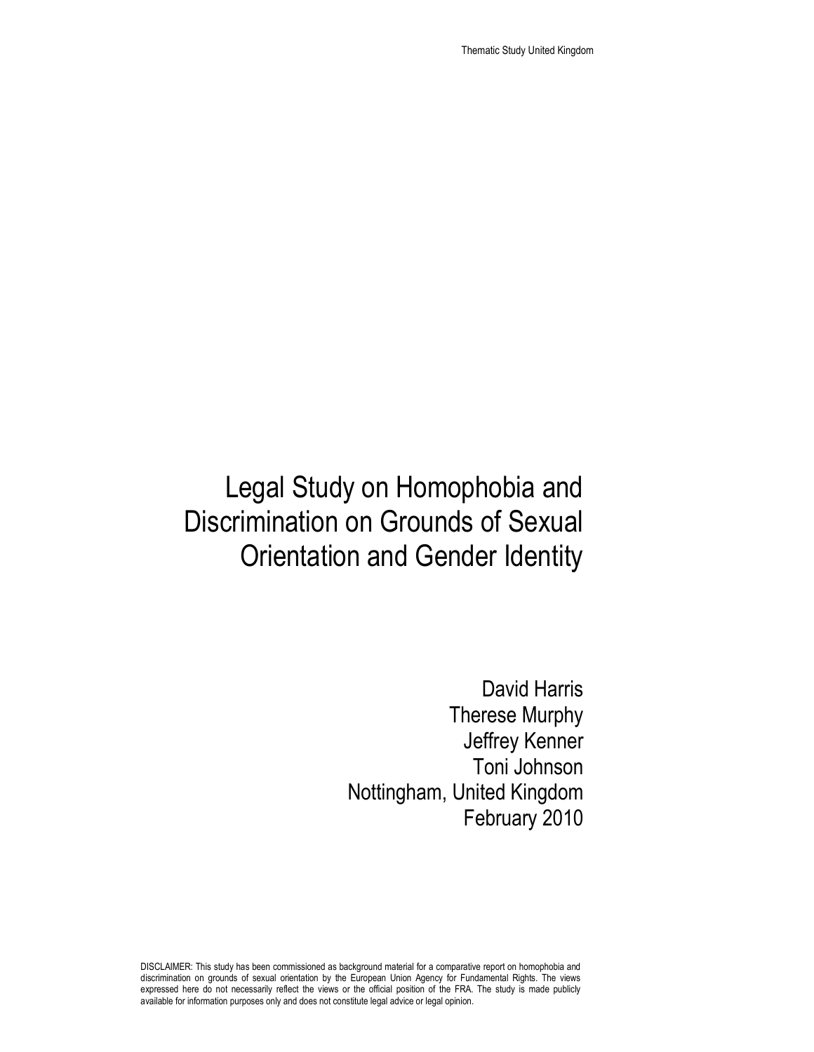# Legal Study on Homophobia and Discrimination on Grounds of Sexual Orientation and Gender Identity

David Harris
Therese Murphy
Jeffrey Kenner
Toni Johnson
Nottingham, United Kingdom
February 2010

DISCLAIMER: This study has been commissioned as background material for a comparative report on homophobia and discrimination on grounds of sexual orientation by the European Union Agency for Fundamental Rights. The views expressed here do not necessarily reflect the views or the official position of the FRA. The study is made publicly available for information purposes only and does not constitute legal advice or legal opinion.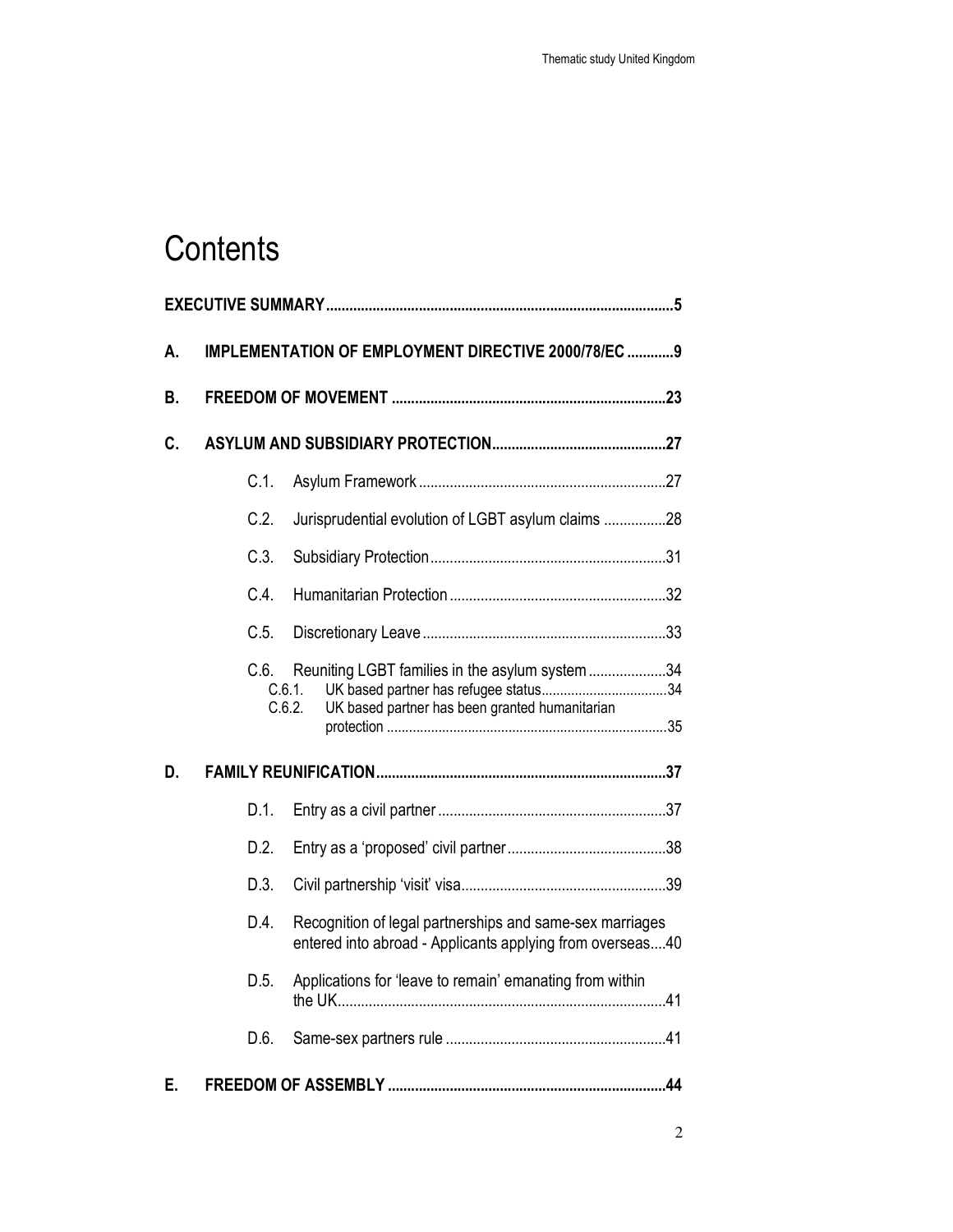# Contents

EXECUTIVE SUMMARY .....5

A. IMPLEMENTATION OF EMPLOYMENT DIRECTIVE 2000/78/EC .....9

B. FREEDOM OF MOVEMENT .....23

C. ASYLUM AND SUBSIDIARY PROTECTION .....27

- C.1. Asylum Framework .....27
- C.2. Jurisprudential evolution of LGBT asylum claims .....28
- C.3. Subsidiary Protection .....31
- C.4. Humanitarian Protection .....32
- C.5. Discretionary Leave .....33
- C.6. Reuniting LGBT families in the asylum system .....34
  - C.6.1. UK based partner has refugee status .....34
  - C.6.2. UK based partner has been granted humanitarian protection .....35

D. FAMILY REUNIFICATION .....37

- D.1. Entry as a civil partner .....37
- D.2. Entry as a 'proposed' civil partner .....38
- D.3. Civil partnership 'visit' visa .....39
- D.4. Recognition of legal partnerships and same-sex marriages entered into abroad - Applicants applying from overseas .....40
- D.5. Applications for 'leave to remain' emanating from within the UK .....41
- D.6. Same-sex partners rule .....41

E. FREEDOM OF ASSEMBLY .....44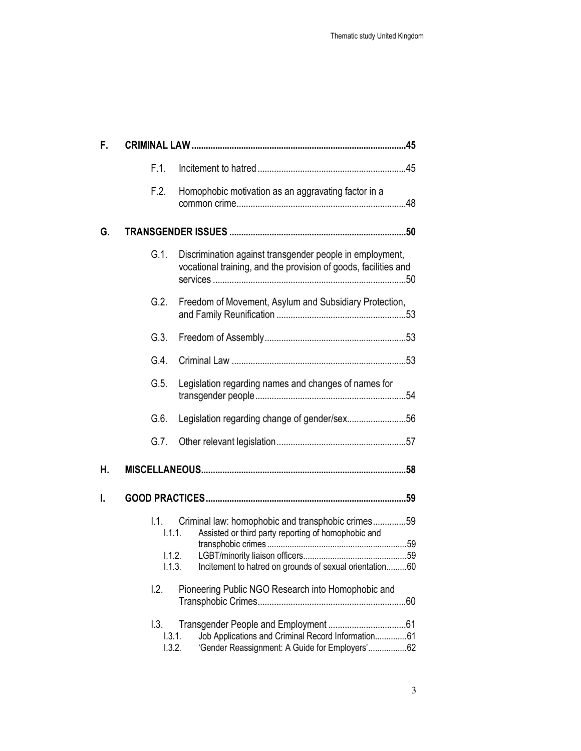F. CRIMINAL LAW .......................................................................................45

F.1. Incitement to hatred ..............................................................45

F.2. Homophobic motivation as an aggravating factor in a common crime.......................................................................48

G. TRANSGENDER ISSUES ..........................................................................50

G.1. Discrimination against transgender people in employment, vocational training, and the provision of goods, facilities and services .................................................................................50

G.2. Freedom of Movement, Asylum and Subsidiary Protection, and Family Reunification .......................................................53

G.3. Freedom of Assembly...........................................................53

G.4. Criminal Law ..........................................................................53

G.5. Legislation regarding names and changes of names for transgender people................................................................54

G.6. Legislation regarding change of gender/sex.........................56

G.7. Other relevant legislation.......................................................57

H. MISCELLANEOUS.....................................................................................58

I. GOOD PRACTICES....................................................................................59

I.1. Criminal law: homophobic and transphobic crimes..............59

I.1.1. Assisted or third party reporting of homophobic and transphobic crimes ............................................................59

I.1.2. LGBT/minority liaison officers.............................................59

I.1.3. Incitement to hatred on grounds of sexual orientation.........60

I.2. Pioneering Public NGO Research into Homophobic and Transphobic Crimes...............................................................60

I.3. Transgender People and Employment .................................61

I.3.1. Job Applications and Criminal Record Information..............61

I.3.2. 'Gender Reassignment: A Guide for Employers'.................62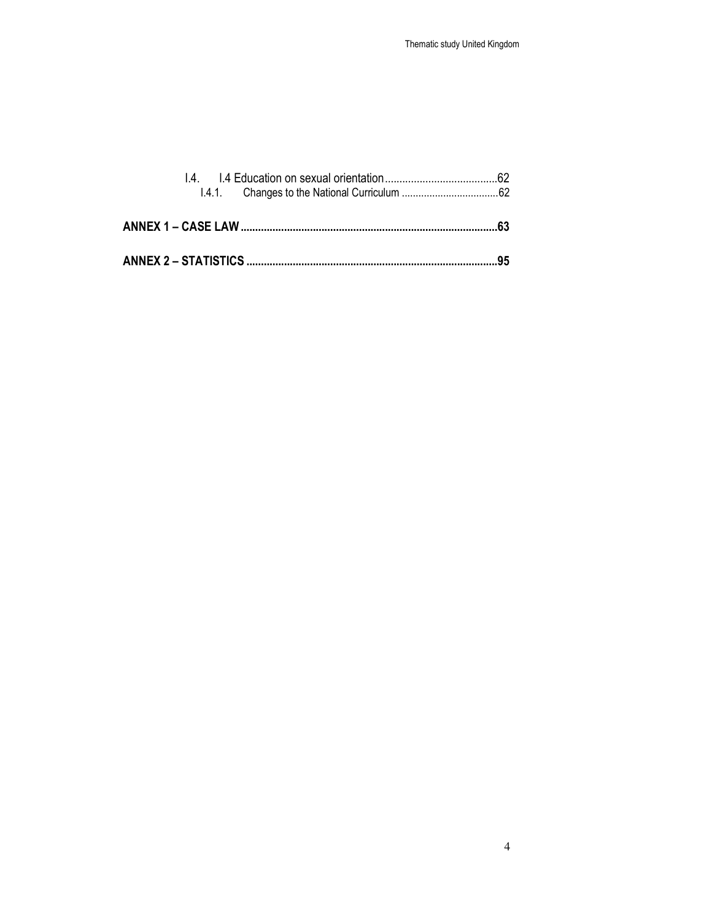I.4. I.4 Education on sexual orientation ....................................... 62

I.4.1. Changes to the National Curriculum ................................... 62

**ANNEX 1 – CASE LAW ......................................................................................... 63**

**ANNEX 2 – STATISTICS ...................................................................................... 95**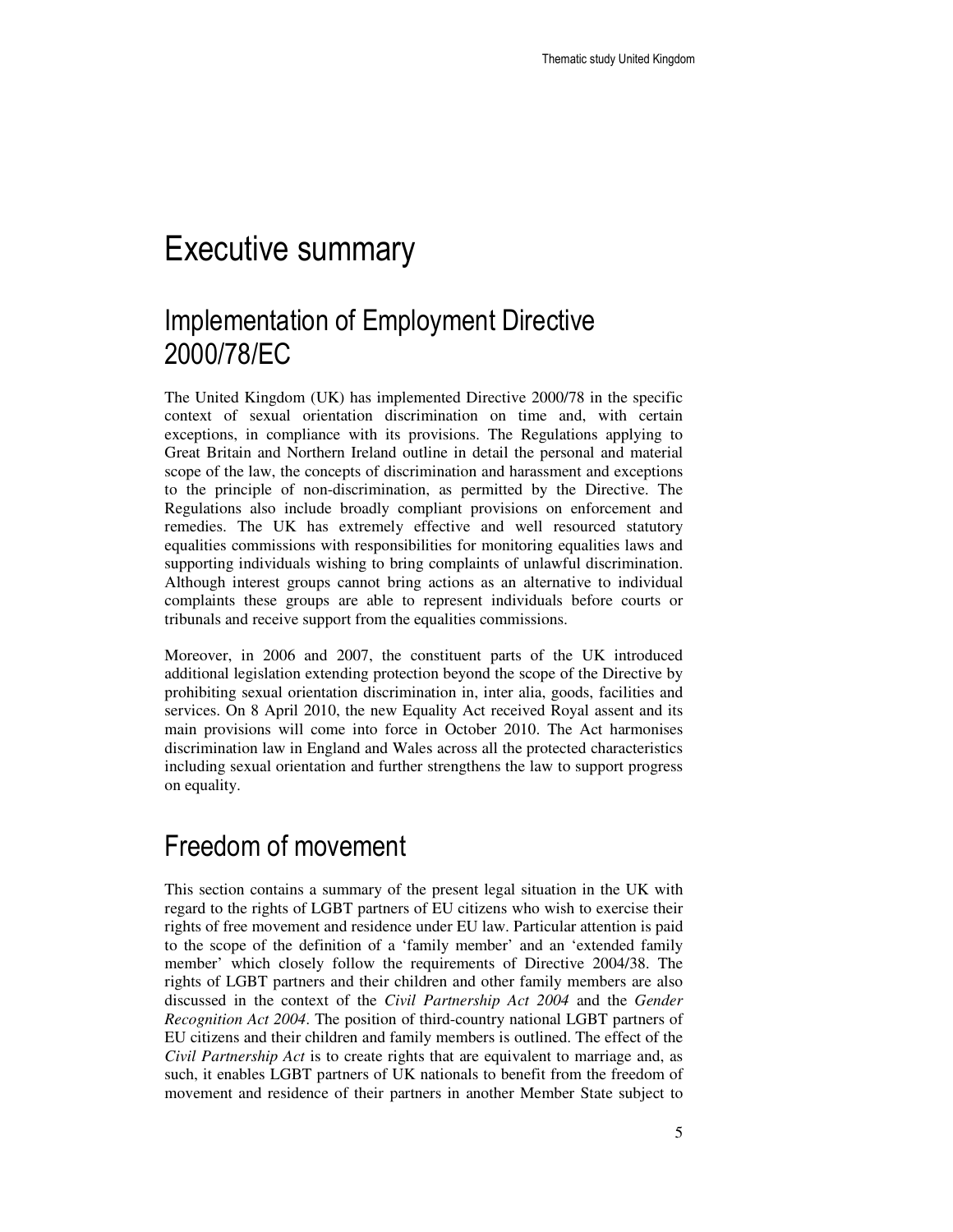# Executive summary

## Implementation of Employment Directive 2000/78/EC

The United Kingdom (UK) has implemented Directive 2000/78 in the specific context of sexual orientation discrimination on time and, with certain exceptions, in compliance with its provisions. The Regulations applying to Great Britain and Northern Ireland outline in detail the personal and material scope of the law, the concepts of discrimination and harassment and exceptions to the principle of non-discrimination, as permitted by the Directive. The Regulations also include broadly compliant provisions on enforcement and remedies. The UK has extremely effective and well resourced statutory equalities commissions with responsibilities for monitoring equalities laws and supporting individuals wishing to bring complaints of unlawful discrimination. Although interest groups cannot bring actions as an alternative to individual complaints these groups are able to represent individuals before courts or tribunals and receive support from the equalities commissions.

Moreover, in 2006 and 2007, the constituent parts of the UK introduced additional legislation extending protection beyond the scope of the Directive by prohibiting sexual orientation discrimination in, inter alia, goods, facilities and services. On 8 April 2010, the new Equality Act received Royal assent and its main provisions will come into force in October 2010. The Act harmonises discrimination law in England and Wales across all the protected characteristics including sexual orientation and further strengthens the law to support progress on equality.

## Freedom of movement

This section contains a summary of the present legal situation in the UK with regard to the rights of LGBT partners of EU citizens who wish to exercise their rights of free movement and residence under EU law. Particular attention is paid to the scope of the definition of a 'family member' and an 'extended family member' which closely follow the requirements of Directive 2004/38. The rights of LGBT partners and their children and other family members are also discussed in the context of the *Civil Partnership Act 2004* and the *Gender Recognition Act 2004*. The position of third-country national LGBT partners of EU citizens and their children and family members is outlined. The effect of the *Civil Partnership Act* is to create rights that are equivalent to marriage and, as such, it enables LGBT partners of UK nationals to benefit from the freedom of movement and residence of their partners in another Member State subject to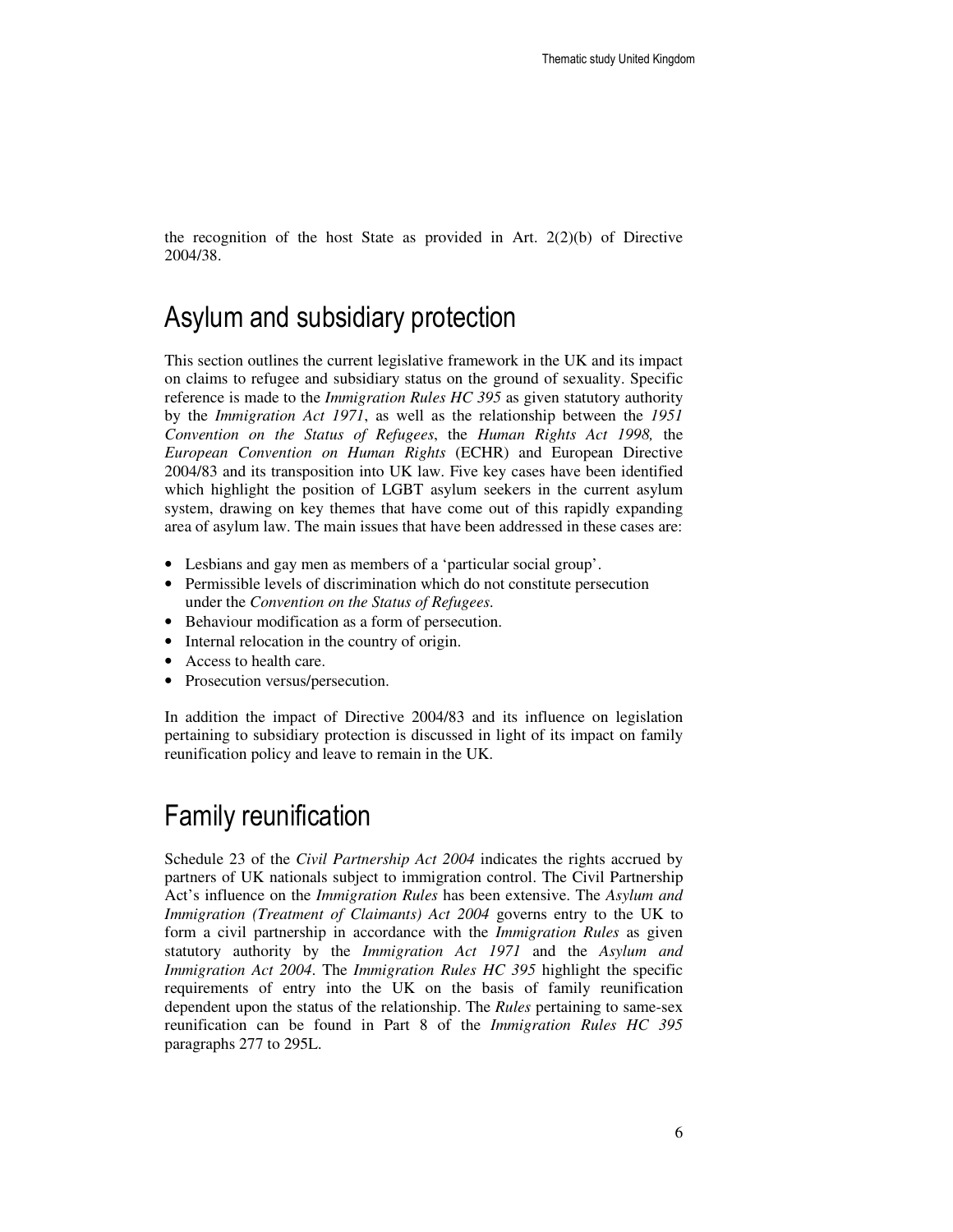the recognition of the host State as provided in Art. 2(2)(b) of Directive 2004/38.

# Asylum and subsidiary protection

This section outlines the current legislative framework in the UK and its impact on claims to refugee and subsidiary status on the ground of sexuality. Specific reference is made to the *Immigration Rules HC 395* as given statutory authority by the *Immigration Act 1971*, as well as the relationship between the *1951 Convention on the Status of Refugees*, the *Human Rights Act 1998,* the *European Convention on Human Rights* (ECHR) and European Directive 2004/83 and its transposition into UK law. Five key cases have been identified which highlight the position of LGBT asylum seekers in the current asylum system, drawing on key themes that have come out of this rapidly expanding area of asylum law. The main issues that have been addressed in these cases are:

- Lesbians and gay men as members of a 'particular social group'.
- Permissible levels of discrimination which do not constitute persecution under the *Convention on the Status of Refugees*.
- Behaviour modification as a form of persecution.
- Internal relocation in the country of origin.
- Access to health care.
- Prosecution versus/persecution.

In addition the impact of Directive 2004/83 and its influence on legislation pertaining to subsidiary protection is discussed in light of its impact on family reunification policy and leave to remain in the UK.

# Family reunification

Schedule 23 of the *Civil Partnership Act 2004* indicates the rights accrued by partners of UK nationals subject to immigration control. The Civil Partnership Act's influence on the *Immigration Rules* has been extensive. The *Asylum and Immigration (Treatment of Claimants) Act 2004* governs entry to the UK to form a civil partnership in accordance with the *Immigration Rules* as given statutory authority by the *Immigration Act 1971* and the *Asylum and Immigration Act 2004*. The *Immigration Rules HC 395* highlight the specific requirements of entry into the UK on the basis of family reunification dependent upon the status of the relationship. The *Rules* pertaining to same-sex reunification can be found in Part 8 of the *Immigration Rules HC 395* paragraphs 277 to 295L.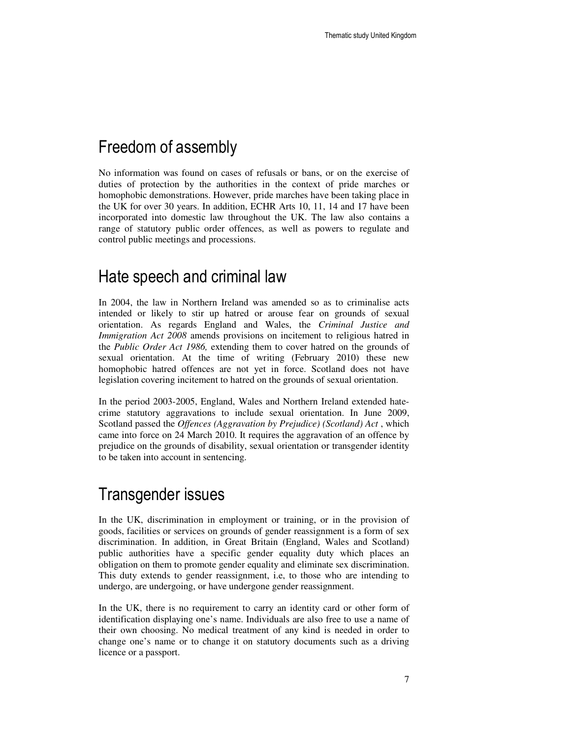## Freedom of assembly

No information was found on cases of refusals or bans, or on the exercise of duties of protection by the authorities in the context of pride marches or homophobic demonstrations. However, pride marches have been taking place in the UK for over 30 years. In addition, ECHR Arts 10, 11, 14 and 17 have been incorporated into domestic law throughout the UK. The law also contains a range of statutory public order offences, as well as powers to regulate and control public meetings and processions.

## Hate speech and criminal law

In 2004, the law in Northern Ireland was amended so as to criminalise acts intended or likely to stir up hatred or arouse fear on grounds of sexual orientation. As regards England and Wales, the *Criminal Justice and Immigration Act 2008* amends provisions on incitement to religious hatred in the *Public Order Act 1986,* extending them to cover hatred on the grounds of sexual orientation. At the time of writing (February 2010) these new homophobic hatred offences are not yet in force. Scotland does not have legislation covering incitement to hatred on the grounds of sexual orientation.

In the period 2003-2005, England, Wales and Northern Ireland extended hate-crime statutory aggravations to include sexual orientation. In June 2009, Scotland passed the *Offences (Aggravation by Prejudice) (Scotland) Act* , which came into force on 24 March 2010. It requires the aggravation of an offence by prejudice on the grounds of disability, sexual orientation or transgender identity to be taken into account in sentencing.

## Transgender issues

In the UK, discrimination in employment or training, or in the provision of goods, facilities or services on grounds of gender reassignment is a form of sex discrimination. In addition, in Great Britain (England, Wales and Scotland) public authorities have a specific gender equality duty which places an obligation on them to promote gender equality and eliminate sex discrimination. This duty extends to gender reassignment, i.e, to those who are intending to undergo, are undergoing, or have undergone gender reassignment.

In the UK, there is no requirement to carry an identity card or other form of identification displaying one's name. Individuals are also free to use a name of their own choosing. No medical treatment of any kind is needed in order to change one's name or to change it on statutory documents such as a driving licence or a passport.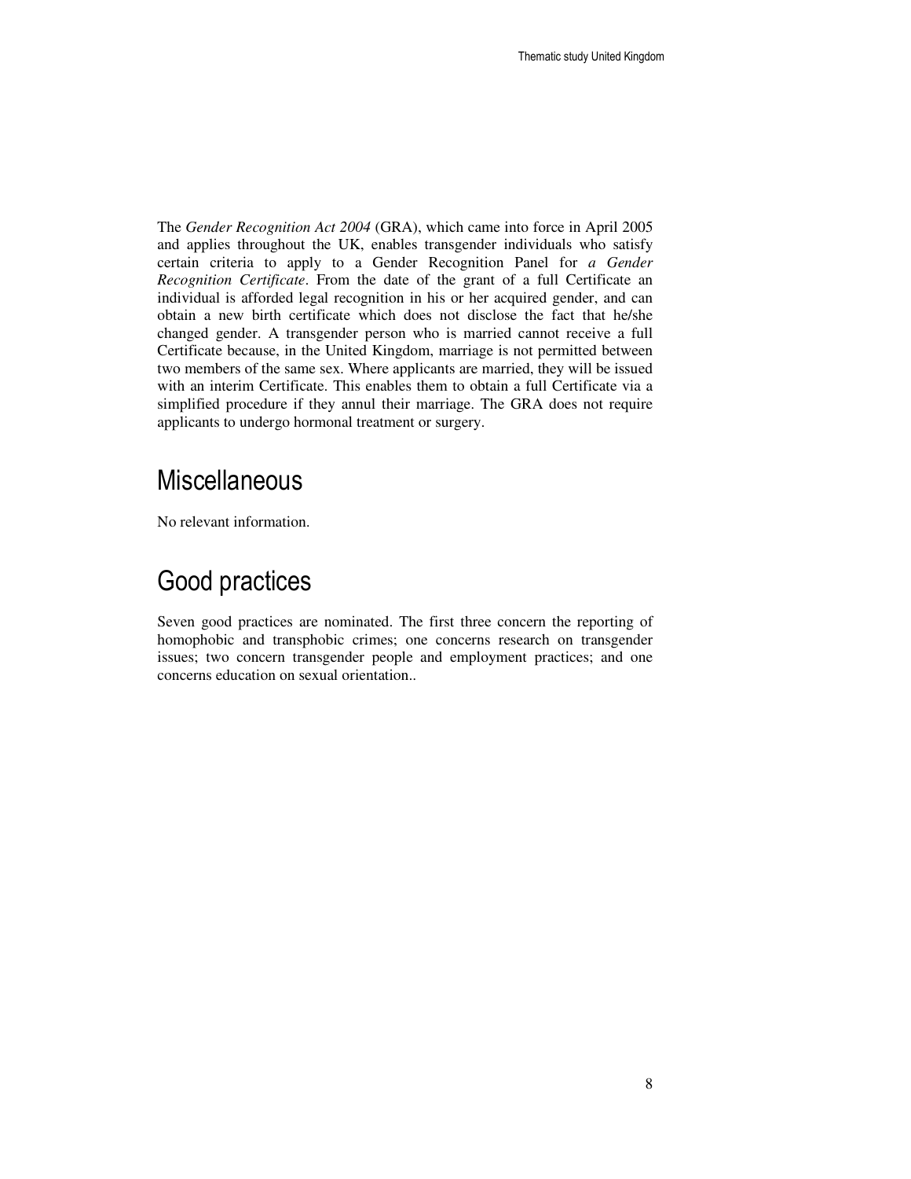The *Gender Recognition Act 2004* (GRA), which came into force in April 2005 and applies throughout the UK, enables transgender individuals who satisfy certain criteria to apply to a Gender Recognition Panel for *a Gender Recognition Certificate*. From the date of the grant of a full Certificate an individual is afforded legal recognition in his or her acquired gender, and can obtain a new birth certificate which does not disclose the fact that he/she changed gender. A transgender person who is married cannot receive a full Certificate because, in the United Kingdom, marriage is not permitted between two members of the same sex. Where applicants are married, they will be issued with an interim Certificate. This enables them to obtain a full Certificate via a simplified procedure if they annul their marriage. The GRA does not require applicants to undergo hormonal treatment or surgery.

## Miscellaneous

No relevant information.

## Good practices

Seven good practices are nominated. The first three concern the reporting of homophobic and transphobic crimes; one concerns research on transgender issues; two concern transgender people and employment practices; and one concerns education on sexual orientation..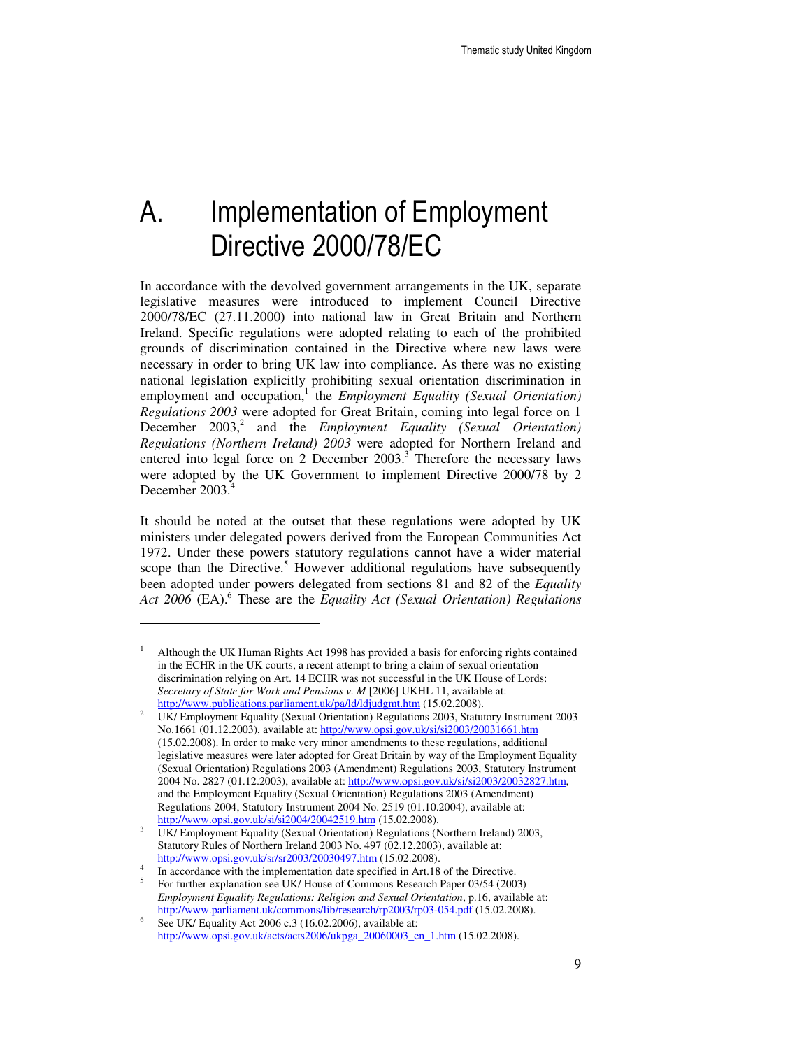# A. Implementation of Employment Directive 2000/78/EC

In accordance with the devolved government arrangements in the UK, separate legislative measures were introduced to implement Council Directive 2000/78/EC (27.11.2000) into national law in Great Britain and Northern Ireland. Specific regulations were adopted relating to each of the prohibited grounds of discrimination contained in the Directive where new laws were necessary in order to bring UK law into compliance. As there was no existing national legislation explicitly prohibiting sexual orientation discrimination in employment and occupation,[1] the *Employment Equality (Sexual Orientation) Regulations 2003* were adopted for Great Britain, coming into legal force on 1 December 2003,[2] and the *Employment Equality (Sexual Orientation) Regulations (Northern Ireland) 2003* were adopted for Northern Ireland and entered into legal force on 2 December 2003.[3] Therefore the necessary laws were adopted by the UK Government to implement Directive 2000/78 by 2 December 2003.[4]

It should be noted at the outset that these regulations were adopted by UK ministers under delegated powers derived from the European Communities Act 1972. Under these powers statutory regulations cannot have a wider material scope than the Directive.[5] However additional regulations have subsequently been adopted under powers delegated from sections 81 and 82 of the *Equality Act 2006* (EA).[6] These are the *Equality Act (Sexual Orientation) Regulations*

---

1. Although the UK Human Rights Act 1998 has provided a basis for enforcing rights contained in the ECHR in the UK courts, a recent attempt to bring a claim of sexual orientation discrimination relying on Art. 14 ECHR was not successful in the UK House of Lords: *Secretary of State for Work and Pensions v. M* [2006] UKHL 11, available at: http://www.publications.parliament.uk/pa/ld/ldjudgmt.htm (15.02.2008).
2. UK/ Employment Equality (Sexual Orientation) Regulations 2003, Statutory Instrument 2003 No.1661 (01.12.2003), available at: http://www.opsi.gov.uk/si/si2003/20031661.htm (15.02.2008). In order to make very minor amendments to these regulations, additional legislative measures were later adopted for Great Britain by way of the Employment Equality (Sexual Orientation) Regulations 2003 (Amendment) Regulations 2003, Statutory Instrument 2004 No. 2827 (01.12.2003), available at: http://www.opsi.gov.uk/si/si2003/20032827.htm, and the Employment Equality (Sexual Orientation) Regulations 2003 (Amendment) Regulations 2004, Statutory Instrument 2004 No. 2519 (01.10.2004), available at: http://www.opsi.gov.uk/si/si2004/20042519.htm (15.02.2008).
3. UK/ Employment Equality (Sexual Orientation) Regulations (Northern Ireland) 2003, Statutory Rules of Northern Ireland 2003 No. 497 (02.12.2003), available at: http://www.opsi.gov.uk/sr/sr2003/20030497.htm (15.02.2008).
4. In accordance with the implementation date specified in Art.18 of the Directive.
5. For further explanation see UK/ House of Commons Research Paper 03/54 (2003) *Employment Equality Regulations: Religion and Sexual Orientation*, p.16, available at: http://www.parliament.uk/commons/lib/research/rp2003/rp03-054.pdf (15.02.2008).
6. See UK/ Equality Act 2006 c.3 (16.02.2006), available at: http://www.opsi.gov.uk/acts/acts2006/ukpga_20060003_en_1.htm (15.02.2008).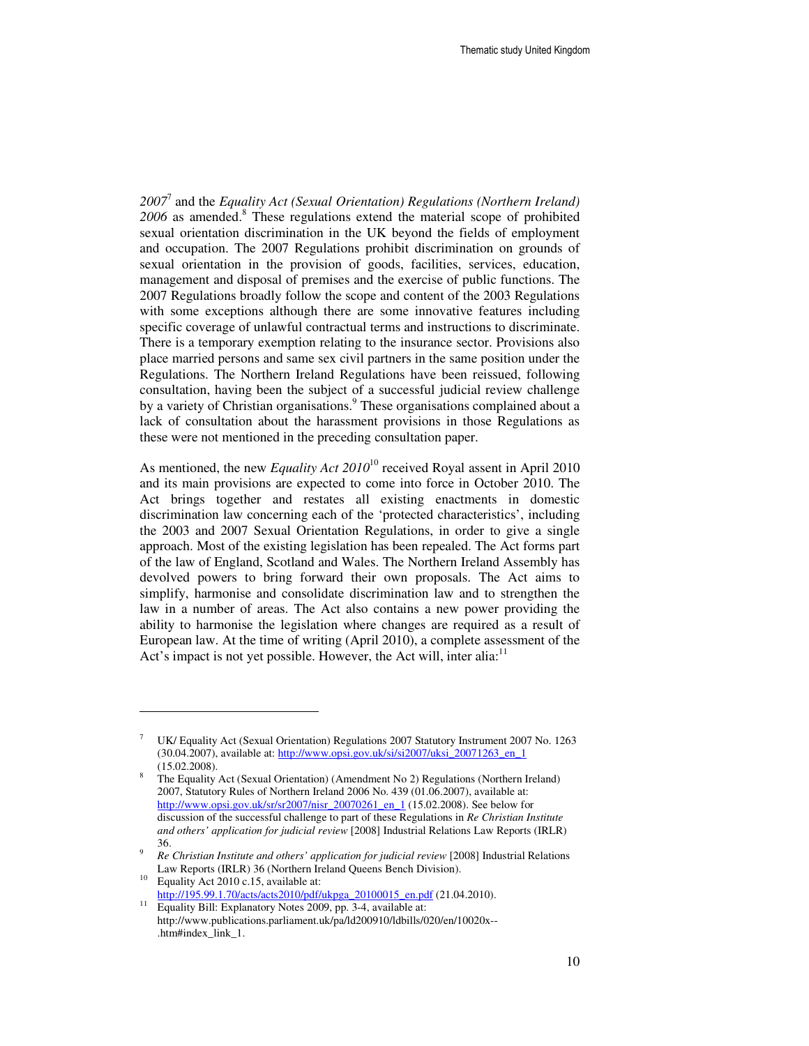*2007*[7] and the *Equality Act (Sexual Orientation) Regulations (Northern Ireland) 2006* as amended.[8] These regulations extend the material scope of prohibited sexual orientation discrimination in the UK beyond the fields of employment and occupation. The 2007 Regulations prohibit discrimination on grounds of sexual orientation in the provision of goods, facilities, services, education, management and disposal of premises and the exercise of public functions. The 2007 Regulations broadly follow the scope and content of the 2003 Regulations with some exceptions although there are some innovative features including specific coverage of unlawful contractual terms and instructions to discriminate. There is a temporary exemption relating to the insurance sector. Provisions also place married persons and same sex civil partners in the same position under the Regulations. The Northern Ireland Regulations have been reissued, following consultation, having been the subject of a successful judicial review challenge by a variety of Christian organisations.[9] These organisations complained about a lack of consultation about the harassment provisions in those Regulations as these were not mentioned in the preceding consultation paper.

As mentioned, the new *Equality Act 2010*[10] received Royal assent in April 2010 and its main provisions are expected to come into force in October 2010. The Act brings together and restates all existing enactments in domestic discrimination law concerning each of the 'protected characteristics', including the 2003 and 2007 Sexual Orientation Regulations, in order to give a single approach. Most of the existing legislation has been repealed. The Act forms part of the law of England, Scotland and Wales. The Northern Ireland Assembly has devolved powers to bring forward their own proposals. The Act aims to simplify, harmonise and consolidate discrimination law and to strengthen the law in a number of areas. The Act also contains a new power providing the ability to harmonise the legislation where changes are required as a result of European law. At the time of writing (April 2010), a complete assessment of the Act's impact is not yet possible. However, the Act will, inter alia:[11]

---

[7] UK/ Equality Act (Sexual Orientation) Regulations 2007 Statutory Instrument 2007 No. 1263 (30.04.2007), available at: http://www.opsi.gov.uk/si/si2007/uksi_20071263_en_1 (15.02.2008).

[8] The Equality Act (Sexual Orientation) (Amendment No 2) Regulations (Northern Ireland) 2007, Statutory Rules of Northern Ireland 2006 No. 439 (01.06.2007), available at: http://www.opsi.gov.uk/sr/sr2007/nisr_20070261_en_1 (15.02.2008). See below for discussion of the successful challenge to part of these Regulations in *Re Christian Institute and others' application for judicial review* [2008] Industrial Relations Law Reports (IRLR) 36.

[9] *Re Christian Institute and others' application for judicial review* [2008] Industrial Relations Law Reports (IRLR) 36 (Northern Ireland Queens Bench Division).

[10] Equality Act 2010 c.15, available at: http://195.99.1.70/acts/acts2010/pdf/ukpga_20100015_en.pdf (21.04.2010).

[11] Equality Bill: Explanatory Notes 2009, pp. 3-4, available at: http://www.publications.parliament.uk/pa/ld200910/ldbills/020/en/10020x--.htm#index_link_1.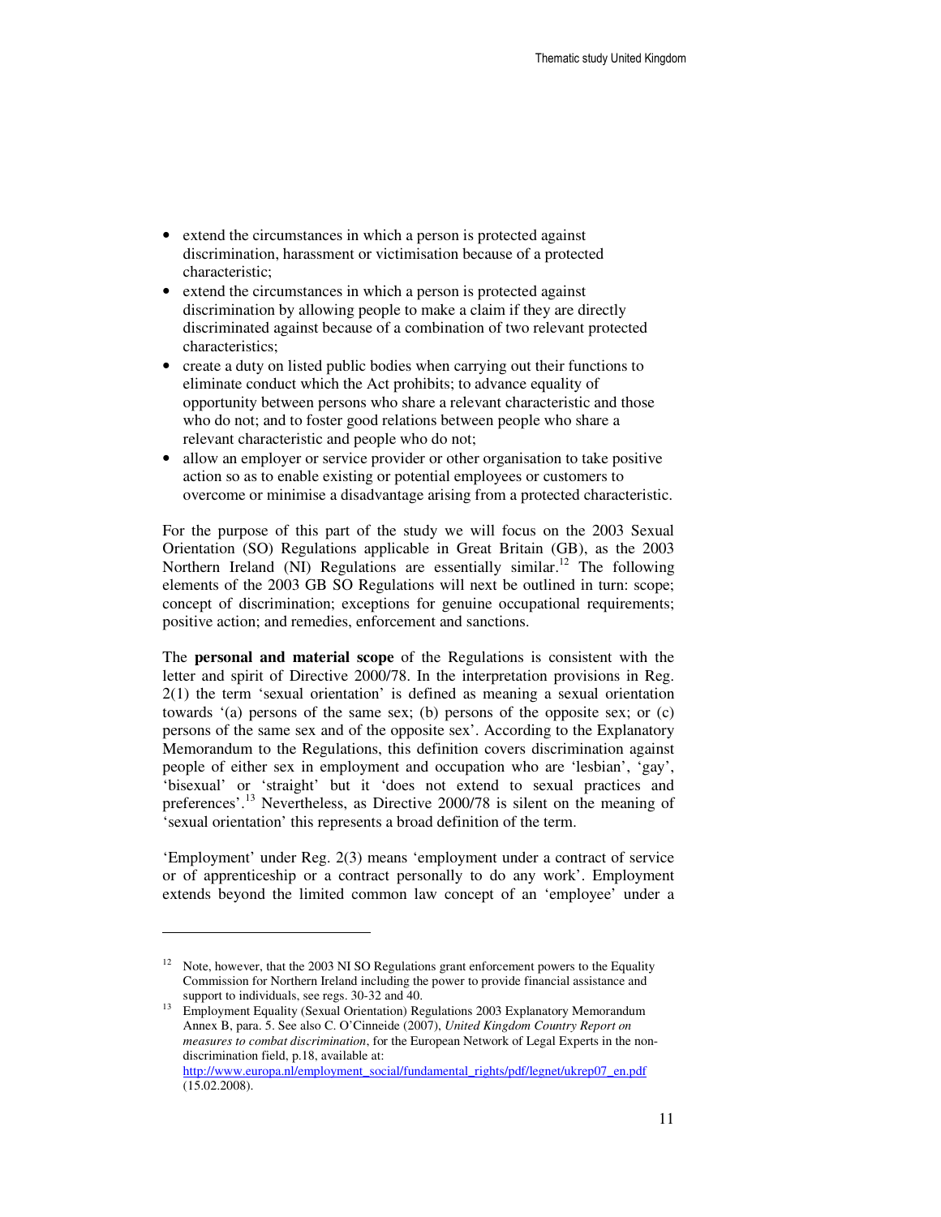- extend the circumstances in which a person is protected against discrimination, harassment or victimisation because of a protected characteristic;
- extend the circumstances in which a person is protected against discrimination by allowing people to make a claim if they are directly discriminated against because of a combination of two relevant protected characteristics;
- create a duty on listed public bodies when carrying out their functions to eliminate conduct which the Act prohibits; to advance equality of opportunity between persons who share a relevant characteristic and those who do not; and to foster good relations between people who share a relevant characteristic and people who do not;
- allow an employer or service provider or other organisation to take positive action so as to enable existing or potential employees or customers to overcome or minimise a disadvantage arising from a protected characteristic.

For the purpose of this part of the study we will focus on the 2003 Sexual Orientation (SO) Regulations applicable in Great Britain (GB), as the 2003 Northern Ireland (NI) Regulations are essentially similar.[12] The following elements of the 2003 GB SO Regulations will next be outlined in turn: scope; concept of discrimination; exceptions for genuine occupational requirements; positive action; and remedies, enforcement and sanctions.

The **personal and material scope** of the Regulations is consistent with the letter and spirit of Directive 2000/78. In the interpretation provisions in Reg. 2(1) the term 'sexual orientation' is defined as meaning a sexual orientation towards '(a) persons of the same sex; (b) persons of the opposite sex; or (c) persons of the same sex and of the opposite sex'. According to the Explanatory Memorandum to the Regulations, this definition covers discrimination against people of either sex in employment and occupation who are 'lesbian', 'gay', 'bisexual' or 'straight' but it 'does not extend to sexual practices and preferences'.[13] Nevertheless, as Directive 2000/78 is silent on the meaning of 'sexual orientation' this represents a broad definition of the term.

'Employment' under Reg. 2(3) means 'employment under a contract of service or of apprenticeship or a contract personally to do any work'. Employment extends beyond the limited common law concept of an 'employee' under a

---

[12] Note, however, that the 2003 NI SO Regulations grant enforcement powers to the Equality Commission for Northern Ireland including the power to provide financial assistance and support to individuals, see regs. 30-32 and 40.

[13] Employment Equality (Sexual Orientation) Regulations 2003 Explanatory Memorandum Annex B, para. 5. See also C. O'Cinneide (2007), *United Kingdom Country Report on measures to combat discrimination*, for the European Network of Legal Experts in the non-discrimination field, p.18, available at: http://www.europa.nl/employment_social/fundamental_rights/pdf/legnet/ukrep07_en.pdf (15.02.2008).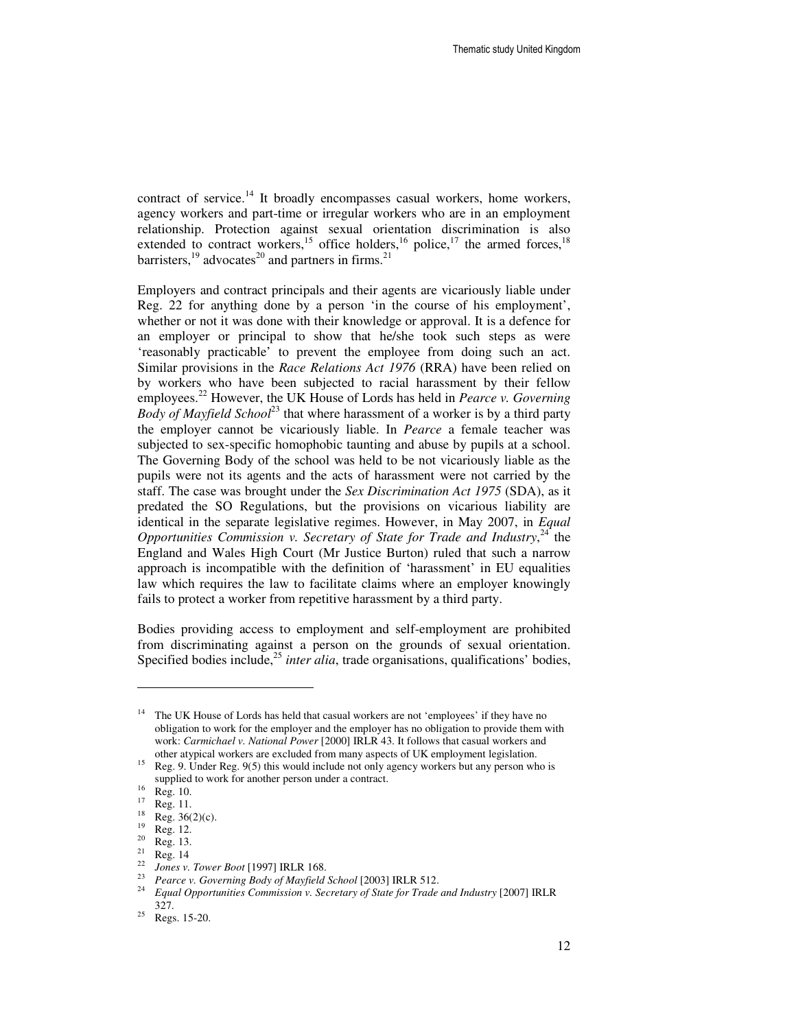contract of service.[14] It broadly encompasses casual workers, home workers, agency workers and part-time or irregular workers who are in an employment relationship. Protection against sexual orientation discrimination is also extended to contract workers,[15] office holders,[16] police,[17] the armed forces,[18] barristers,[19] advocates[20] and partners in firms.[21]

Employers and contract principals and their agents are vicariously liable under Reg. 22 for anything done by a person 'in the course of his employment', whether or not it was done with their knowledge or approval. It is a defence for an employer or principal to show that he/she took such steps as were 'reasonably practicable' to prevent the employee from doing such an act. Similar provisions in the *Race Relations Act 1976* (RRA) have been relied on by workers who have been subjected to racial harassment by their fellow employees.[22] However, the UK House of Lords has held in *Pearce v. Governing Body of Mayfield School*[23] that where harassment of a worker is by a third party the employer cannot be vicariously liable. In *Pearce* a female teacher was subjected to sex-specific homophobic taunting and abuse by pupils at a school. The Governing Body of the school was held to be not vicariously liable as the pupils were not its agents and the acts of harassment were not carried by the staff. The case was brought under the *Sex Discrimination Act 1975* (SDA), as it predated the SO Regulations, but the provisions on vicarious liability are identical in the separate legislative regimes. However, in May 2007, in *Equal Opportunities Commission v. Secretary of State for Trade and Industry*,[24] the England and Wales High Court (Mr Justice Burton) ruled that such a narrow approach is incompatible with the definition of 'harassment' in EU equalities law which requires the law to facilitate claims where an employer knowingly fails to protect a worker from repetitive harassment by a third party.

Bodies providing access to employment and self-employment are prohibited from discriminating against a person on the grounds of sexual orientation. Specified bodies include,[25] *inter alia*, trade organisations, qualifications' bodies,

---

[14] The UK House of Lords has held that casual workers are not 'employees' if they have no obligation to work for the employer and the employer has no obligation to provide them with work: *Carmichael v. National Power* [2000] IRLR 43. It follows that casual workers and other atypical workers are excluded from many aspects of UK employment legislation.

[15] Reg. 9. Under Reg. 9(5) this would include not only agency workers but any person who is supplied to work for another person under a contract.

[16] Reg. 10.

[17] Reg. 11.

[18] Reg. 36(2)(c).

[19] Reg. 12.

[20] Reg. 13.

[21] Reg. 14

[22] *Jones v. Tower Boot* [1997] IRLR 168.

[23] *Pearce v. Governing Body of Mayfield School* [2003] IRLR 512.

[24] *Equal Opportunities Commission v. Secretary of State for Trade and Industry* [2007] IRLR 327.

[25] Regs. 15-20.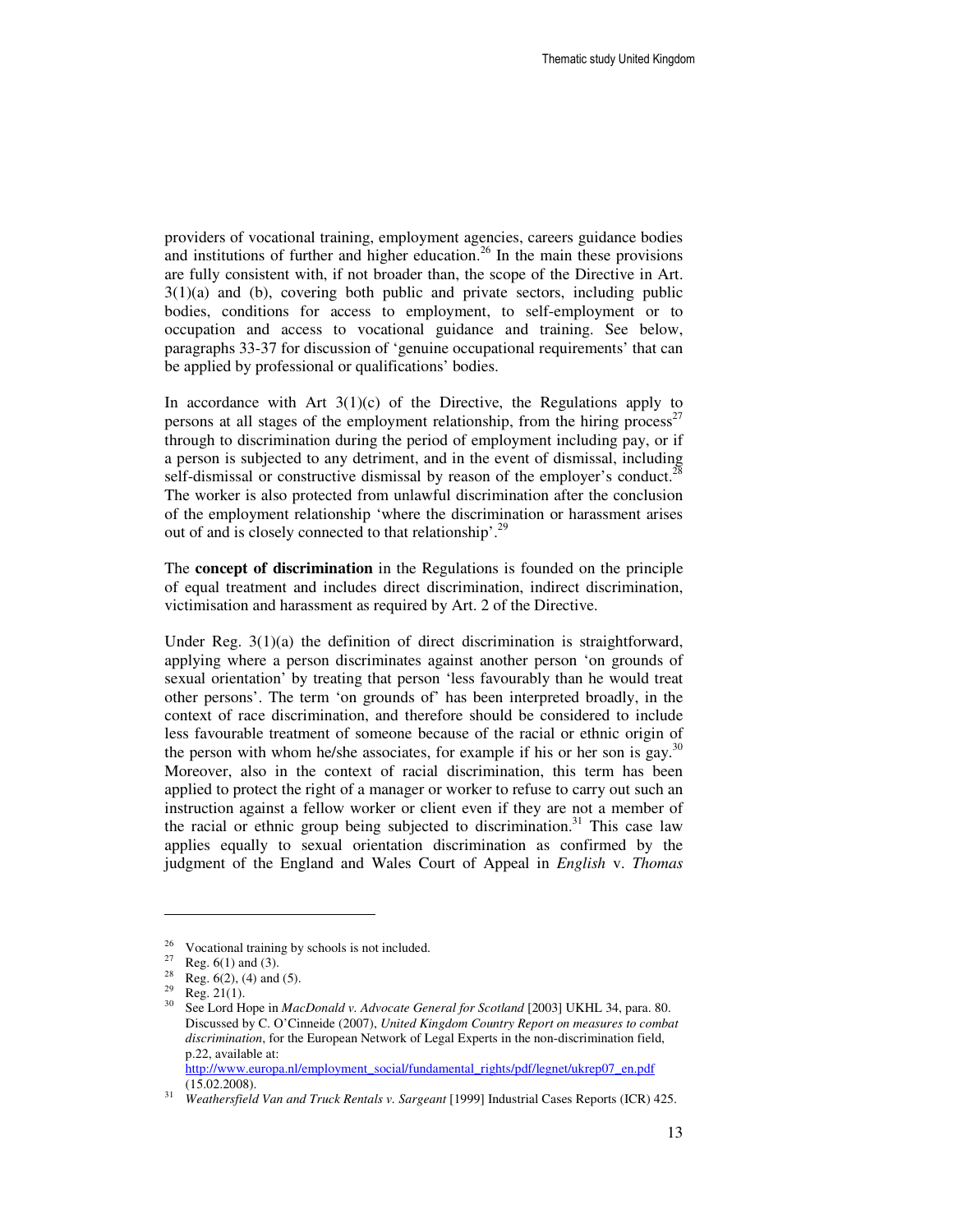providers of vocational training, employment agencies, careers guidance bodies and institutions of further and higher education.[26] In the main these provisions are fully consistent with, if not broader than, the scope of the Directive in Art. 3(1)(a) and (b), covering both public and private sectors, including public bodies, conditions for access to employment, to self-employment or to occupation and access to vocational guidance and training. See below, paragraphs 33-37 for discussion of 'genuine occupational requirements' that can be applied by professional or qualifications' bodies.

In accordance with Art 3(1)(c) of the Directive, the Regulations apply to persons at all stages of the employment relationship, from the hiring process[27] through to discrimination during the period of employment including pay, or if a person is subjected to any detriment, and in the event of dismissal, including self-dismissal or constructive dismissal by reason of the employer's conduct.[28] The worker is also protected from unlawful discrimination after the conclusion of the employment relationship 'where the discrimination or harassment arises out of and is closely connected to that relationship'.[29]

The **concept of discrimination** in the Regulations is founded on the principle of equal treatment and includes direct discrimination, indirect discrimination, victimisation and harassment as required by Art. 2 of the Directive.

Under Reg. 3(1)(a) the definition of direct discrimination is straightforward, applying where a person discriminates against another person 'on grounds of sexual orientation' by treating that person 'less favourably than he would treat other persons'. The term 'on grounds of' has been interpreted broadly, in the context of race discrimination, and therefore should be considered to include less favourable treatment of someone because of the racial or ethnic origin of the person with whom he/she associates, for example if his or her son is gay.[30] Moreover, also in the context of racial discrimination, this term has been applied to protect the right of a manager or worker to refuse to carry out such an instruction against a fellow worker or client even if they are not a member of the racial or ethnic group being subjected to discrimination.[31] This case law applies equally to sexual orientation discrimination as confirmed by the judgment of the England and Wales Court of Appeal in *English* v. *Thomas*

---

[26] Vocational training by schools is not included.

[27] Reg. 6(1) and (3).

[28] Reg. 6(2), (4) and (5).

[29] Reg. 21(1).

[30] See Lord Hope in *MacDonald v. Advocate General for Scotland* [2003] UKHL 34, para. 80. Discussed by C. O'Cinneide (2007), *United Kingdom Country Report on measures to combat discrimination*, for the European Network of Legal Experts in the non-discrimination field, p.22, available at: http://www.europa.nl/employment_social/fundamental_rights/pdf/legnet/ukrep07_en.pdf (15.02.2008).

[31] *Weathersfield Van and Truck Rentals v. Sargeant* [1999] Industrial Cases Reports (ICR) 425.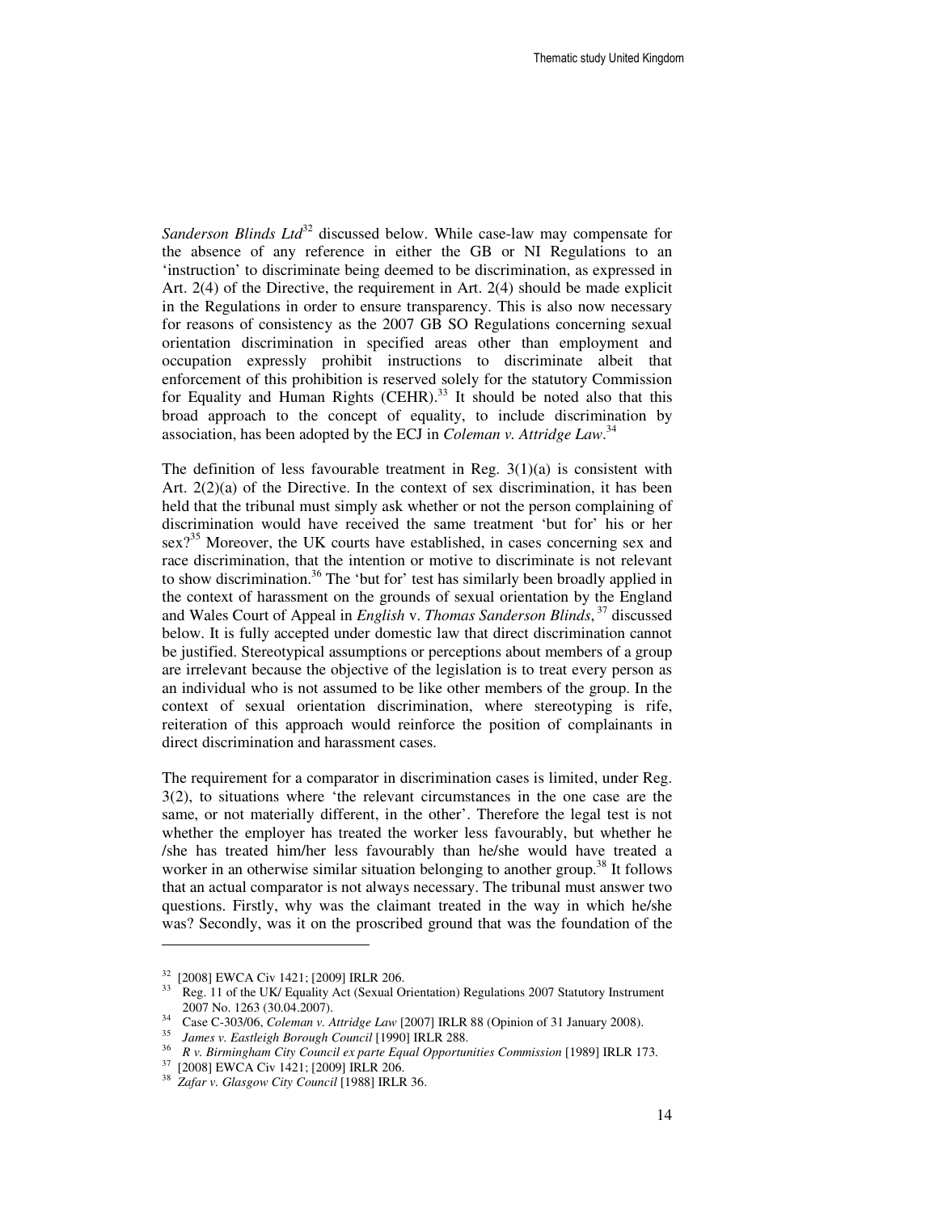*Sanderson Blinds Ltd*[32] discussed below. While case-law may compensate for the absence of any reference in either the GB or NI Regulations to an 'instruction' to discriminate being deemed to be discrimination, as expressed in Art. 2(4) of the Directive, the requirement in Art. 2(4) should be made explicit in the Regulations in order to ensure transparency. This is also now necessary for reasons of consistency as the 2007 GB SO Regulations concerning sexual orientation discrimination in specified areas other than employment and occupation expressly prohibit instructions to discriminate albeit that enforcement of this prohibition is reserved solely for the statutory Commission for Equality and Human Rights (CEHR).[33] It should be noted also that this broad approach to the concept of equality, to include discrimination by association, has been adopted by the ECJ in *Coleman v. Attridge Law*.[34]

The definition of less favourable treatment in Reg. 3(1)(a) is consistent with Art. 2(2)(a) of the Directive. In the context of sex discrimination, it has been held that the tribunal must simply ask whether or not the person complaining of discrimination would have received the same treatment 'but for' his or her sex?[35] Moreover, the UK courts have established, in cases concerning sex and race discrimination, that the intention or motive to discriminate is not relevant to show discrimination.[36] The 'but for' test has similarly been broadly applied in the context of harassment on the grounds of sexual orientation by the England and Wales Court of Appeal in *English* v. *Thomas Sanderson Blinds*,[37] discussed below. It is fully accepted under domestic law that direct discrimination cannot be justified. Stereotypical assumptions or perceptions about members of a group are irrelevant because the objective of the legislation is to treat every person as an individual who is not assumed to be like other members of the group. In the context of sexual orientation discrimination, where stereotyping is rife, reiteration of this approach would reinforce the position of complainants in direct discrimination and harassment cases.

The requirement for a comparator in discrimination cases is limited, under Reg. 3(2), to situations where 'the relevant circumstances in the one case are the same, or not materially different, in the other'. Therefore the legal test is not whether the employer has treated the worker less favourably, but whether he /she has treated him/her less favourably than he/she would have treated a worker in an otherwise similar situation belonging to another group.[38] It follows that an actual comparator is not always necessary. The tribunal must answer two questions. Firstly, why was the claimant treated in the way in which he/she was? Secondly, was it on the proscribed ground that was the foundation of the

---

[32] [2008] EWCA Civ 1421; [2009] IRLR 206.

[33] Reg. 11 of the UK/ Equality Act (Sexual Orientation) Regulations 2007 Statutory Instrument 2007 No. 1263 (30.04.2007).

[34] Case C-303/06, *Coleman v. Attridge Law* [2007] IRLR 88 (Opinion of 31 January 2008).

[35] *James v. Eastleigh Borough Council* [1990] IRLR 288.

[36] *R v. Birmingham City Council ex parte Equal Opportunities Commission* [1989] IRLR 173.

[37] [2008] EWCA Civ 1421; [2009] IRLR 206.

[38] *Zafar v. Glasgow City Council* [1988] IRLR 36.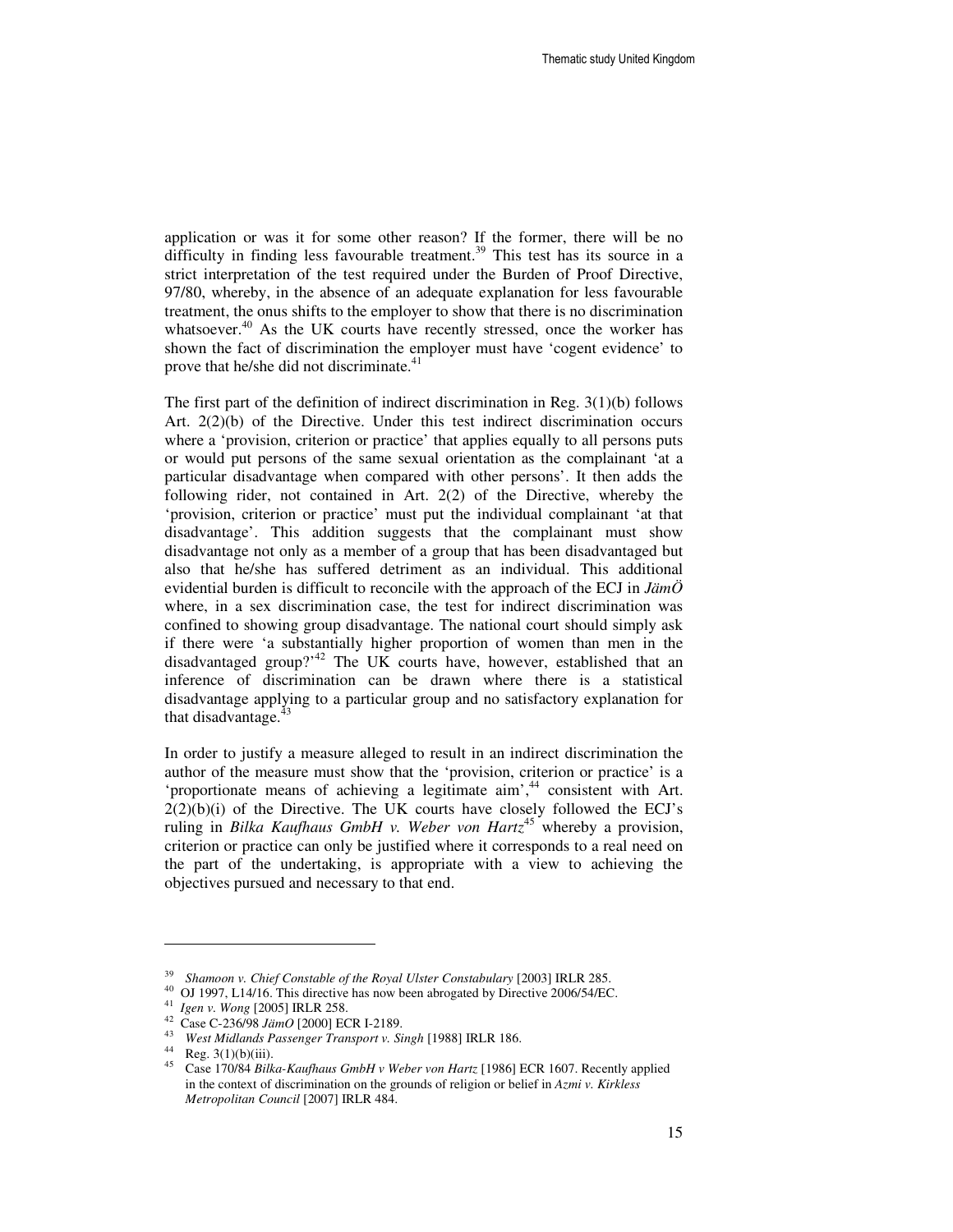application or was it for some other reason? If the former, there will be no difficulty in finding less favourable treatment.[39] This test has its source in a strict interpretation of the test required under the Burden of Proof Directive, 97/80, whereby, in the absence of an adequate explanation for less favourable treatment, the onus shifts to the employer to show that there is no discrimination whatsoever.[40] As the UK courts have recently stressed, once the worker has shown the fact of discrimination the employer must have 'cogent evidence' to prove that he/she did not discriminate.[41]

The first part of the definition of indirect discrimination in Reg. 3(1)(b) follows Art. 2(2)(b) of the Directive. Under this test indirect discrimination occurs where a 'provision, criterion or practice' that applies equally to all persons puts or would put persons of the same sexual orientation as the complainant 'at a particular disadvantage when compared with other persons'. It then adds the following rider, not contained in Art. 2(2) of the Directive, whereby the 'provision, criterion or practice' must put the individual complainant 'at that disadvantage'. This addition suggests that the complainant must show disadvantage not only as a member of a group that has been disadvantaged but also that he/she has suffered detriment as an individual. This additional evidential burden is difficult to reconcile with the approach of the ECJ in *JämÖ* where, in a sex discrimination case, the test for indirect discrimination was confined to showing group disadvantage. The national court should simply ask if there were 'a substantially higher proportion of women than men in the disadvantaged group?'[42] The UK courts have, however, established that an inference of discrimination can be drawn where there is a statistical disadvantage applying to a particular group and no satisfactory explanation for that disadvantage.[43]

In order to justify a measure alleged to result in an indirect discrimination the author of the measure must show that the 'provision, criterion or practice' is a 'proportionate means of achieving a legitimate aim',[44] consistent with Art. 2(2)(b)(i) of the Directive. The UK courts have closely followed the ECJ's ruling in *Bilka Kaufhaus GmbH v. Weber von Hartz*[45] whereby a provision, criterion or practice can only be justified where it corresponds to a real need on the part of the undertaking, is appropriate with a view to achieving the objectives pursued and necessary to that end.

---

[39] *Shamoon v. Chief Constable of the Royal Ulster Constabulary* [2003] IRLR 285.

[40] OJ 1997, L14/16. This directive has now been abrogated by Directive 2006/54/EC.

[41] *Igen v. Wong* [2005] IRLR 258.

[42] Case C-236/98 *JämO* [2000] ECR I-2189.

[43] *West Midlands Passenger Transport v. Singh* [1988] IRLR 186.

[44] Reg. 3(1)(b)(iii).

[45] Case 170/84 *Bilka-Kaufhaus GmbH v Weber von Hartz* [1986] ECR 1607. Recently applied in the context of discrimination on the grounds of religion or belief in *Azmi v. Kirkless Metropolitan Council* [2007] IRLR 484.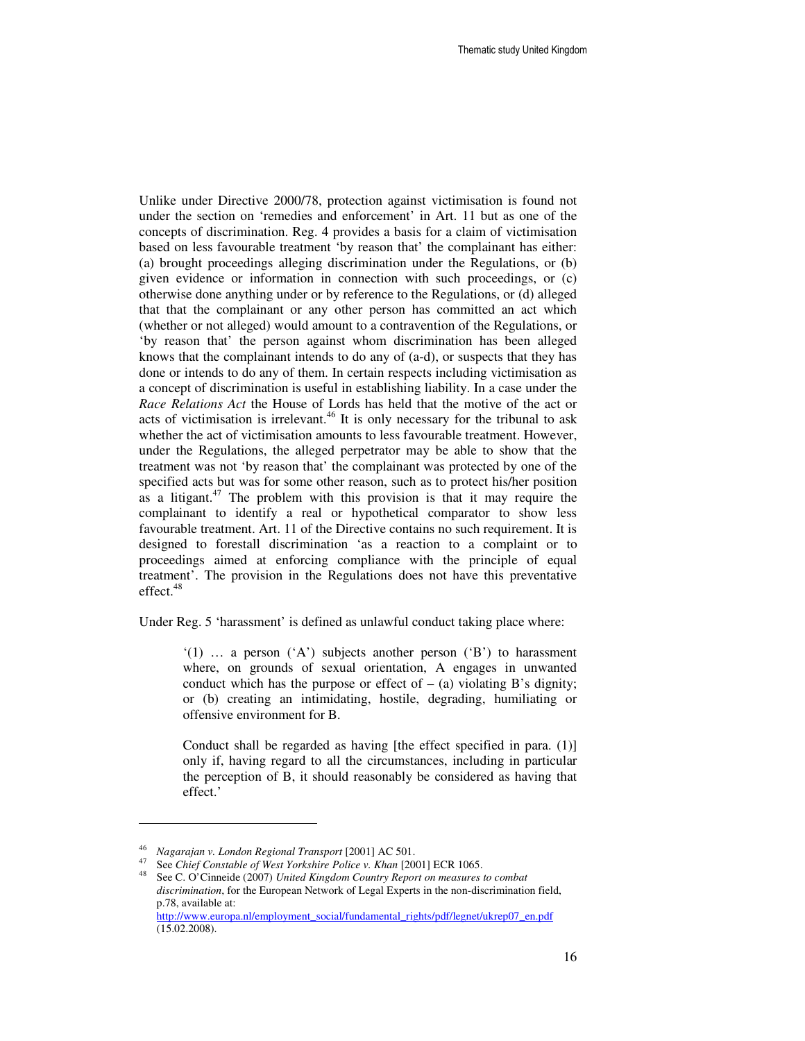Unlike under Directive 2000/78, protection against victimisation is found not under the section on 'remedies and enforcement' in Art. 11 but as one of the concepts of discrimination. Reg. 4 provides a basis for a claim of victimisation based on less favourable treatment 'by reason that' the complainant has either: (a) brought proceedings alleging discrimination under the Regulations, or (b) given evidence or information in connection with such proceedings, or (c) otherwise done anything under or by reference to the Regulations, or (d) alleged that that the complainant or any other person has committed an act which (whether or not alleged) would amount to a contravention of the Regulations, or 'by reason that' the person against whom discrimination has been alleged knows that the complainant intends to do any of (a-d), or suspects that they has done or intends to do any of them. In certain respects including victimisation as a concept of discrimination is useful in establishing liability. In a case under the *Race Relations Act* the House of Lords has held that the motive of the act or acts of victimisation is irrelevant.[46] It is only necessary for the tribunal to ask whether the act of victimisation amounts to less favourable treatment. However, under the Regulations, the alleged perpetrator may be able to show that the treatment was not 'by reason that' the complainant was protected by one of the specified acts but was for some other reason, such as to protect his/her position as a litigant.[47] The problem with this provision is that it may require the complainant to identify a real or hypothetical comparator to show less favourable treatment. Art. 11 of the Directive contains no such requirement. It is designed to forestall discrimination 'as a reaction to a complaint or to proceedings aimed at enforcing compliance with the principle of equal treatment'. The provision in the Regulations does not have this preventative effect.[48]

Under Reg. 5 'harassment' is defined as unlawful conduct taking place where:

> '(1) … a person ('A') subjects another person ('B') to harassment where, on grounds of sexual orientation, A engages in unwanted conduct which has the purpose or effect of – (a) violating B's dignity; or (b) creating an intimidating, hostile, degrading, humiliating or offensive environment for B.
>
> Conduct shall be regarded as having [the effect specified in para. (1)] only if, having regard to all the circumstances, including in particular the perception of B, it should reasonably be considered as having that effect.'

---

[46] *Nagarajan v. London Regional Transport* [2001] AC 501.

[47] See *Chief Constable of West Yorkshire Police v. Khan* [2001] ECR 1065.

[48] See C. O'Cinneide (2007) *United Kingdom Country Report on measures to combat discrimination*, for the European Network of Legal Experts in the non-discrimination field, p.78, available at: http://www.europa.nl/employment_social/fundamental_rights/pdf/legnet/ukrep07_en.pdf (15.02.2008).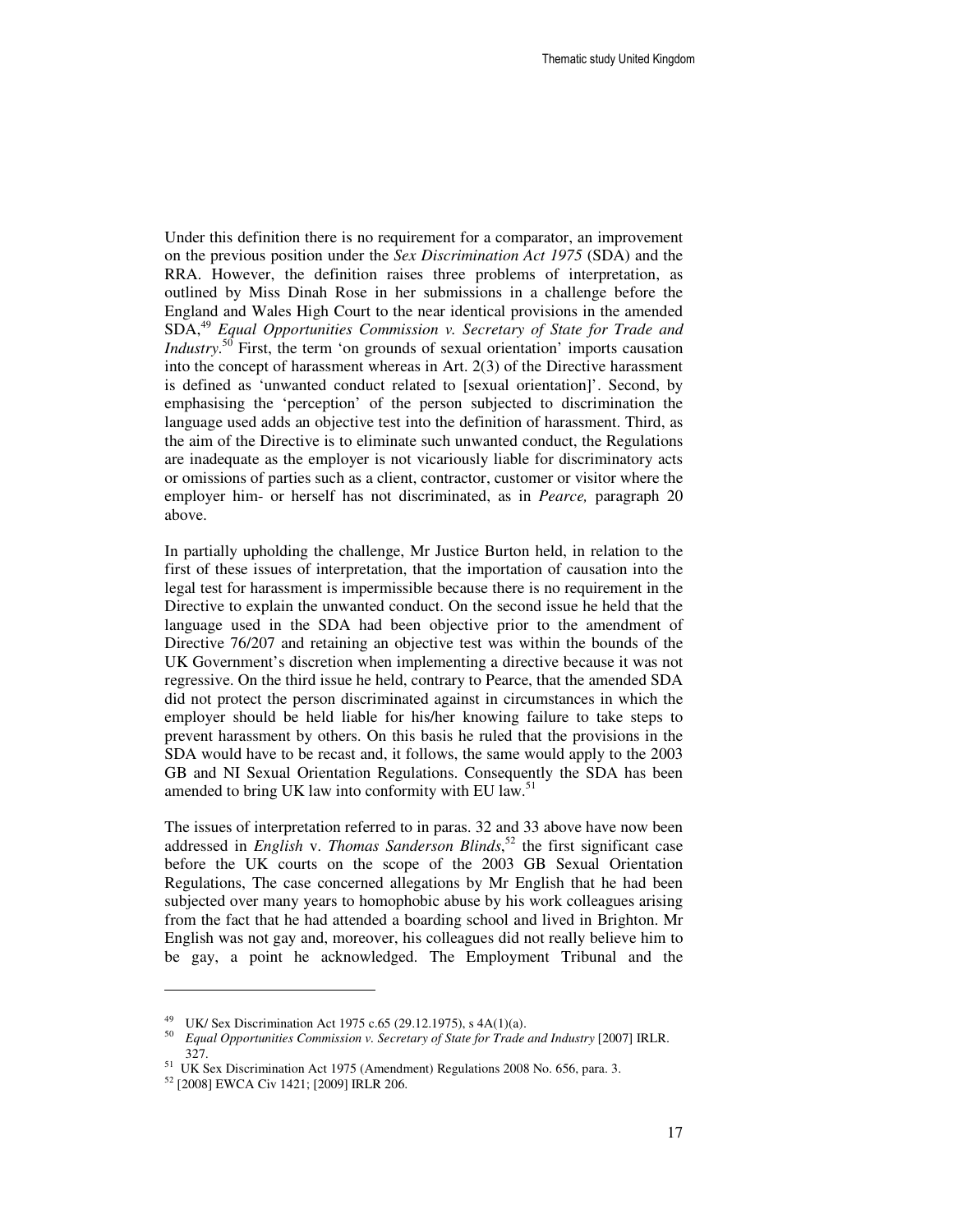Under this definition there is no requirement for a comparator, an improvement on the previous position under the *Sex Discrimination Act 1975* (SDA) and the RRA. However, the definition raises three problems of interpretation, as outlined by Miss Dinah Rose in her submissions in a challenge before the England and Wales High Court to the near identical provisions in the amended SDA,[49] *Equal Opportunities Commission v. Secretary of State for Trade and Industry*.[50] First, the term 'on grounds of sexual orientation' imports causation into the concept of harassment whereas in Art. 2(3) of the Directive harassment is defined as 'unwanted conduct related to [sexual orientation]'. Second, by emphasising the 'perception' of the person subjected to discrimination the language used adds an objective test into the definition of harassment. Third, as the aim of the Directive is to eliminate such unwanted conduct, the Regulations are inadequate as the employer is not vicariously liable for discriminatory acts or omissions of parties such as a client, contractor, customer or visitor where the employer him- or herself has not discriminated, as in *Pearce,* paragraph 20 above.

In partially upholding the challenge, Mr Justice Burton held, in relation to the first of these issues of interpretation, that the importation of causation into the legal test for harassment is impermissible because there is no requirement in the Directive to explain the unwanted conduct. On the second issue he held that the language used in the SDA had been objective prior to the amendment of Directive 76/207 and retaining an objective test was within the bounds of the UK Government's discretion when implementing a directive because it was not regressive. On the third issue he held, contrary to Pearce, that the amended SDA did not protect the person discriminated against in circumstances in which the employer should be held liable for his/her knowing failure to take steps to prevent harassment by others. On this basis he ruled that the provisions in the SDA would have to be recast and, it follows, the same would apply to the 2003 GB and NI Sexual Orientation Regulations. Consequently the SDA has been amended to bring UK law into conformity with EU law.[51]

The issues of interpretation referred to in paras. 32 and 33 above have now been addressed in *English* v. *Thomas Sanderson Blinds*,[52] the first significant case before the UK courts on the scope of the 2003 GB Sexual Orientation Regulations, The case concerned allegations by Mr English that he had been subjected over many years to homophobic abuse by his work colleagues arising from the fact that he had attended a boarding school and lived in Brighton. Mr English was not gay and, moreover, his colleagues did not really believe him to be gay, a point he acknowledged. The Employment Tribunal and the

---

[49] UK/ Sex Discrimination Act 1975 c.65 (29.12.1975), s 4A(1)(a).

[50] *Equal Opportunities Commission v. Secretary of State for Trade and Industry* [2007] IRLR. 327.

[51] UK Sex Discrimination Act 1975 (Amendment) Regulations 2008 No. 656, para. 3.

[52] [2008] EWCA Civ 1421; [2009] IRLR 206.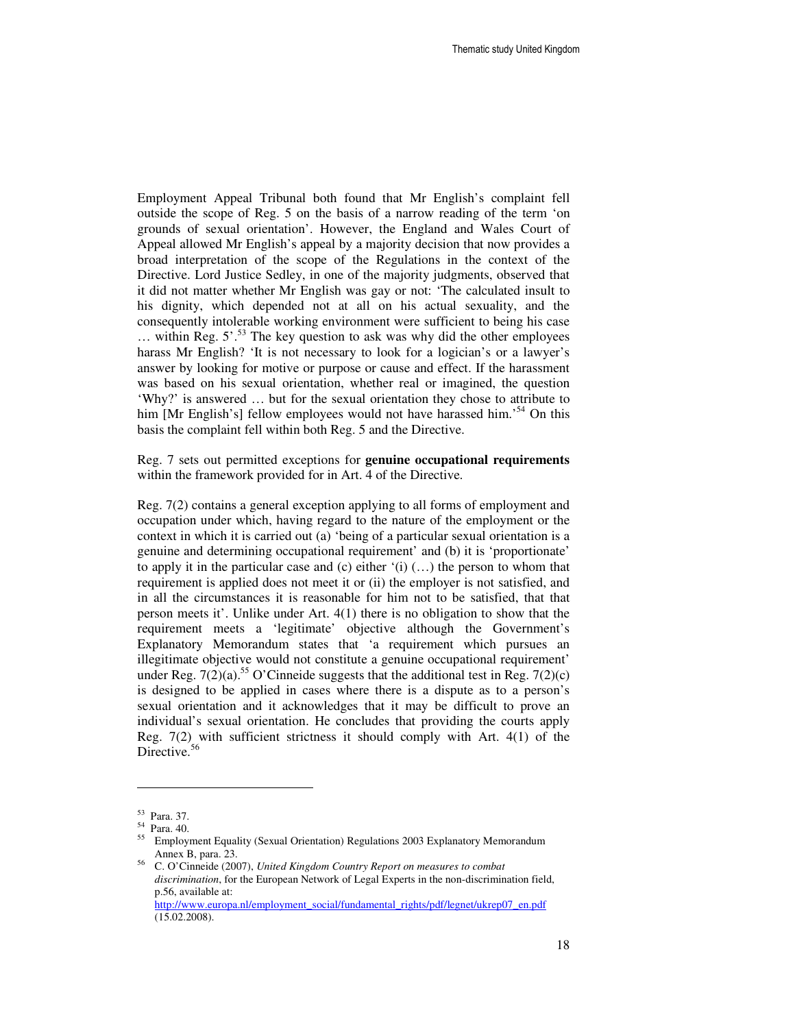Employment Appeal Tribunal both found that Mr English's complaint fell outside the scope of Reg. 5 on the basis of a narrow reading of the term 'on grounds of sexual orientation'. However, the England and Wales Court of Appeal allowed Mr English's appeal by a majority decision that now provides a broad interpretation of the scope of the Regulations in the context of the Directive. Lord Justice Sedley, in one of the majority judgments, observed that it did not matter whether Mr English was gay or not: 'The calculated insult to his dignity, which depended not at all on his actual sexuality, and the consequently intolerable working environment were sufficient to being his case … within Reg. 5'.[53] The key question to ask was why did the other employees harass Mr English? 'It is not necessary to look for a logician's or a lawyer's answer by looking for motive or purpose or cause and effect. If the harassment was based on his sexual orientation, whether real or imagined, the question 'Why?' is answered … but for the sexual orientation they chose to attribute to him [Mr English's] fellow employees would not have harassed him.'[54] On this basis the complaint fell within both Reg. 5 and the Directive.

Reg. 7 sets out permitted exceptions for **genuine occupational requirements** within the framework provided for in Art. 4 of the Directive.

Reg. 7(2) contains a general exception applying to all forms of employment and occupation under which, having regard to the nature of the employment or the context in which it is carried out (a) 'being of a particular sexual orientation is a genuine and determining occupational requirement' and (b) it is 'proportionate' to apply it in the particular case and (c) either '(i) (…) the person to whom that requirement is applied does not meet it or (ii) the employer is not satisfied, and in all the circumstances it is reasonable for him not to be satisfied, that that person meets it'. Unlike under Art. 4(1) there is no obligation to show that the requirement meets a 'legitimate' objective although the Government's Explanatory Memorandum states that 'a requirement which pursues an illegitimate objective would not constitute a genuine occupational requirement' under Reg. 7(2)(a).[55] O'Cinneide suggests that the additional test in Reg. 7(2)(c) is designed to be applied in cases where there is a dispute as to a person's sexual orientation and it acknowledges that it may be difficult to prove an individual's sexual orientation. He concludes that providing the courts apply Reg. 7(2) with sufficient strictness it should comply with Art. 4(1) of the Directive.[56]

---

[53] Para. 37.

[54] Para. 40.

[55] Employment Equality (Sexual Orientation) Regulations 2003 Explanatory Memorandum Annex B, para. 23.

[56] C. O'Cinneide (2007), *United Kingdom Country Report on measures to combat discrimination*, for the European Network of Legal Experts in the non-discrimination field, p.56, available at: http://www.europa.nl/employment_social/fundamental_rights/pdf/legnet/ukrep07_en.pdf (15.02.2008).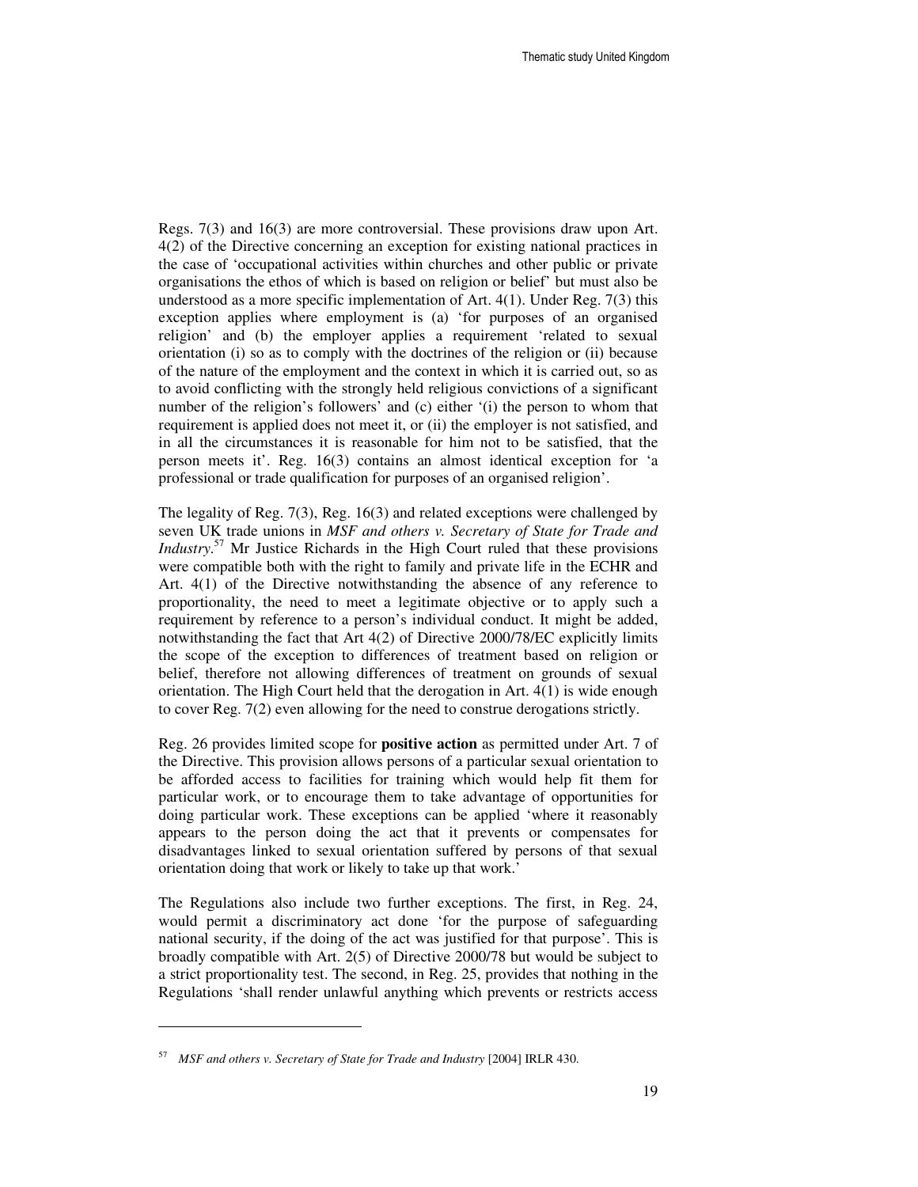Regs. 7(3) and 16(3) are more controversial. These provisions draw upon Art. 4(2) of the Directive concerning an exception for existing national practices in the case of 'occupational activities within churches and other public or private organisations the ethos of which is based on religion or belief' but must also be understood as a more specific implementation of Art. 4(1). Under Reg. 7(3) this exception applies where employment is (a) 'for purposes of an organised religion' and (b) the employer applies a requirement 'related to sexual orientation (i) so as to comply with the doctrines of the religion or (ii) because of the nature of the employment and the context in which it is carried out, so as to avoid conflicting with the strongly held religious convictions of a significant number of the religion's followers' and (c) either '(i) the person to whom that requirement is applied does not meet it, or (ii) the employer is not satisfied, and in all the circumstances it is reasonable for him not to be satisfied, that the person meets it'. Reg. 16(3) contains an almost identical exception for 'a professional or trade qualification for purposes of an organised religion'.

The legality of Reg. 7(3), Reg. 16(3) and related exceptions were challenged by seven UK trade unions in *MSF and others v. Secretary of State for Trade and Industry*.[57] Mr Justice Richards in the High Court ruled that these provisions were compatible both with the right to family and private life in the ECHR and Art. 4(1) of the Directive notwithstanding the absence of any reference to proportionality, the need to meet a legitimate objective or to apply such a requirement by reference to a person's individual conduct. It might be added, notwithstanding the fact that Art 4(2) of Directive 2000/78/EC explicitly limits the scope of the exception to differences of treatment based on religion or belief, therefore not allowing differences of treatment on grounds of sexual orientation. The High Court held that the derogation in Art. 4(1) is wide enough to cover Reg. 7(2) even allowing for the need to construe derogations strictly.

Reg. 26 provides limited scope for **positive action** as permitted under Art. 7 of the Directive. This provision allows persons of a particular sexual orientation to be afforded access to facilities for training which would help fit them for particular work, or to encourage them to take advantage of opportunities for doing particular work. These exceptions can be applied 'where it reasonably appears to the person doing the act that it prevents or compensates for disadvantages linked to sexual orientation suffered by persons of that sexual orientation doing that work or likely to take up that work.'

The Regulations also include two further exceptions. The first, in Reg. 24, would permit a discriminatory act done 'for the purpose of safeguarding national security, if the doing of the act was justified for that purpose'. This is broadly compatible with Art. 2(5) of Directive 2000/78 but would be subject to a strict proportionality test. The second, in Reg. 25, provides that nothing in the Regulations 'shall render unlawful anything which prevents or restricts access

[57] *MSF and others v. Secretary of State for Trade and Industry* [2004] IRLR 430.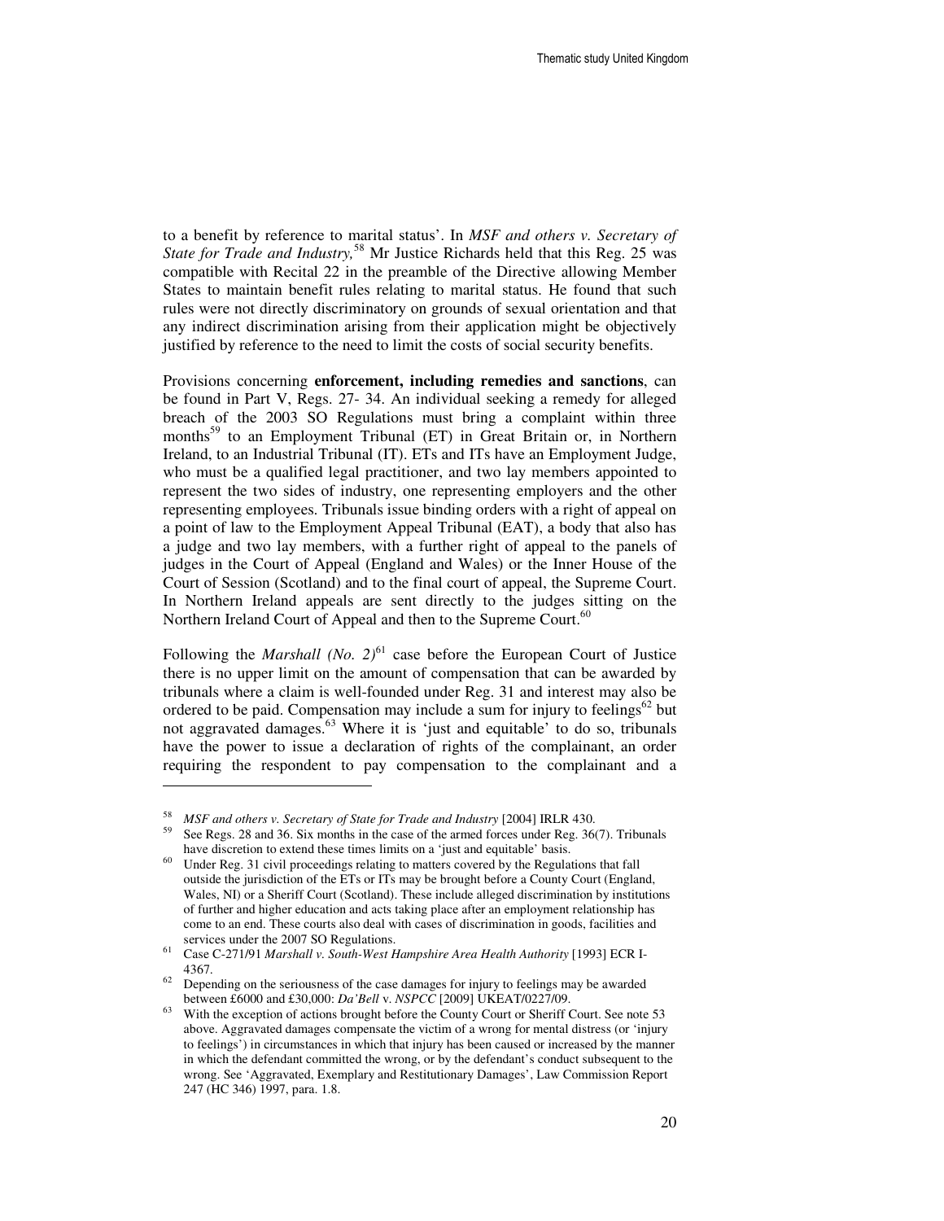to a benefit by reference to marital status'. In *MSF and others v. Secretary of State for Trade and Industry,*[58] Mr Justice Richards held that this Reg. 25 was compatible with Recital 22 in the preamble of the Directive allowing Member States to maintain benefit rules relating to marital status. He found that such rules were not directly discriminatory on grounds of sexual orientation and that any indirect discrimination arising from their application might be objectively justified by reference to the need to limit the costs of social security benefits.

Provisions concerning **enforcement, including remedies and sanctions**, can be found in Part V, Regs. 27- 34. An individual seeking a remedy for alleged breach of the 2003 SO Regulations must bring a complaint within three months[59] to an Employment Tribunal (ET) in Great Britain or, in Northern Ireland, to an Industrial Tribunal (IT). ETs and ITs have an Employment Judge, who must be a qualified legal practitioner, and two lay members appointed to represent the two sides of industry, one representing employers and the other representing employees. Tribunals issue binding orders with a right of appeal on a point of law to the Employment Appeal Tribunal (EAT), a body that also has a judge and two lay members, with a further right of appeal to the panels of judges in the Court of Appeal (England and Wales) or the Inner House of the Court of Session (Scotland) and to the final court of appeal, the Supreme Court. In Northern Ireland appeals are sent directly to the judges sitting on the Northern Ireland Court of Appeal and then to the Supreme Court.[60]

Following the *Marshall (No. 2)*[61] case before the European Court of Justice there is no upper limit on the amount of compensation that can be awarded by tribunals where a claim is well-founded under Reg. 31 and interest may also be ordered to be paid. Compensation may include a sum for injury to feelings[62] but not aggravated damages.[63] Where it is 'just and equitable' to do so, tribunals have the power to issue a declaration of rights of the complainant, an order requiring the respondent to pay compensation to the complainant and a

---

[58] *MSF and others v. Secretary of State for Trade and Industry* [2004] IRLR 430.

[59] See Regs. 28 and 36. Six months in the case of the armed forces under Reg. 36(7). Tribunals have discretion to extend these times limits on a 'just and equitable' basis.

[60] Under Reg. 31 civil proceedings relating to matters covered by the Regulations that fall outside the jurisdiction of the ETs or ITs may be brought before a County Court (England, Wales, NI) or a Sheriff Court (Scotland). These include alleged discrimination by institutions of further and higher education and acts taking place after an employment relationship has come to an end. These courts also deal with cases of discrimination in goods, facilities and services under the 2007 SO Regulations.

[61] Case C-271/91 *Marshall v. South-West Hampshire Area Health Authority* [1993] ECR I-4367.

[62] Depending on the seriousness of the case damages for injury to feelings may be awarded between £6000 and £30,000: *Da'Bell* v. *NSPCC* [2009] UKEAT/0227/09.

[63] With the exception of actions brought before the County Court or Sheriff Court. See note 53 above. Aggravated damages compensate the victim of a wrong for mental distress (or 'injury to feelings') in circumstances in which that injury has been caused or increased by the manner in which the defendant committed the wrong, or by the defendant's conduct subsequent to the wrong. See 'Aggravated, Exemplary and Restitutionary Damages', Law Commission Report 247 (HC 346) 1997, para. 1.8.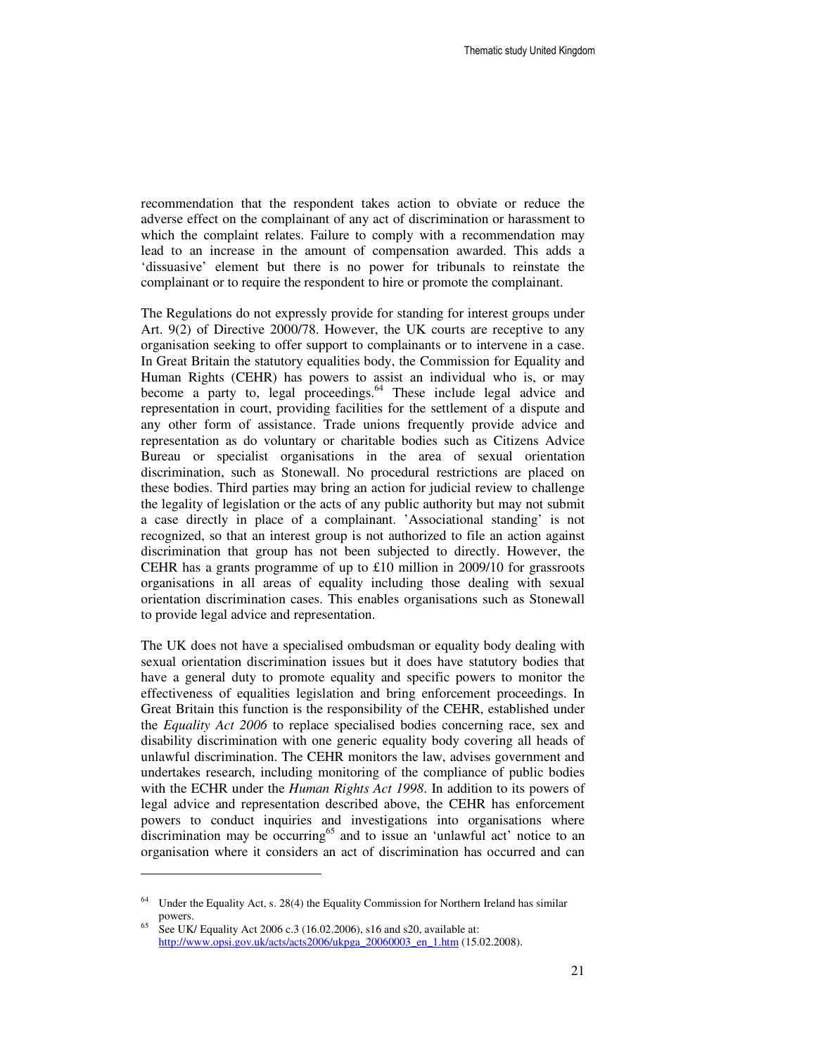recommendation that the respondent takes action to obviate or reduce the adverse effect on the complainant of any act of discrimination or harassment to which the complaint relates. Failure to comply with a recommendation may lead to an increase in the amount of compensation awarded. This adds a 'dissuasive' element but there is no power for tribunals to reinstate the complainant or to require the respondent to hire or promote the complainant.

The Regulations do not expressly provide for standing for interest groups under Art. 9(2) of Directive 2000/78. However, the UK courts are receptive to any organisation seeking to offer support to complainants or to intervene in a case. In Great Britain the statutory equalities body, the Commission for Equality and Human Rights (CEHR) has powers to assist an individual who is, or may become a party to, legal proceedings.[64] These include legal advice and representation in court, providing facilities for the settlement of a dispute and any other form of assistance. Trade unions frequently provide advice and representation as do voluntary or charitable bodies such as Citizens Advice Bureau or specialist organisations in the area of sexual orientation discrimination, such as Stonewall. No procedural restrictions are placed on these bodies. Third parties may bring an action for judicial review to challenge the legality of legislation or the acts of any public authority but may not submit a case directly in place of a complainant. 'Associational standing' is not recognized, so that an interest group is not authorized to file an action against discrimination that group has not been subjected to directly. However, the CEHR has a grants programme of up to £10 million in 2009/10 for grassroots organisations in all areas of equality including those dealing with sexual orientation discrimination cases. This enables organisations such as Stonewall to provide legal advice and representation.

The UK does not have a specialised ombudsman or equality body dealing with sexual orientation discrimination issues but it does have statutory bodies that have a general duty to promote equality and specific powers to monitor the effectiveness of equalities legislation and bring enforcement proceedings. In Great Britain this function is the responsibility of the CEHR, established under the *Equality Act 2006* to replace specialised bodies concerning race, sex and disability discrimination with one generic equality body covering all heads of unlawful discrimination. The CEHR monitors the law, advises government and undertakes research, including monitoring of the compliance of public bodies with the ECHR under the *Human Rights Act 1998*. In addition to its powers of legal advice and representation described above, the CEHR has enforcement powers to conduct inquiries and investigations into organisations where discrimination may be occurring[65] and to issue an 'unlawful act' notice to an organisation where it considers an act of discrimination has occurred and can

---

[64] Under the Equality Act, s. 28(4) the Equality Commission for Northern Ireland has similar powers.

[65] See UK/ Equality Act 2006 c.3 (16.02.2006), s16 and s20, available at: http://www.opsi.gov.uk/acts/acts2006/ukpga_20060003_en_1.htm (15.02.2008).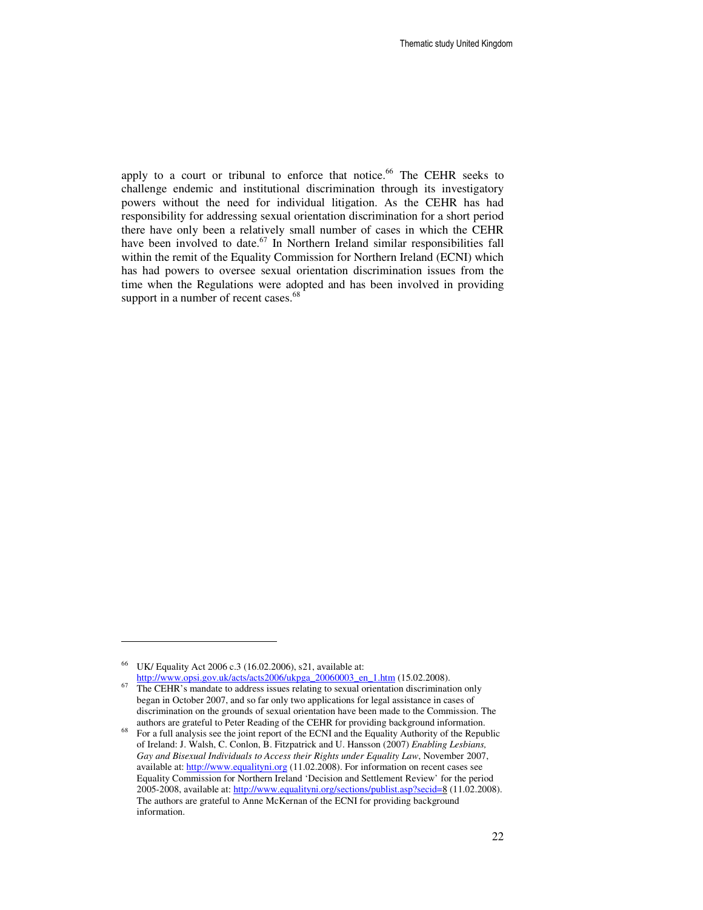apply to a court or tribunal to enforce that notice.[66] The CEHR seeks to challenge endemic and institutional discrimination through its investigatory powers without the need for individual litigation. As the CEHR has had responsibility for addressing sexual orientation discrimination for a short period there have only been a relatively small number of cases in which the CEHR have been involved to date.[67] In Northern Ireland similar responsibilities fall within the remit of the Equality Commission for Northern Ireland (ECNI) which has had powers to oversee sexual orientation discrimination issues from the time when the Regulations were adopted and has been involved in providing support in a number of recent cases.[68]

---

[66] UK/ Equality Act 2006 c.3 (16.02.2006), s21, available at: http://www.opsi.gov.uk/acts/acts2006/ukpga_20060003_en_1.htm (15.02.2008).

[67] The CEHR's mandate to address issues relating to sexual orientation discrimination only began in October 2007, and so far only two applications for legal assistance in cases of discrimination on the grounds of sexual orientation have been made to the Commission. The authors are grateful to Peter Reading of the CEHR for providing background information.

[68] For a full analysis see the joint report of the ECNI and the Equality Authority of the Republic of Ireland: J. Walsh, C. Conlon, B. Fitzpatrick and U. Hansson (2007) *Enabling Lesbians, Gay and Bisexual Individuals to Access their Rights under Equality Law*, November 2007, available at: http://www.equalityni.org (11.02.2008). For information on recent cases see Equality Commission for Northern Ireland 'Decision and Settlement Review' for the period 2005-2008, available at: http://www.equalityni.org/sections/publist.asp?secid=8 (11.02.2008). The authors are grateful to Anne McKernan of the ECNI for providing background information.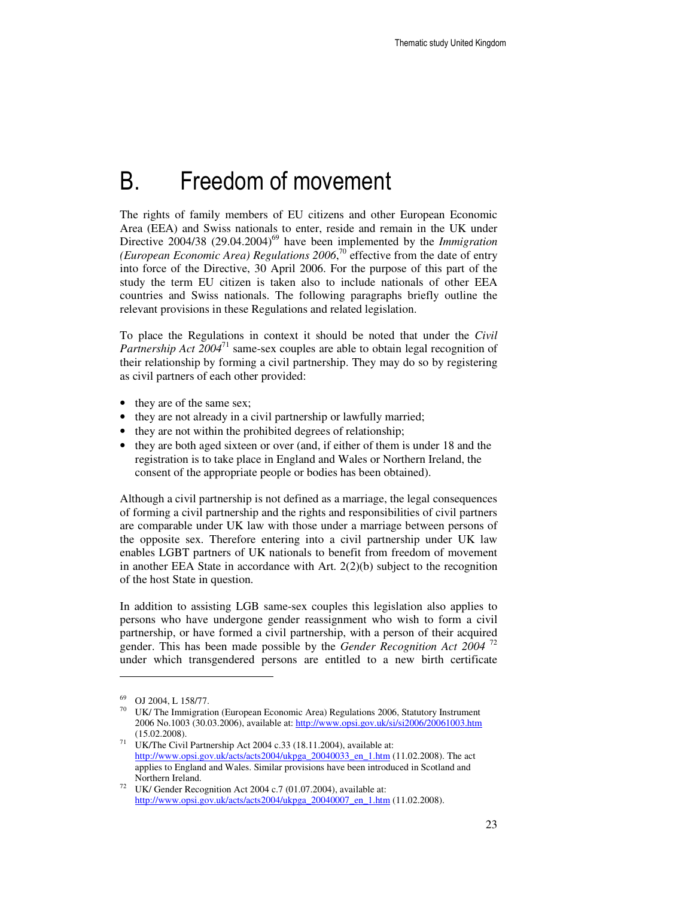# B. Freedom of movement

The rights of family members of EU citizens and other European Economic Area (EEA) and Swiss nationals to enter, reside and remain in the UK under Directive 2004/38 (29.04.2004)[69] have been implemented by the *Immigration (European Economic Area) Regulations 2006*,[70] effective from the date of entry into force of the Directive, 30 April 2006. For the purpose of this part of the study the term EU citizen is taken also to include nationals of other EEA countries and Swiss nationals. The following paragraphs briefly outline the relevant provisions in these Regulations and related legislation.

To place the Regulations in context it should be noted that under the *Civil Partnership Act 2004*[71] same-sex couples are able to obtain legal recognition of their relationship by forming a civil partnership. They may do so by registering as civil partners of each other provided:

- they are of the same sex;
- they are not already in a civil partnership or lawfully married;
- they are not within the prohibited degrees of relationship;
- they are both aged sixteen or over (and, if either of them is under 18 and the registration is to take place in England and Wales or Northern Ireland, the consent of the appropriate people or bodies has been obtained).

Although a civil partnership is not defined as a marriage, the legal consequences of forming a civil partnership and the rights and responsibilities of civil partners are comparable under UK law with those under a marriage between persons of the opposite sex. Therefore entering into a civil partnership under UK law enables LGBT partners of UK nationals to benefit from freedom of movement in another EEA State in accordance with Art. 2(2)(b) subject to the recognition of the host State in question.

In addition to assisting LGB same-sex couples this legislation also applies to persons who have undergone gender reassignment who wish to form a civil partnership, or have formed a civil partnership, with a person of their acquired gender. This has been made possible by the *Gender Recognition Act 2004*[72] under which transgendered persons are entitled to a new birth certificate

---

[69] OJ 2004, L 158/77.

[70] UK/ The Immigration (European Economic Area) Regulations 2006, Statutory Instrument 2006 No.1003 (30.03.2006), available at: http://www.opsi.gov.uk/si/si2006/20061003.htm (15.02.2008).

[71] UK/The Civil Partnership Act 2004 c.33 (18.11.2004), available at: http://www.opsi.gov.uk/acts/acts2004/ukpga_20040033_en_1.htm (11.02.2008). The act applies to England and Wales. Similar provisions have been introduced in Scotland and Northern Ireland.

[72] UK/ Gender Recognition Act 2004 c.7 (01.07.2004), available at: http://www.opsi.gov.uk/acts/acts2004/ukpga_20040007_en_1.htm (11.02.2008).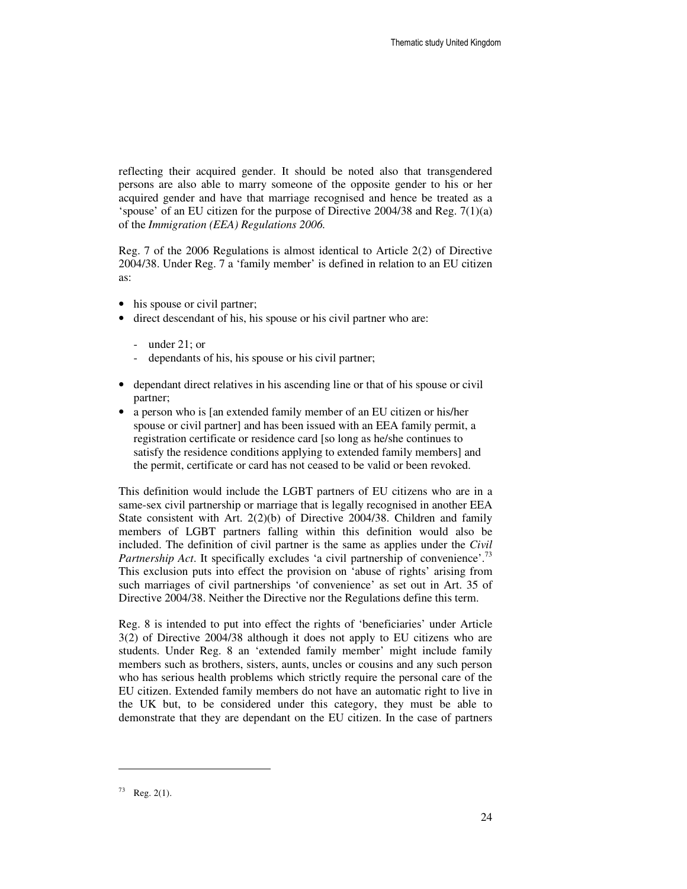reflecting their acquired gender. It should be noted also that transgendered persons are also able to marry someone of the opposite gender to his or her acquired gender and have that marriage recognised and hence be treated as a 'spouse' of an EU citizen for the purpose of Directive 2004/38 and Reg. 7(1)(a) of the *Immigration (EEA) Regulations 2006.*

Reg. 7 of the 2006 Regulations is almost identical to Article 2(2) of Directive 2004/38. Under Reg. 7 a 'family member' is defined in relation to an EU citizen as:

- his spouse or civil partner;
- direct descendant of his, his spouse or his civil partner who are:
  - under 21; or
  - dependants of his, his spouse or his civil partner;
- dependant direct relatives in his ascending line or that of his spouse or civil partner;
- a person who is [an extended family member of an EU citizen or his/her spouse or civil partner] and has been issued with an EEA family permit, a registration certificate or residence card [so long as he/she continues to satisfy the residence conditions applying to extended family members] and the permit, certificate or card has not ceased to be valid or been revoked.

This definition would include the LGBT partners of EU citizens who are in a same-sex civil partnership or marriage that is legally recognised in another EEA State consistent with Art. 2(2)(b) of Directive 2004/38. Children and family members of LGBT partners falling within this definition would also be included. The definition of civil partner is the same as applies under the *Civil Partnership Act*. It specifically excludes 'a civil partnership of convenience'.[73] This exclusion puts into effect the provision on 'abuse of rights' arising from such marriages of civil partnerships 'of convenience' as set out in Art. 35 of Directive 2004/38. Neither the Directive nor the Regulations define this term.

Reg. 8 is intended to put into effect the rights of 'beneficiaries' under Article 3(2) of Directive 2004/38 although it does not apply to EU citizens who are students. Under Reg. 8 an 'extended family member' might include family members such as brothers, sisters, aunts, uncles or cousins and any such person who has serious health problems which strictly require the personal care of the EU citizen. Extended family members do not have an automatic right to live in the UK but, to be considered under this category, they must be able to demonstrate that they are dependant on the EU citizen. In the case of partners

[73] Reg. 2(1).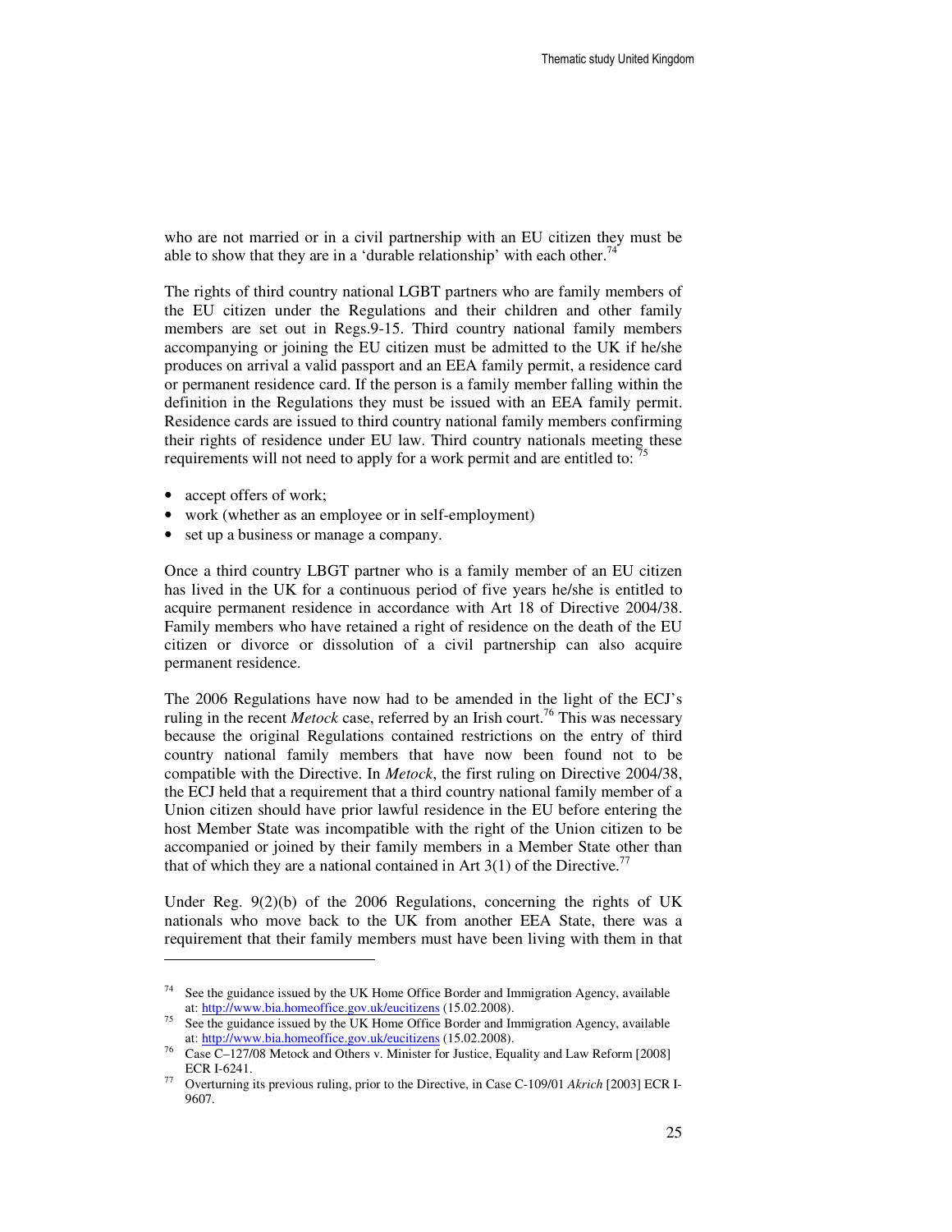who are not married or in a civil partnership with an EU citizen they must be able to show that they are in a 'durable relationship' with each other.[74]

The rights of third country national LGBT partners who are family members of the EU citizen under the Regulations and their children and other family members are set out in Regs.9-15. Third country national family members accompanying or joining the EU citizen must be admitted to the UK if he/she produces on arrival a valid passport and an EEA family permit, a residence card or permanent residence card. If the person is a family member falling within the definition in the Regulations they must be issued with an EEA family permit. Residence cards are issued to third country national family members confirming their rights of residence under EU law. Third country nationals meeting these requirements will not need to apply for a work permit and are entitled to: [75]

- accept offers of work;
- work (whether as an employee or in self-employment)
- set up a business or manage a company.

Once a third country LBGT partner who is a family member of an EU citizen has lived in the UK for a continuous period of five years he/she is entitled to acquire permanent residence in accordance with Art 18 of Directive 2004/38. Family members who have retained a right of residence on the death of the EU citizen or divorce or dissolution of a civil partnership can also acquire permanent residence.

The 2006 Regulations have now had to be amended in the light of the ECJ's ruling in the recent *Metock* case, referred by an Irish court.[76] This was necessary because the original Regulations contained restrictions on the entry of third country national family members that have now been found not to be compatible with the Directive. In *Metock*, the first ruling on Directive 2004/38, the ECJ held that a requirement that a third country national family member of a Union citizen should have prior lawful residence in the EU before entering the host Member State was incompatible with the right of the Union citizen to be accompanied or joined by their family members in a Member State other than that of which they are a national contained in Art 3(1) of the Directive.[77]

Under Reg. 9(2)(b) of the 2006 Regulations, concerning the rights of UK nationals who move back to the UK from another EEA State, there was a requirement that their family members must have been living with them in that

---

[74] See the guidance issued by the UK Home Office Border and Immigration Agency, available at: http://www.bia.homeoffice.gov.uk/eucitizens (15.02.2008).

[75] See the guidance issued by the UK Home Office Border and Immigration Agency, available at: http://www.bia.homeoffice.gov.uk/eucitizens (15.02.2008).

[76] Case C–127/08 Metock and Others v. Minister for Justice, Equality and Law Reform [2008] ECR I-6241.

[77] Overturning its previous ruling, prior to the Directive, in Case C-109/01 *Akrich* [2003] ECR I-9607.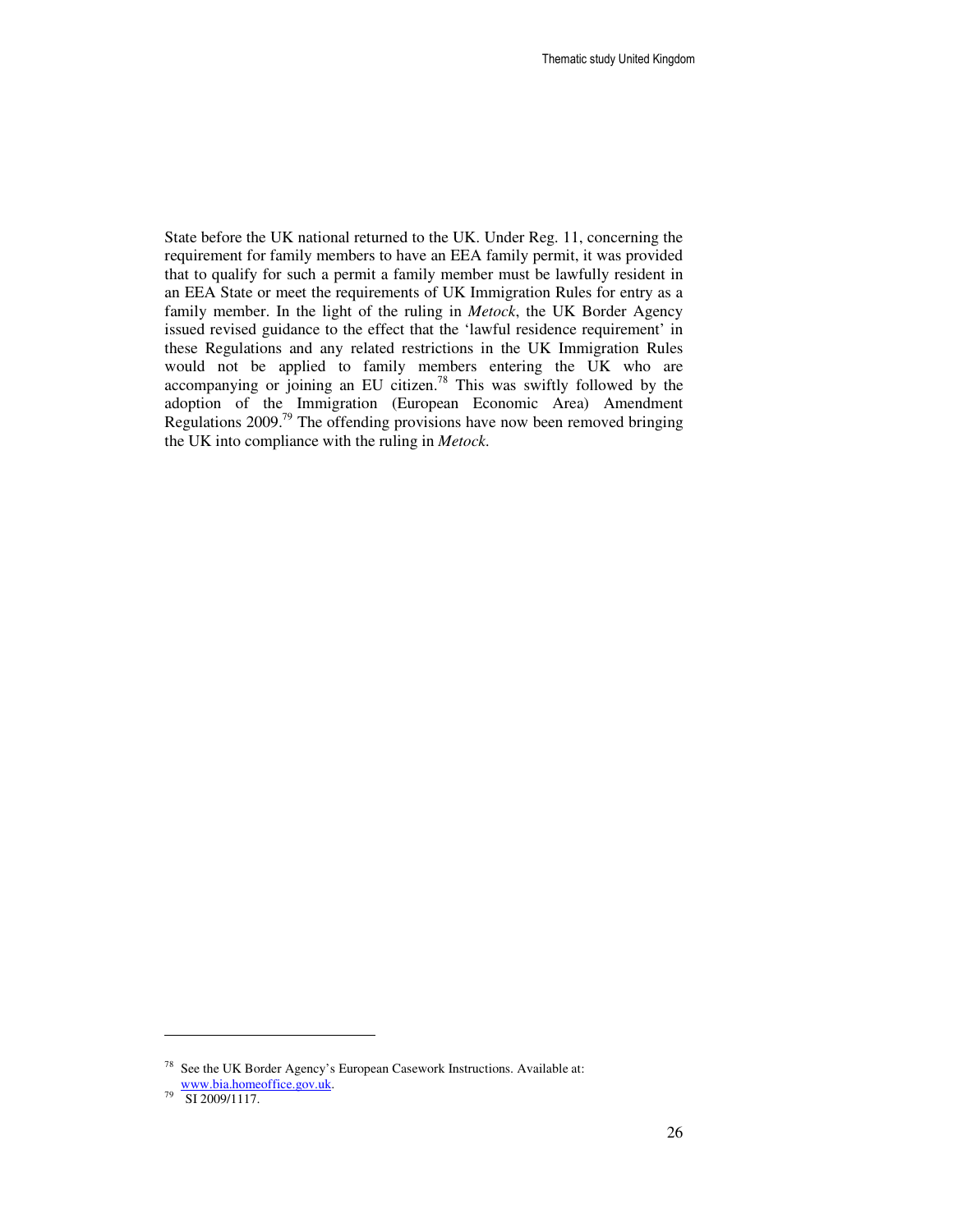State before the UK national returned to the UK. Under Reg. 11, concerning the requirement for family members to have an EEA family permit, it was provided that to qualify for such a permit a family member must be lawfully resident in an EEA State or meet the requirements of UK Immigration Rules for entry as a family member. In the light of the ruling in *Metock*, the UK Border Agency issued revised guidance to the effect that the 'lawful residence requirement' in these Regulations and any related restrictions in the UK Immigration Rules would not be applied to family members entering the UK who are accompanying or joining an EU citizen.[78] This was swiftly followed by the adoption of the Immigration (European Economic Area) Amendment Regulations 2009.[79] The offending provisions have now been removed bringing the UK into compliance with the ruling in *Metock*.

---

[78] See the UK Border Agency's European Casework Instructions. Available at: www.bia.homeoffice.gov.uk.

[79] SI 2009/1117.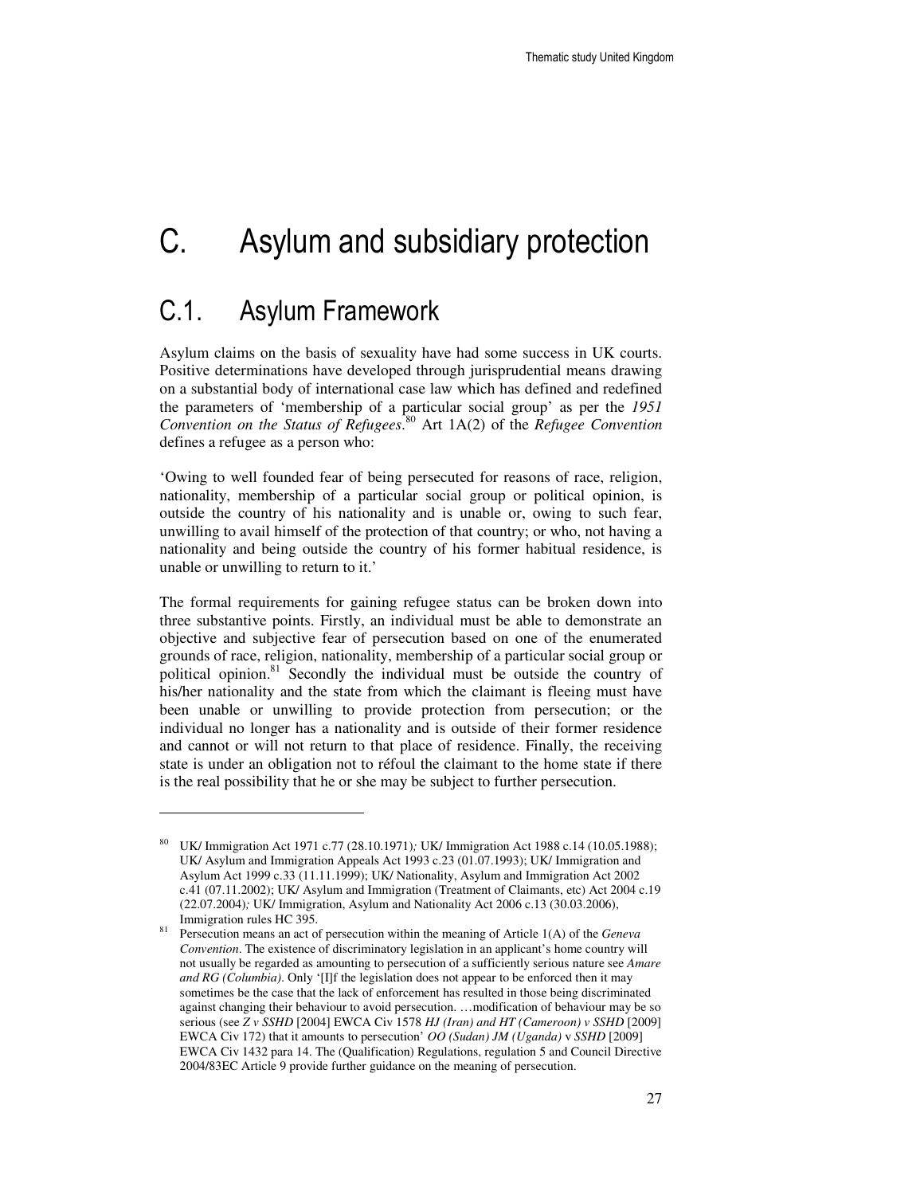# C. Asylum and subsidiary protection

## C.1. Asylum Framework

Asylum claims on the basis of sexuality have had some success in UK courts. Positive determinations have developed through jurisprudential means drawing on a substantial body of international case law which has defined and redefined the parameters of 'membership of a particular social group' as per the *1951 Convention on the Status of Refugees*.[80] Art 1A(2) of the *Refugee Convention* defines a refugee as a person who:

'Owing to well founded fear of being persecuted for reasons of race, religion, nationality, membership of a particular social group or political opinion, is outside the country of his nationality and is unable or, owing to such fear, unwilling to avail himself of the protection of that country; or who, not having a nationality and being outside the country of his former habitual residence, is unable or unwilling to return to it.'

The formal requirements for gaining refugee status can be broken down into three substantive points. Firstly, an individual must be able to demonstrate an objective and subjective fear of persecution based on one of the enumerated grounds of race, religion, nationality, membership of a particular social group or political opinion.[81] Secondly the individual must be outside the country of his/her nationality and the state from which the claimant is fleeing must have been unable or unwilling to provide protection from persecution; or the individual no longer has a nationality and is outside of their former residence and cannot or will not return to that place of residence. Finally, the receiving state is under an obligation not to réfoul the claimant to the home state if there is the real possibility that he or she may be subject to further persecution.

---

[80] UK/ Immigration Act 1971 c.77 (28.10.1971)*;* UK/ Immigration Act 1988 c.14 (10.05.1988); UK/ Asylum and Immigration Appeals Act 1993 c.23 (01.07.1993); UK/ Immigration and Asylum Act 1999 c.33 (11.11.1999); UK/ Nationality, Asylum and Immigration Act 2002 c.41 (07.11.2002); UK/ Asylum and Immigration (Treatment of Claimants, etc) Act 2004 c.19 (22.07.2004)*;* UK/ Immigration, Asylum and Nationality Act 2006 c.13 (30.03.2006), Immigration rules HC 395.

[81] Persecution means an act of persecution within the meaning of Article 1(A) of the *Geneva Convention*. The existence of discriminatory legislation in an applicant's home country will not usually be regarded as amounting to persecution of a sufficiently serious nature see *Amare and RG (Columbia)*. Only '[I]f the legislation does not appear to be enforced then it may sometimes be the case that the lack of enforcement has resulted in those being discriminated against changing their behaviour to avoid persecution. …modification of behaviour may be so serious (see *Z v SSHD* [2004] EWCA Civ 1578 *HJ (Iran) and HT (Cameroon) v SSHD* [2009] EWCA Civ 172) that it amounts to persecution' *OO (Sudan) JM (Uganda)* v *SSHD* [2009] EWCA Civ 1432 para 14. The (Qualification) Regulations, regulation 5 and Council Directive 2004/83EC Article 9 provide further guidance on the meaning of persecution.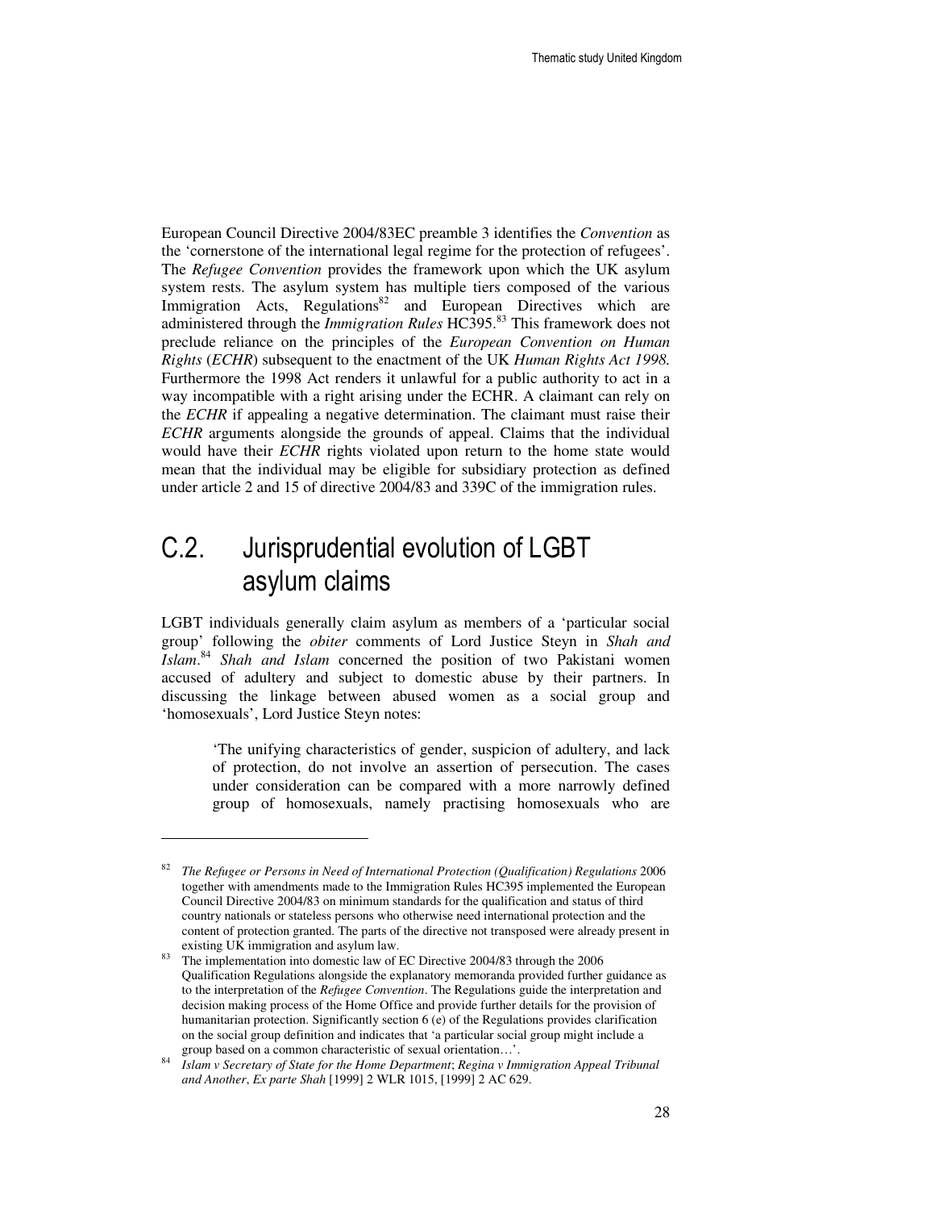European Council Directive 2004/83EC preamble 3 identifies the *Convention* as the 'cornerstone of the international legal regime for the protection of refugees'. The *Refugee Convention* provides the framework upon which the UK asylum system rests. The asylum system has multiple tiers composed of the various Immigration Acts, Regulations[82] and European Directives which are administered through the *Immigration Rules* HC395.[83] This framework does not preclude reliance on the principles of the *European Convention on Human Rights* (*ECHR*) subsequent to the enactment of the UK *Human Rights Act 1998.* Furthermore the 1998 Act renders it unlawful for a public authority to act in a way incompatible with a right arising under the ECHR. A claimant can rely on the *ECHR* if appealing a negative determination. The claimant must raise their *ECHR* arguments alongside the grounds of appeal. Claims that the individual would have their *ECHR* rights violated upon return to the home state would mean that the individual may be eligible for subsidiary protection as defined under article 2 and 15 of directive 2004/83 and 339C of the immigration rules.

## C.2. Jurisprudential evolution of LGBT asylum claims

LGBT individuals generally claim asylum as members of a 'particular social group' following the *obiter* comments of Lord Justice Steyn in *Shah and Islam*.[84] *Shah and Islam* concerned the position of two Pakistani women accused of adultery and subject to domestic abuse by their partners. In discussing the linkage between abused women as a social group and 'homosexuals', Lord Justice Steyn notes:

> 'The unifying characteristics of gender, suspicion of adultery, and lack of protection, do not involve an assertion of persecution. The cases under consideration can be compared with a more narrowly defined group of homosexuals, namely practising homosexuals who are

---

[82] *The Refugee or Persons in Need of International Protection (Qualification) Regulations* 2006 together with amendments made to the Immigration Rules HC395 implemented the European Council Directive 2004/83 on minimum standards for the qualification and status of third country nationals or stateless persons who otherwise need international protection and the content of protection granted. The parts of the directive not transposed were already present in existing UK immigration and asylum law.

[83] The implementation into domestic law of EC Directive 2004/83 through the 2006 Qualification Regulations alongside the explanatory memoranda provided further guidance as to the interpretation of the *Refugee Convention*. The Regulations guide the interpretation and decision making process of the Home Office and provide further details for the provision of humanitarian protection. Significantly section 6 (e) of the Regulations provides clarification on the social group definition and indicates that 'a particular social group might include a group based on a common characteristic of sexual orientation…'.

[84] *Islam v Secretary of State for the Home Department*; *Regina v Immigration Appeal Tribunal and Another*, *Ex parte Shah* [1999] 2 WLR 1015, [1999] 2 AC 629.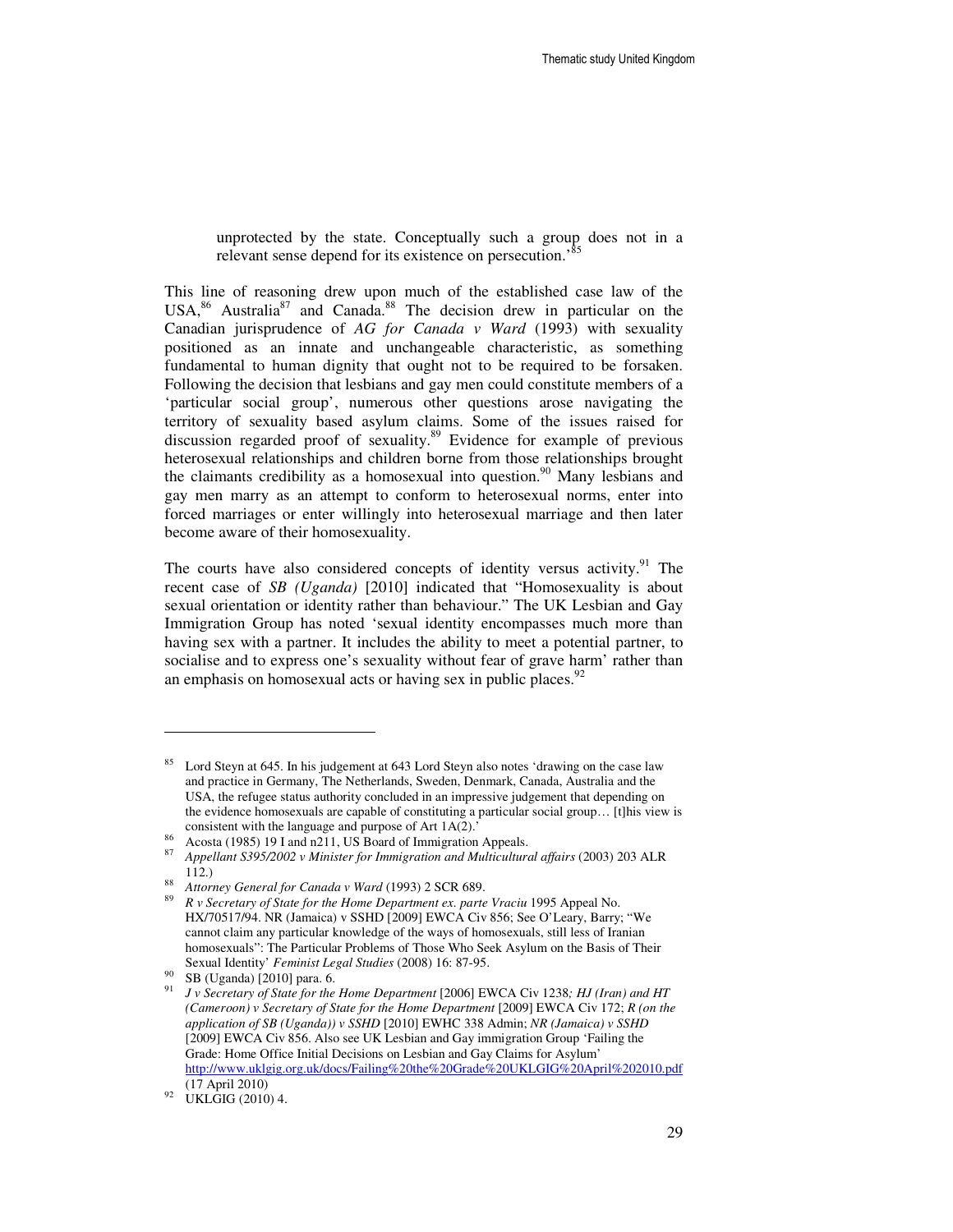> unprotected by the state. Conceptually such a group does not in a relevant sense depend for its existence on persecution.'[85]

This line of reasoning drew upon much of the established case law of the USA,[86] Australia[87] and Canada.[88] The decision drew in particular on the Canadian jurisprudence of *AG for Canada v Ward* (1993) with sexuality positioned as an innate and unchangeable characteristic, as something fundamental to human dignity that ought not to be required to be forsaken. Following the decision that lesbians and gay men could constitute members of a 'particular social group', numerous other questions arose navigating the territory of sexuality based asylum claims. Some of the issues raised for discussion regarded proof of sexuality.[89] Evidence for example of previous heterosexual relationships and children borne from those relationships brought the claimants credibility as a homosexual into question.[90] Many lesbians and gay men marry as an attempt to conform to heterosexual norms, enter into forced marriages or enter willingly into heterosexual marriage and then later become aware of their homosexuality.

The courts have also considered concepts of identity versus activity.[91] The recent case of *SB (Uganda)* [2010] indicated that "Homosexuality is about sexual orientation or identity rather than behaviour." The UK Lesbian and Gay Immigration Group has noted 'sexual identity encompasses much more than having sex with a partner. It includes the ability to meet a potential partner, to socialise and to express one's sexuality without fear of grave harm' rather than an emphasis on homosexual acts or having sex in public places.[92]

---

[85] Lord Steyn at 645. In his judgement at 643 Lord Steyn also notes 'drawing on the case law and practice in Germany, The Netherlands, Sweden, Denmark, Canada, Australia and the USA, the refugee status authority concluded in an impressive judgement that depending on the evidence homosexuals are capable of constituting a particular social group… [t]his view is consistent with the language and purpose of Art 1A(2).'

[86] Acosta (1985) 19 I and n211, US Board of Immigration Appeals.

[87] *Appellant S395/2002 v Minister for Immigration and Multicultural affairs* (2003) 203 ALR 112.)

[88] *Attorney General for Canada v Ward* (1993) 2 SCR 689.

[89] *R v Secretary of State for the Home Department ex. parte Vraciu* 1995 Appeal No. HX/70517/94. NR (Jamaica) v SSHD [2009] EWCA Civ 856; See O'Leary, Barry; "We cannot claim any particular knowledge of the ways of homosexuals, still less of Iranian homosexuals": The Particular Problems of Those Who Seek Asylum on the Basis of Their Sexual Identity' *Feminist Legal Studies* (2008) 16: 87-95.

[90] SB (Uganda) [2010] para. 6.

[91] *J v Secretary of State for the Home Department* [2006] EWCA Civ 1238*; HJ (Iran) and HT (Cameroon) v Secretary of State for the Home Department* [2009] EWCA Civ 172; *R (on the application of SB (Uganda)) v SSHD* [2010] EWHC 338 Admin; *NR (Jamaica) v SSHD* [2009] EWCA Civ 856. Also see UK Lesbian and Gay immigration Group 'Failing the Grade: Home Office Initial Decisions on Lesbian and Gay Claims for Asylum' http://www.uklgig.org.uk/docs/Failing%20the%20Grade%20UKLGIG%20April%202010.pdf (17 April 2010)

[92] UKLGIG (2010) 4.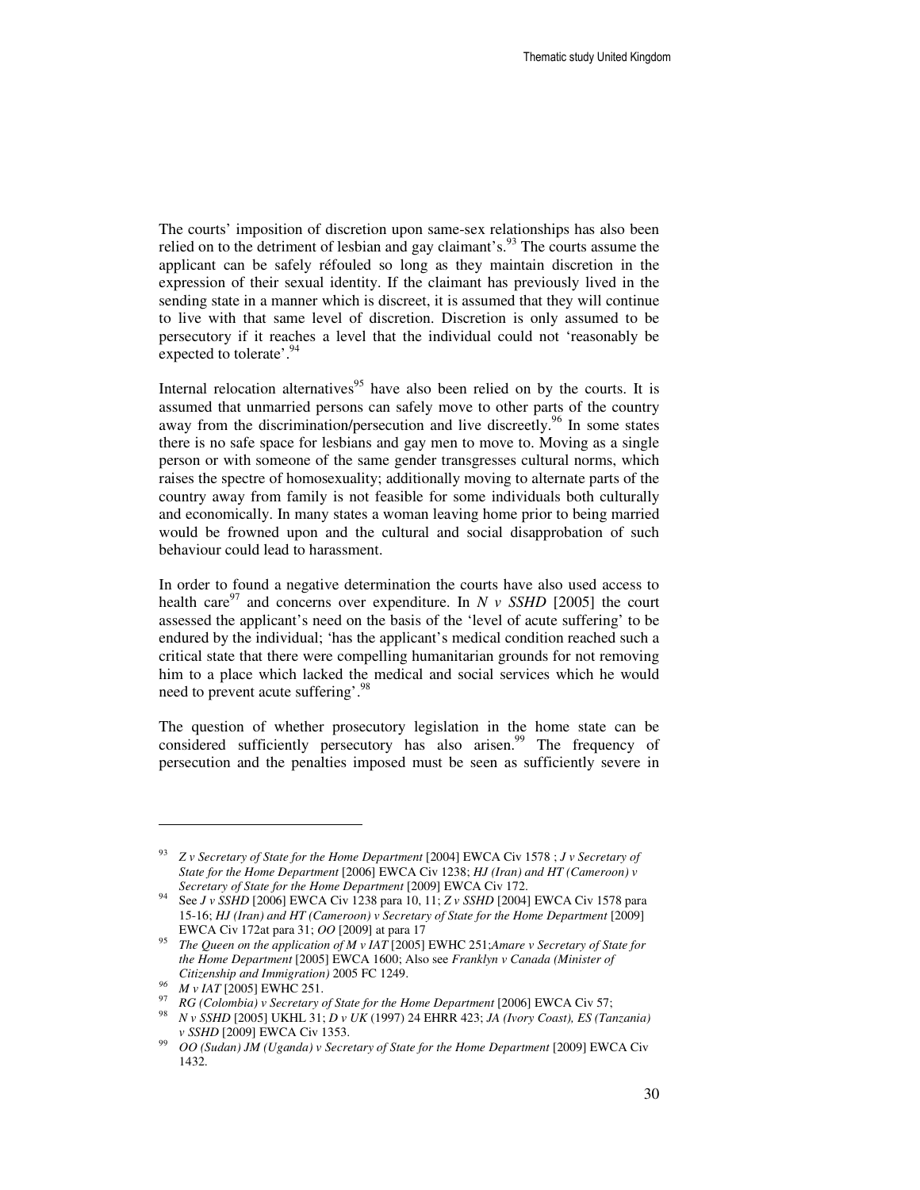The courts' imposition of discretion upon same-sex relationships has also been relied on to the detriment of lesbian and gay claimant's.[93] The courts assume the applicant can be safely réfouled so long as they maintain discretion in the expression of their sexual identity. If the claimant has previously lived in the sending state in a manner which is discreet, it is assumed that they will continue to live with that same level of discretion. Discretion is only assumed to be persecutory if it reaches a level that the individual could not 'reasonably be expected to tolerate'.[94]

Internal relocation alternatives[95] have also been relied on by the courts. It is assumed that unmarried persons can safely move to other parts of the country away from the discrimination/persecution and live discreetly.[96] In some states there is no safe space for lesbians and gay men to move to. Moving as a single person or with someone of the same gender transgresses cultural norms, which raises the spectre of homosexuality; additionally moving to alternate parts of the country away from family is not feasible for some individuals both culturally and economically. In many states a woman leaving home prior to being married would be frowned upon and the cultural and social disapprobation of such behaviour could lead to harassment.

In order to found a negative determination the courts have also used access to health care[97] and concerns over expenditure. In *N v SSHD* [2005] the court assessed the applicant's need on the basis of the 'level of acute suffering' to be endured by the individual; 'has the applicant's medical condition reached such a critical state that there were compelling humanitarian grounds for not removing him to a place which lacked the medical and social services which he would need to prevent acute suffering'.[98]

The question of whether prosecutory legislation in the home state can be considered sufficiently persecutory has also arisen.[99] The frequency of persecution and the penalties imposed must be seen as sufficiently severe in

---

[93] *Z v Secretary of State for the Home Department* [2004] EWCA Civ 1578 ; *J v Secretary of State for the Home Department* [2006] EWCA Civ 1238; *HJ (Iran) and HT (Cameroon) v Secretary of State for the Home Department* [2009] EWCA Civ 172.

[94] See *J v SSHD* [2006] EWCA Civ 1238 para 10, 11; *Z v SSHD* [2004] EWCA Civ 1578 para 15-16; *HJ (Iran) and HT (Cameroon) v Secretary of State for the Home Department* [2009] EWCA Civ 172at para 31; *OO* [2009] at para 17

[95] *The Queen on the application of M v IAT* [2005] EWHC 251;*Amare v Secretary of State for the Home Department* [2005] EWCA 1600; Also see *Franklyn v Canada (Minister of Citizenship and Immigration)* 2005 FC 1249.

[96] *M v IAT* [2005] EWHC 251.

[97] *RG (Colombia) v Secretary of State for the Home Department* [2006] EWCA Civ 57;

[98] *N v SSHD* [2005] UKHL 31; *D v UK* (1997) 24 EHRR 423; *JA (Ivory Coast), ES (Tanzania) v SSHD* [2009] EWCA Civ 1353.

[99] *OO (Sudan) JM (Uganda) v Secretary of State for the Home Department* [2009] EWCA Civ 1432.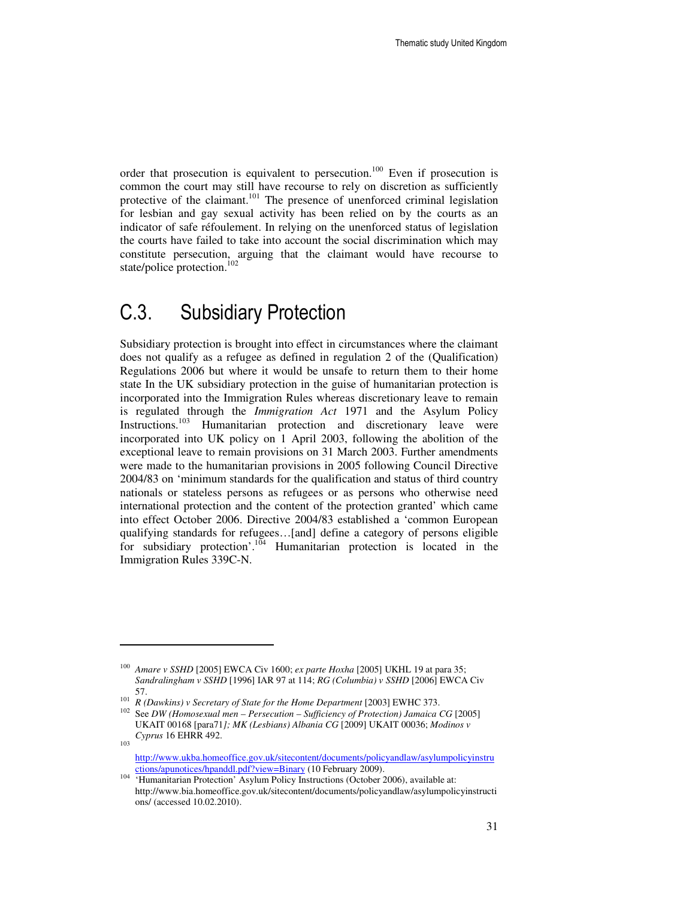order that prosecution is equivalent to persecution.[100] Even if prosecution is common the court may still have recourse to rely on discretion as sufficiently protective of the claimant.[101] The presence of unenforced criminal legislation for lesbian and gay sexual activity has been relied on by the courts as an indicator of safe réfoulement. In relying on the unenforced status of legislation the courts have failed to take into account the social discrimination which may constitute persecution, arguing that the claimant would have recourse to state/police protection.[102]

## C.3. Subsidiary Protection

Subsidiary protection is brought into effect in circumstances where the claimant does not qualify as a refugee as defined in regulation 2 of the (Qualification) Regulations 2006 but where it would be unsafe to return them to their home state In the UK subsidiary protection in the guise of humanitarian protection is incorporated into the Immigration Rules whereas discretionary leave to remain is regulated through the *Immigration Act* 1971 and the Asylum Policy Instructions.[103] Humanitarian protection and discretionary leave were incorporated into UK policy on 1 April 2003, following the abolition of the exceptional leave to remain provisions on 31 March 2003. Further amendments were made to the humanitarian provisions in 2005 following Council Directive 2004/83 on 'minimum standards for the qualification and status of third country nationals or stateless persons as refugees or as persons who otherwise need international protection and the content of the protection granted' which came into effect October 2006. Directive 2004/83 established a 'common European qualifying standards for refugees…[and] define a category of persons eligible for subsidiary protection'.[104] Humanitarian protection is located in the Immigration Rules 339C-N.

---

[100] *Amare v SSHD* [2005] EWCA Civ 1600; *ex parte Hoxha* [2005] UKHL 19 at para 35; *Sandralingham v SSHD* [1996] IAR 97 at 114; *RG (Columbia) v SSHD* [2006] EWCA Civ 57.

[101] *R (Dawkins) v Secretary of State for the Home Department* [2003] EWHC 373.

[102] See *DW (Homosexual men – Persecution – Sufficiency of Protection) Jamaica CG* [2005] UKAIT 00168 [para71*]; MK (Lesbians) Albania CG* [2009] UKAIT 00036; *Modinos v Cyprus* 16 EHRR 492.

[103] http://www.ukba.homeoffice.gov.uk/sitecontent/documents/policyandlaw/asylumpolicyinstructions/apunotices/hpanddl.pdf?view=Binary (10 February 2009).

[104] 'Humanitarian Protection' Asylum Policy Instructions (October 2006), available at: http://www.bia.homeoffice.gov.uk/sitecontent/documents/policyandlaw/asylumpolicyinstructions/ (accessed 10.02.2010).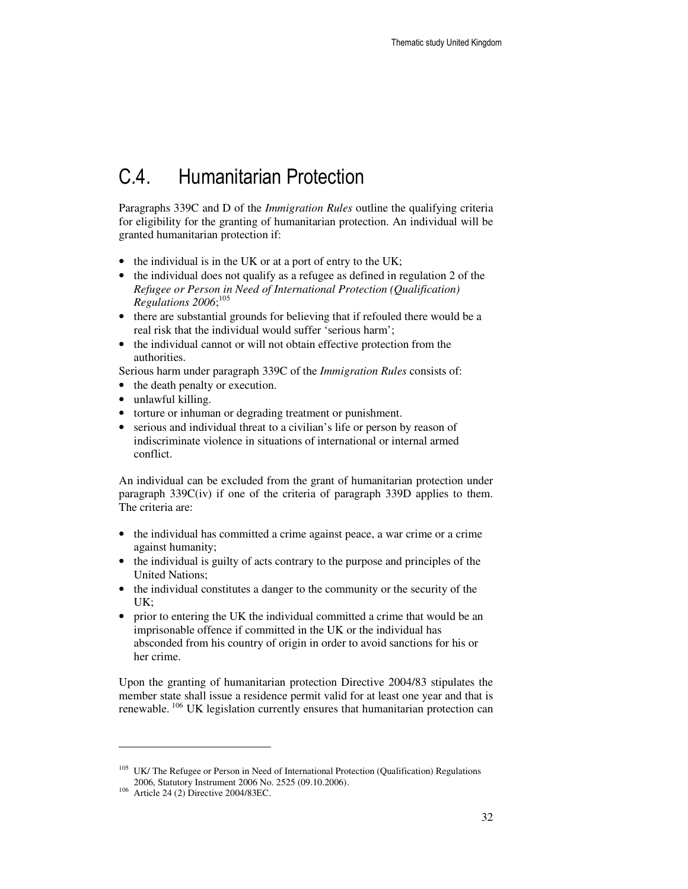## C.4. Humanitarian Protection

Paragraphs 339C and D of the *Immigration Rules* outline the qualifying criteria for eligibility for the granting of humanitarian protection. An individual will be granted humanitarian protection if:

- the individual is in the UK or at a port of entry to the UK;
- the individual does not qualify as a refugee as defined in regulation 2 of the *Refugee or Person in Need of International Protection (Qualification) Regulations 2006*;[105]
- there are substantial grounds for believing that if refouled there would be a real risk that the individual would suffer 'serious harm';
- the individual cannot or will not obtain effective protection from the authorities.

Serious harm under paragraph 339C of the *Immigration Rules* consists of:

- the death penalty or execution.
- unlawful killing.
- torture or inhuman or degrading treatment or punishment.
- serious and individual threat to a civilian's life or person by reason of indiscriminate violence in situations of international or internal armed conflict.

An individual can be excluded from the grant of humanitarian protection under paragraph 339C(iv) if one of the criteria of paragraph 339D applies to them. The criteria are:

- the individual has committed a crime against peace, a war crime or a crime against humanity;
- the individual is guilty of acts contrary to the purpose and principles of the United Nations;
- the individual constitutes a danger to the community or the security of the UK;
- prior to entering the UK the individual committed a crime that would be an imprisonable offence if committed in the UK or the individual has absconded from his country of origin in order to avoid sanctions for his or her crime.

Upon the granting of humanitarian protection Directive 2004/83 stipulates the member state shall issue a residence permit valid for at least one year and that is renewable. [106] UK legislation currently ensures that humanitarian protection can

---

[105] UK/ The Refugee or Person in Need of International Protection (Qualification) Regulations 2006, Statutory Instrument 2006 No. 2525 (09.10.2006).

[106] Article 24 (2) Directive 2004/83EC.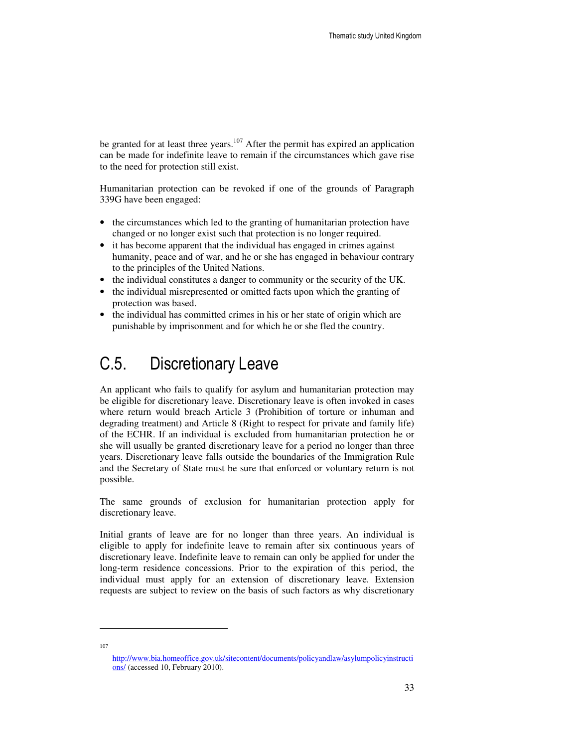be granted for at least three years.[107] After the permit has expired an application can be made for indefinite leave to remain if the circumstances which gave rise to the need for protection still exist.

Humanitarian protection can be revoked if one of the grounds of Paragraph 339G have been engaged:

- the circumstances which led to the granting of humanitarian protection have changed or no longer exist such that protection is no longer required.
- it has become apparent that the individual has engaged in crimes against humanity, peace and of war, and he or she has engaged in behaviour contrary to the principles of the United Nations.
- the individual constitutes a danger to community or the security of the UK.
- the individual misrepresented or omitted facts upon which the granting of protection was based.
- the individual has committed crimes in his or her state of origin which are punishable by imprisonment and for which he or she fled the country.

## C.5. Discretionary Leave

An applicant who fails to qualify for asylum and humanitarian protection may be eligible for discretionary leave. Discretionary leave is often invoked in cases where return would breach Article 3 (Prohibition of torture or inhuman and degrading treatment) and Article 8 (Right to respect for private and family life) of the ECHR. If an individual is excluded from humanitarian protection he or she will usually be granted discretionary leave for a period no longer than three years. Discretionary leave falls outside the boundaries of the Immigration Rule and the Secretary of State must be sure that enforced or voluntary return is not possible.

The same grounds of exclusion for humanitarian protection apply for discretionary leave.

Initial grants of leave are for no longer than three years. An individual is eligible to apply for indefinite leave to remain after six continuous years of discretionary leave. Indefinite leave to remain can only be applied for under the long-term residence concessions. Prior to the expiration of this period, the individual must apply for an extension of discretionary leave. Extension requests are subject to review on the basis of such factors as why discretionary

---

[107] http://www.bia.homeoffice.gov.uk/sitecontent/documents/policyandlaw/asylumpolicyinstructions/ (accessed 10, February 2010).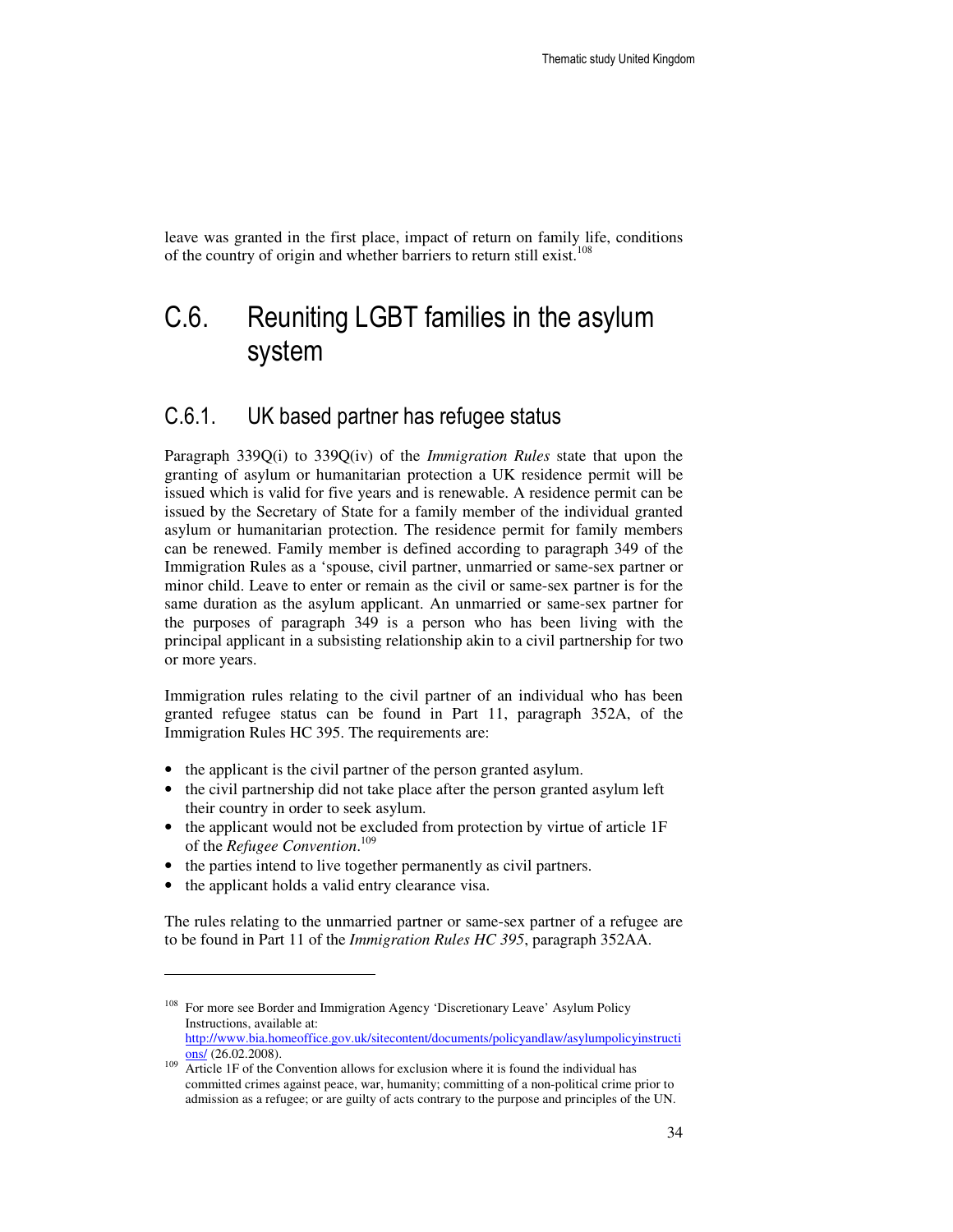leave was granted in the first place, impact of return on family life, conditions of the country of origin and whether barriers to return still exist.[108]

# C.6. Reuniting LGBT families in the asylum system

## C.6.1. UK based partner has refugee status

Paragraph 339Q(i) to 339Q(iv) of the *Immigration Rules* state that upon the granting of asylum or humanitarian protection a UK residence permit will be issued which is valid for five years and is renewable. A residence permit can be issued by the Secretary of State for a family member of the individual granted asylum or humanitarian protection. The residence permit for family members can be renewed. Family member is defined according to paragraph 349 of the Immigration Rules as a 'spouse, civil partner, unmarried or same-sex partner or minor child. Leave to enter or remain as the civil or same-sex partner is for the same duration as the asylum applicant. An unmarried or same-sex partner for the purposes of paragraph 349 is a person who has been living with the principal applicant in a subsisting relationship akin to a civil partnership for two or more years.

Immigration rules relating to the civil partner of an individual who has been granted refugee status can be found in Part 11, paragraph 352A, of the Immigration Rules HC 395. The requirements are:

- the applicant is the civil partner of the person granted asylum.
- the civil partnership did not take place after the person granted asylum left their country in order to seek asylum.
- the applicant would not be excluded from protection by virtue of article 1F of the *Refugee Convention*.[109]
- the parties intend to live together permanently as civil partners.
- the applicant holds a valid entry clearance visa.

The rules relating to the unmarried partner or same-sex partner of a refugee are to be found in Part 11 of the *Immigration Rules HC 395*, paragraph 352AA.

---

[108] For more see Border and Immigration Agency 'Discretionary Leave' Asylum Policy Instructions, available at: http://www.bia.homeoffice.gov.uk/sitecontent/documents/policyandlaw/asylumpolicyinstructions/ (26.02.2008).

[109] Article 1F of the Convention allows for exclusion where it is found the individual has committed crimes against peace, war, humanity; committing of a non-political crime prior to admission as a refugee; or are guilty of acts contrary to the purpose and principles of the UN.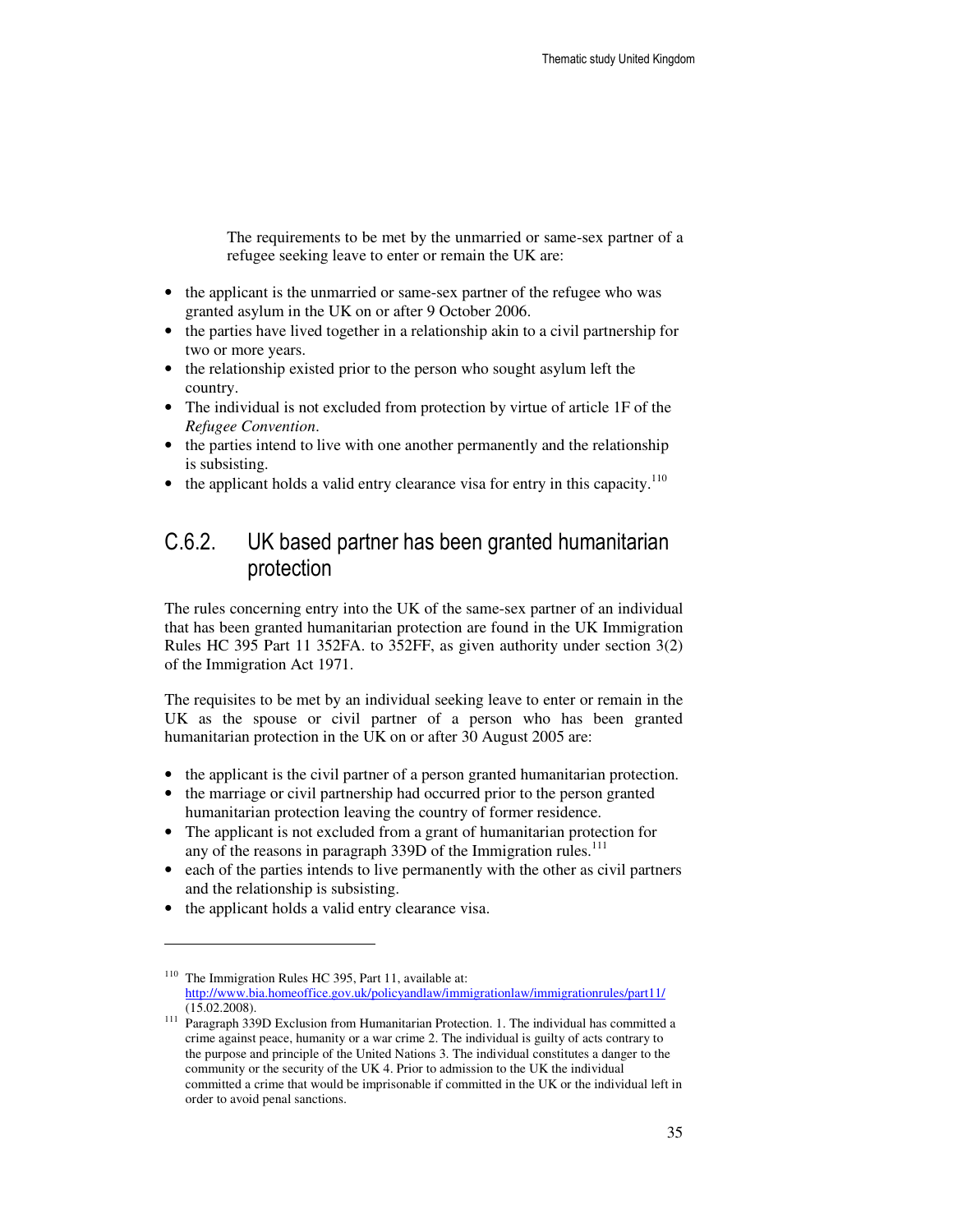The requirements to be met by the unmarried or same-sex partner of a refugee seeking leave to enter or remain the UK are:

- the applicant is the unmarried or same-sex partner of the refugee who was granted asylum in the UK on or after 9 October 2006.
- the parties have lived together in a relationship akin to a civil partnership for two or more years.
- the relationship existed prior to the person who sought asylum left the country.
- The individual is not excluded from protection by virtue of article 1F of the *Refugee Convention*.
- the parties intend to live with one another permanently and the relationship is subsisting.
- the applicant holds a valid entry clearance visa for entry in this capacity.[110]

### C.6.2. UK based partner has been granted humanitarian protection

The rules concerning entry into the UK of the same-sex partner of an individual that has been granted humanitarian protection are found in the UK Immigration Rules HC 395 Part 11 352FA. to 352FF, as given authority under section 3(2) of the Immigration Act 1971.

The requisites to be met by an individual seeking leave to enter or remain in the UK as the spouse or civil partner of a person who has been granted humanitarian protection in the UK on or after 30 August 2005 are:

- the applicant is the civil partner of a person granted humanitarian protection.
- the marriage or civil partnership had occurred prior to the person granted humanitarian protection leaving the country of former residence.
- The applicant is not excluded from a grant of humanitarian protection for any of the reasons in paragraph 339D of the Immigration rules.[111]
- each of the parties intends to live permanently with the other as civil partners and the relationship is subsisting.
- the applicant holds a valid entry clearance visa.

---

[110] The Immigration Rules HC 395, Part 11, available at: http://www.bia.homeoffice.gov.uk/policyandlaw/immigrationlaw/immigrationrules/part11/ (15.02.2008).

[111] Paragraph 339D Exclusion from Humanitarian Protection. 1. The individual has committed a crime against peace, humanity or a war crime 2. The individual is guilty of acts contrary to the purpose and principle of the United Nations 3. The individual constitutes a danger to the community or the security of the UK 4. Prior to admission to the UK the individual committed a crime that would be imprisonable if committed in the UK or the individual left in order to avoid penal sanctions.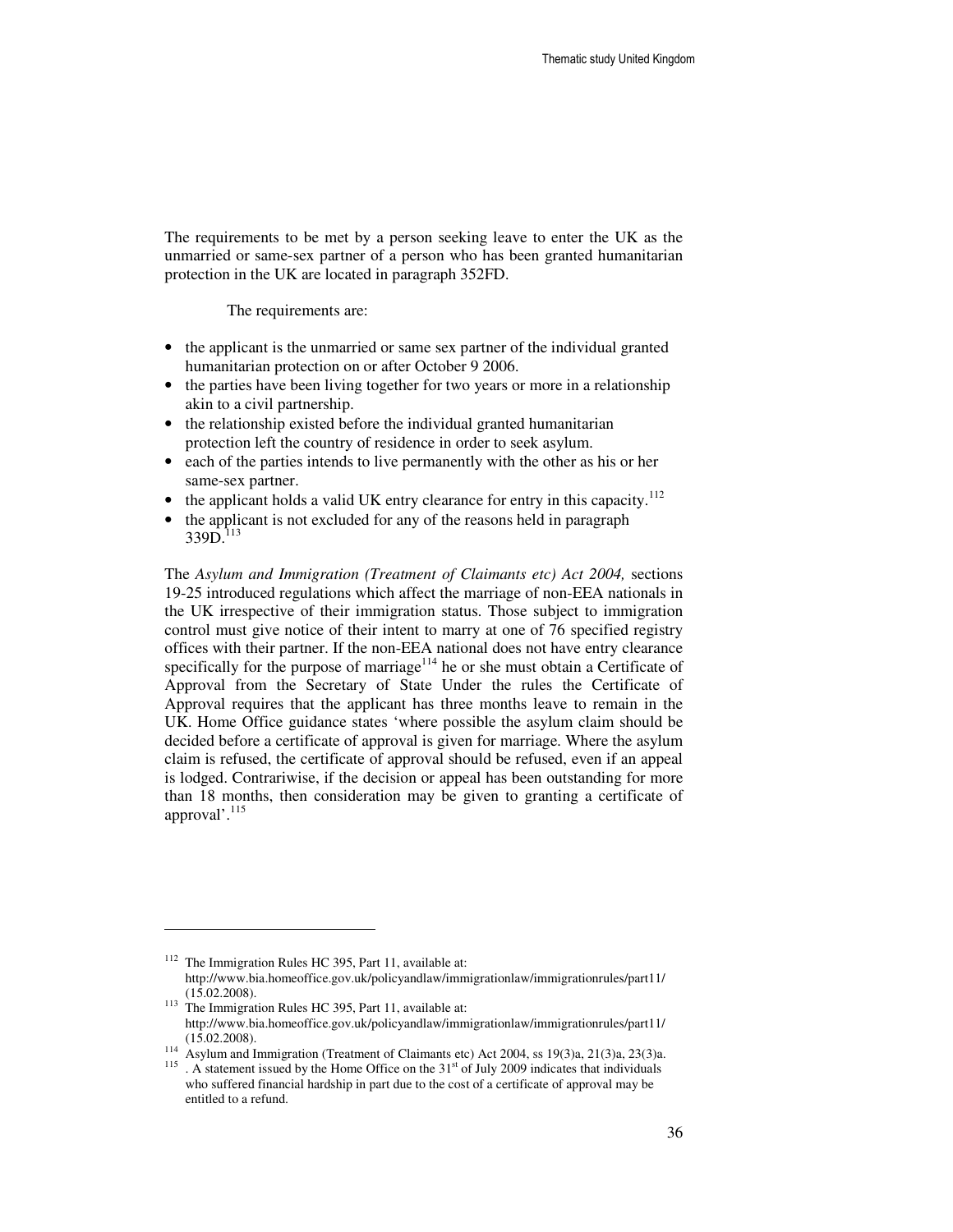The requirements to be met by a person seeking leave to enter the UK as the unmarried or same-sex partner of a person who has been granted humanitarian protection in the UK are located in paragraph 352FD.

The requirements are:

- the applicant is the unmarried or same sex partner of the individual granted humanitarian protection on or after October 9 2006.
- the parties have been living together for two years or more in a relationship akin to a civil partnership.
- the relationship existed before the individual granted humanitarian protection left the country of residence in order to seek asylum.
- each of the parties intends to live permanently with the other as his or her same-sex partner.
- the applicant holds a valid UK entry clearance for entry in this capacity.[112]
- the applicant is not excluded for any of the reasons held in paragraph 339D.[113]

The *Asylum and Immigration (Treatment of Claimants etc) Act 2004,* sections 19-25 introduced regulations which affect the marriage of non-EEA nationals in the UK irrespective of their immigration status. Those subject to immigration control must give notice of their intent to marry at one of 76 specified registry offices with their partner. If the non-EEA national does not have entry clearance specifically for the purpose of marriage[114] he or she must obtain a Certificate of Approval from the Secretary of State Under the rules the Certificate of Approval requires that the applicant has three months leave to remain in the UK. Home Office guidance states 'where possible the asylum claim should be decided before a certificate of approval is given for marriage. Where the asylum claim is refused, the certificate of approval should be refused, even if an appeal is lodged. Contrariwise, if the decision or appeal has been outstanding for more than 18 months, then consideration may be given to granting a certificate of approval'.[115]

---

[112] The Immigration Rules HC 395, Part 11, available at: http://www.bia.homeoffice.gov.uk/policyandlaw/immigrationlaw/immigrationrules/part11/ (15.02.2008).

[113] The Immigration Rules HC 395, Part 11, available at: http://www.bia.homeoffice.gov.uk/policyandlaw/immigrationlaw/immigrationrules/part11/ (15.02.2008).

[114] Asylum and Immigration (Treatment of Claimants etc) Act 2004, ss 19(3)a, 21(3)a, 23(3)a.

[115] . A statement issued by the Home Office on the 31st of July 2009 indicates that individuals who suffered financial hardship in part due to the cost of a certificate of approval may be entitled to a refund.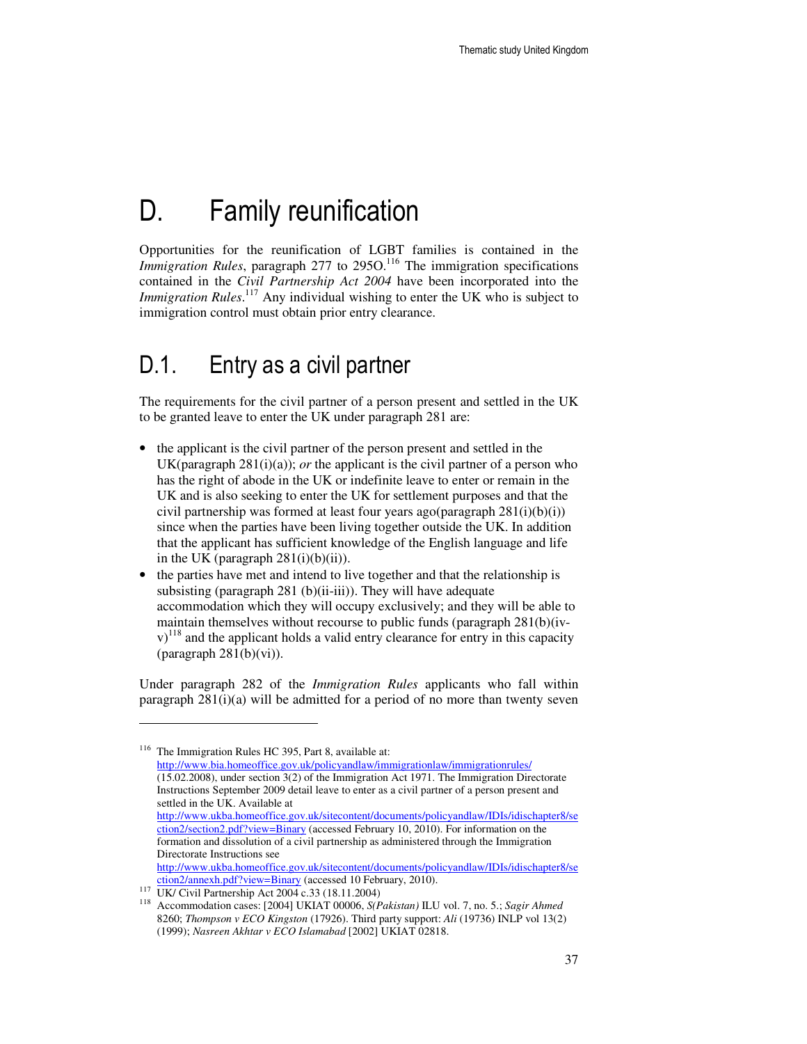# D. Family reunification

Opportunities for the reunification of LGBT families is contained in the *Immigration Rules*, paragraph 277 to 295O.[116] The immigration specifications contained in the *Civil Partnership Act 2004* have been incorporated into the *Immigration Rules*.[117] Any individual wishing to enter the UK who is subject to immigration control must obtain prior entry clearance.

## D.1. Entry as a civil partner

The requirements for the civil partner of a person present and settled in the UK to be granted leave to enter the UK under paragraph 281 are:

- the applicant is the civil partner of the person present and settled in the UK(paragraph 281(i)(a)); *or* the applicant is the civil partner of a person who has the right of abode in the UK or indefinite leave to enter or remain in the UK and is also seeking to enter the UK for settlement purposes and that the civil partnership was formed at least four years ago(paragraph 281(i)(b)(i)) since when the parties have been living together outside the UK. In addition that the applicant has sufficient knowledge of the English language and life in the UK (paragraph 281(i)(b)(ii)).
- the parties have met and intend to live together and that the relationship is subsisting (paragraph 281 (b)(ii-iii)). They will have adequate accommodation which they will occupy exclusively; and they will be able to maintain themselves without recourse to public funds (paragraph 281(b)(iv-v)[118] and the applicant holds a valid entry clearance for entry in this capacity (paragraph 281(b)(vi)).

Under paragraph 282 of the *Immigration Rules* applicants who fall within paragraph 281(i)(a) will be admitted for a period of no more than twenty seven

---

[116] The Immigration Rules HC 395, Part 8, available at: http://www.bia.homeoffice.gov.uk/policyandlaw/immigrationlaw/immigrationrules/ (15.02.2008), under section 3(2) of the Immigration Act 1971. The Immigration Directorate Instructions September 2009 detail leave to enter as a civil partner of a person present and settled in the UK. Available at http://www.ukba.homeoffice.gov.uk/sitecontent/documents/policyandlaw/IDIs/idischapter8/section2/section2.pdf?view=Binary (accessed February 10, 2010). For information on the formation and dissolution of a civil partnership as administered through the Immigration Directorate Instructions see http://www.ukba.homeoffice.gov.uk/sitecontent/documents/policyandlaw/IDIs/idischapter8/section2/annexh.pdf?view=Binary (accessed 10 February, 2010).

[117] UK/ Civil Partnership Act 2004 c.33 (18.11.2004)

[118] Accommodation cases: [2004] UKIAT 00006, *S(Pakistan)* ILU vol. 7, no. 5.; *Sagir Ahmed* 8260; *Thompson v ECO Kingston* (17926). Third party support: *Ali* (19736) INLP vol 13(2) (1999); *Nasreen Akhtar v ECO Islamabad* [2002] UKIAT 02818.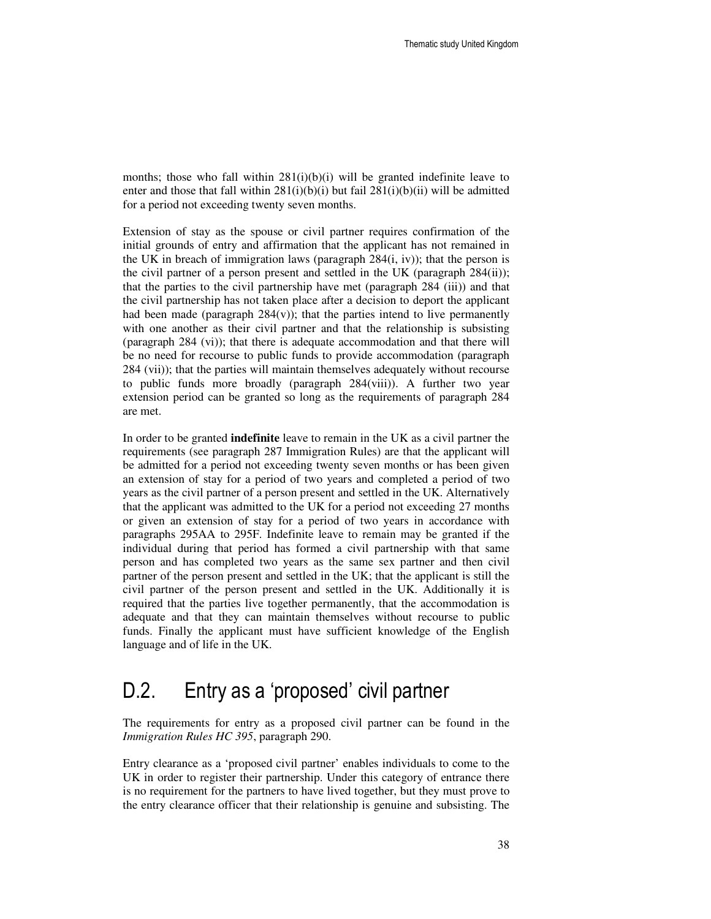months; those who fall within 281(i)(b)(i) will be granted indefinite leave to enter and those that fall within 281(i)(b)(i) but fail 281(i)(b)(ii) will be admitted for a period not exceeding twenty seven months.

Extension of stay as the spouse or civil partner requires confirmation of the initial grounds of entry and affirmation that the applicant has not remained in the UK in breach of immigration laws (paragraph 284(i, iv)); that the person is the civil partner of a person present and settled in the UK (paragraph 284(ii)); that the parties to the civil partnership have met (paragraph 284 (iii)) and that the civil partnership has not taken place after a decision to deport the applicant had been made (paragraph 284(v)); that the parties intend to live permanently with one another as their civil partner and that the relationship is subsisting (paragraph 284 (vi)); that there is adequate accommodation and that there will be no need for recourse to public funds to provide accommodation (paragraph 284 (vii)); that the parties will maintain themselves adequately without recourse to public funds more broadly (paragraph 284(viii)). A further two year extension period can be granted so long as the requirements of paragraph 284 are met.

In order to be granted **indefinite** leave to remain in the UK as a civil partner the requirements (see paragraph 287 Immigration Rules) are that the applicant will be admitted for a period not exceeding twenty seven months or has been given an extension of stay for a period of two years and completed a period of two years as the civil partner of a person present and settled in the UK. Alternatively that the applicant was admitted to the UK for a period not exceeding 27 months or given an extension of stay for a period of two years in accordance with paragraphs 295AA to 295F. Indefinite leave to remain may be granted if the individual during that period has formed a civil partnership with that same person and has completed two years as the same sex partner and then civil partner of the person present and settled in the UK; that the applicant is still the civil partner of the person present and settled in the UK. Additionally it is required that the parties live together permanently, that the accommodation is adequate and that they can maintain themselves without recourse to public funds. Finally the applicant must have sufficient knowledge of the English language and of life in the UK.

## D.2. Entry as a 'proposed' civil partner

The requirements for entry as a proposed civil partner can be found in the *Immigration Rules HC 395*, paragraph 290.

Entry clearance as a 'proposed civil partner' enables individuals to come to the UK in order to register their partnership. Under this category of entrance there is no requirement for the partners to have lived together, but they must prove to the entry clearance officer that their relationship is genuine and subsisting. The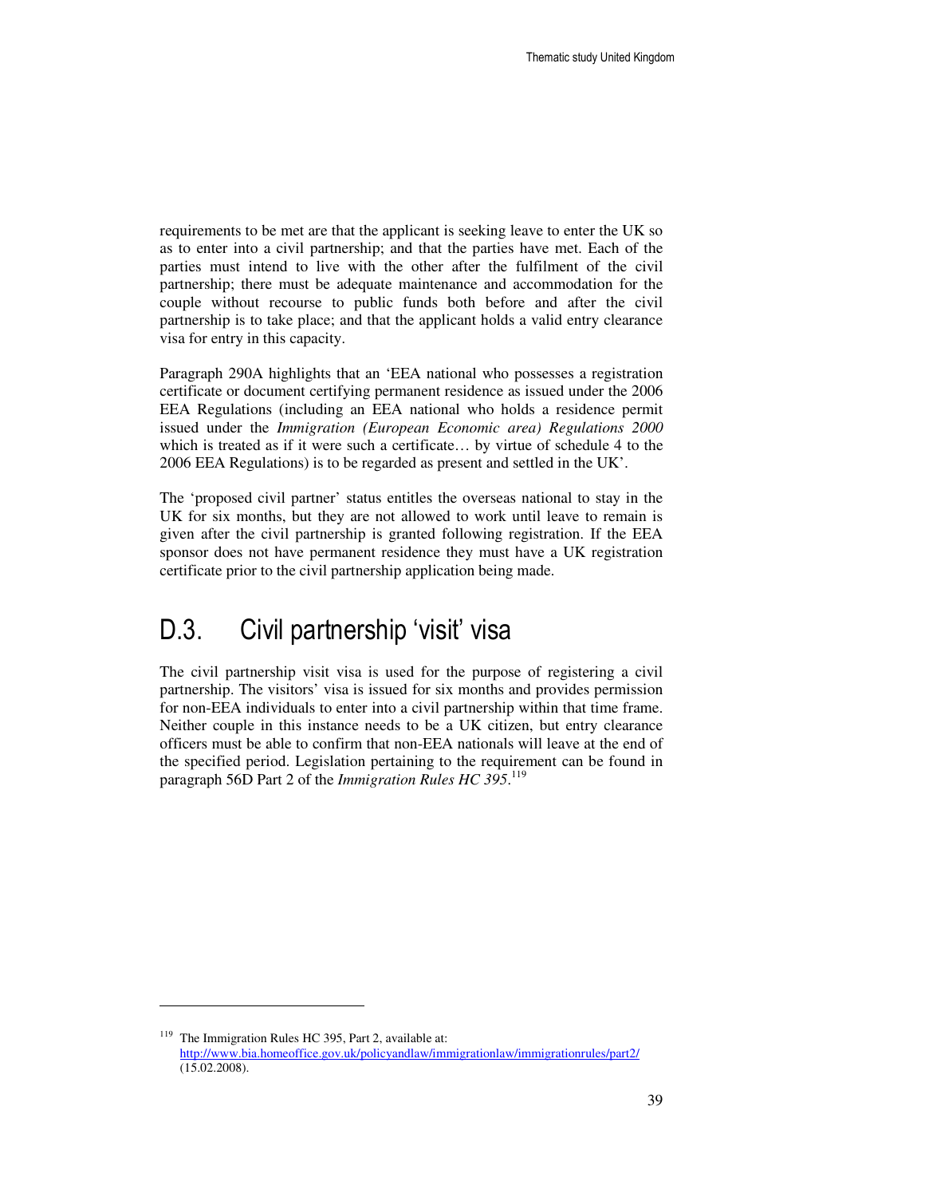requirements to be met are that the applicant is seeking leave to enter the UK so as to enter into a civil partnership; and that the parties have met. Each of the parties must intend to live with the other after the fulfilment of the civil partnership; there must be adequate maintenance and accommodation for the couple without recourse to public funds both before and after the civil partnership is to take place; and that the applicant holds a valid entry clearance visa for entry in this capacity.

Paragraph 290A highlights that an 'EEA national who possesses a registration certificate or document certifying permanent residence as issued under the 2006 EEA Regulations (including an EEA national who holds a residence permit issued under the *Immigration (European Economic area) Regulations 2000* which is treated as if it were such a certificate… by virtue of schedule 4 to the 2006 EEA Regulations) is to be regarded as present and settled in the UK'.

The 'proposed civil partner' status entitles the overseas national to stay in the UK for six months, but they are not allowed to work until leave to remain is given after the civil partnership is granted following registration. If the EEA sponsor does not have permanent residence they must have a UK registration certificate prior to the civil partnership application being made.

## D.3. Civil partnership 'visit' visa

The civil partnership visit visa is used for the purpose of registering a civil partnership. The visitors' visa is issued for six months and provides permission for non-EEA individuals to enter into a civil partnership within that time frame. Neither couple in this instance needs to be a UK citizen, but entry clearance officers must be able to confirm that non-EEA nationals will leave at the end of the specified period. Legislation pertaining to the requirement can be found in paragraph 56D Part 2 of the *Immigration Rules HC 395*.[119]

[119] The Immigration Rules HC 395, Part 2, available at: http://www.bia.homeoffice.gov.uk/policyandlaw/immigrationlaw/immigrationrules/part2/ (15.02.2008).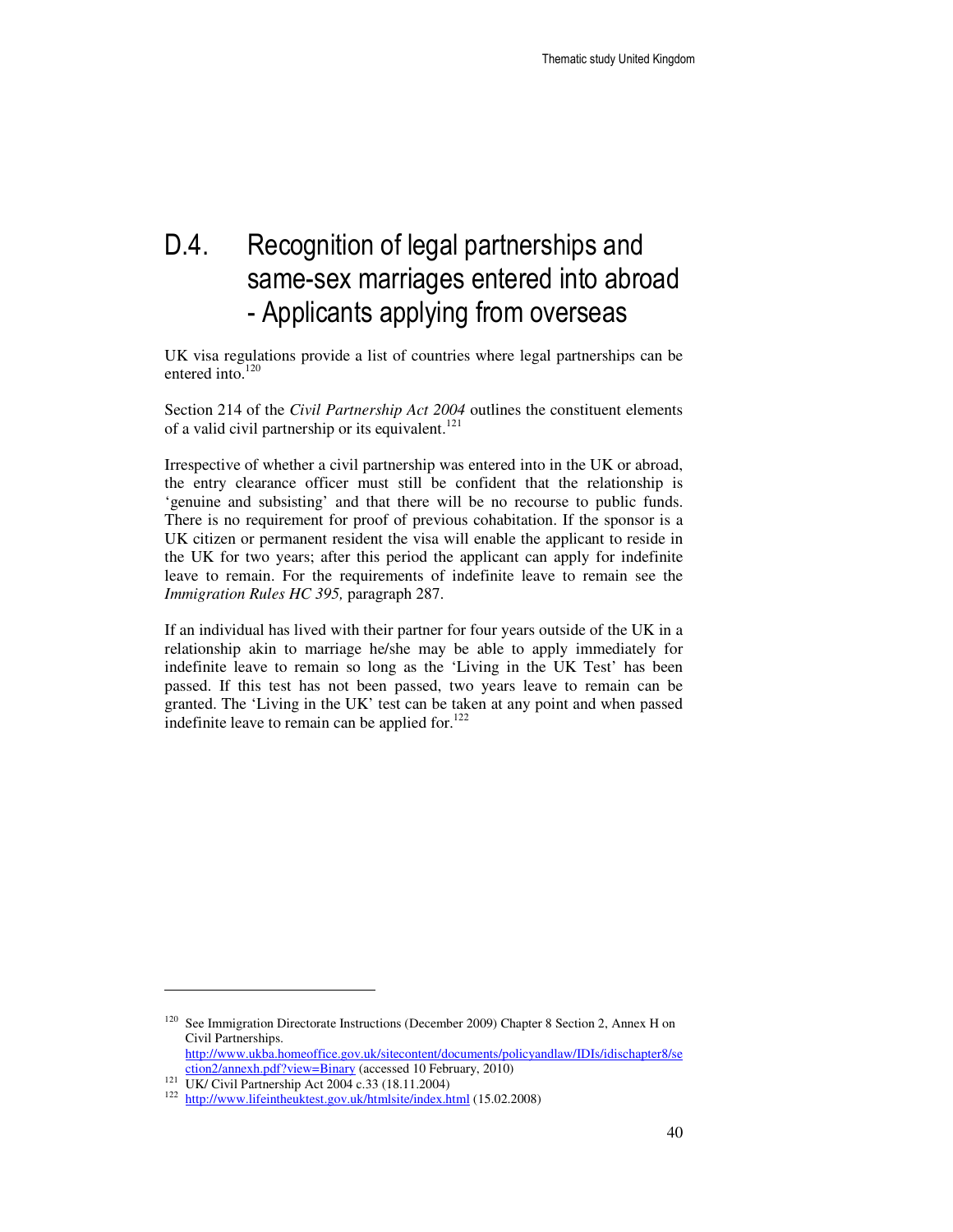# D.4. Recognition of legal partnerships and same-sex marriages entered into abroad - Applicants applying from overseas

UK visa regulations provide a list of countries where legal partnerships can be entered into.[120]

Section 214 of the *Civil Partnership Act 2004* outlines the constituent elements of a valid civil partnership or its equivalent.[121]

Irrespective of whether a civil partnership was entered into in the UK or abroad, the entry clearance officer must still be confident that the relationship is 'genuine and subsisting' and that there will be no recourse to public funds. There is no requirement for proof of previous cohabitation. If the sponsor is a UK citizen or permanent resident the visa will enable the applicant to reside in the UK for two years; after this period the applicant can apply for indefinite leave to remain. For the requirements of indefinite leave to remain see the *Immigration Rules HC 395,* paragraph 287.

If an individual has lived with their partner for four years outside of the UK in a relationship akin to marriage he/she may be able to apply immediately for indefinite leave to remain so long as the 'Living in the UK Test' has been passed. If this test has not been passed, two years leave to remain can be granted. The 'Living in the UK' test can be taken at any point and when passed indefinite leave to remain can be applied for.[122]

---

[120] See Immigration Directorate Instructions (December 2009) Chapter 8 Section 2, Annex H on Civil Partnerships. http://www.ukba.homeoffice.gov.uk/sitecontent/documents/policyandlaw/IDIs/idischapter8/section2/annexh.pdf?view=Binary (accessed 10 February, 2010)

[121] UK/ Civil Partnership Act 2004 c.33 (18.11.2004)

[122] http://www.lifeintheuktest.gov.uk/htmlsite/index.html (15.02.2008)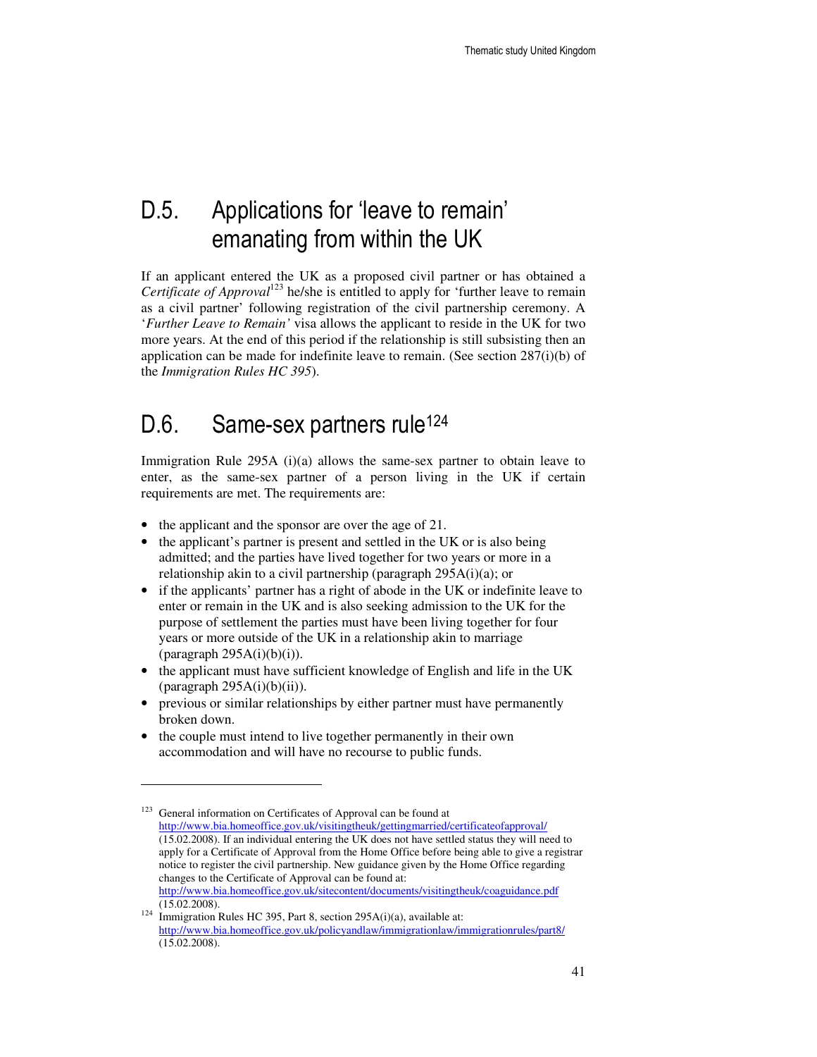## D.5. Applications for 'leave to remain' emanating from within the UK

If an applicant entered the UK as a proposed civil partner or has obtained a *Certificate of Approval*[123] he/she is entitled to apply for 'further leave to remain as a civil partner' following registration of the civil partnership ceremony. A '*Further Leave to Remain'* visa allows the applicant to reside in the UK for two more years. At the end of this period if the relationship is still subsisting then an application can be made for indefinite leave to remain. (See section 287(i)(b) of the *Immigration Rules HC 395*).

## D.6. Same-sex partners rule[124]

Immigration Rule 295A (i)(a) allows the same-sex partner to obtain leave to enter, as the same-sex partner of a person living in the UK if certain requirements are met. The requirements are:

- the applicant and the sponsor are over the age of 21.
- the applicant's partner is present and settled in the UK or is also being admitted; and the parties have lived together for two years or more in a relationship akin to a civil partnership (paragraph 295A(i)(a); or
- if the applicants' partner has a right of abode in the UK or indefinite leave to enter or remain in the UK and is also seeking admission to the UK for the purpose of settlement the parties must have been living together for four years or more outside of the UK in a relationship akin to marriage (paragraph 295A(i)(b)(i)).
- the applicant must have sufficient knowledge of English and life in the UK (paragraph 295A(i)(b)(ii)).
- previous or similar relationships by either partner must have permanently broken down.
- the couple must intend to live together permanently in their own accommodation and will have no recourse to public funds.

---

[123] General information on Certificates of Approval can be found at http://www.bia.homeoffice.gov.uk/visitingtheuk/gettingmarried/certificateofapproval/ (15.02.2008). If an individual entering the UK does not have settled status they will need to apply for a Certificate of Approval from the Home Office before being able to give a registrar notice to register the civil partnership. New guidance given by the Home Office regarding changes to the Certificate of Approval can be found at: http://www.bia.homeoffice.gov.uk/sitecontent/documents/visitingtheuk/coaguidance.pdf (15.02.2008).

[124] Immigration Rules HC 395, Part 8, section 295A(i)(a), available at: http://www.bia.homeoffice.gov.uk/policyandlaw/immigrationlaw/immigrationrules/part8/ (15.02.2008).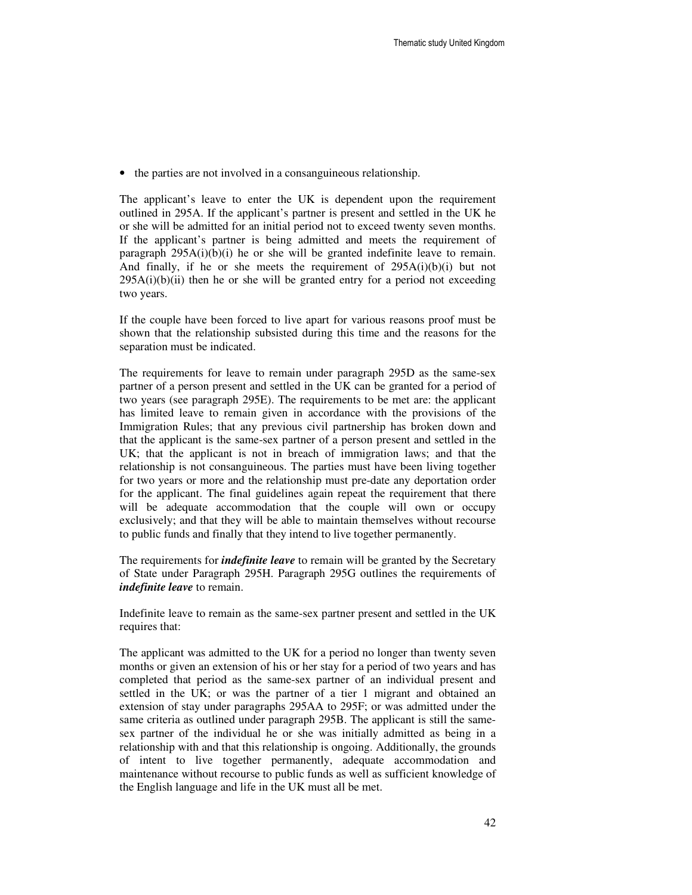- the parties are not involved in a consanguineous relationship.

The applicant's leave to enter the UK is dependent upon the requirement outlined in 295A. If the applicant's partner is present and settled in the UK he or she will be admitted for an initial period not to exceed twenty seven months. If the applicant's partner is being admitted and meets the requirement of paragraph 295A(i)(b)(i) he or she will be granted indefinite leave to remain. And finally, if he or she meets the requirement of 295A(i)(b)(i) but not 295A(i)(b)(ii) then he or she will be granted entry for a period not exceeding two years.

If the couple have been forced to live apart for various reasons proof must be shown that the relationship subsisted during this time and the reasons for the separation must be indicated.

The requirements for leave to remain under paragraph 295D as the same-sex partner of a person present and settled in the UK can be granted for a period of two years (see paragraph 295E). The requirements to be met are: the applicant has limited leave to remain given in accordance with the provisions of the Immigration Rules; that any previous civil partnership has broken down and that the applicant is the same-sex partner of a person present and settled in the UK; that the applicant is not in breach of immigration laws; and that the relationship is not consanguineous. The parties must have been living together for two years or more and the relationship must pre-date any deportation order for the applicant. The final guidelines again repeat the requirement that there will be adequate accommodation that the couple will own or occupy exclusively; and that they will be able to maintain themselves without recourse to public funds and finally that they intend to live together permanently.

The requirements for ***indefinite leave*** to remain will be granted by the Secretary of State under Paragraph 295H. Paragraph 295G outlines the requirements of ***indefinite leave*** to remain.

Indefinite leave to remain as the same-sex partner present and settled in the UK requires that:

The applicant was admitted to the UK for a period no longer than twenty seven months or given an extension of his or her stay for a period of two years and has completed that period as the same-sex partner of an individual present and settled in the UK; or was the partner of a tier 1 migrant and obtained an extension of stay under paragraphs 295AA to 295F; or was admitted under the same criteria as outlined under paragraph 295B. The applicant is still the same-sex partner of the individual he or she was initially admitted as being in a relationship with and that this relationship is ongoing. Additionally, the grounds of intent to live together permanently, adequate accommodation and maintenance without recourse to public funds as well as sufficient knowledge of the English language and life in the UK must all be met.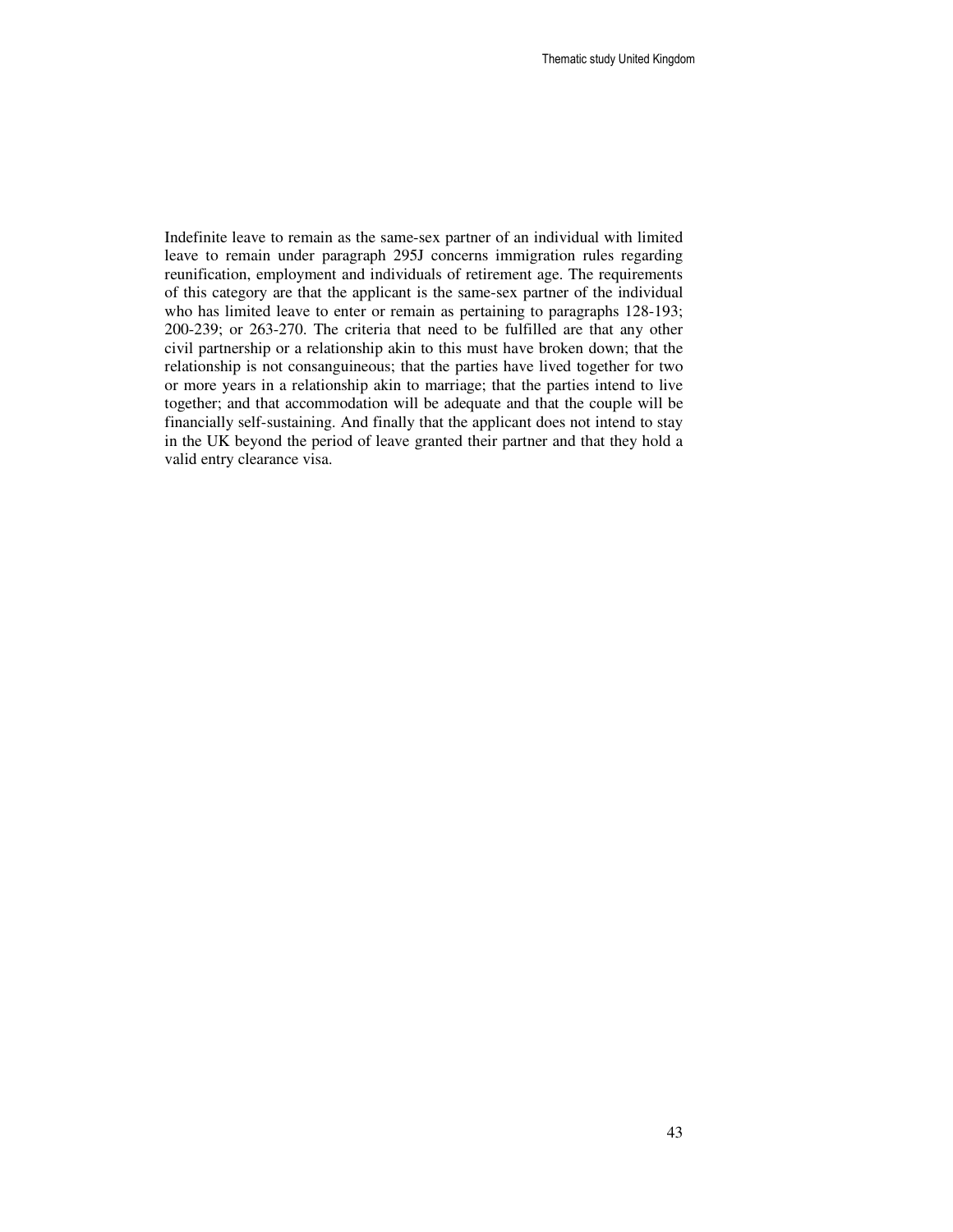Indefinite leave to remain as the same-sex partner of an individual with limited leave to remain under paragraph 295J concerns immigration rules regarding reunification, employment and individuals of retirement age. The requirements of this category are that the applicant is the same-sex partner of the individual who has limited leave to enter or remain as pertaining to paragraphs 128-193; 200-239; or 263-270. The criteria that need to be fulfilled are that any other civil partnership or a relationship akin to this must have broken down; that the relationship is not consanguineous; that the parties have lived together for two or more years in a relationship akin to marriage; that the parties intend to live together; and that accommodation will be adequate and that the couple will be financially self-sustaining. And finally that the applicant does not intend to stay in the UK beyond the period of leave granted their partner and that they hold a valid entry clearance visa.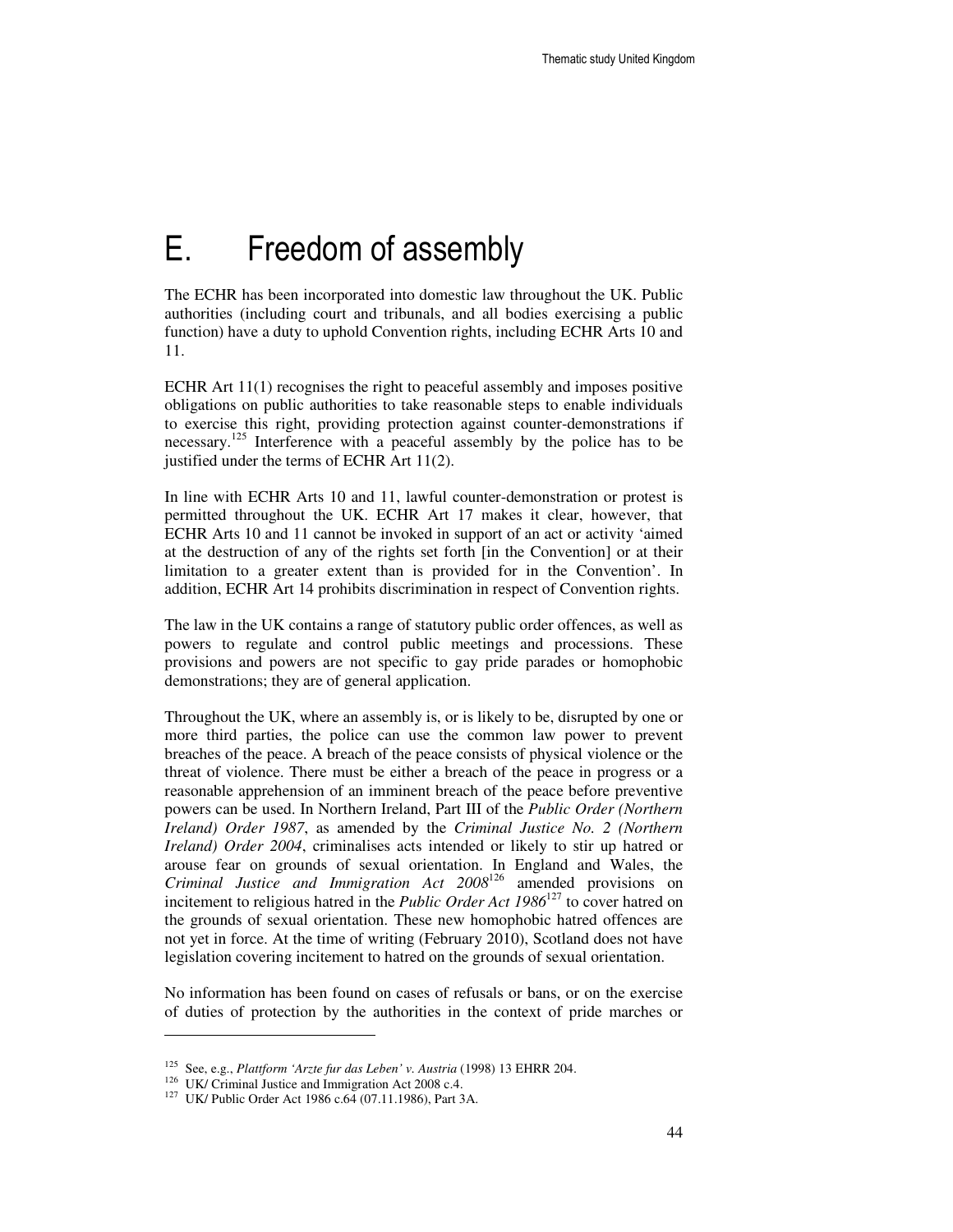# E. Freedom of assembly

The ECHR has been incorporated into domestic law throughout the UK. Public authorities (including court and tribunals, and all bodies exercising a public function) have a duty to uphold Convention rights, including ECHR Arts 10 and 11.

ECHR Art 11(1) recognises the right to peaceful assembly and imposes positive obligations on public authorities to take reasonable steps to enable individuals to exercise this right, providing protection against counter-demonstrations if necessary.[125] Interference with a peaceful assembly by the police has to be justified under the terms of ECHR Art 11(2).

In line with ECHR Arts 10 and 11, lawful counter-demonstration or protest is permitted throughout the UK. ECHR Art 17 makes it clear, however, that ECHR Arts 10 and 11 cannot be invoked in support of an act or activity 'aimed at the destruction of any of the rights set forth [in the Convention] or at their limitation to a greater extent than is provided for in the Convention'. In addition, ECHR Art 14 prohibits discrimination in respect of Convention rights.

The law in the UK contains a range of statutory public order offences, as well as powers to regulate and control public meetings and processions. These provisions and powers are not specific to gay pride parades or homophobic demonstrations; they are of general application.

Throughout the UK, where an assembly is, or is likely to be, disrupted by one or more third parties, the police can use the common law power to prevent breaches of the peace. A breach of the peace consists of physical violence or the threat of violence. There must be either a breach of the peace in progress or a reasonable apprehension of an imminent breach of the peace before preventive powers can be used. In Northern Ireland, Part III of the *Public Order (Northern Ireland) Order 1987*, as amended by the *Criminal Justice No. 2 (Northern Ireland) Order 2004*, criminalises acts intended or likely to stir up hatred or arouse fear on grounds of sexual orientation. In England and Wales, the *Criminal Justice and Immigration Act 2008*[126] amended provisions on incitement to religious hatred in the *Public Order Act 1986*[127] to cover hatred on the grounds of sexual orientation. These new homophobic hatred offences are not yet in force. At the time of writing (February 2010), Scotland does not have legislation covering incitement to hatred on the grounds of sexual orientation.

No information has been found on cases of refusals or bans, or on the exercise of duties of protection by the authorities in the context of pride marches or

---

[125] See, e.g., *Plattform 'Arzte fur das Leben' v. Austria* (1998) 13 EHRR 204.

[126] UK/ Criminal Justice and Immigration Act 2008 c.4.

[127] UK/ Public Order Act 1986 c.64 (07.11.1986), Part 3A.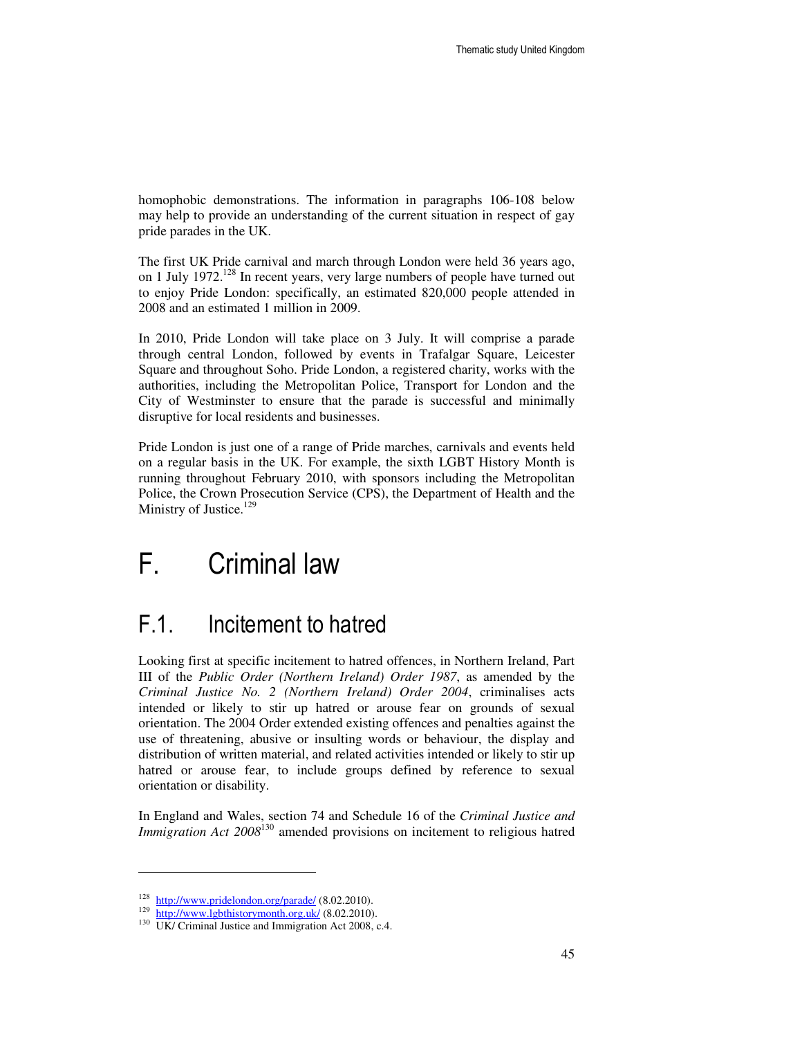homophobic demonstrations. The information in paragraphs 106-108 below may help to provide an understanding of the current situation in respect of gay pride parades in the UK.

The first UK Pride carnival and march through London were held 36 years ago, on 1 July 1972.[128] In recent years, very large numbers of people have turned out to enjoy Pride London: specifically, an estimated 820,000 people attended in 2008 and an estimated 1 million in 2009.

In 2010, Pride London will take place on 3 July. It will comprise a parade through central London, followed by events in Trafalgar Square, Leicester Square and throughout Soho. Pride London, a registered charity, works with the authorities, including the Metropolitan Police, Transport for London and the City of Westminster to ensure that the parade is successful and minimally disruptive for local residents and businesses.

Pride London is just one of a range of Pride marches, carnivals and events held on a regular basis in the UK. For example, the sixth LGBT History Month is running throughout February 2010, with sponsors including the Metropolitan Police, the Crown Prosecution Service (CPS), the Department of Health and the Ministry of Justice.[129]

# F. Criminal law

## F.1. Incitement to hatred

Looking first at specific incitement to hatred offences, in Northern Ireland, Part III of the *Public Order (Northern Ireland) Order 1987*, as amended by the *Criminal Justice No. 2 (Northern Ireland) Order 2004*, criminalises acts intended or likely to stir up hatred or arouse fear on grounds of sexual orientation. The 2004 Order extended existing offences and penalties against the use of threatening, abusive or insulting words or behaviour, the display and distribution of written material, and related activities intended or likely to stir up hatred or arouse fear, to include groups defined by reference to sexual orientation or disability.

In England and Wales, section 74 and Schedule 16 of the *Criminal Justice and Immigration Act 2008*[130] amended provisions on incitement to religious hatred

---

[128] http://www.pridelondon.org/parade/ (8.02.2010).

[129] http://www.lgbthistorymonth.org.uk/ (8.02.2010).

[130] UK/ Criminal Justice and Immigration Act 2008, c.4.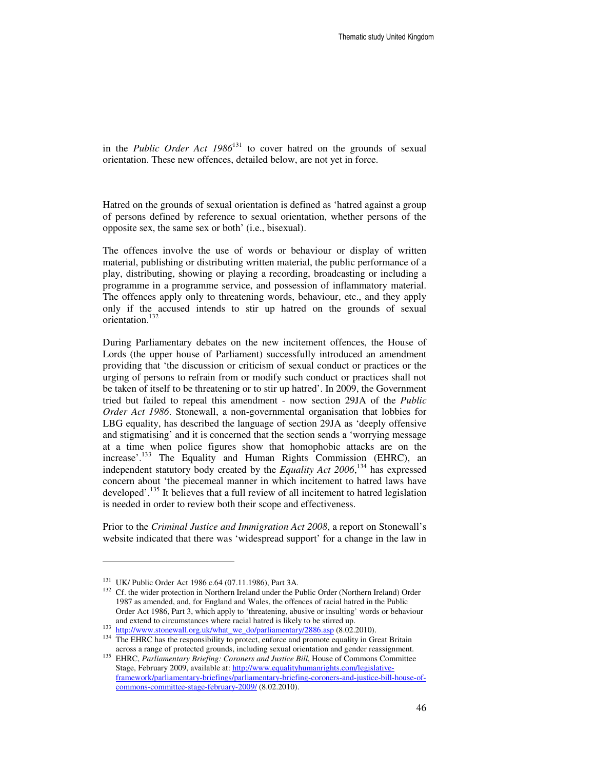in the *Public Order Act 1986*[131] to cover hatred on the grounds of sexual orientation. These new offences, detailed below, are not yet in force.

Hatred on the grounds of sexual orientation is defined as 'hatred against a group of persons defined by reference to sexual orientation, whether persons of the opposite sex, the same sex or both' (i.e., bisexual).

The offences involve the use of words or behaviour or display of written material, publishing or distributing written material, the public performance of a play, distributing, showing or playing a recording, broadcasting or including a programme in a programme service, and possession of inflammatory material. The offences apply only to threatening words, behaviour, etc., and they apply only if the accused intends to stir up hatred on the grounds of sexual orientation.[132]

During Parliamentary debates on the new incitement offences, the House of Lords (the upper house of Parliament) successfully introduced an amendment providing that 'the discussion or criticism of sexual conduct or practices or the urging of persons to refrain from or modify such conduct or practices shall not be taken of itself to be threatening or to stir up hatred'. In 2009, the Government tried but failed to repeal this amendment - now section 29JA of the *Public Order Act 1986*. Stonewall, a non-governmental organisation that lobbies for LBG equality, has described the language of section 29JA as 'deeply offensive and stigmatising' and it is concerned that the section sends a 'worrying message at a time when police figures show that homophobic attacks are on the increase'.[133] The Equality and Human Rights Commission (EHRC), an independent statutory body created by the *Equality Act 2006*,[134] has expressed concern about 'the piecemeal manner in which incitement to hatred laws have developed'.[135] It believes that a full review of all incitement to hatred legislation is needed in order to review both their scope and effectiveness.

Prior to the *Criminal Justice and Immigration Act 2008*, a report on Stonewall's website indicated that there was 'widespread support' for a change in the law in

---

[131] UK/ Public Order Act 1986 c.64 (07.11.1986), Part 3A.

[132] Cf. the wider protection in Northern Ireland under the Public Order (Northern Ireland) Order 1987 as amended, and, for England and Wales, the offences of racial hatred in the Public Order Act 1986, Part 3, which apply to 'threatening, abusive or insulting' words or behaviour and extend to circumstances where racial hatred is likely to be stirred up.

[133] http://www.stonewall.org.uk/what_we_do/parliamentary/2886.asp (8.02.2010).

[134] The EHRC has the responsibility to protect, enforce and promote equality in Great Britain across a range of protected grounds, including sexual orientation and gender reassignment.

[135] EHRC, *Parliamentary Briefing: Coroners and Justice Bill*, House of Commons Committee Stage, February 2009, available at: http://www.equalityhumanrights.com/legislative-framework/parliamentary-briefings/parliamentary-briefing-coroners-and-justice-bill-house-of-commons-committee-stage-february-2009/ (8.02.2010).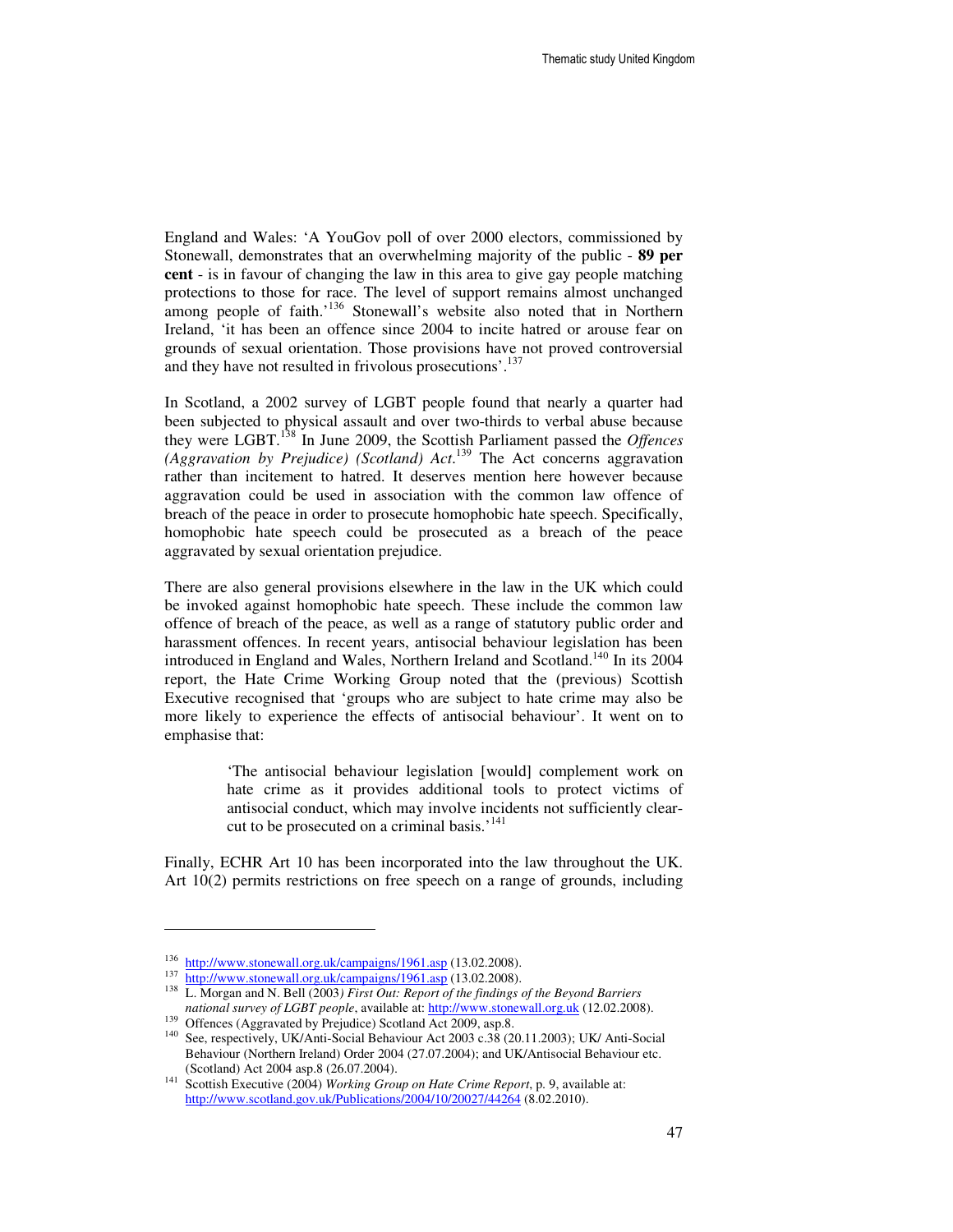England and Wales: 'A YouGov poll of over 2000 electors, commissioned by Stonewall, demonstrates that an overwhelming majority of the public - **89 per cent** - is in favour of changing the law in this area to give gay people matching protections to those for race. The level of support remains almost unchanged among people of faith.'[136] Stonewall's website also noted that in Northern Ireland, 'it has been an offence since 2004 to incite hatred or arouse fear on grounds of sexual orientation. Those provisions have not proved controversial and they have not resulted in frivolous prosecutions'.[137]

In Scotland, a 2002 survey of LGBT people found that nearly a quarter had been subjected to physical assault and over two-thirds to verbal abuse because they were LGBT.[138] In June 2009, the Scottish Parliament passed the *Offences (Aggravation by Prejudice) (Scotland) Act.*[139] The Act concerns aggravation rather than incitement to hatred. It deserves mention here however because aggravation could be used in association with the common law offence of breach of the peace in order to prosecute homophobic hate speech. Specifically, homophobic hate speech could be prosecuted as a breach of the peace aggravated by sexual orientation prejudice.

There are also general provisions elsewhere in the law in the UK which could be invoked against homophobic hate speech. These include the common law offence of breach of the peace, as well as a range of statutory public order and harassment offences. In recent years, antisocial behaviour legislation has been introduced in England and Wales, Northern Ireland and Scotland.[140] In its 2004 report, the Hate Crime Working Group noted that the (previous) Scottish Executive recognised that 'groups who are subject to hate crime may also be more likely to experience the effects of antisocial behaviour'. It went on to emphasise that:

> 'The antisocial behaviour legislation [would] complement work on hate crime as it provides additional tools to protect victims of antisocial conduct, which may involve incidents not sufficiently clear-cut to be prosecuted on a criminal basis.'[141]

Finally, ECHR Art 10 has been incorporated into the law throughout the UK. Art 10(2) permits restrictions on free speech on a range of grounds, including

---

[136] http://www.stonewall.org.uk/campaigns/1961.asp (13.02.2008).

[137] http://www.stonewall.org.uk/campaigns/1961.asp (13.02.2008).

[138] L. Morgan and N. Bell (2003*) First Out: Report of the findings of the Beyond Barriers national survey of LGBT people*, available at: http://www.stonewall.org.uk (12.02.2008).

[139] Offences (Aggravated by Prejudice) Scotland Act 2009, asp.8.

[140] See, respectively, UK/Anti-Social Behaviour Act 2003 c.38 (20.11.2003); UK/ Anti-Social Behaviour (Northern Ireland) Order 2004 (27.07.2004); and UK/Antisocial Behaviour etc. (Scotland) Act 2004 asp.8 (26.07.2004).

[141] Scottish Executive (2004) *Working Group on Hate Crime Report*, p. 9, available at: http://www.scotland.gov.uk/Publications/2004/10/20027/44264 (8.02.2010).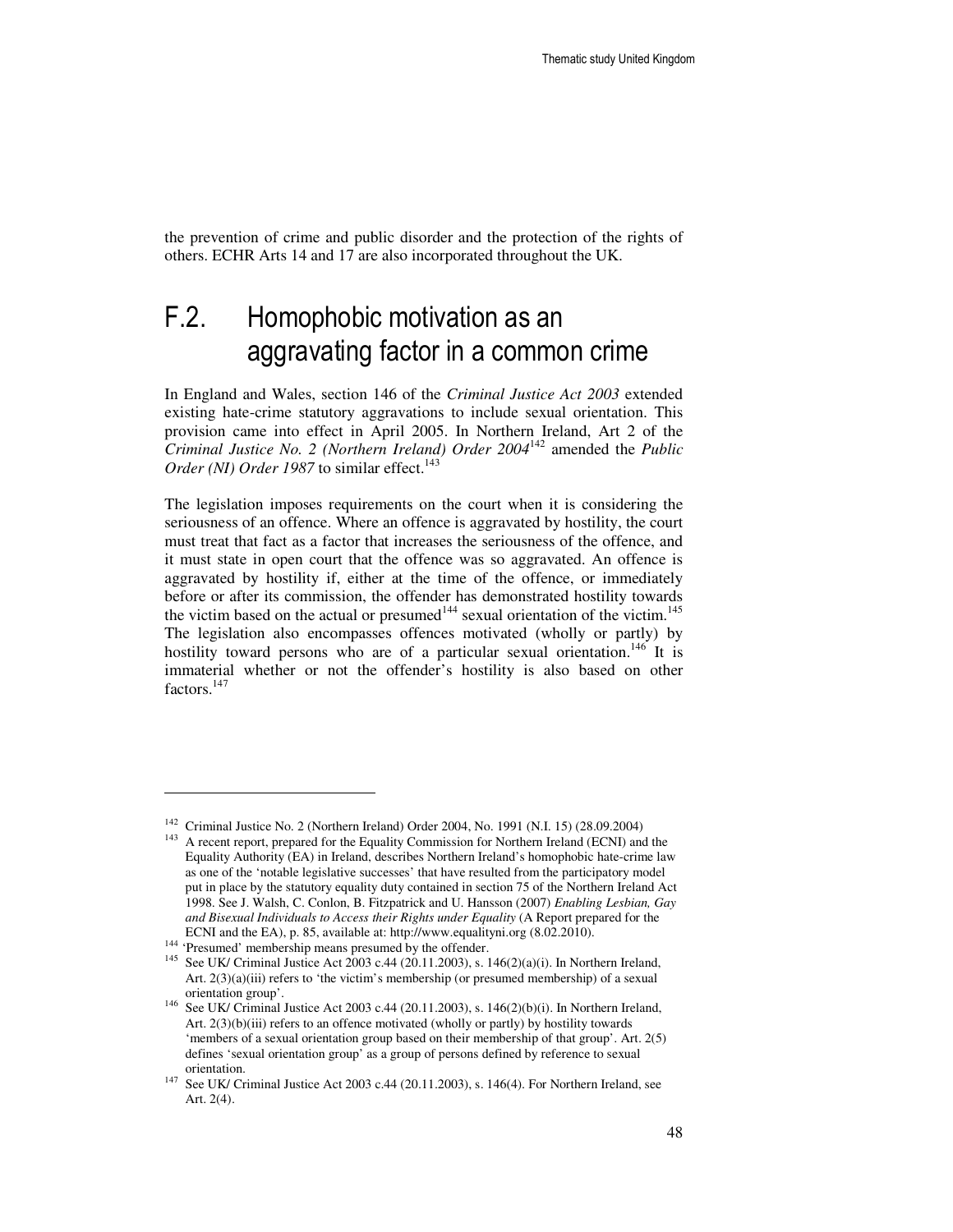the prevention of crime and public disorder and the protection of the rights of others. ECHR Arts 14 and 17 are also incorporated throughout the UK.

## F.2. Homophobic motivation as an aggravating factor in a common crime

In England and Wales, section 146 of the *Criminal Justice Act 2003* extended existing hate-crime statutory aggravations to include sexual orientation. This provision came into effect in April 2005. In Northern Ireland, Art 2 of the *Criminal Justice No. 2 (Northern Ireland) Order 2004*[142] amended the *Public Order (NI) Order 1987* to similar effect.[143]

The legislation imposes requirements on the court when it is considering the seriousness of an offence. Where an offence is aggravated by hostility, the court must treat that fact as a factor that increases the seriousness of the offence, and it must state in open court that the offence was so aggravated. An offence is aggravated by hostility if, either at the time of the offence, or immediately before or after its commission, the offender has demonstrated hostility towards the victim based on the actual or presumed[144] sexual orientation of the victim.[145] The legislation also encompasses offences motivated (wholly or partly) by hostility toward persons who are of a particular sexual orientation.[146] It is immaterial whether or not the offender's hostility is also based on other factors.[147]

---

[142] Criminal Justice No. 2 (Northern Ireland) Order 2004, No. 1991 (N.I. 15) (28.09.2004)

[143] A recent report, prepared for the Equality Commission for Northern Ireland (ECNI) and the Equality Authority (EA) in Ireland, describes Northern Ireland's homophobic hate-crime law as one of the 'notable legislative successes' that have resulted from the participatory model put in place by the statutory equality duty contained in section 75 of the Northern Ireland Act 1998. See J. Walsh, C. Conlon, B. Fitzpatrick and U. Hansson (2007) *Enabling Lesbian, Gay and Bisexual Individuals to Access their Rights under Equality* (A Report prepared for the ECNI and the EA), p. 85, available at: http://www.equalityni.org (8.02.2010).

[144] 'Presumed' membership means presumed by the offender.

[145] See UK/ Criminal Justice Act 2003 c.44 (20.11.2003), s. 146(2)(a)(i). In Northern Ireland, Art. 2(3)(a)(iii) refers to 'the victim's membership (or presumed membership) of a sexual orientation group'.

[146] See UK/ Criminal Justice Act 2003 c.44 (20.11.2003), s. 146(2)(b)(i). In Northern Ireland, Art. 2(3)(b)(iii) refers to an offence motivated (wholly or partly) by hostility towards 'members of a sexual orientation group based on their membership of that group'. Art. 2(5) defines 'sexual orientation group' as a group of persons defined by reference to sexual orientation.

[147] See UK/ Criminal Justice Act 2003 c.44 (20.11.2003), s. 146(4). For Northern Ireland, see Art. 2(4).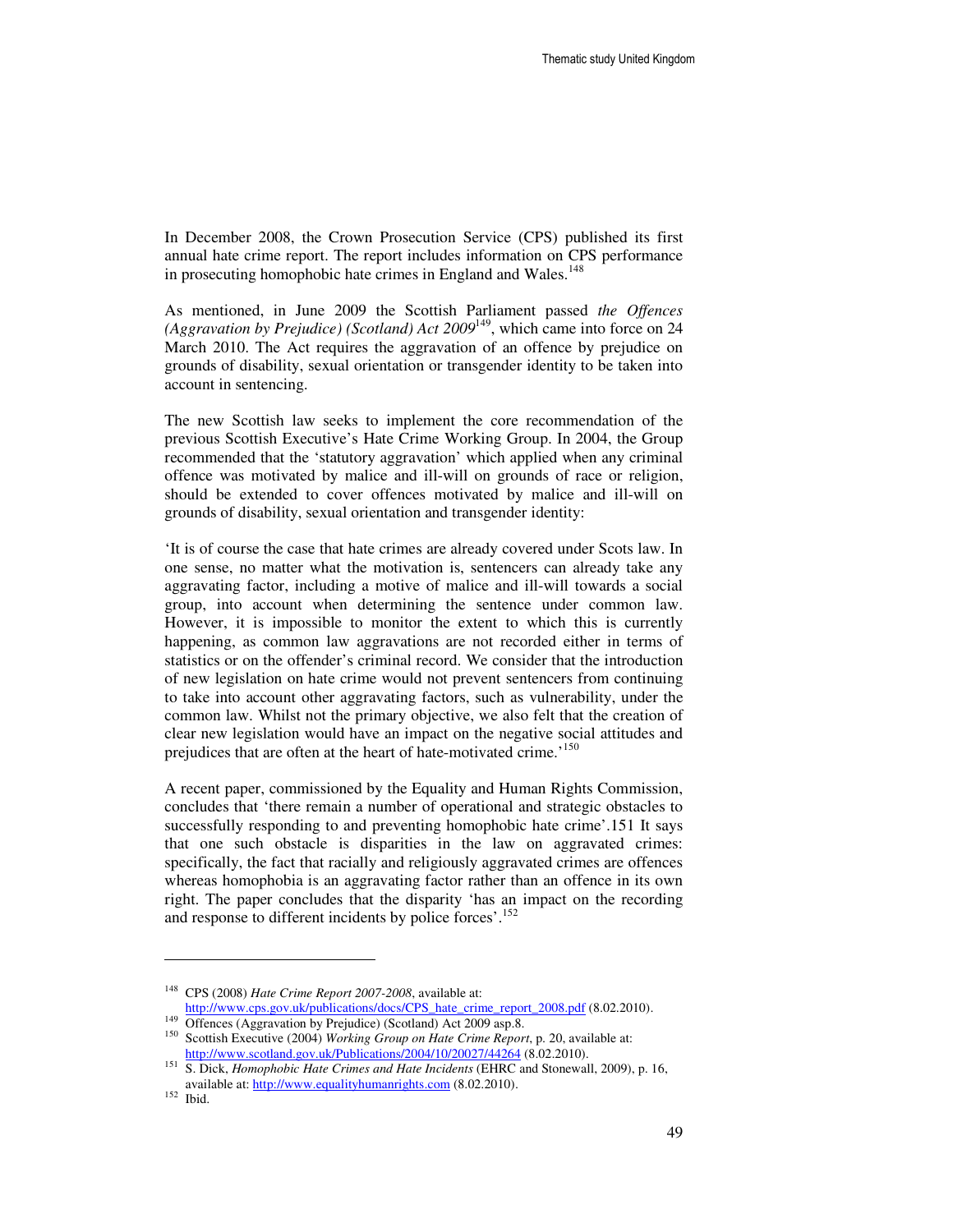In December 2008, the Crown Prosecution Service (CPS) published its first annual hate crime report. The report includes information on CPS performance in prosecuting homophobic hate crimes in England and Wales.[148]

As mentioned, in June 2009 the Scottish Parliament passed *the Offences (Aggravation by Prejudice) (Scotland) Act 2009*[149], which came into force on 24 March 2010. The Act requires the aggravation of an offence by prejudice on grounds of disability, sexual orientation or transgender identity to be taken into account in sentencing.

The new Scottish law seeks to implement the core recommendation of the previous Scottish Executive's Hate Crime Working Group. In 2004, the Group recommended that the 'statutory aggravation' which applied when any criminal offence was motivated by malice and ill-will on grounds of race or religion, should be extended to cover offences motivated by malice and ill-will on grounds of disability, sexual orientation and transgender identity:

'It is of course the case that hate crimes are already covered under Scots law. In one sense, no matter what the motivation is, sentencers can already take any aggravating factor, including a motive of malice and ill-will towards a social group, into account when determining the sentence under common law. However, it is impossible to monitor the extent to which this is currently happening, as common law aggravations are not recorded either in terms of statistics or on the offender's criminal record. We consider that the introduction of new legislation on hate crime would not prevent sentencers from continuing to take into account other aggravating factors, such as vulnerability, under the common law. Whilst not the primary objective, we also felt that the creation of clear new legislation would have an impact on the negative social attitudes and prejudices that are often at the heart of hate-motivated crime.'[150]

A recent paper, commissioned by the Equality and Human Rights Commission, concludes that 'there remain a number of operational and strategic obstacles to successfully responding to and preventing homophobic hate crime'.151 It says that one such obstacle is disparities in the law on aggravated crimes: specifically, the fact that racially and religiously aggravated crimes are offences whereas homophobia is an aggravating factor rather than an offence in its own right. The paper concludes that the disparity 'has an impact on the recording and response to different incidents by police forces'.[152]

---

[148] CPS (2008) *Hate Crime Report 2007-2008*, available at: http://www.cps.gov.uk/publications/docs/CPS_hate_crime_report_2008.pdf (8.02.2010).

[149] Offences (Aggravation by Prejudice) (Scotland) Act 2009 asp.8.

[150] Scottish Executive (2004) *Working Group on Hate Crime Report*, p. 20, available at: http://www.scotland.gov.uk/Publications/2004/10/20027/44264 (8.02.2010).

[151] S. Dick, *Homophobic Hate Crimes and Hate Incidents* (EHRC and Stonewall, 2009), p. 16, available at: http://www.equalityhumanrights.com (8.02.2010).

[152] Ibid.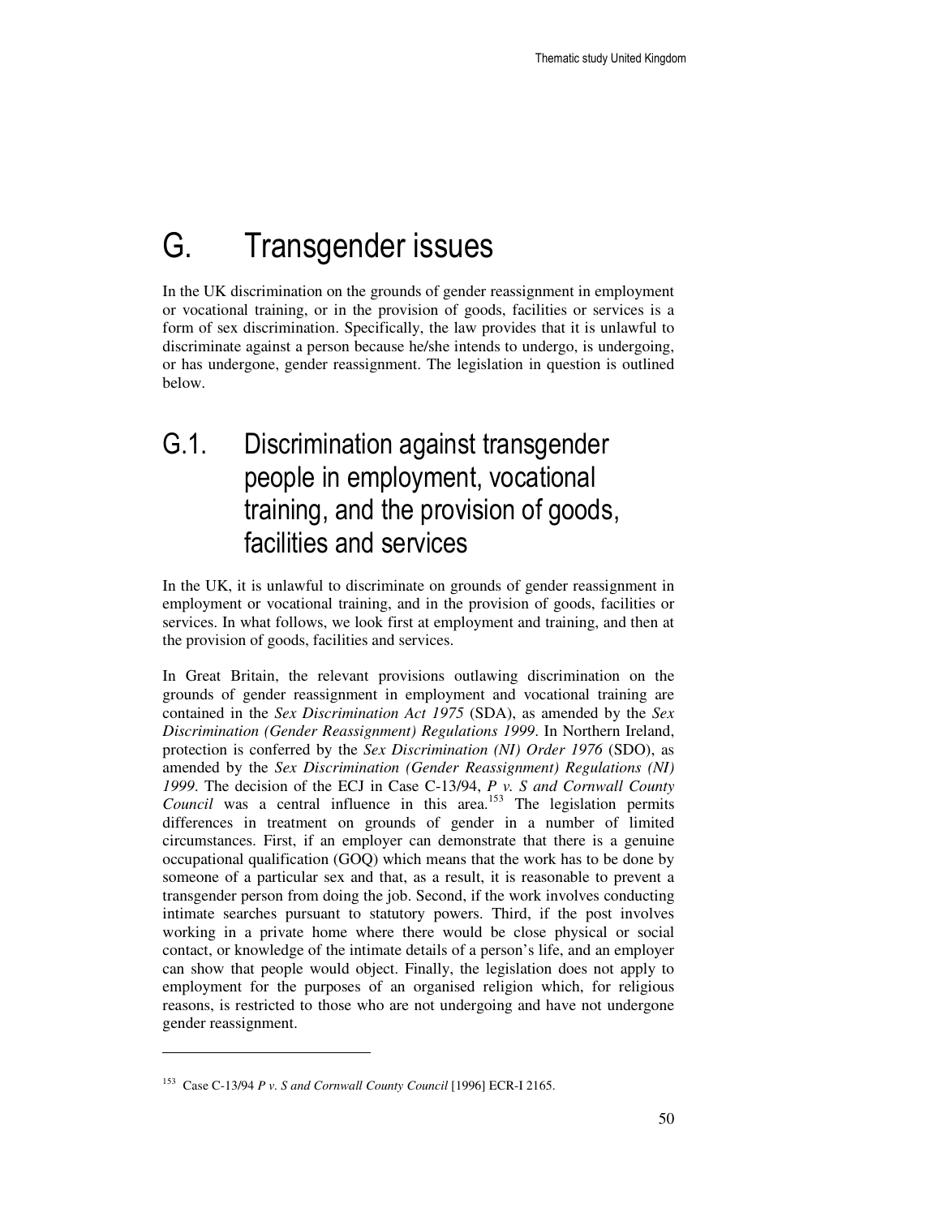# G. Transgender issues

In the UK discrimination on the grounds of gender reassignment in employment or vocational training, or in the provision of goods, facilities or services is a form of sex discrimination. Specifically, the law provides that it is unlawful to discriminate against a person because he/she intends to undergo, is undergoing, or has undergone, gender reassignment. The legislation in question is outlined below.

## G.1. Discrimination against transgender people in employment, vocational training, and the provision of goods, facilities and services

In the UK, it is unlawful to discriminate on grounds of gender reassignment in employment or vocational training, and in the provision of goods, facilities or services. In what follows, we look first at employment and training, and then at the provision of goods, facilities and services.

In Great Britain, the relevant provisions outlawing discrimination on the grounds of gender reassignment in employment and vocational training are contained in the *Sex Discrimination Act 1975* (SDA), as amended by the *Sex Discrimination (Gender Reassignment) Regulations 1999*. In Northern Ireland, protection is conferred by the *Sex Discrimination (NI) Order 1976* (SDO), as amended by the *Sex Discrimination (Gender Reassignment) Regulations (NI) 1999*. The decision of the ECJ in Case C-13/94, *P v. S and Cornwall County Council* was a central influence in this area.[153] The legislation permits differences in treatment on grounds of gender in a number of limited circumstances. First, if an employer can demonstrate that there is a genuine occupational qualification (GOQ) which means that the work has to be done by someone of a particular sex and that, as a result, it is reasonable to prevent a transgender person from doing the job. Second, if the work involves conducting intimate searches pursuant to statutory powers. Third, if the post involves working in a private home where there would be close physical or social contact, or knowledge of the intimate details of a person's life, and an employer can show that people would object. Finally, the legislation does not apply to employment for the purposes of an organised religion which, for religious reasons, is restricted to those who are not undergoing and have not undergone gender reassignment.

---

[153] Case C-13/94 *P v. S and Cornwall County Council* [1996] ECR-I 2165.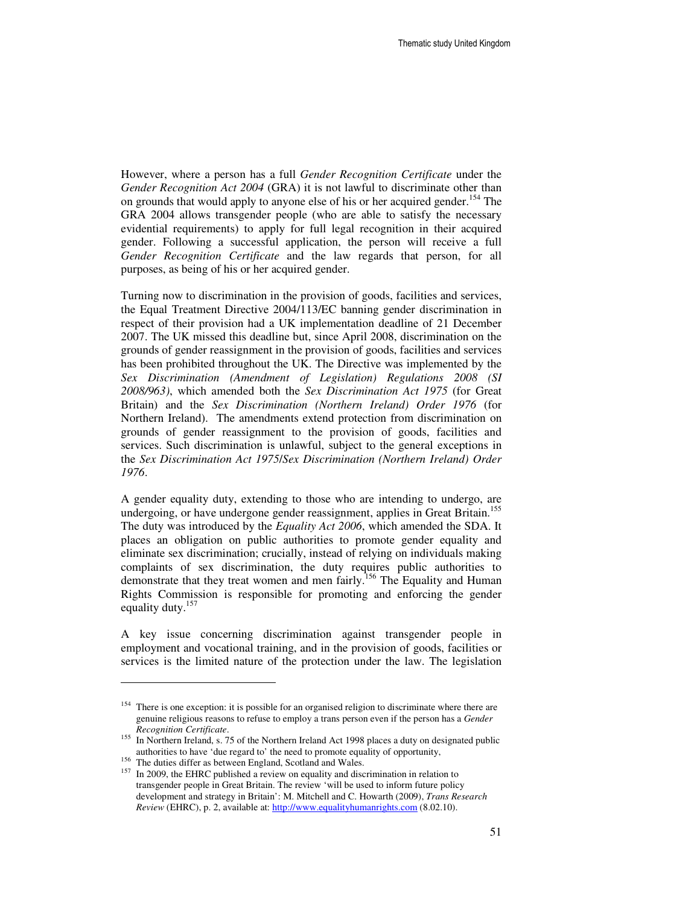However, where a person has a full *Gender Recognition Certificate* under the *Gender Recognition Act 2004* (GRA) it is not lawful to discriminate other than on grounds that would apply to anyone else of his or her acquired gender.[154] The GRA 2004 allows transgender people (who are able to satisfy the necessary evidential requirements) to apply for full legal recognition in their acquired gender. Following a successful application, the person will receive a full *Gender Recognition Certificate* and the law regards that person, for all purposes, as being of his or her acquired gender.

Turning now to discrimination in the provision of goods, facilities and services, the Equal Treatment Directive 2004/113/EC banning gender discrimination in respect of their provision had a UK implementation deadline of 21 December 2007. The UK missed this deadline but, since April 2008, discrimination on the grounds of gender reassignment in the provision of goods, facilities and services has been prohibited throughout the UK. The Directive was implemented by the *Sex Discrimination (Amendment of Legislation) Regulations 2008 (SI 2008/963)*, which amended both the *Sex Discrimination Act 1975* (for Great Britain) and the *Sex Discrimination (Northern Ireland) Order 1976* (for Northern Ireland). The amendments extend protection from discrimination on grounds of gender reassignment to the provision of goods, facilities and services. Such discrimination is unlawful, subject to the general exceptions in the *Sex Discrimination Act 1975/Sex Discrimination (Northern Ireland) Order 1976*.

A gender equality duty, extending to those who are intending to undergo, are undergoing, or have undergone gender reassignment, applies in Great Britain.[155] The duty was introduced by the *Equality Act 2006*, which amended the SDA. It places an obligation on public authorities to promote gender equality and eliminate sex discrimination; crucially, instead of relying on individuals making complaints of sex discrimination, the duty requires public authorities to demonstrate that they treat women and men fairly.[156] The Equality and Human Rights Commission is responsible for promoting and enforcing the gender equality duty.[157]

A key issue concerning discrimination against transgender people in employment and vocational training, and in the provision of goods, facilities or services is the limited nature of the protection under the law. The legislation

---

[154] There is one exception: it is possible for an organised religion to discriminate where there are genuine religious reasons to refuse to employ a trans person even if the person has a *Gender Recognition Certificate*.

[155] In Northern Ireland, s. 75 of the Northern Ireland Act 1998 places a duty on designated public authorities to have 'due regard to' the need to promote equality of opportunity,

[156] The duties differ as between England, Scotland and Wales.

[157] In 2009, the EHRC published a review on equality and discrimination in relation to transgender people in Great Britain. The review 'will be used to inform future policy development and strategy in Britain': M. Mitchell and C. Howarth (2009), *Trans Research Review* (EHRC), p. 2, available at: http://www.equalityhumanrights.com (8.02.10).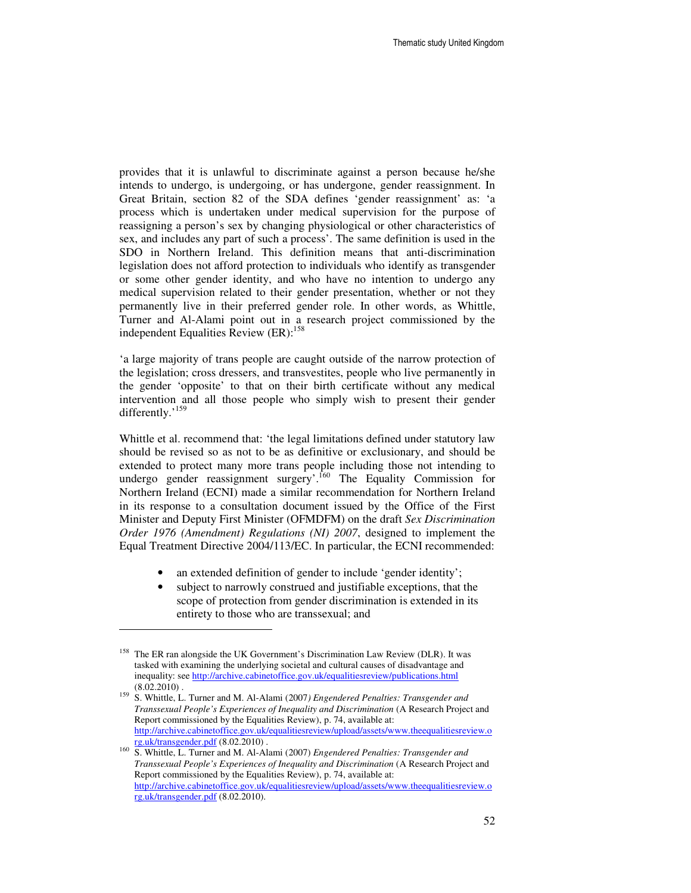provides that it is unlawful to discriminate against a person because he/she intends to undergo, is undergoing, or has undergone, gender reassignment. In Great Britain, section 82 of the SDA defines 'gender reassignment' as: 'a process which is undertaken under medical supervision for the purpose of reassigning a person's sex by changing physiological or other characteristics of sex, and includes any part of such a process'. The same definition is used in the SDO in Northern Ireland. This definition means that anti-discrimination legislation does not afford protection to individuals who identify as transgender or some other gender identity, and who have no intention to undergo any medical supervision related to their gender presentation, whether or not they permanently live in their preferred gender role. In other words, as Whittle, Turner and Al-Alami point out in a research project commissioned by the independent Equalities Review (ER):[158]

'a large majority of trans people are caught outside of the narrow protection of the legislation; cross dressers, and transvestites, people who live permanently in the gender 'opposite' to that on their birth certificate without any medical intervention and all those people who simply wish to present their gender differently.'[159]

Whittle et al. recommend that: 'the legal limitations defined under statutory law should be revised so as not to be as definitive or exclusionary, and should be extended to protect many more trans people including those not intending to undergo gender reassignment surgery'.[160] The Equality Commission for Northern Ireland (ECNI) made a similar recommendation for Northern Ireland in its response to a consultation document issued by the Office of the First Minister and Deputy First Minister (OFMDFM) on the draft *Sex Discrimination Order 1976 (Amendment) Regulations (NI) 2007*, designed to implement the Equal Treatment Directive 2004/113/EC. In particular, the ECNI recommended:

- an extended definition of gender to include 'gender identity';
- subject to narrowly construed and justifiable exceptions, that the scope of protection from gender discrimination is extended in its entirety to those who are transsexual; and

---

[158] The ER ran alongside the UK Government's Discrimination Law Review (DLR). It was tasked with examining the underlying societal and cultural causes of disadvantage and inequality: see http://archive.cabinetoffice.gov.uk/equalitiesreview/publications.html (8.02.2010) .

[159] S. Whittle, L. Turner and M. Al-Alami (2007*) Engendered Penalties: Transgender and Transsexual People's Experiences of Inequality and Discrimination* (A Research Project and Report commissioned by the Equalities Review), p. 74, available at: http://archive.cabinetoffice.gov.uk/equalitiesreview/upload/assets/www.theequalitiesreview.org.uk/transgender.pdf (8.02.2010) .

[160] S. Whittle, L. Turner and M. Al-Alami (2007) *Engendered Penalties: Transgender and Transsexual People's Experiences of Inequality and Discrimination* (A Research Project and Report commissioned by the Equalities Review), p. 74, available at: http://archive.cabinetoffice.gov.uk/equalitiesreview/upload/assets/www.theequalitiesreview.org.uk/transgender.pdf (8.02.2010).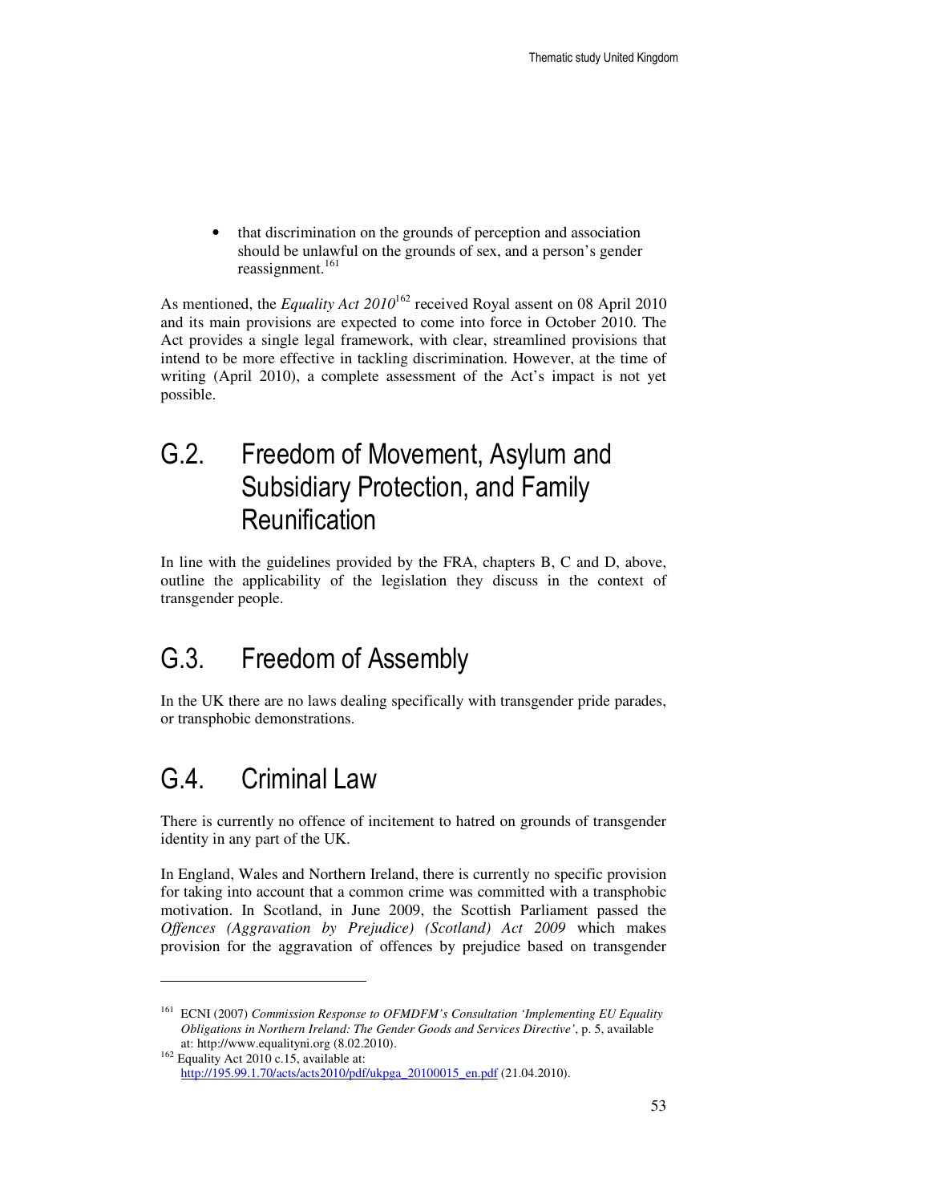- that discrimination on the grounds of perception and association should be unlawful on the grounds of sex, and a person's gender reassignment.[161]

As mentioned, the *Equality Act 2010*[162] received Royal assent on 08 April 2010 and its main provisions are expected to come into force in October 2010. The Act provides a single legal framework, with clear, streamlined provisions that intend to be more effective in tackling discrimination. However, at the time of writing (April 2010), a complete assessment of the Act's impact is not yet possible.

## G.2. Freedom of Movement, Asylum and Subsidiary Protection, and Family Reunification

In line with the guidelines provided by the FRA, chapters B, C and D, above, outline the applicability of the legislation they discuss in the context of transgender people.

## G.3. Freedom of Assembly

In the UK there are no laws dealing specifically with transgender pride parades, or transphobic demonstrations.

## G.4. Criminal Law

There is currently no offence of incitement to hatred on grounds of transgender identity in any part of the UK.

In England, Wales and Northern Ireland, there is currently no specific provision for taking into account that a common crime was committed with a transphobic motivation. In Scotland, in June 2009, the Scottish Parliament passed the *Offences (Aggravation by Prejudice) (Scotland) Act 2009* which makes provision for the aggravation of offences by prejudice based on transgender

---

[161] ECNI (2007) *Commission Response to OFMDFM's Consultation 'Implementing EU Equality Obligations in Northern Ireland: The Gender Goods and Services Directive'*, p. 5, available at: http://www.equalityni.org (8.02.2010).

[162] Equality Act 2010 c.15, available at: http://195.99.1.70/acts/acts2010/pdf/ukpga_20100015_en.pdf (21.04.2010).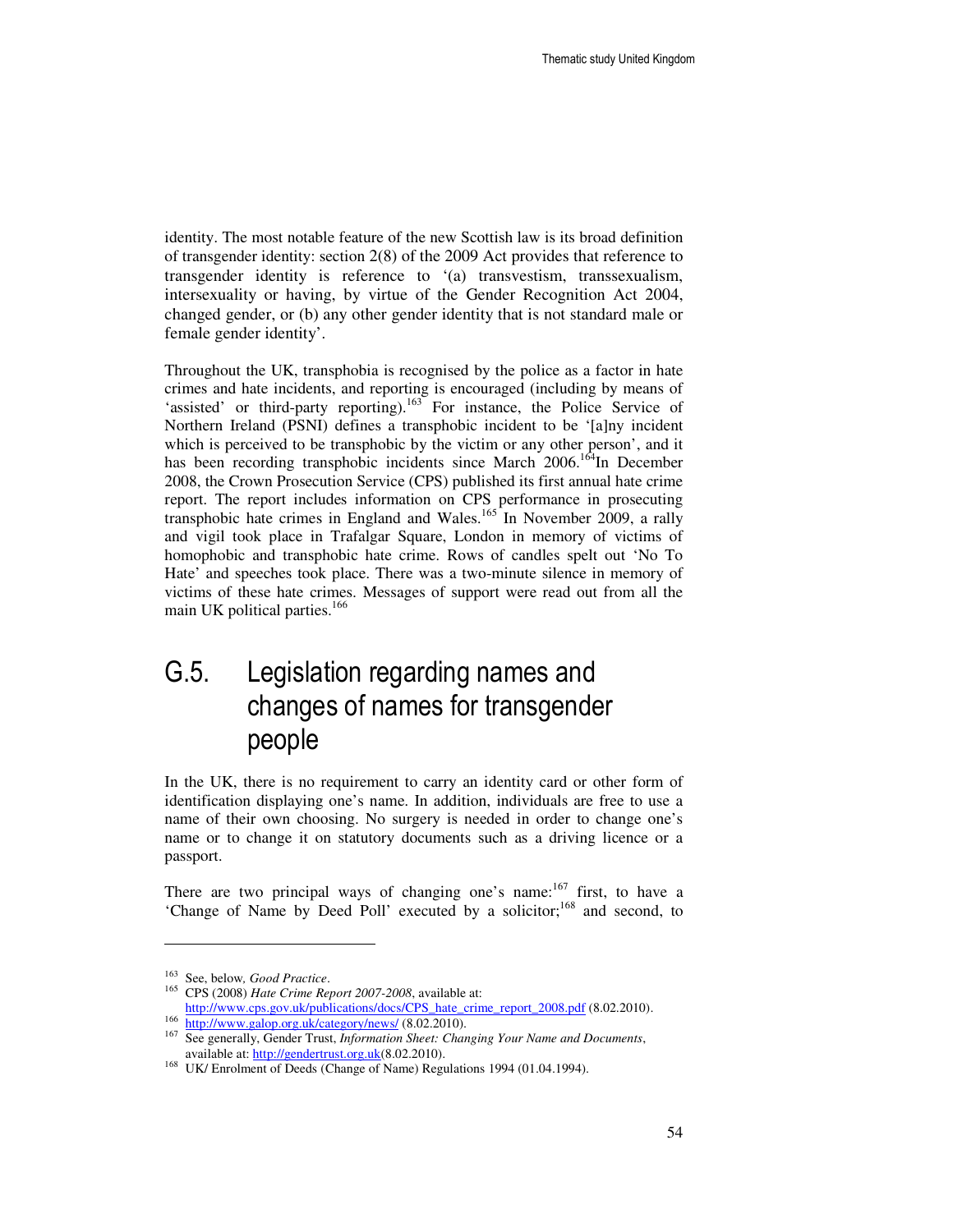identity. The most notable feature of the new Scottish law is its broad definition of transgender identity: section 2(8) of the 2009 Act provides that reference to transgender identity is reference to '(a) transvestism, transsexualism, intersexuality or having, by virtue of the Gender Recognition Act 2004, changed gender, or (b) any other gender identity that is not standard male or female gender identity'.

Throughout the UK, transphobia is recognised by the police as a factor in hate crimes and hate incidents, and reporting is encouraged (including by means of 'assisted' or third-party reporting).[163] For instance, the Police Service of Northern Ireland (PSNI) defines a transphobic incident to be '[a]ny incident which is perceived to be transphobic by the victim or any other person', and it has been recording transphobic incidents since March 2006.[164] In December 2008, the Crown Prosecution Service (CPS) published its first annual hate crime report. The report includes information on CPS performance in prosecuting transphobic hate crimes in England and Wales.[165] In November 2009, a rally and vigil took place in Trafalgar Square, London in memory of victims of homophobic and transphobic hate crime. Rows of candles spelt out 'No To Hate' and speeches took place. There was a two-minute silence in memory of victims of these hate crimes. Messages of support were read out from all the main UK political parties.[166]

## G.5. Legislation regarding names and changes of names for transgender people

In the UK, there is no requirement to carry an identity card or other form of identification displaying one's name. In addition, individuals are free to use a name of their own choosing. No surgery is needed in order to change one's name or to change it on statutory documents such as a driving licence or a passport.

There are two principal ways of changing one's name:[167] first, to have a 'Change of Name by Deed Poll' executed by a solicitor;[168] and second, to

---

[163] See, below, *Good Practice*.

[165] CPS (2008) *Hate Crime Report 2007-2008*, available at: http://www.cps.gov.uk/publications/docs/CPS_hate_crime_report_2008.pdf (8.02.2010).

[166] http://www.galop.org.uk/category/news/ (8.02.2010).

[167] See generally, Gender Trust, *Information Sheet: Changing Your Name and Documents*, available at: http://gendertrust.org.uk(8.02.2010).

[168] UK/ Enrolment of Deeds (Change of Name) Regulations 1994 (01.04.1994).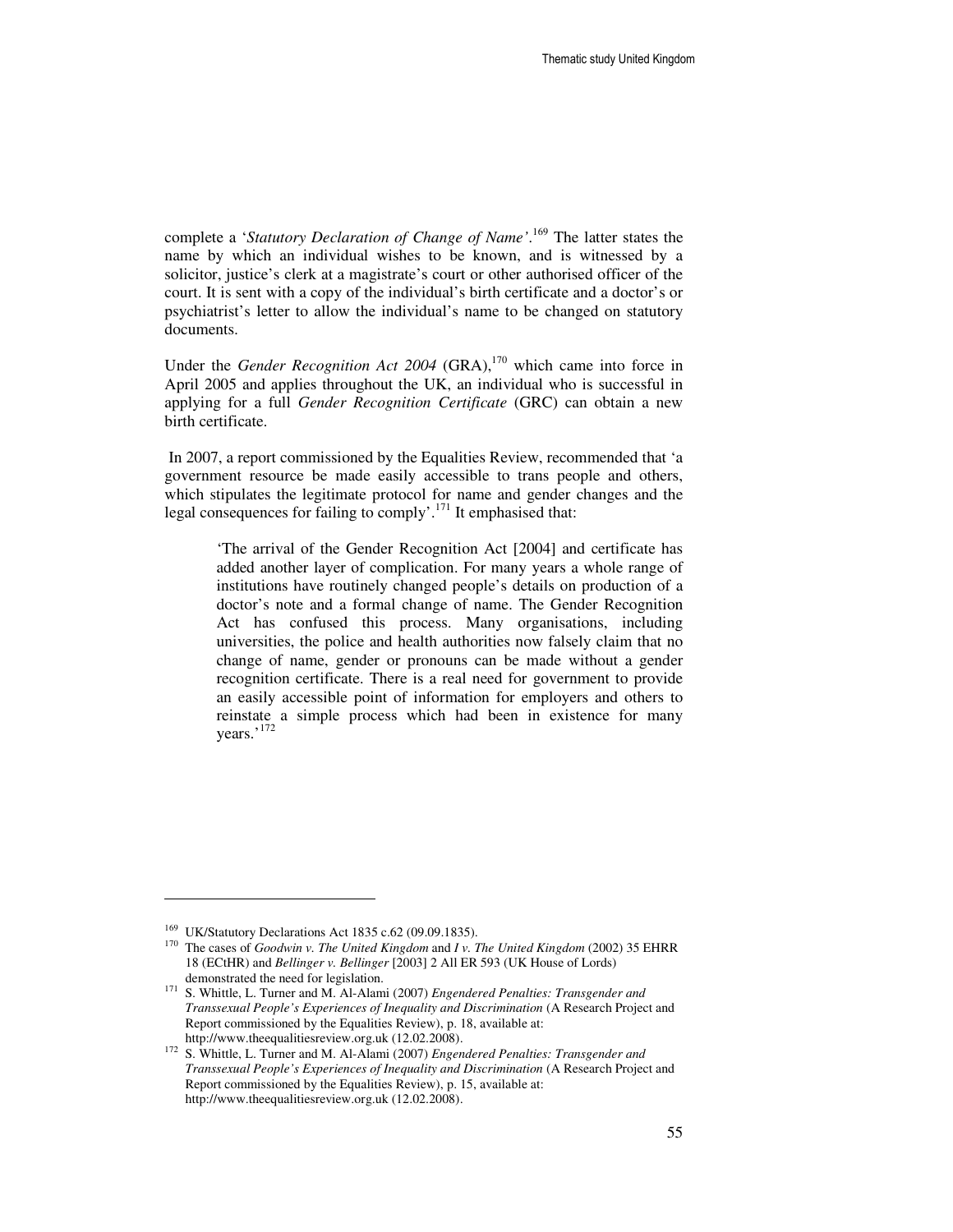complete a '*Statutory Declaration of Change of Name'*.[169] The latter states the name by which an individual wishes to be known, and is witnessed by a solicitor, justice's clerk at a magistrate's court or other authorised officer of the court. It is sent with a copy of the individual's birth certificate and a doctor's or psychiatrist's letter to allow the individual's name to be changed on statutory documents.

Under the *Gender Recognition Act 2004* (GRA),[170] which came into force in April 2005 and applies throughout the UK, an individual who is successful in applying for a full *Gender Recognition Certificate* (GRC) can obtain a new birth certificate.

In 2007, a report commissioned by the Equalities Review, recommended that 'a government resource be made easily accessible to trans people and others, which stipulates the legitimate protocol for name and gender changes and the legal consequences for failing to comply'.[171] It emphasised that:

> 'The arrival of the Gender Recognition Act [2004] and certificate has added another layer of complication. For many years a whole range of institutions have routinely changed people's details on production of a doctor's note and a formal change of name. The Gender Recognition Act has confused this process. Many organisations, including universities, the police and health authorities now falsely claim that no change of name, gender or pronouns can be made without a gender recognition certificate. There is a real need for government to provide an easily accessible point of information for employers and others to reinstate a simple process which had been in existence for many years.'[172]

---

[169] UK/Statutory Declarations Act 1835 c.62 (09.09.1835).

[170] The cases of *Goodwin v. The United Kingdom* and *I v. The United Kingdom* (2002) 35 EHRR 18 (ECtHR) and *Bellinger v. Bellinger* [2003] 2 All ER 593 (UK House of Lords) demonstrated the need for legislation.

[171] S. Whittle, L. Turner and M. Al-Alami (2007) *Engendered Penalties: Transgender and Transsexual People's Experiences of Inequality and Discrimination* (A Research Project and Report commissioned by the Equalities Review), p. 18, available at: http://www.theequalitiesreview.org.uk (12.02.2008).

[172] S. Whittle, L. Turner and M. Al-Alami (2007) *Engendered Penalties: Transgender and Transsexual People's Experiences of Inequality and Discrimination* (A Research Project and Report commissioned by the Equalities Review), p. 15, available at: http://www.theequalitiesreview.org.uk (12.02.2008).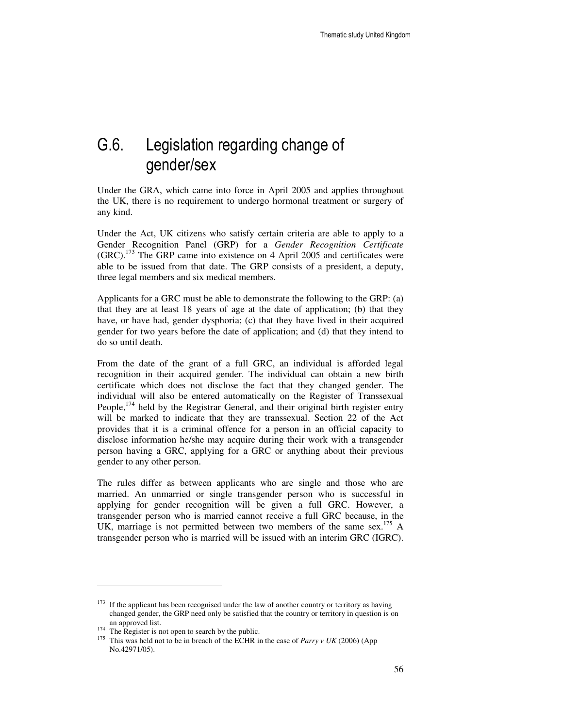## G.6. Legislation regarding change of gender/sex

Under the GRA, which came into force in April 2005 and applies throughout the UK, there is no requirement to undergo hormonal treatment or surgery of any kind.

Under the Act, UK citizens who satisfy certain criteria are able to apply to a Gender Recognition Panel (GRP) for a *Gender Recognition Certificate* (GRC).[173] The GRP came into existence on 4 April 2005 and certificates were able to be issued from that date. The GRP consists of a president, a deputy, three legal members and six medical members.

Applicants for a GRC must be able to demonstrate the following to the GRP: (a) that they are at least 18 years of age at the date of application; (b) that they have, or have had, gender dysphoria; (c) that they have lived in their acquired gender for two years before the date of application; and (d) that they intend to do so until death.

From the date of the grant of a full GRC, an individual is afforded legal recognition in their acquired gender. The individual can obtain a new birth certificate which does not disclose the fact that they changed gender. The individual will also be entered automatically on the Register of Transsexual People,[174] held by the Registrar General, and their original birth register entry will be marked to indicate that they are transsexual. Section 22 of the Act provides that it is a criminal offence for a person in an official capacity to disclose information he/she may acquire during their work with a transgender person having a GRC, applying for a GRC or anything about their previous gender to any other person.

The rules differ as between applicants who are single and those who are married. An unmarried or single transgender person who is successful in applying for gender recognition will be given a full GRC. However, a transgender person who is married cannot receive a full GRC because, in the UK, marriage is not permitted between two members of the same sex.[175] A transgender person who is married will be issued with an interim GRC (IGRC).

---

[173] If the applicant has been recognised under the law of another country or territory as having changed gender, the GRP need only be satisfied that the country or territory in question is on an approved list.

[174] The Register is not open to search by the public.

[175] This was held not to be in breach of the ECHR in the case of *Parry v UK* (2006) (App No.42971/05).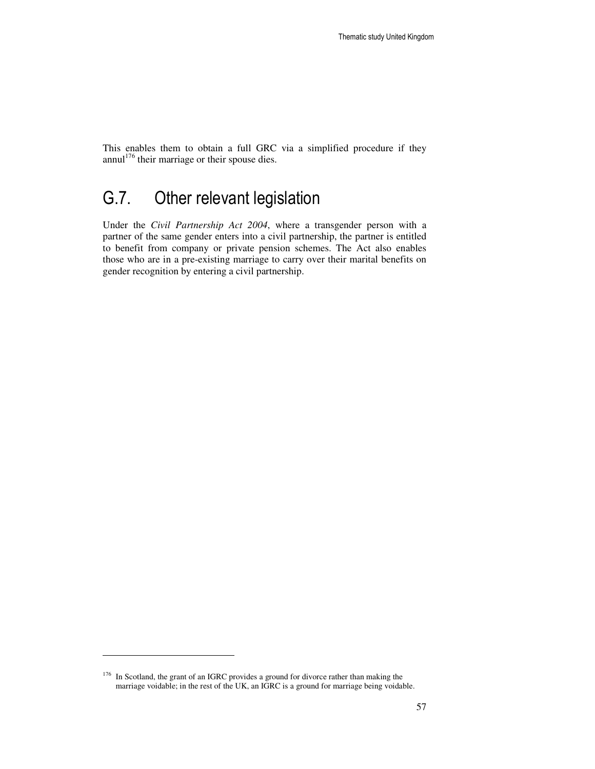This enables them to obtain a full GRC via a simplified procedure if they annul[176] their marriage or their spouse dies.

## G.7. Other relevant legislation

Under the *Civil Partnership Act 2004*, where a transgender person with a partner of the same gender enters into a civil partnership, the partner is entitled to benefit from company or private pension schemes. The Act also enables those who are in a pre-existing marriage to carry over their marital benefits on gender recognition by entering a civil partnership.

---

[176] In Scotland, the grant of an IGRC provides a ground for divorce rather than making the marriage voidable; in the rest of the UK, an IGRC is a ground for marriage being voidable.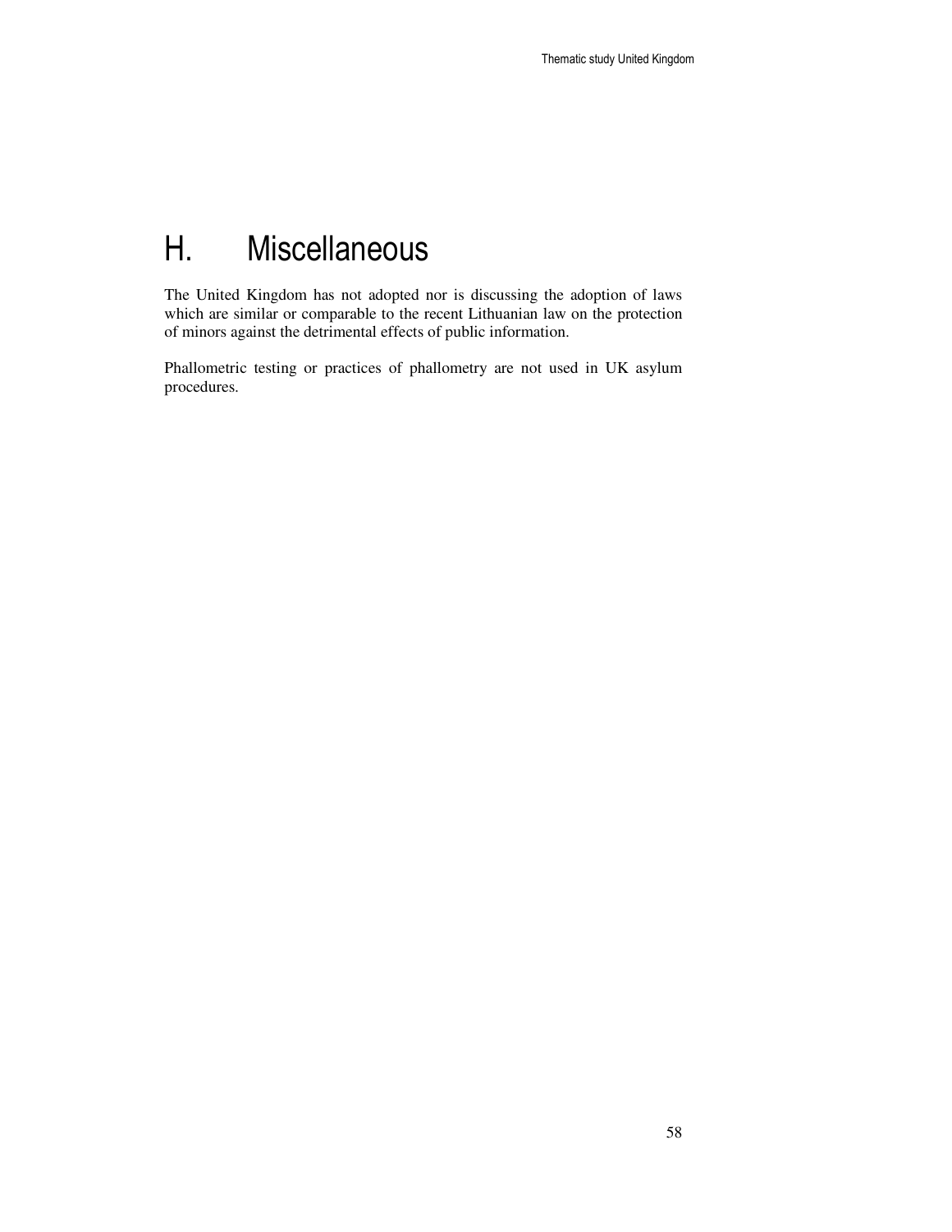# H. Miscellaneous

The United Kingdom has not adopted nor is discussing the adoption of laws which are similar or comparable to the recent Lithuanian law on the protection of minors against the detrimental effects of public information.

Phallometric testing or practices of phallometry are not used in UK asylum procedures.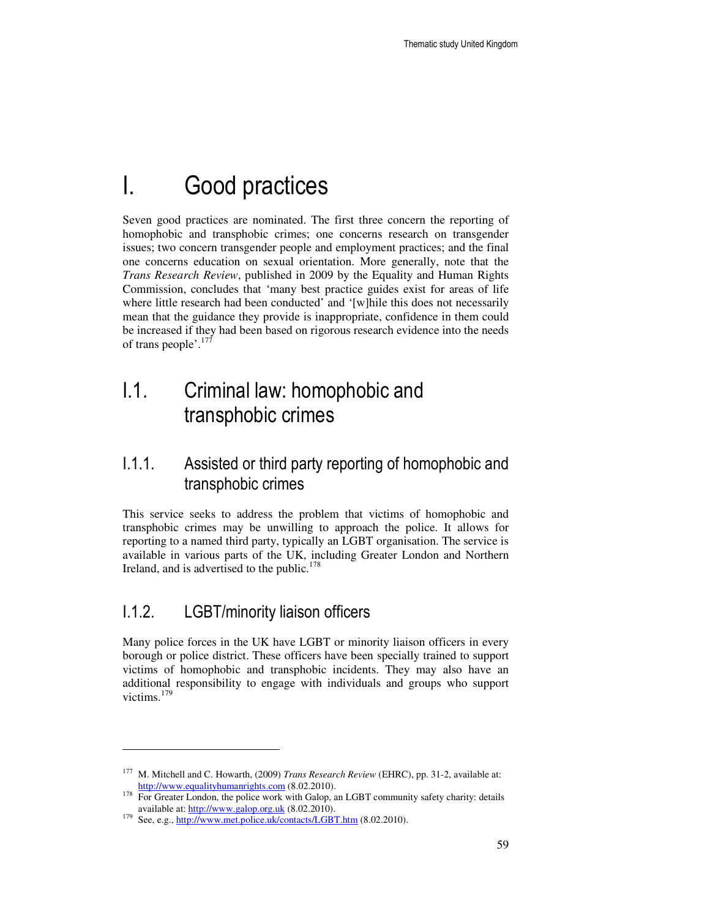# I. Good practices

Seven good practices are nominated. The first three concern the reporting of homophobic and transphobic crimes; one concerns research on transgender issues; two concern transgender people and employment practices; and the final one concerns education on sexual orientation. More generally, note that the *Trans Research Review*, published in 2009 by the Equality and Human Rights Commission, concludes that 'many best practice guides exist for areas of life where little research had been conducted' and '[w]hile this does not necessarily mean that the guidance they provide is inappropriate, confidence in them could be increased if they had been based on rigorous research evidence into the needs of trans people'.[177]

## I.1. Criminal law: homophobic and transphobic crimes

### I.1.1. Assisted or third party reporting of homophobic and transphobic crimes

This service seeks to address the problem that victims of homophobic and transphobic crimes may be unwilling to approach the police. It allows for reporting to a named third party, typically an LGBT organisation. The service is available in various parts of the UK, including Greater London and Northern Ireland, and is advertised to the public.[178]

### I.1.2. LGBT/minority liaison officers

Many police forces in the UK have LGBT or minority liaison officers in every borough or police district. These officers have been specially trained to support victims of homophobic and transphobic incidents. They may also have an additional responsibility to engage with individuals and groups who support victims.[179]

---

[177] M. Mitchell and C. Howarth, (2009) *Trans Research Review* (EHRC), pp. 31-2, available at: http://www.equalityhumanrights.com (8.02.2010).

[178] For Greater London, the police work with Galop, an LGBT community safety charity: details available at: http://www.galop.org.uk (8.02.2010).

[179] See, e.g., http://www.met.police.uk/contacts/LGBT.htm (8.02.2010).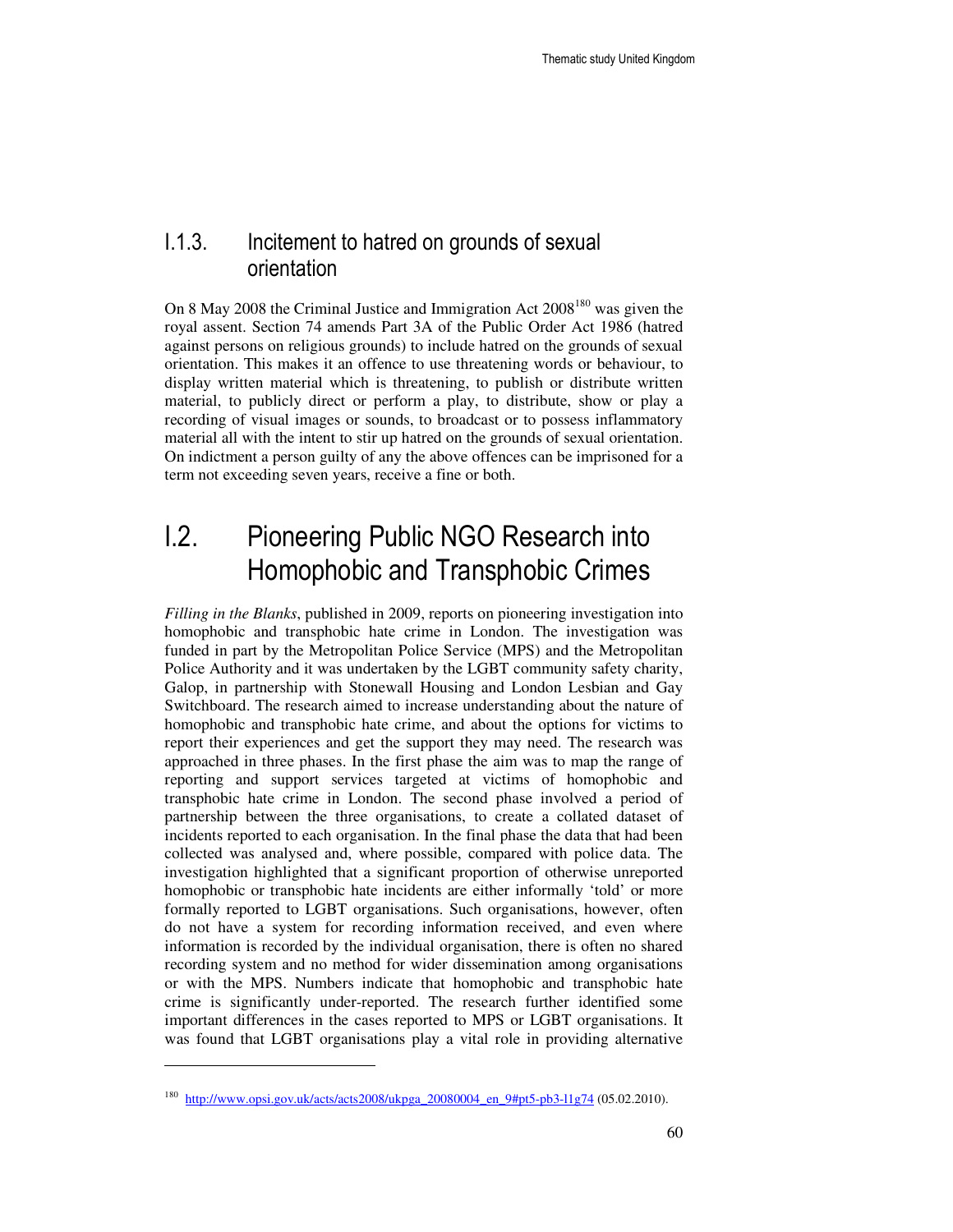### I.1.3. Incitement to hatred on grounds of sexual orientation

On 8 May 2008 the Criminal Justice and Immigration Act 2008[180] was given the royal assent. Section 74 amends Part 3A of the Public Order Act 1986 (hatred against persons on religious grounds) to include hatred on the grounds of sexual orientation. This makes it an offence to use threatening words or behaviour, to display written material which is threatening, to publish or distribute written material, to publicly direct or perform a play, to distribute, show or play a recording of visual images or sounds, to broadcast or to possess inflammatory material all with the intent to stir up hatred on the grounds of sexual orientation. On indictment a person guilty of any the above offences can be imprisoned for a term not exceeding seven years, receive a fine or both.

## I.2. Pioneering Public NGO Research into Homophobic and Transphobic Crimes

*Filling in the Blanks*, published in 2009, reports on pioneering investigation into homophobic and transphobic hate crime in London. The investigation was funded in part by the Metropolitan Police Service (MPS) and the Metropolitan Police Authority and it was undertaken by the LGBT community safety charity, Galop, in partnership with Stonewall Housing and London Lesbian and Gay Switchboard. The research aimed to increase understanding about the nature of homophobic and transphobic hate crime, and about the options for victims to report their experiences and get the support they may need. The research was approached in three phases. In the first phase the aim was to map the range of reporting and support services targeted at victims of homophobic and transphobic hate crime in London. The second phase involved a period of partnership between the three organisations, to create a collated dataset of incidents reported to each organisation. In the final phase the data that had been collected was analysed and, where possible, compared with police data. The investigation highlighted that a significant proportion of otherwise unreported homophobic or transphobic hate incidents are either informally 'told' or more formally reported to LGBT organisations. Such organisations, however, often do not have a system for recording information received, and even where information is recorded by the individual organisation, there is often no shared recording system and no method for wider dissemination among organisations or with the MPS. Numbers indicate that homophobic and transphobic hate crime is significantly under-reported. The research further identified some important differences in the cases reported to MPS or LGBT organisations. It was found that LGBT organisations play a vital role in providing alternative

---

[180] http://www.opsi.gov.uk/acts/acts2008/ukpga_20080004_en_9#pt5-pb3-l1g74 (05.02.2010).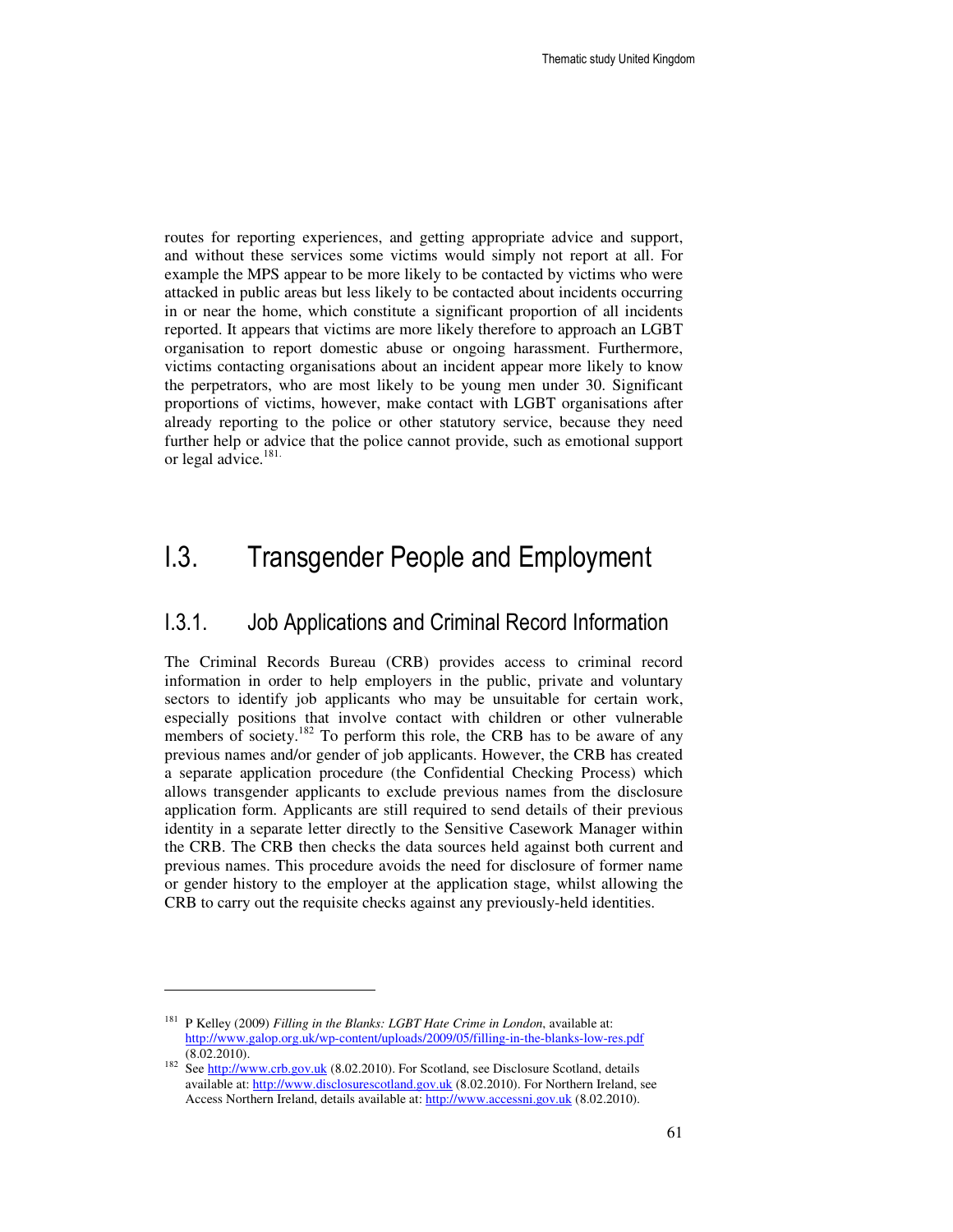routes for reporting experiences, and getting appropriate advice and support, and without these services some victims would simply not report at all. For example the MPS appear to be more likely to be contacted by victims who were attacked in public areas but less likely to be contacted about incidents occurring in or near the home, which constitute a significant proportion of all incidents reported. It appears that victims are more likely therefore to approach an LGBT organisation to report domestic abuse or ongoing harassment. Furthermore, victims contacting organisations about an incident appear more likely to know the perpetrators, who are most likely to be young men under 30. Significant proportions of victims, however, make contact with LGBT organisations after already reporting to the police or other statutory service, because they need further help or advice that the police cannot provide, such as emotional support or legal advice.[181]

## I.3. Transgender People and Employment

### I.3.1. Job Applications and Criminal Record Information

The Criminal Records Bureau (CRB) provides access to criminal record information in order to help employers in the public, private and voluntary sectors to identify job applicants who may be unsuitable for certain work, especially positions that involve contact with children or other vulnerable members of society.[182] To perform this role, the CRB has to be aware of any previous names and/or gender of job applicants. However, the CRB has created a separate application procedure (the Confidential Checking Process) which allows transgender applicants to exclude previous names from the disclosure application form. Applicants are still required to send details of their previous identity in a separate letter directly to the Sensitive Casework Manager within the CRB. The CRB then checks the data sources held against both current and previous names. This procedure avoids the need for disclosure of former name or gender history to the employer at the application stage, whilst allowing the CRB to carry out the requisite checks against any previously-held identities.

---

[181] P Kelley (2009) *Filling in the Blanks: LGBT Hate Crime in London*, available at: http://www.galop.org.uk/wp-content/uploads/2009/05/filling-in-the-blanks-low-res.pdf (8.02.2010).

[182] See http://www.crb.gov.uk (8.02.2010). For Scotland, see Disclosure Scotland, details available at: http://www.disclosurescotland.gov.uk (8.02.2010). For Northern Ireland, see Access Northern Ireland, details available at: http://www.accessni.gov.uk (8.02.2010).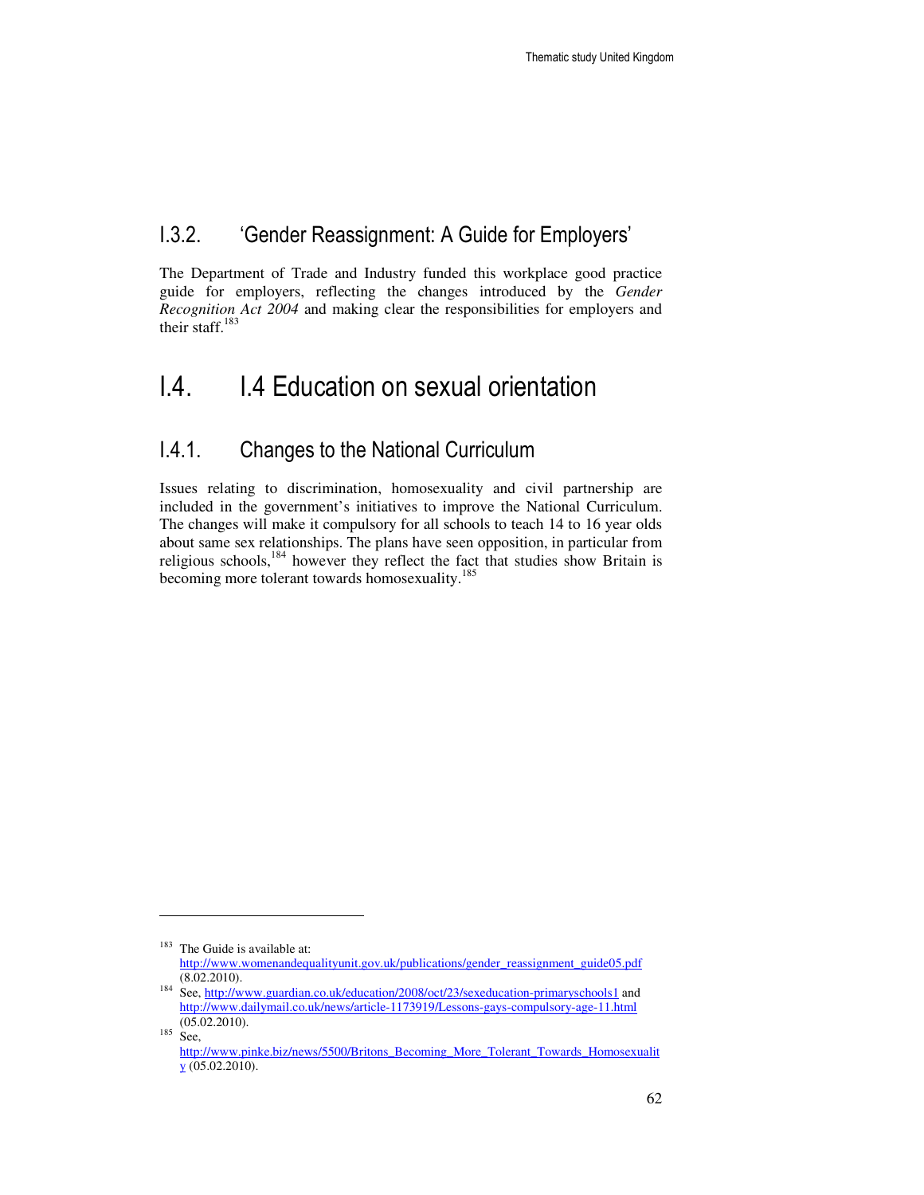### I.3.2. 'Gender Reassignment: A Guide for Employers'

The Department of Trade and Industry funded this workplace good practice guide for employers, reflecting the changes introduced by the *Gender Recognition Act 2004* and making clear the responsibilities for employers and their staff.[183]

## I.4. I.4 Education on sexual orientation

### I.4.1. Changes to the National Curriculum

Issues relating to discrimination, homosexuality and civil partnership are included in the government's initiatives to improve the National Curriculum. The changes will make it compulsory for all schools to teach 14 to 16 year olds about same sex relationships. The plans have seen opposition, in particular from religious schools,[184] however they reflect the fact that studies show Britain is becoming more tolerant towards homosexuality.[185]

---

[183] The Guide is available at: http://www.womenandequalityunit.gov.uk/publications/gender_reassignment_guide05.pdf (8.02.2010).

[184] See, http://www.guardian.co.uk/education/2008/oct/23/sexeducation-primaryschools1 and http://www.dailymail.co.uk/news/article-1173919/Lessons-gays-compulsory-age-11.html (05.02.2010).

[185] See, http://www.pinke.biz/news/5500/Britons_Becoming_More_Tolerant_Towards_Homosexuality (05.02.2010).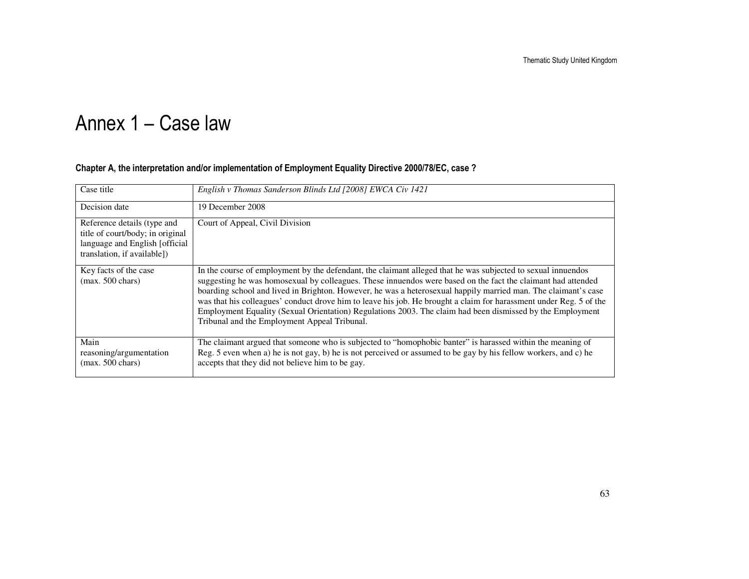# Annex 1 – Case law

#### Chapter A, the interpretation and/or implementation of Employment Equality Directive 2000/78/EC, case ?

| | |
|---|---|
| Case title | *English v Thomas Sanderson Blinds Ltd [2008] EWCA Civ 1421* |
| Decision date | 19 December 2008 |
| Reference details (type and title of court/body; in original language and English [official translation, if available]) | Court of Appeal, Civil Division |
| Key facts of the case (max. 500 chars) | In the course of employment by the defendant, the claimant alleged that he was subjected to sexual innuendos suggesting he was homosexual by colleagues. These innuendos were based on the fact the claimant had attended boarding school and lived in Brighton. However, he was a heterosexual happily married man. The claimant's case was that his colleagues' conduct drove him to leave his job. He brought a claim for harassment under Reg. 5 of the Employment Equality (Sexual Orientation) Regulations 2003. The claim had been dismissed by the Employment Tribunal and the Employment Appeal Tribunal. |
| Main reasoning/argumentation (max. 500 chars) | The claimant argued that someone who is subjected to "homophobic banter" is harassed within the meaning of Reg. 5 even when a) he is not gay, b) he is not perceived or assumed to be gay by his fellow workers, and c) he accepts that they did not believe him to be gay. |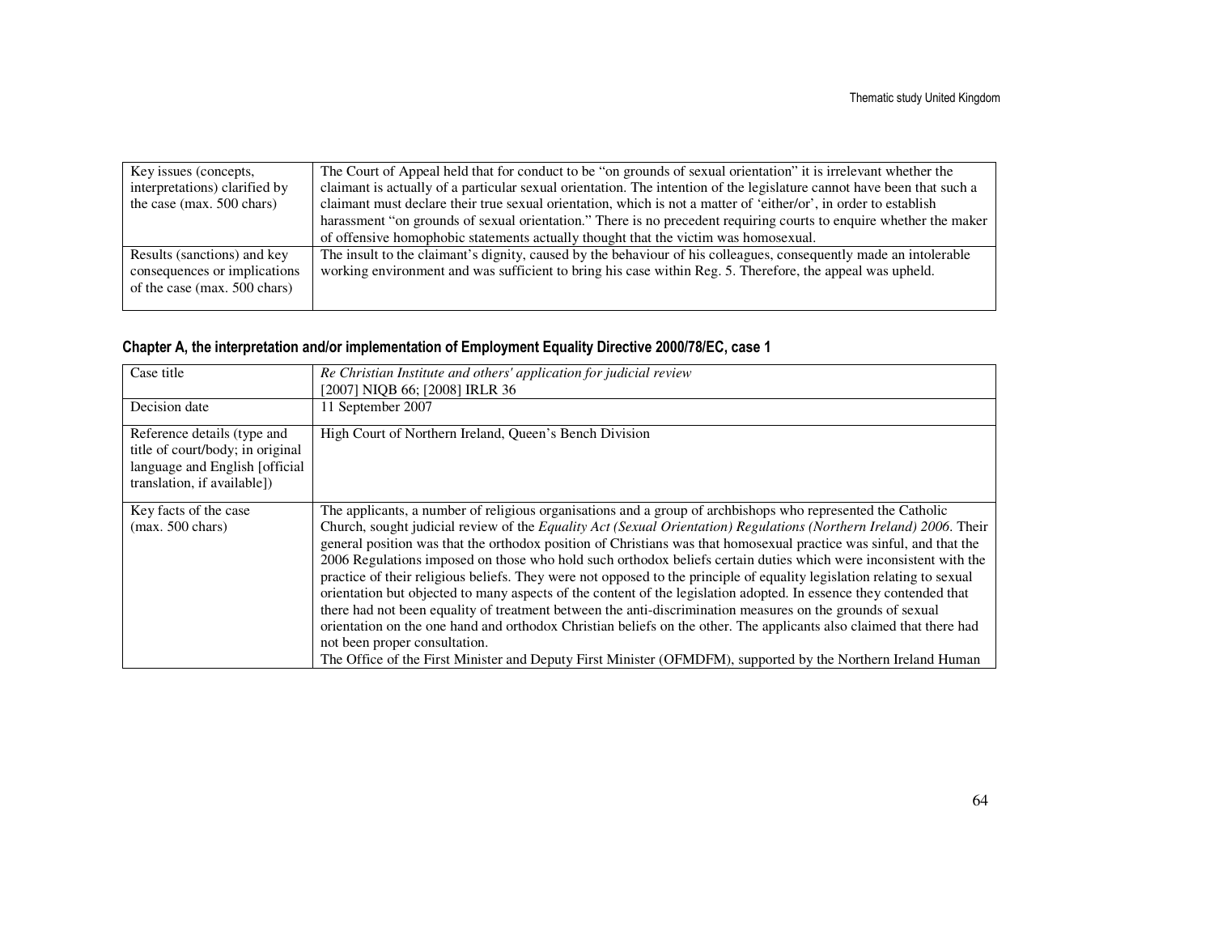| | |
|---|---|
| Key issues (concepts, interpretations) clarified by the case (max. 500 chars) | The Court of Appeal held that for conduct to be "on grounds of sexual orientation" it is irrelevant whether the claimant is actually of a particular sexual orientation. The intention of the legislature cannot have been that such a claimant must declare their true sexual orientation, which is not a matter of 'either/or', in order to establish harassment "on grounds of sexual orientation." There is no precedent requiring courts to enquire whether the maker of offensive homophobic statements actually thought that the victim was homosexual. |
| Results (sanctions) and key consequences or implications of the case (max. 500 chars) | The insult to the claimant's dignity, caused by the behaviour of his colleagues, consequently made an intolerable working environment and was sufficient to bring his case within Reg. 5. Therefore, the appeal was upheld. |

### Chapter A, the interpretation and/or implementation of Employment Equality Directive 2000/78/EC, case 1

| | |
|---|---|
| Case title | *Re Christian Institute and others' application for judicial review* [2007] NIQB 66; [2008] IRLR 36 |
| Decision date | 11 September 2007 |
| Reference details (type and title of court/body; in original language and English [official translation, if available]) | High Court of Northern Ireland, Queen's Bench Division |
| Key facts of the case (max. 500 chars) | The applicants, a number of religious organisations and a group of archbishops who represented the Catholic Church, sought judicial review of the *Equality Act (Sexual Orientation) Regulations (Northern Ireland) 2006*. Their general position was that the orthodox position of Christians was that homosexual practice was sinful, and that the 2006 Regulations imposed on those who hold such orthodox beliefs certain duties which were inconsistent with the practice of their religious beliefs. They were not opposed to the principle of equality legislation relating to sexual orientation but objected to many aspects of the content of the legislation adopted. In essence they contended that there had not been equality of treatment between the anti-discrimination measures on the grounds of sexual orientation on the one hand and orthodox Christian beliefs on the other. The applicants also claimed that there had not been proper consultation.<br>The Office of the First Minister and Deputy First Minister (OFMDFM), supported by the Northern Ireland Human |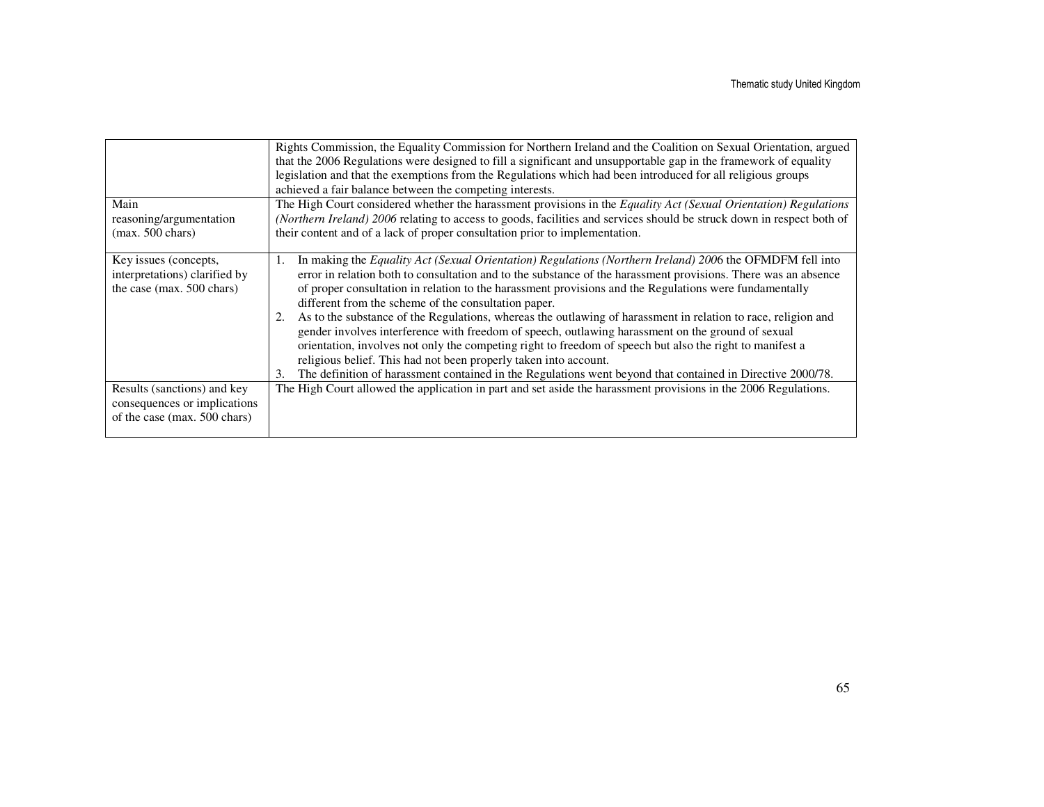| | |
|---|---|
| | Rights Commission, the Equality Commission for Northern Ireland and the Coalition on Sexual Orientation, argued that the 2006 Regulations were designed to fill a significant and unsupportable gap in the framework of equality legislation and that the exemptions from the Regulations which had been introduced for all religious groups achieved a fair balance between the competing interests. |
| Main reasoning/argumentation (max. 500 chars) | The High Court considered whether the harassment provisions in the *Equality Act (Sexual Orientation) Regulations (Northern Ireland) 2006* relating to access to goods, facilities and services should be struck down in respect both of their content and of a lack of proper consultation prior to implementation. |
| Key issues (concepts, interpretations) clarified by the case (max. 500 chars) | 1. In making the *Equality Act (Sexual Orientation) Regulations (Northern Ireland) 2006* the OFMDFM fell into error in relation both to consultation and to the substance of the harassment provisions. There was an absence of proper consultation in relation to the harassment provisions and the Regulations were fundamentally different from the scheme of the consultation paper.<br>2. As to the substance of the Regulations, whereas the outlawing of harassment in relation to race, religion and gender involves interference with freedom of speech, outlawing harassment on the ground of sexual orientation, involves not only the competing right to freedom of speech but also the right to manifest a religious belief. This had not been properly taken into account.<br>3. The definition of harassment contained in the Regulations went beyond that contained in Directive 2000/78. |
| Results (sanctions) and key consequences or implications of the case (max. 500 chars) | The High Court allowed the application in part and set aside the harassment provisions in the 2006 Regulations. |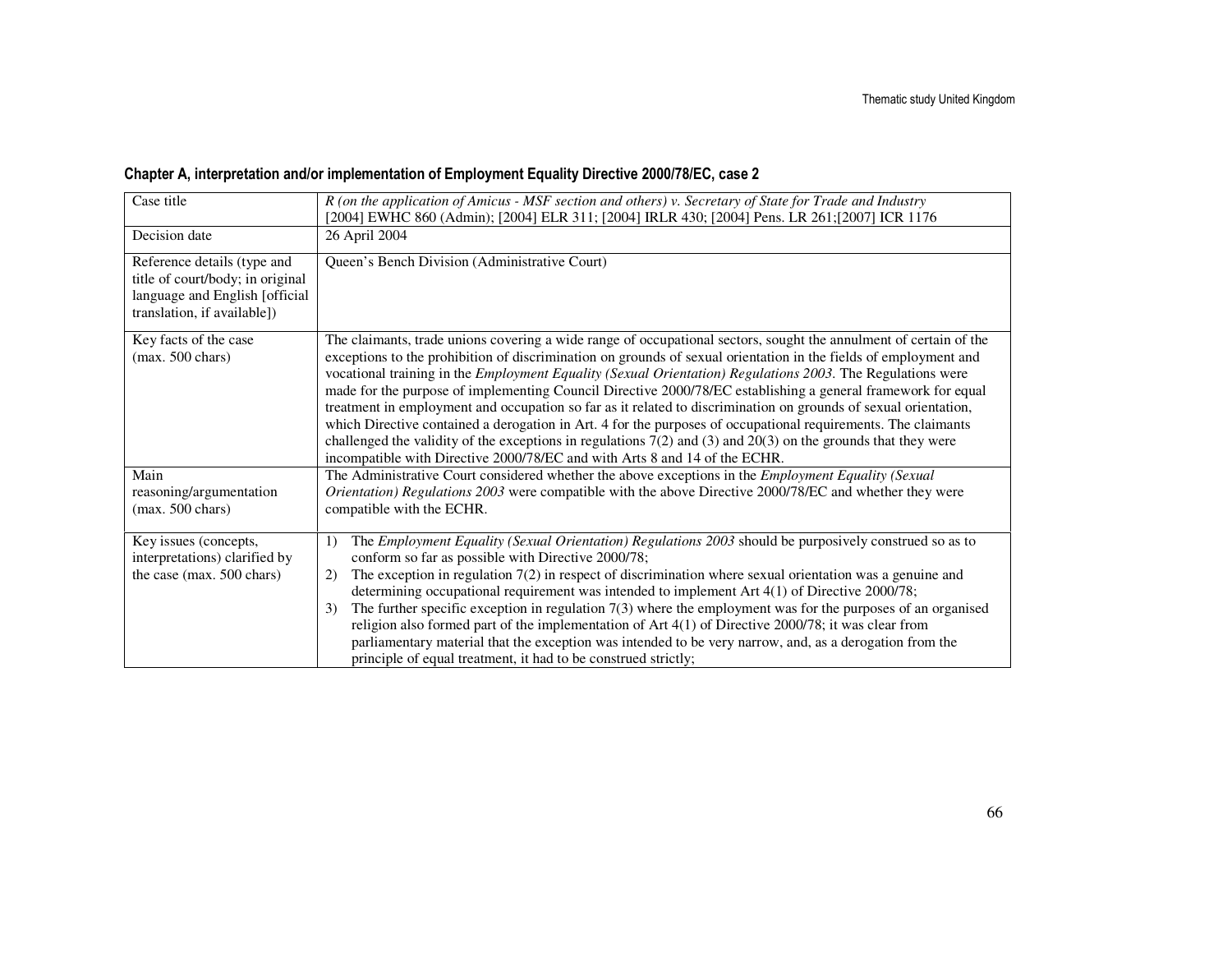**Chapter A, interpretation and/or implementation of Employment Equality Directive 2000/78/EC, case 2**

| | |
|---|---|
| Case title | *R (on the application of Amicus - MSF section and others) v. Secretary of State for Trade and Industry* [2004] EWHC 860 (Admin); [2004] ELR 311; [2004] IRLR 430; [2004] Pens. LR 261;[2007] ICR 1176 |
| Decision date | 26 April 2004 |
| Reference details (type and title of court/body; in original language and English [official translation, if available]) | Queen's Bench Division (Administrative Court) |
| Key facts of the case (max. 500 chars) | The claimants, trade unions covering a wide range of occupational sectors, sought the annulment of certain of the exceptions to the prohibition of discrimination on grounds of sexual orientation in the fields of employment and vocational training in the *Employment Equality (Sexual Orientation) Regulations 2003*. The Regulations were made for the purpose of implementing Council Directive 2000/78/EC establishing a general framework for equal treatment in employment and occupation so far as it related to discrimination on grounds of sexual orientation, which Directive contained a derogation in Art. 4 for the purposes of occupational requirements. The claimants challenged the validity of the exceptions in regulations 7(2) and (3) and 20(3) on the grounds that they were incompatible with Directive 2000/78/EC and with Arts 8 and 14 of the ECHR. |
| Main reasoning/argumentation (max. 500 chars) | The Administrative Court considered whether the above exceptions in the *Employment Equality (Sexual Orientation) Regulations 2003* were compatible with the above Directive 2000/78/EC and whether they were compatible with the ECHR. |
| Key issues (concepts, interpretations) clarified by the case (max. 500 chars) | 1) The *Employment Equality (Sexual Orientation) Regulations 2003* should be purposively construed so as to conform so far as possible with Directive 2000/78; <br> 2) The exception in regulation 7(2) in respect of discrimination where sexual orientation was a genuine and determining occupational requirement was intended to implement Art 4(1) of Directive 2000/78; <br> 3) The further specific exception in regulation 7(3) where the employment was for the purposes of an organised religion also formed part of the implementation of Art 4(1) of Directive 2000/78; it was clear from parliamentary material that the exception was intended to be very narrow, and, as a derogation from the principle of equal treatment, it had to be construed strictly; |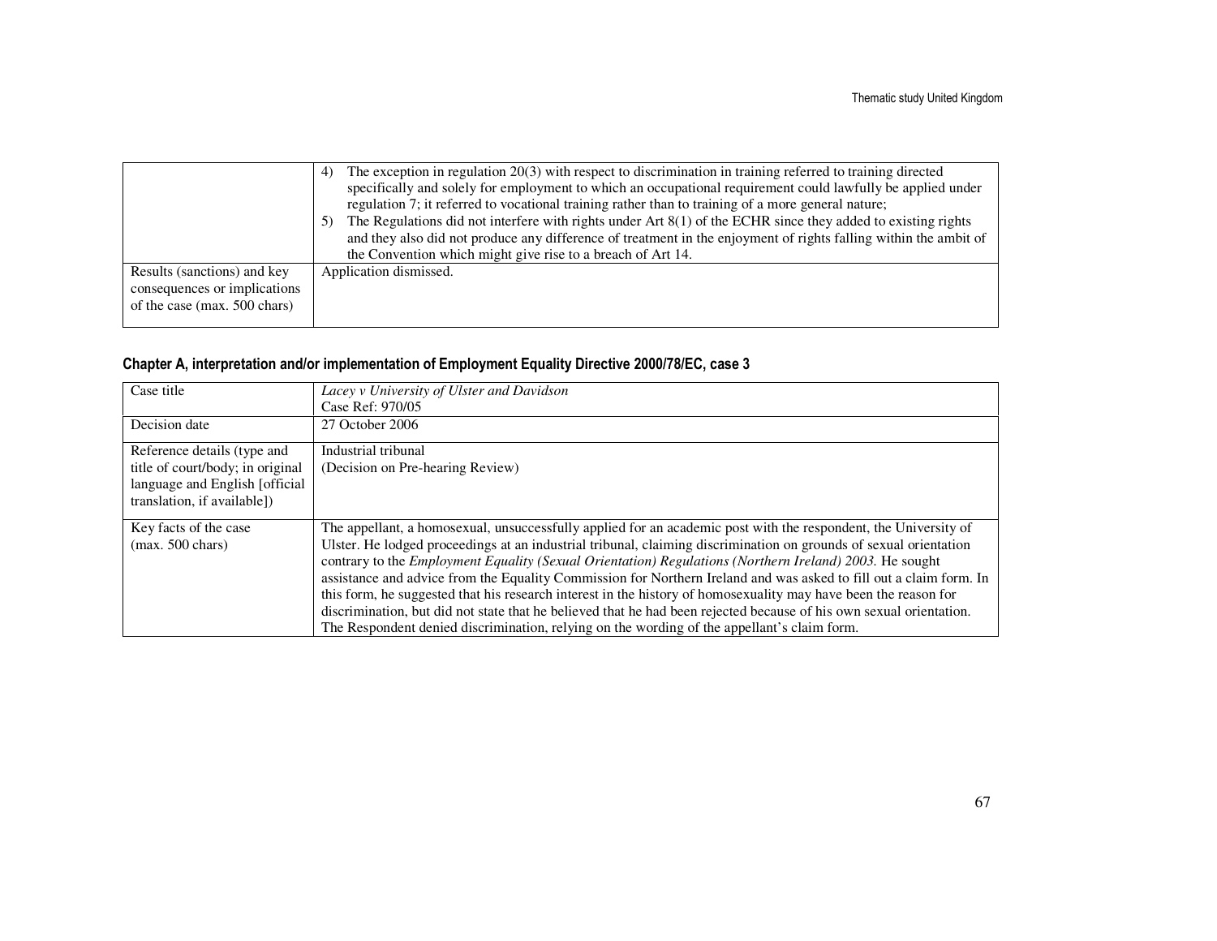| | |
|---|---|
| | 4) The exception in regulation 20(3) with respect to discrimination in training referred to training directed specifically and solely for employment to which an occupational requirement could lawfully be applied under regulation 7; it referred to vocational training rather than to training of a more general nature;<br>5) The Regulations did not interfere with rights under Art 8(1) of the ECHR since they added to existing rights and they also did not produce any difference of treatment in the enjoyment of rights falling within the ambit of the Convention which might give rise to a breach of Art 14. |
| Results (sanctions) and key consequences or implications of the case (max. 500 chars) | Application dismissed. |

### Chapter A, interpretation and/or implementation of Employment Equality Directive 2000/78/EC, case 3

| | |
|---|---|
| Case title | *Lacey v University of Ulster and Davidson*<br>Case Ref: 970/05 |
| Decision date | 27 October 2006 |
| Reference details (type and title of court/body; in original language and English [official translation, if available]) | Industrial tribunal<br>(Decision on Pre-hearing Review) |
| Key facts of the case (max. 500 chars) | The appellant, a homosexual, unsuccessfully applied for an academic post with the respondent, the University of Ulster. He lodged proceedings at an industrial tribunal, claiming discrimination on grounds of sexual orientation contrary to the *Employment Equality (Sexual Orientation) Regulations (Northern Ireland) 2003.* He sought assistance and advice from the Equality Commission for Northern Ireland and was asked to fill out a claim form. In this form, he suggested that his research interest in the history of homosexuality may have been the reason for discrimination, but did not state that he believed that he had been rejected because of his own sexual orientation. The Respondent denied discrimination, relying on the wording of the appellant's claim form. |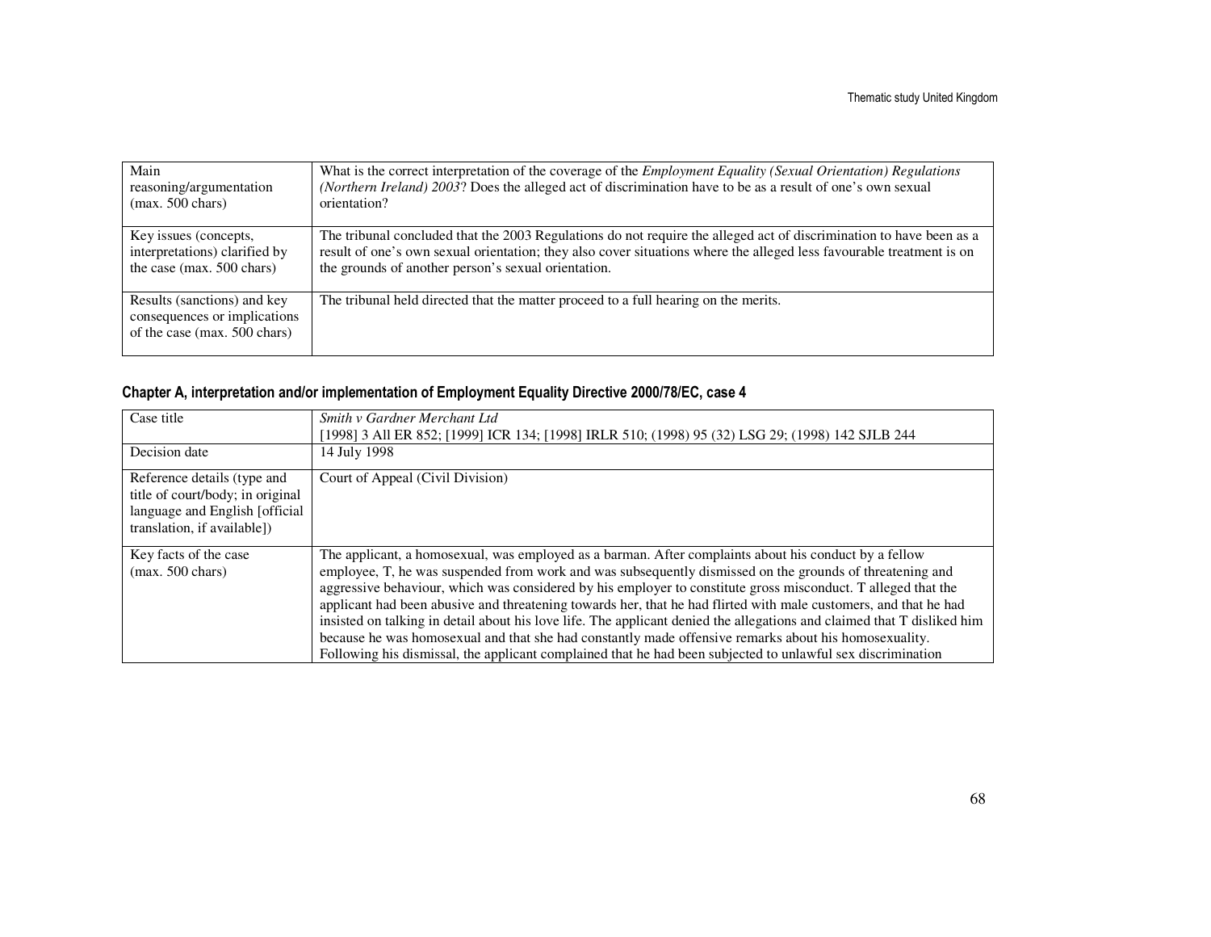| | |
|---|---|
| Main reasoning/argumentation (max. 500 chars) | What is the correct interpretation of the coverage of the *Employment Equality (Sexual Orientation) Regulations (Northern Ireland) 2003*? Does the alleged act of discrimination have to be as a result of one's own sexual orientation? |
| Key issues (concepts, interpretations) clarified by the case (max. 500 chars) | The tribunal concluded that the 2003 Regulations do not require the alleged act of discrimination to have been as a result of one's own sexual orientation; they also cover situations where the alleged less favourable treatment is on the grounds of another person's sexual orientation. |
| Results (sanctions) and key consequences or implications of the case (max. 500 chars) | The tribunal held directed that the matter proceed to a full hearing on the merits. |

## Chapter A, interpretation and/or implementation of Employment Equality Directive 2000/78/EC, case 4

| | |
|---|---|
| Case title | *Smith v Gardner Merchant Ltd*<br>[1998] 3 All ER 852; [1999] ICR 134; [1998] IRLR 510; (1998) 95 (32) LSG 29; (1998) 142 SJLB 244 |
| Decision date | 14 July 1998 |
| Reference details (type and title of court/body; in original language and English [official translation, if available]) | Court of Appeal (Civil Division) |
| Key facts of the case (max. 500 chars) | The applicant, a homosexual, was employed as a barman. After complaints about his conduct by a fellow employee, T, he was suspended from work and was subsequently dismissed on the grounds of threatening and aggressive behaviour, which was considered by his employer to constitute gross misconduct. T alleged that the applicant had been abusive and threatening towards her, that he had flirted with male customers, and that he had insisted on talking in detail about his love life. The applicant denied the allegations and claimed that T disliked him because he was homosexual and that she had constantly made offensive remarks about his homosexuality. Following his dismissal, the applicant complained that he had been subjected to unlawful sex discrimination |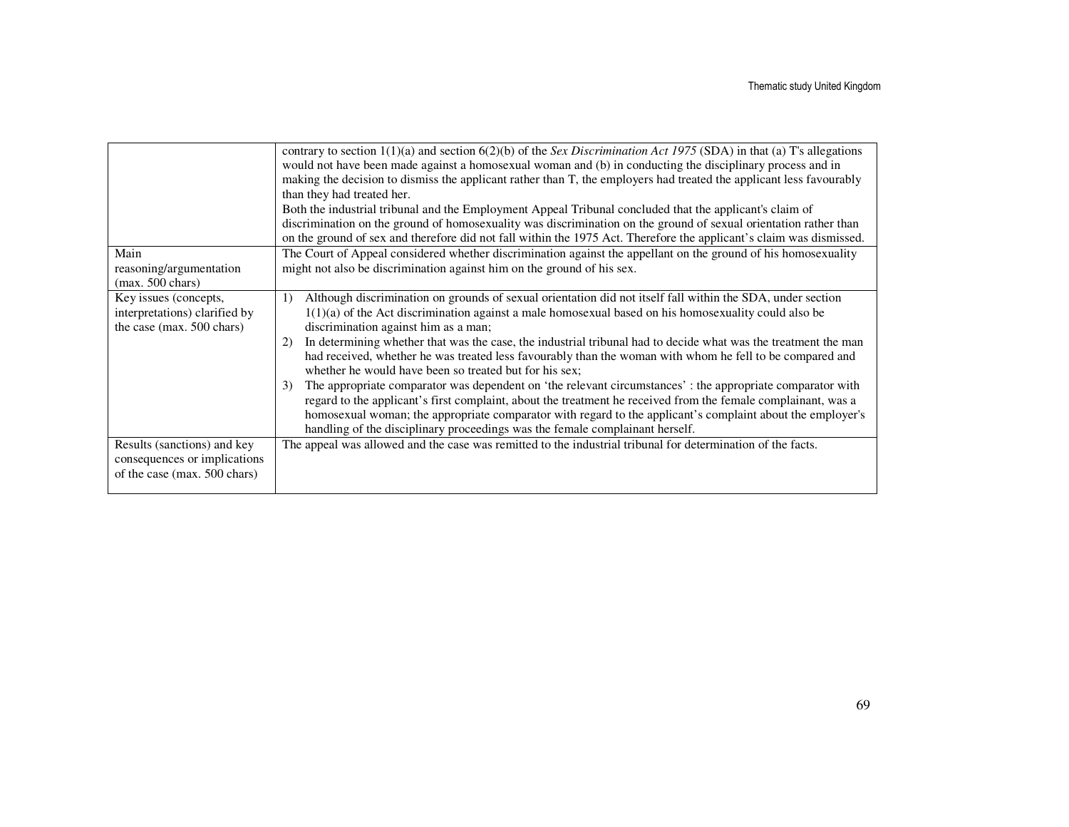| | |
|---|---|
| | contrary to section 1(1)(a) and section 6(2)(b) of the *Sex Discrimination Act 1975* (SDA) in that (a) T's allegations would not have been made against a homosexual woman and (b) in conducting the disciplinary process and in making the decision to dismiss the applicant rather than T, the employers had treated the applicant less favourably than they had treated her.<br>Both the industrial tribunal and the Employment Appeal Tribunal concluded that the applicant's claim of discrimination on the ground of homosexuality was discrimination on the ground of sexual orientation rather than on the ground of sex and therefore did not fall within the 1975 Act. Therefore the applicant's claim was dismissed. |
| Main reasoning/argumentation (max. 500 chars) | The Court of Appeal considered whether discrimination against the appellant on the ground of his homosexuality might not also be discrimination against him on the ground of his sex. |
| Key issues (concepts, interpretations) clarified by the case (max. 500 chars) | 1) Although discrimination on grounds of sexual orientation did not itself fall within the SDA, under section 1(1)(a) of the Act discrimination against a male homosexual based on his homosexuality could also be discrimination against him as a man;<br>2) In determining whether that was the case, the industrial tribunal had to decide what was the treatment the man had received, whether he was treated less favourably than the woman with whom he fell to be compared and whether he would have been so treated but for his sex;<br>3) The appropriate comparator was dependent on 'the relevant circumstances' : the appropriate comparator with regard to the applicant's first complaint, about the treatment he received from the female complainant, was a homosexual woman; the appropriate comparator with regard to the applicant's complaint about the employer's handling of the disciplinary proceedings was the female complainant herself. |
| Results (sanctions) and key consequences or implications of the case (max. 500 chars) | The appeal was allowed and the case was remitted to the industrial tribunal for determination of the facts. |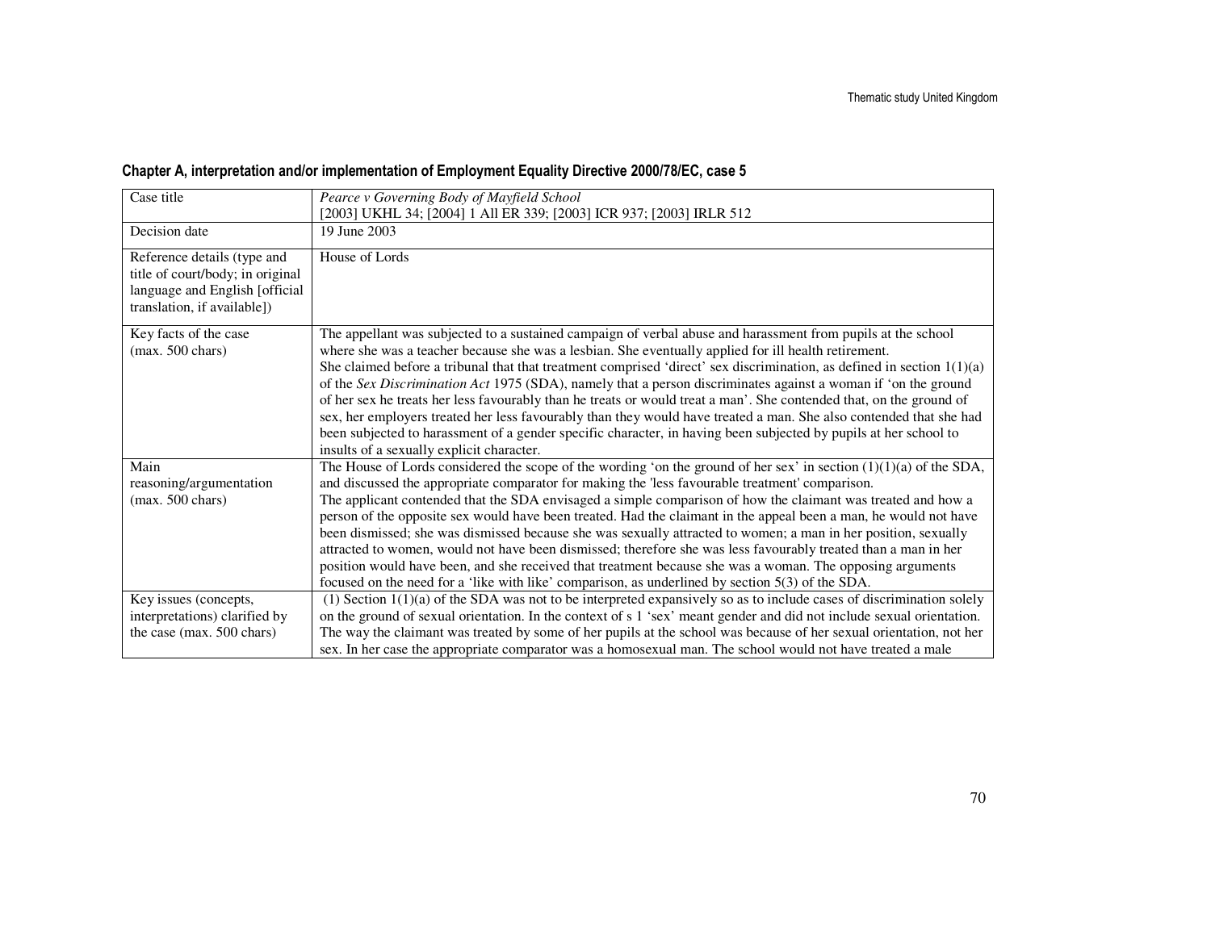### Chapter A, interpretation and/or implementation of Employment Equality Directive 2000/78/EC, case 5

| | |
|---|---|
| Case title | *Pearce v Governing Body of Mayfield School*<br>[2003] UKHL 34; [2004] 1 All ER 339; [2003] ICR 937; [2003] IRLR 512 |
| Decision date | 19 June 2003 |
| Reference details (type and title of court/body; in original language and English [official translation, if available]) | House of Lords |
| Key facts of the case (max. 500 chars) | The appellant was subjected to a sustained campaign of verbal abuse and harassment from pupils at the school where she was a teacher because she was a lesbian. She eventually applied for ill health retirement.<br>She claimed before a tribunal that that treatment comprised 'direct' sex discrimination, as defined in section 1(1)(a) of the *Sex Discrimination Act* 1975 (SDA), namely that a person discriminates against a woman if 'on the ground of her sex he treats her less favourably than he treats or would treat a man'. She contended that, on the ground of sex, her employers treated her less favourably than they would have treated a man. She also contended that she had been subjected to harassment of a gender specific character, in having been subjected by pupils at her school to insults of a sexually explicit character. |
| Main reasoning/argumentation (max. 500 chars) | The House of Lords considered the scope of the wording 'on the ground of her sex' in section (1)(1)(a) of the SDA, and discussed the appropriate comparator for making the 'less favourable treatment' comparison.<br>The applicant contended that the SDA envisaged a simple comparison of how the claimant was treated and how a person of the opposite sex would have been treated. Had the claimant in the appeal been a man, he would not have been dismissed; she was dismissed because she was sexually attracted to women; a man in her position, sexually attracted to women, would not have been dismissed; therefore she was less favourably treated than a man in her position would have been, and she received that treatment because she was a woman. The opposing arguments focused on the need for a 'like with like' comparison, as underlined by section 5(3) of the SDA. |
| Key issues (concepts, interpretations) clarified by the case (max. 500 chars) | (1) Section 1(1)(a) of the SDA was not to be interpreted expansively so as to include cases of discrimination solely on the ground of sexual orientation. In the context of s 1 'sex' meant gender and did not include sexual orientation. The way the claimant was treated by some of her pupils at the school was because of her sexual orientation, not her sex. In her case the appropriate comparator was a homosexual man. The school would not have treated a male |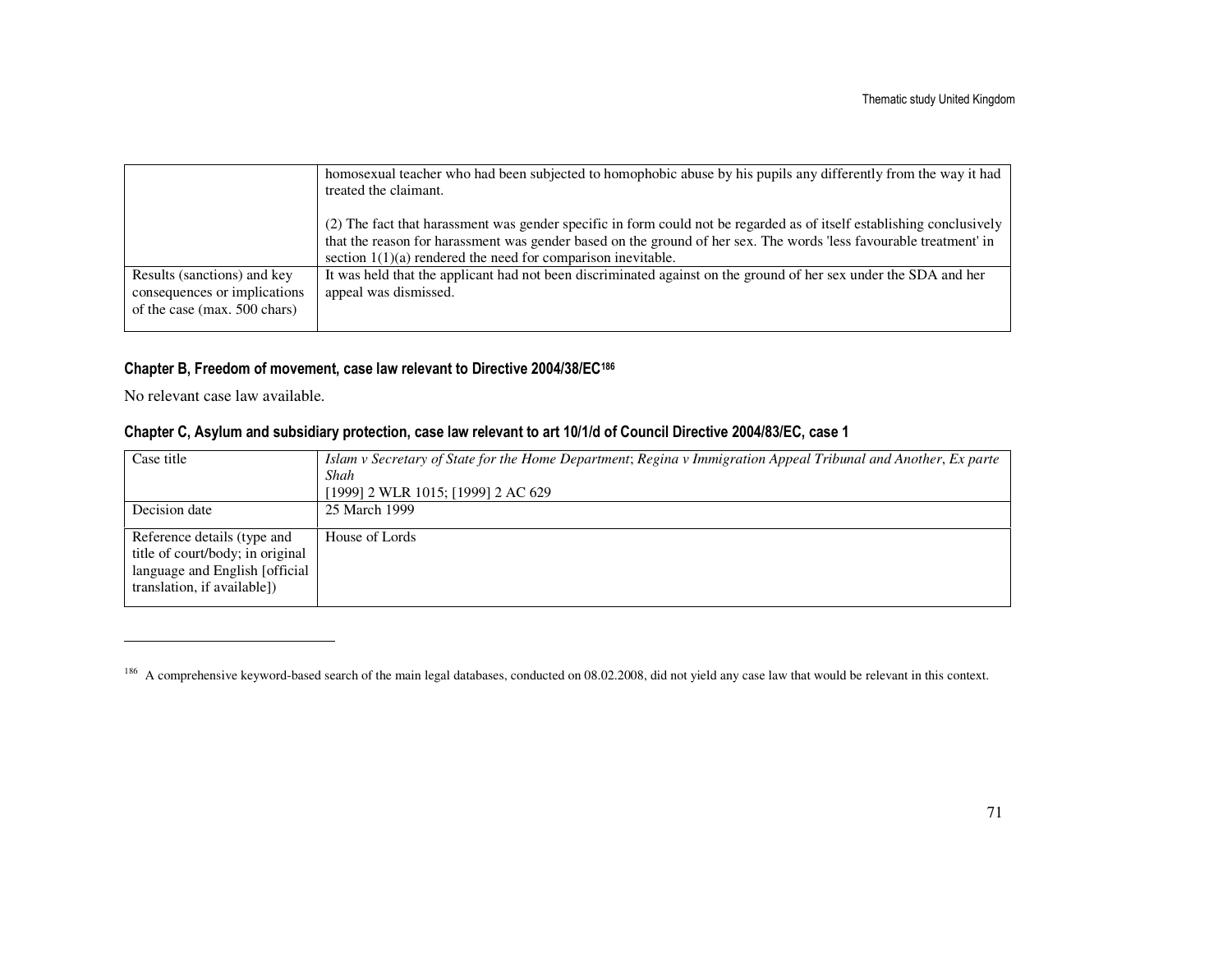| | |
|---|---|
| | homosexual teacher who had been subjected to homophobic abuse by his pupils any differently from the way it had treated the claimant.<br><br>(2) The fact that harassment was gender specific in form could not be regarded as of itself establishing conclusively that the reason for harassment was gender based on the ground of her sex. The words 'less favourable treatment' in section 1(1)(a) rendered the need for comparison inevitable. |
| Results (sanctions) and key consequences or implications of the case (max. 500 chars) | It was held that the applicant had not been discriminated against on the ground of her sex under the SDA and her appeal was dismissed. |

### Chapter B, Freedom of movement, case law relevant to Directive 2004/38/EC[186]

No relevant case law available.

### Chapter C, Asylum and subsidiary protection, case law relevant to art 10/1/d of Council Directive 2004/83/EC, case 1

| | |
|---|---|
| Case title | *Islam v Secretary of State for the Home Department*; *Regina v Immigration Appeal Tribunal and Another, Ex parte Shah*<br>[1999] 2 WLR 1015; [1999] 2 AC 629 |
| Decision date | 25 March 1999 |
| Reference details (type and title of court/body; in original language and English [official translation, if available]) | House of Lords |

[186] A comprehensive keyword-based search of the main legal databases, conducted on 08.02.2008, did not yield any case law that would be relevant in this context.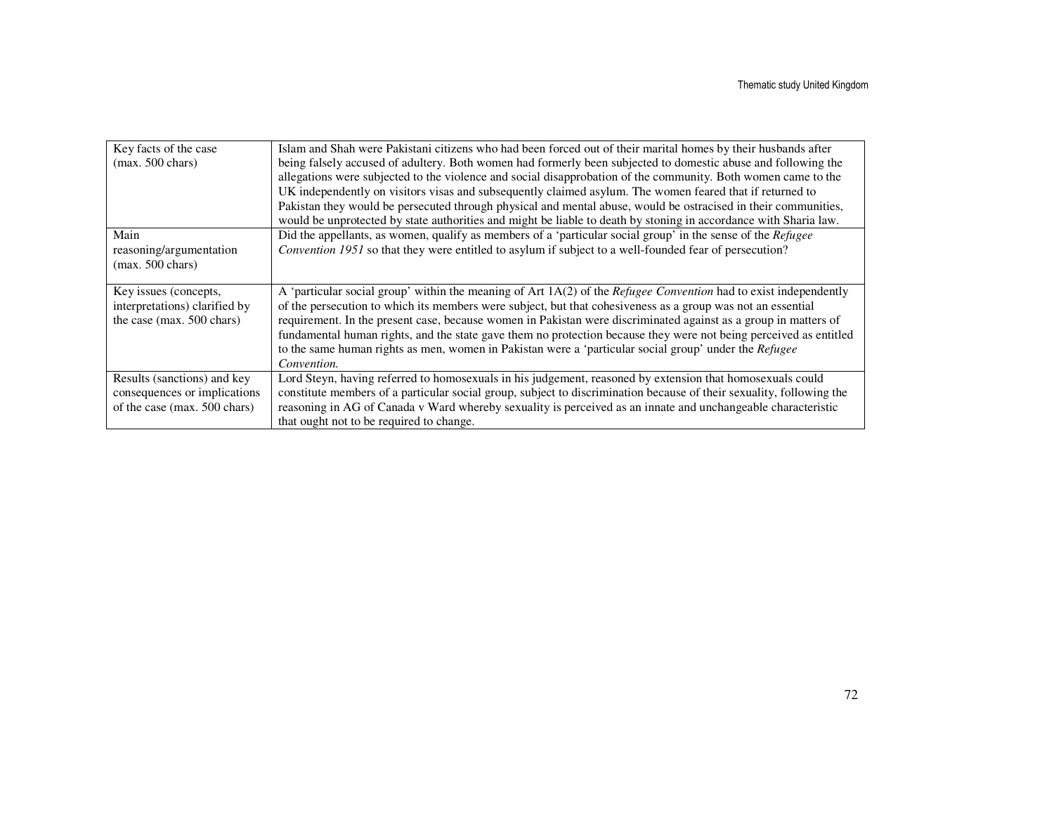| | |
|---|---|
| Key facts of the case (max. 500 chars) | Islam and Shah were Pakistani citizens who had been forced out of their marital homes by their husbands after being falsely accused of adultery. Both women had formerly been subjected to domestic abuse and following the allegations were subjected to the violence and social disapprobation of the community. Both women came to the UK independently on visitors visas and subsequently claimed asylum. The women feared that if returned to Pakistan they would be persecuted through physical and mental abuse, would be ostracised in their communities, would be unprotected by state authorities and might be liable to death by stoning in accordance with Sharia law. |
| Main reasoning/argumentation (max. 500 chars) | Did the appellants, as women, qualify as members of a 'particular social group' in the sense of the *Refugee Convention 1951* so that they were entitled to asylum if subject to a well-founded fear of persecution? |
| Key issues (concepts, interpretations) clarified by the case (max. 500 chars) | A 'particular social group' within the meaning of Art 1A(2) of the *Refugee Convention* had to exist independently of the persecution to which its members were subject, but that cohesiveness as a group was not an essential requirement. In the present case, because women in Pakistan were discriminated against as a group in matters of fundamental human rights, and the state gave them no protection because they were not being perceived as entitled to the same human rights as men, women in Pakistan were a 'particular social group' under the *Refugee Convention.* |
| Results (sanctions) and key consequences or implications of the case (max. 500 chars) | Lord Steyn, having referred to homosexuals in his judgement, reasoned by extension that homosexuals could constitute members of a particular social group, subject to discrimination because of their sexuality, following the reasoning in AG of Canada v Ward whereby sexuality is perceived as an innate and unchangeable characteristic that ought not to be required to change. |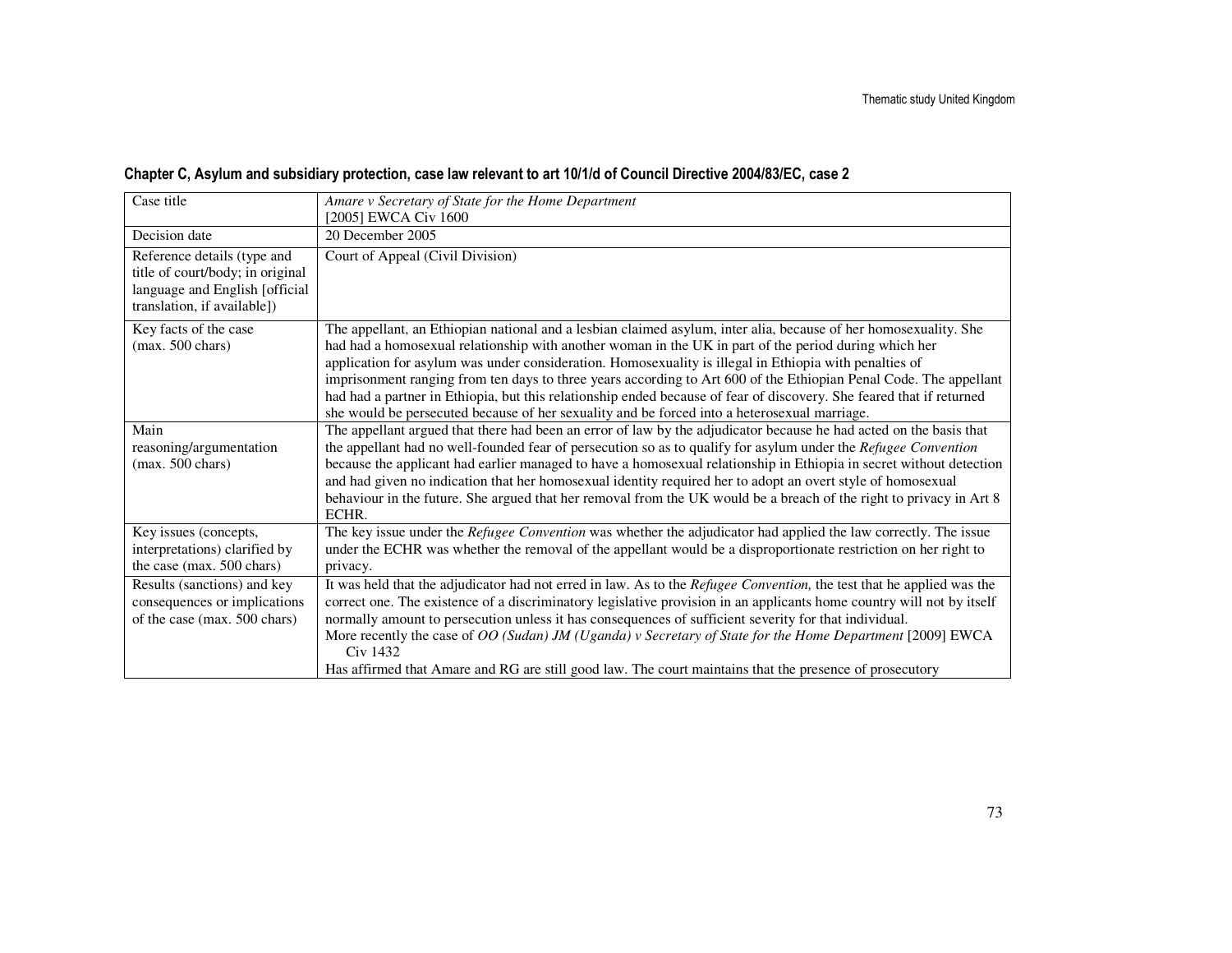**Chapter C, Asylum and subsidiary protection, case law relevant to art 10/1/d of Council Directive 2004/83/EC, case 2**

| | |
|---|---|
| Case title | *Amare v Secretary of State for the Home Department* [2005] EWCA Civ 1600 |
| Decision date | 20 December 2005 |
| Reference details (type and title of court/body; in original language and English [official translation, if available]) | Court of Appeal (Civil Division) |
| Key facts of the case (max. 500 chars) | The appellant, an Ethiopian national and a lesbian claimed asylum, inter alia, because of her homosexuality. She had had a homosexual relationship with another woman in the UK in part of the period during which her application for asylum was under consideration. Homosexuality is illegal in Ethiopia with penalties of imprisonment ranging from ten days to three years according to Art 600 of the Ethiopian Penal Code. The appellant had had a partner in Ethiopia, but this relationship ended because of fear of discovery. She feared that if returned she would be persecuted because of her sexuality and be forced into a heterosexual marriage. |
| Main reasoning/argumentation (max. 500 chars) | The appellant argued that there had been an error of law by the adjudicator because he had acted on the basis that the appellant had no well-founded fear of persecution so as to qualify for asylum under the *Refugee Convention* because the applicant had earlier managed to have a homosexual relationship in Ethiopia in secret without detection and had given no indication that her homosexual identity required her to adopt an overt style of homosexual behaviour in the future. She argued that her removal from the UK would be a breach of the right to privacy in Art 8 ECHR. |
| Key issues (concepts, interpretations) clarified by the case (max. 500 chars) | The key issue under the *Refugee Convention* was whether the adjudicator had applied the law correctly. The issue under the ECHR was whether the removal of the appellant would be a disproportionate restriction on her right to privacy. |
| Results (sanctions) and key consequences or implications of the case (max. 500 chars) | It was held that the adjudicator had not erred in law. As to the *Refugee Convention,* the test that he applied was the correct one. The existence of a discriminatory legislative provision in an applicants home country will not by itself normally amount to persecution unless it has consequences of sufficient severity for that individual. More recently the case of *OO (Sudan) JM (Uganda) v Secretary of State for the Home Department* [2009] EWCA Civ 1432 Has affirmed that Amare and RG are still good law. The court maintains that the presence of prosecutory |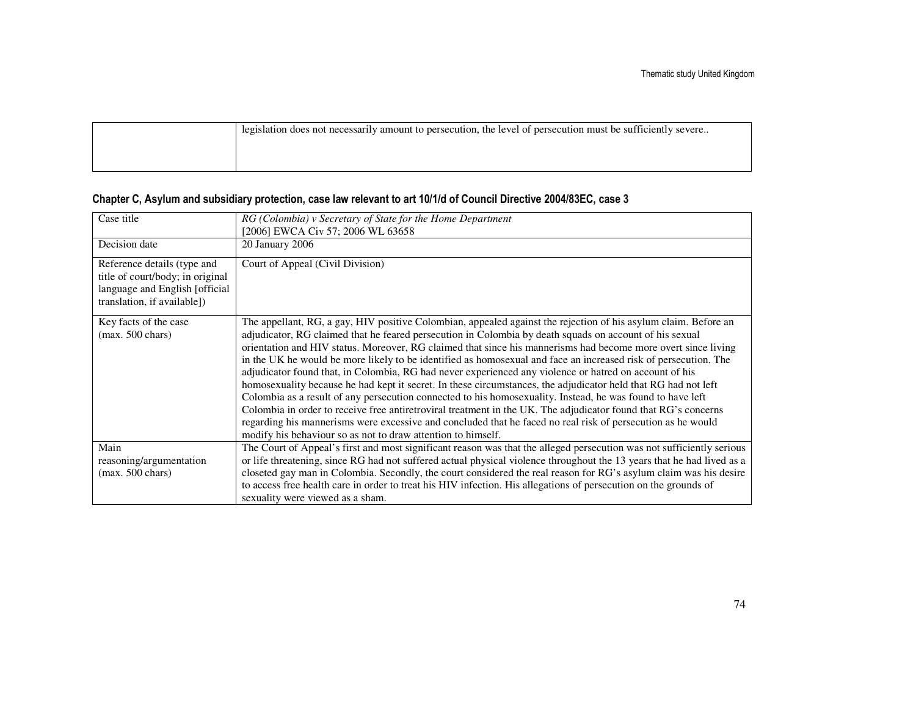| | |
|---|---|
| | legislation does not necessarily amount to persecution, the level of persecution must be sufficiently severe.. |

### Chapter C, Asylum and subsidiary protection, case law relevant to art 10/1/d of Council Directive 2004/83EC, case 3

| | |
|---|---|
| Case title | *RG (Colombia) v Secretary of State for the Home Department*<br>[2006] EWCA Civ 57; 2006 WL 63658 |
| Decision date | 20 January 2006 |
| Reference details (type and title of court/body; in original language and English [official translation, if available]) | Court of Appeal (Civil Division) |
| Key facts of the case<br>(max. 500 chars) | The appellant, RG, a gay, HIV positive Colombian, appealed against the rejection of his asylum claim. Before an adjudicator, RG claimed that he feared persecution in Colombia by death squads on account of his sexual orientation and HIV status. Moreover, RG claimed that since his mannerisms had become more overt since living in the UK he would be more likely to be identified as homosexual and face an increased risk of persecution. The adjudicator found that, in Colombia, RG had never experienced any violence or hatred on account of his homosexuality because he had kept it secret. In these circumstances, the adjudicator held that RG had not left Colombia as a result of any persecution connected to his homosexuality. Instead, he was found to have left Colombia in order to receive free antiretroviral treatment in the UK. The adjudicator found that RG's concerns regarding his mannerisms were excessive and concluded that he faced no real risk of persecution as he would modify his behaviour so as not to draw attention to himself. |
| Main reasoning/argumentation<br>(max. 500 chars) | The Court of Appeal's first and most significant reason was that the alleged persecution was not sufficiently serious or life threatening, since RG had not suffered actual physical violence throughout the 13 years that he had lived as a closeted gay man in Colombia. Secondly, the court considered the real reason for RG's asylum claim was his desire to access free health care in order to treat his HIV infection. His allegations of persecution on the grounds of sexuality were viewed as a sham. |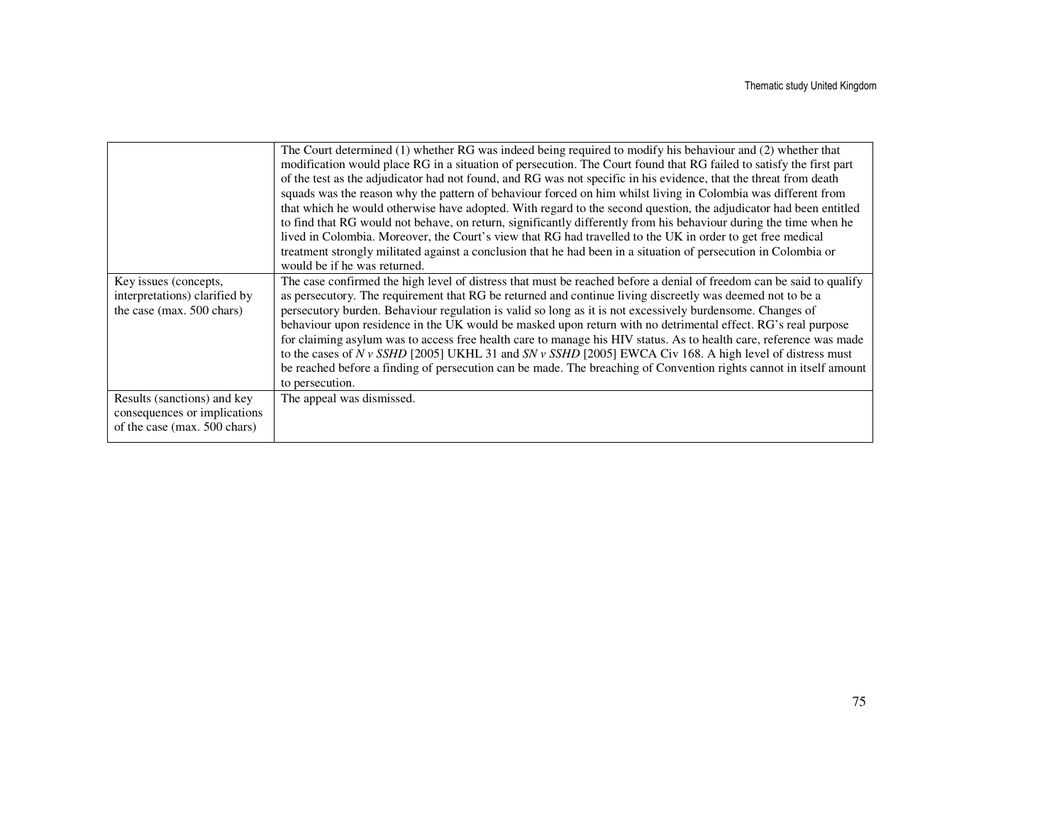| | |
|---|---|
| | The Court determined (1) whether RG was indeed being required to modify his behaviour and (2) whether that modification would place RG in a situation of persecution. The Court found that RG failed to satisfy the first part of the test as the adjudicator had not found, and RG was not specific in his evidence, that the threat from death squads was the reason why the pattern of behaviour forced on him whilst living in Colombia was different from that which he would otherwise have adopted. With regard to the second question, the adjudicator had been entitled to find that RG would not behave, on return, significantly differently from his behaviour during the time when he lived in Colombia. Moreover, the Court's view that RG had travelled to the UK in order to get free medical treatment strongly militated against a conclusion that he had been in a situation of persecution in Colombia or would be if he was returned. |
| Key issues (concepts, interpretations) clarified by the case (max. 500 chars) | The case confirmed the high level of distress that must be reached before a denial of freedom can be said to qualify as persecutory. The requirement that RG be returned and continue living discreetly was deemed not to be a persecutory burden. Behaviour regulation is valid so long as it is not excessively burdensome. Changes of behaviour upon residence in the UK would be masked upon return with no detrimental effect. RG's real purpose for claiming asylum was to access free health care to manage his HIV status. As to health care, reference was made to the cases of *N v SSHD* [2005] UKHL 31 and *SN v SSHD* [2005] EWCA Civ 168. A high level of distress must be reached before a finding of persecution can be made. The breaching of Convention rights cannot in itself amount to persecution. |
| Results (sanctions) and key consequences or implications of the case (max. 500 chars) | The appeal was dismissed. |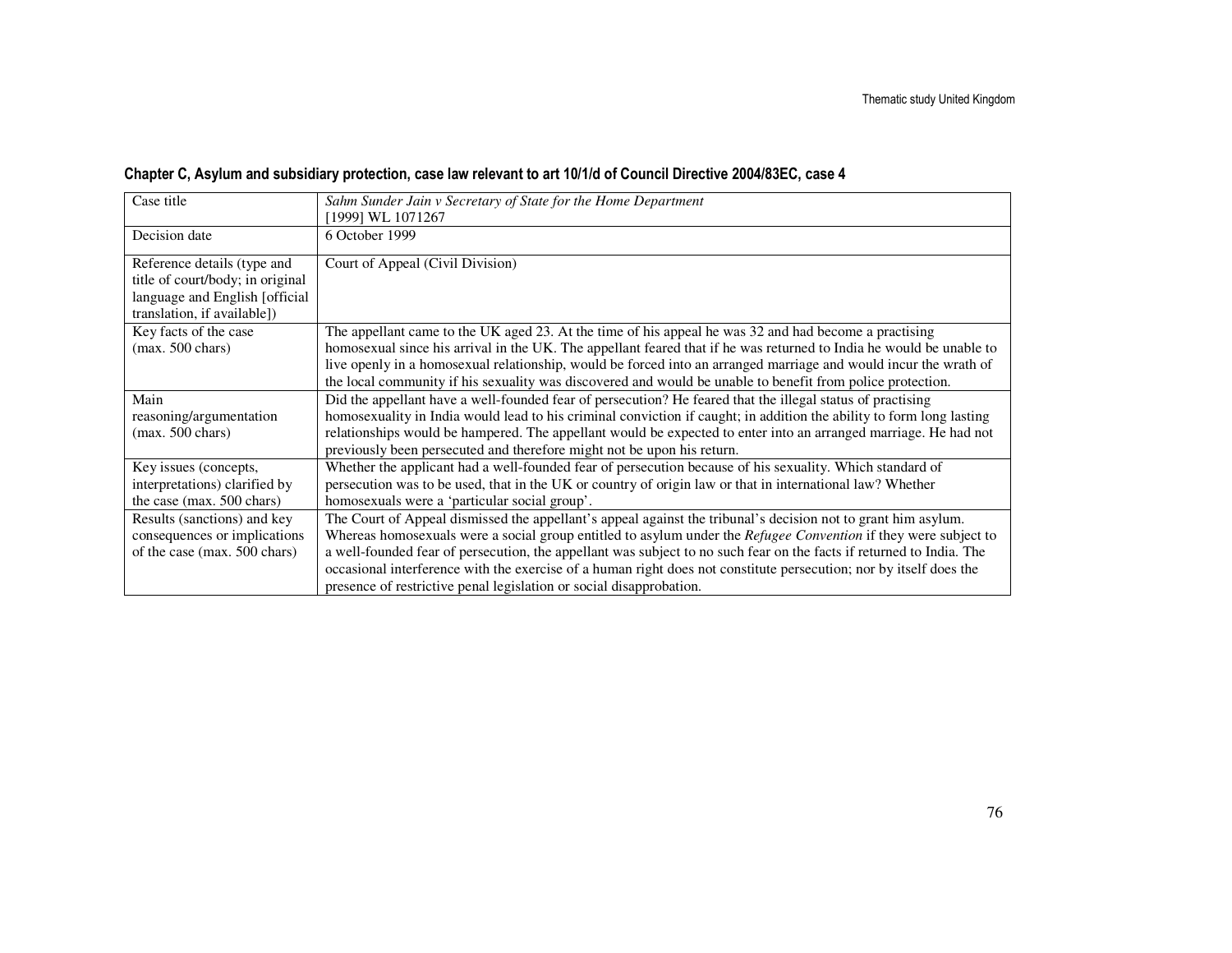**Chapter C, Asylum and subsidiary protection, case law relevant to art 10/1/d of Council Directive 2004/83EC, case 4**

| | |
|---|---|
| Case title | *Sahm Sunder Jain v Secretary of State for the Home Department* [1999] WL 1071267 |
| Decision date | 6 October 1999 |
| Reference details (type and title of court/body; in original language and English [official translation, if available]) | Court of Appeal (Civil Division) |
| Key facts of the case (max. 500 chars) | The appellant came to the UK aged 23. At the time of his appeal he was 32 and had become a practising homosexual since his arrival in the UK. The appellant feared that if he was returned to India he would be unable to live openly in a homosexual relationship, would be forced into an arranged marriage and would incur the wrath of the local community if his sexuality was discovered and would be unable to benefit from police protection. |
| Main reasoning/argumentation (max. 500 chars) | Did the appellant have a well-founded fear of persecution? He feared that the illegal status of practising homosexuality in India would lead to his criminal conviction if caught; in addition the ability to form long lasting relationships would be hampered. The appellant would be expected to enter into an arranged marriage. He had not previously been persecuted and therefore might not be upon his return. |
| Key issues (concepts, interpretations) clarified by the case (max. 500 chars) | Whether the applicant had a well-founded fear of persecution because of his sexuality. Which standard of persecution was to be used, that in the UK or country of origin law or that in international law? Whether homosexuals were a 'particular social group'. |
| Results (sanctions) and key consequences or implications of the case (max. 500 chars) | The Court of Appeal dismissed the appellant's appeal against the tribunal's decision not to grant him asylum. Whereas homosexuals were a social group entitled to asylum under the *Refugee Convention* if they were subject to a well-founded fear of persecution, the appellant was subject to no such fear on the facts if returned to India. The occasional interference with the exercise of a human right does not constitute persecution; nor by itself does the presence of restrictive penal legislation or social disapprobation. |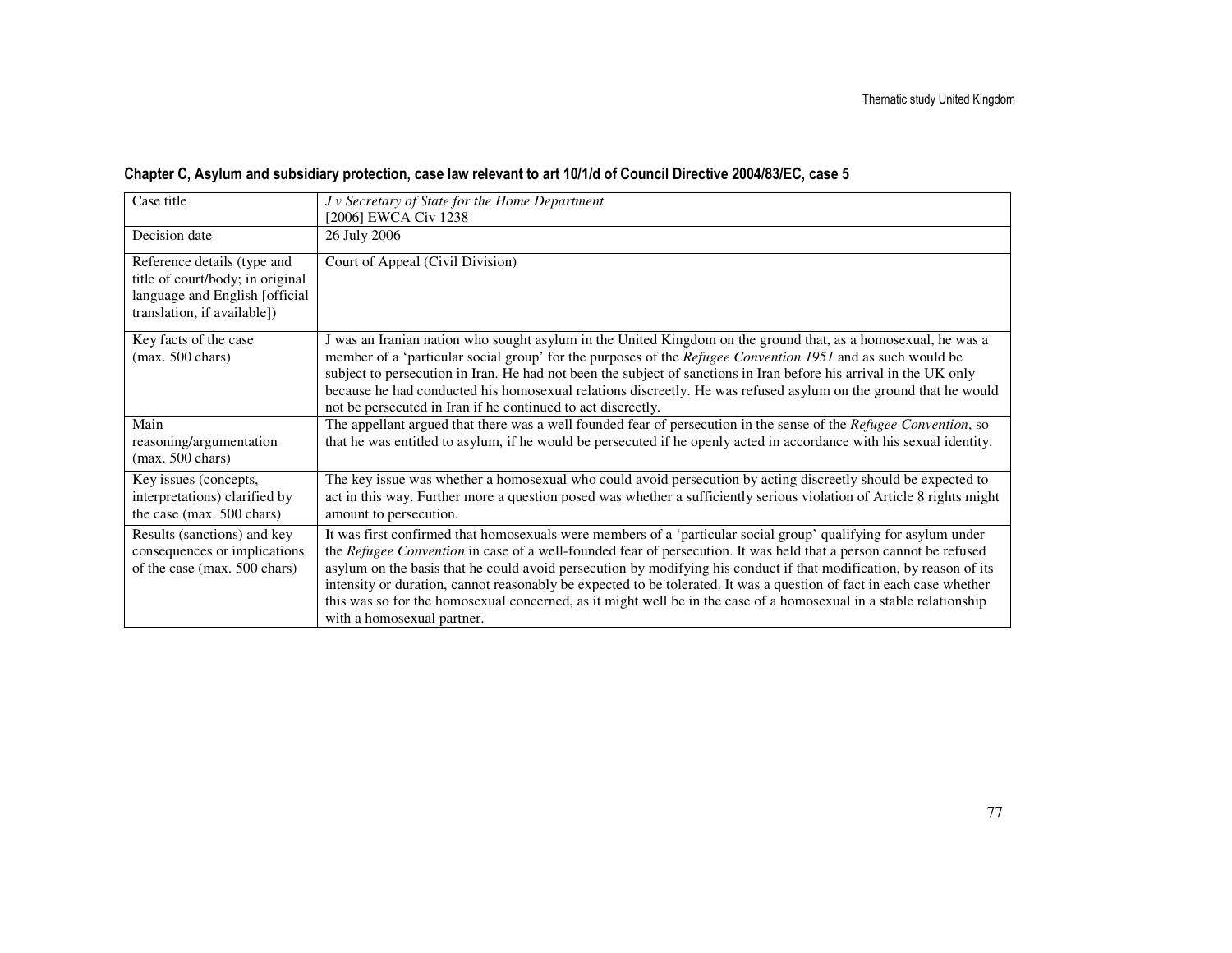**Chapter C, Asylum and subsidiary protection, case law relevant to art 10/1/d of Council Directive 2004/83/EC, case 5**

| | |
|---|---|
| Case title | *J v Secretary of State for the Home Department* [2006] EWCA Civ 1238 |
| Decision date | 26 July 2006 |
| Reference details (type and title of court/body; in original language and English [official translation, if available]) | Court of Appeal (Civil Division) |
| Key facts of the case (max. 500 chars) | J was an Iranian nation who sought asylum in the United Kingdom on the ground that, as a homosexual, he was a member of a 'particular social group' for the purposes of the *Refugee Convention 1951* and as such would be subject to persecution in Iran. He had not been the subject of sanctions in Iran before his arrival in the UK only because he had conducted his homosexual relations discreetly. He was refused asylum on the ground that he would not be persecuted in Iran if he continued to act discreetly. |
| Main reasoning/argumentation (max. 500 chars) | The appellant argued that there was a well founded fear of persecution in the sense of the *Refugee Convention*, so that he was entitled to asylum, if he would be persecuted if he openly acted in accordance with his sexual identity. |
| Key issues (concepts, interpretations) clarified by the case (max. 500 chars) | The key issue was whether a homosexual who could avoid persecution by acting discreetly should be expected to act in this way. Further more a question posed was whether a sufficiently serious violation of Article 8 rights might amount to persecution. |
| Results (sanctions) and key consequences or implications of the case (max. 500 chars) | It was first confirmed that homosexuals were members of a 'particular social group' qualifying for asylum under the *Refugee Convention* in case of a well-founded fear of persecution. It was held that a person cannot be refused asylum on the basis that he could avoid persecution by modifying his conduct if that modification, by reason of its intensity or duration, cannot reasonably be expected to be tolerated. It was a question of fact in each case whether this was so for the homosexual concerned, as it might well be in the case of a homosexual in a stable relationship with a homosexual partner. |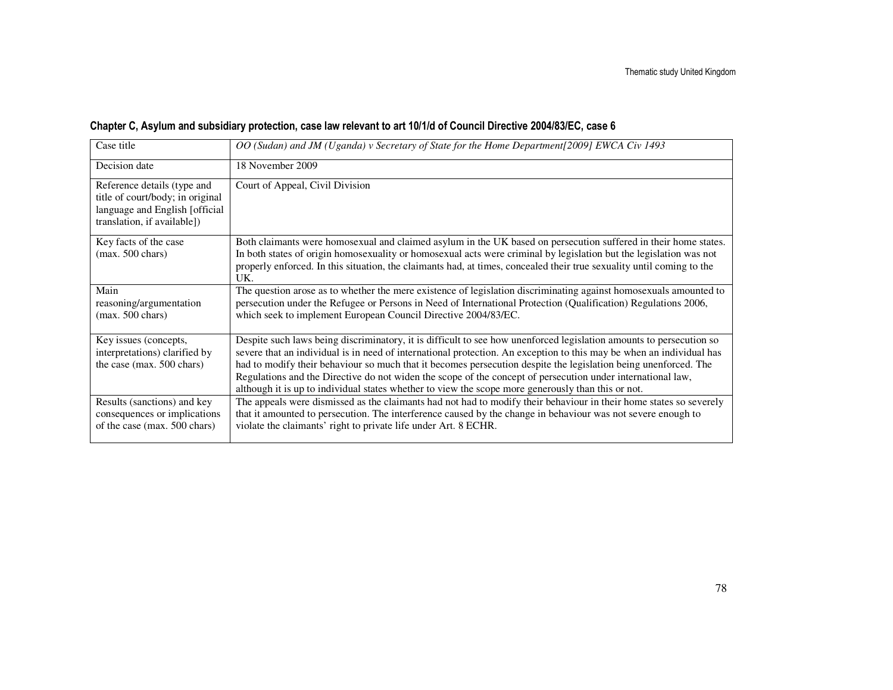**Chapter C, Asylum and subsidiary protection, case law relevant to art 10/1/d of Council Directive 2004/83/EC, case 6**

| | |
|---|---|
| Case title | *OO (Sudan) and JM (Uganda) v Secretary of State for the Home Department[2009] EWCA Civ 1493* |
| Decision date | 18 November 2009 |
| Reference details (type and title of court/body; in original language and English [official translation, if available]) | Court of Appeal, Civil Division |
| Key facts of the case (max. 500 chars) | Both claimants were homosexual and claimed asylum in the UK based on persecution suffered in their home states. In both states of origin homosexuality or homosexual acts were criminal by legislation but the legislation was not properly enforced. In this situation, the claimants had, at times, concealed their true sexuality until coming to the UK. |
| Main reasoning/argumentation (max. 500 chars) | The question arose as to whether the mere existence of legislation discriminating against homosexuals amounted to persecution under the Refugee or Persons in Need of International Protection (Qualification) Regulations 2006, which seek to implement European Council Directive 2004/83/EC. |
| Key issues (concepts, interpretations) clarified by the case (max. 500 chars) | Despite such laws being discriminatory, it is difficult to see how unenforced legislation amounts to persecution so severe that an individual is in need of international protection. An exception to this may be when an individual has had to modify their behaviour so much that it becomes persecution despite the legislation being unenforced. The Regulations and the Directive do not widen the scope of the concept of persecution under international law, although it is up to individual states whether to view the scope more generously than this or not. |
| Results (sanctions) and key consequences or implications of the case (max. 500 chars) | The appeals were dismissed as the claimants had not had to modify their behaviour in their home states so severely that it amounted to persecution. The interference caused by the change in behaviour was not severe enough to violate the claimants' right to private life under Art. 8 ECHR. |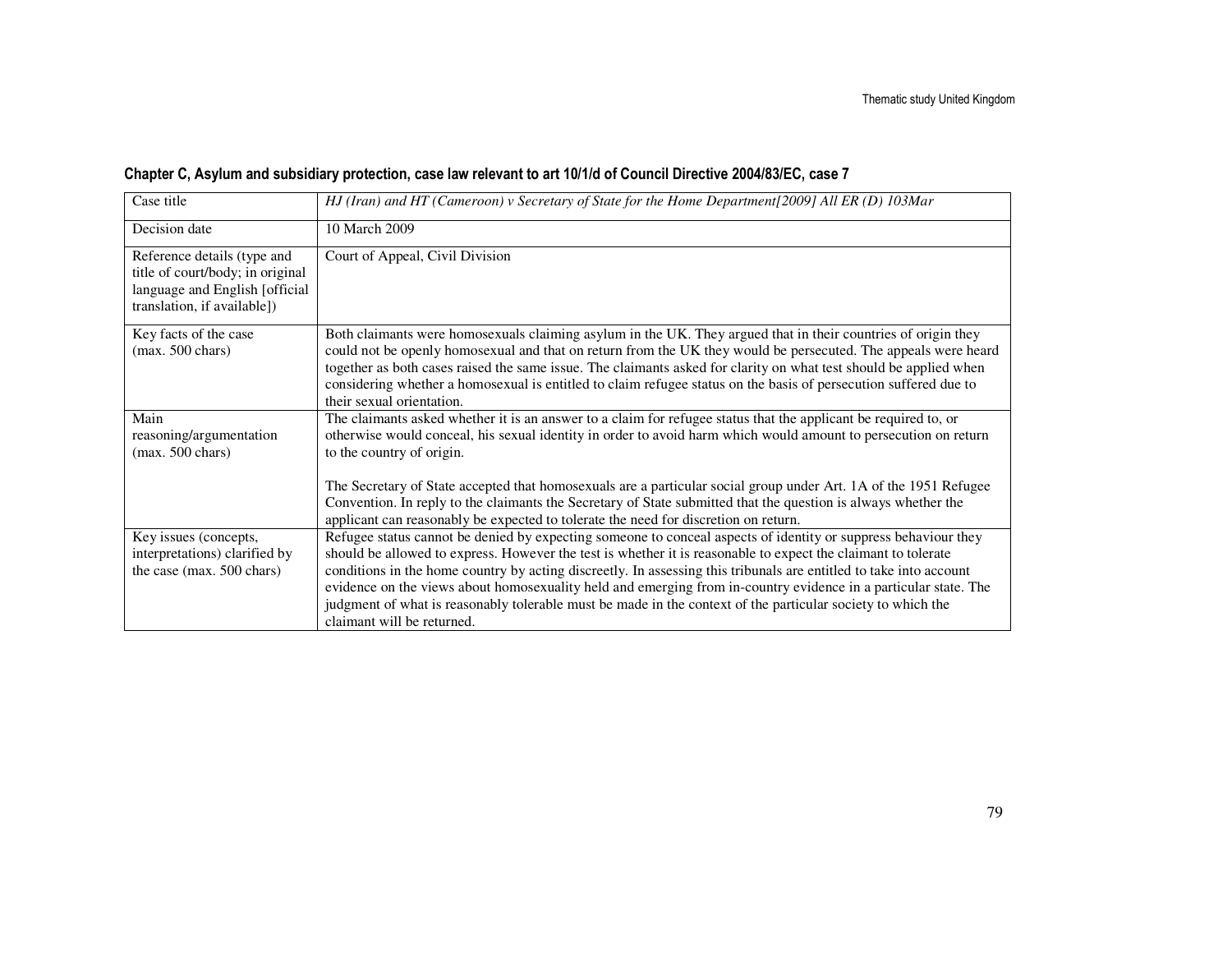**Chapter C, Asylum and subsidiary protection, case law relevant to art 10/1/d of Council Directive 2004/83/EC, case 7**

| | |
|---|---|
| Case title | *HJ (Iran) and HT (Cameroon) v Secretary of State for the Home Department[2009] All ER (D) 103Mar* |
| Decision date | 10 March 2009 |
| Reference details (type and title of court/body; in original language and English [official translation, if available]) | Court of Appeal, Civil Division |
| Key facts of the case (max. 500 chars) | Both claimants were homosexuals claiming asylum in the UK. They argued that in their countries of origin they could not be openly homosexual and that on return from the UK they would be persecuted. The appeals were heard together as both cases raised the same issue. The claimants asked for clarity on what test should be applied when considering whether a homosexual is entitled to claim refugee status on the basis of persecution suffered due to their sexual orientation. |
| Main reasoning/argumentation (max. 500 chars) | The claimants asked whether it is an answer to a claim for refugee status that the applicant be required to, or otherwise would conceal, his sexual identity in order to avoid harm which would amount to persecution on return to the country of origin.<br><br>The Secretary of State accepted that homosexuals are a particular social group under Art. 1A of the 1951 Refugee Convention. In reply to the claimants the Secretary of State submitted that the question is always whether the applicant can reasonably be expected to tolerate the need for discretion on return. |
| Key issues (concepts, interpretations) clarified by the case (max. 500 chars) | Refugee status cannot be denied by expecting someone to conceal aspects of identity or suppress behaviour they should be allowed to express. However the test is whether it is reasonable to expect the claimant to tolerate conditions in the home country by acting discreetly. In assessing this tribunals are entitled to take into account evidence on the views about homosexuality held and emerging from in-country evidence in a particular state. The judgment of what is reasonably tolerable must be made in the context of the particular society to which the claimant will be returned. |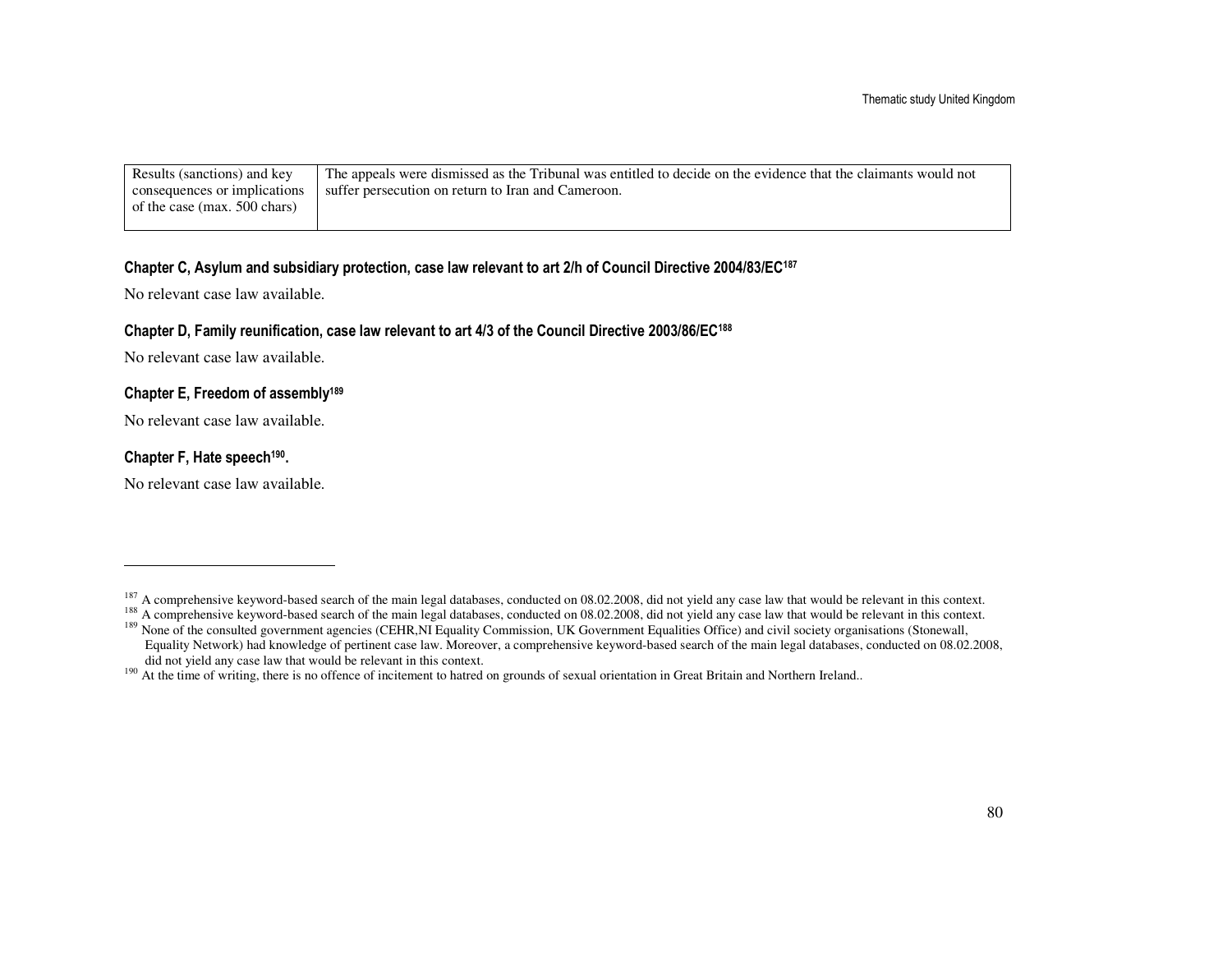| Results (sanctions) and key consequences or implications of the case (max. 500 chars) | The appeals were dismissed as the Tribunal was entitled to decide on the evidence that the claimants would not suffer persecution on return to Iran and Cameroon. |
|---|---|

### Chapter C, Asylum and subsidiary protection, case law relevant to art 2/h of Council Directive 2004/83/EC[187]

No relevant case law available.

### Chapter D, Family reunification, case law relevant to art 4/3 of the Council Directive 2003/86/EC[188]

No relevant case law available.

### Chapter E, Freedom of assembly[189]

No relevant case law available.

### Chapter F, Hate speech[190].

No relevant case law available.

---

[187] A comprehensive keyword-based search of the main legal databases, conducted on 08.02.2008, did not yield any case law that would be relevant in this context.

[188] A comprehensive keyword-based search of the main legal databases, conducted on 08.02.2008, did not yield any case law that would be relevant in this context.

[189] None of the consulted government agencies (CEHR,NI Equality Commission, UK Government Equalities Office) and civil society organisations (Stonewall, Equality Network) had knowledge of pertinent case law. Moreover, a comprehensive keyword-based search of the main legal databases, conducted on 08.02.2008, did not yield any case law that would be relevant in this context.

[190] At the time of writing, there is no offence of incitement to hatred on grounds of sexual orientation in Great Britain and Northern Ireland..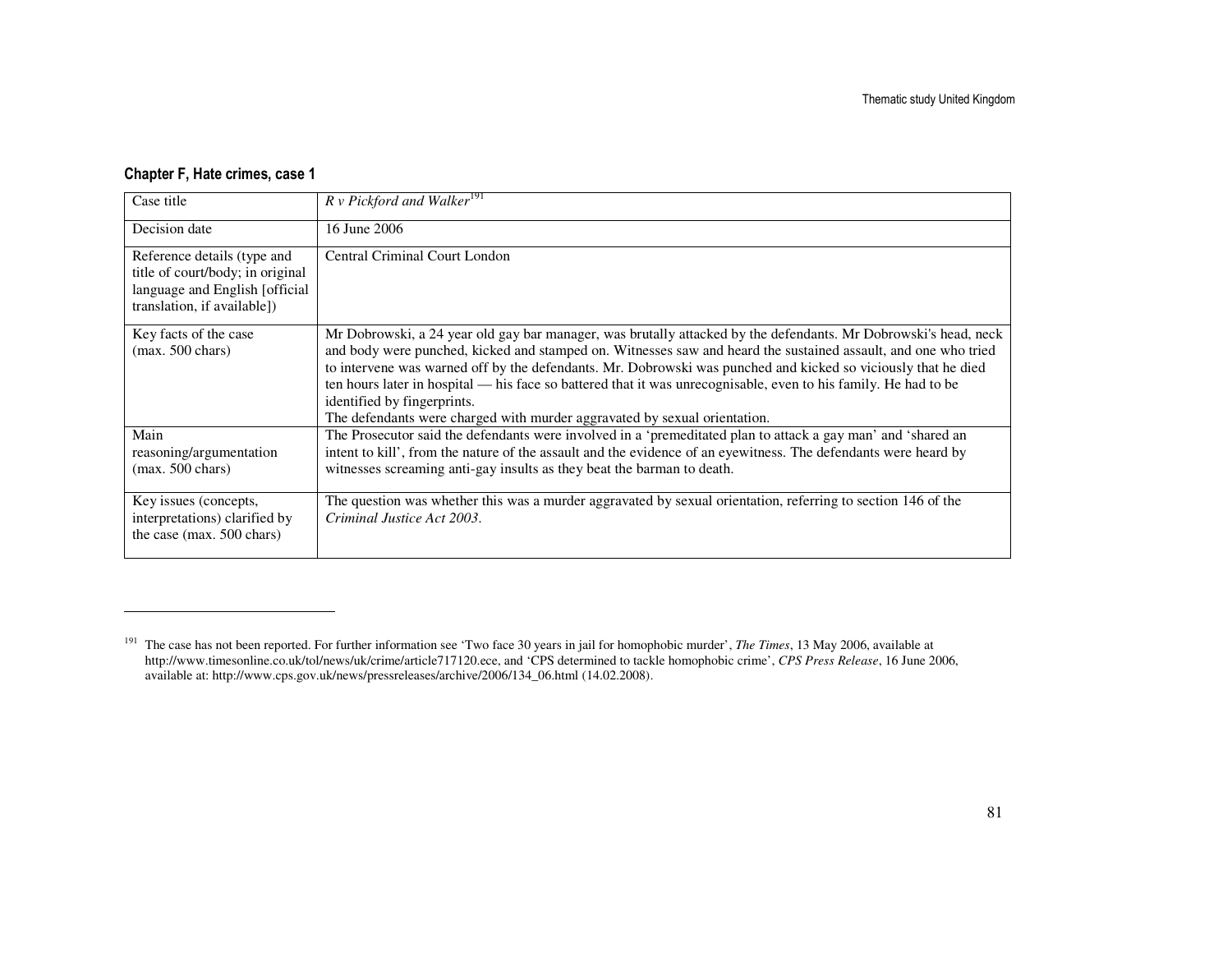#### Chapter F, Hate crimes, case 1

| | |
|---|---|
| Case title | *R v Pickford and Walker*[191] |
| Decision date | 16 June 2006 |
| Reference details (type and title of court/body; in original language and English [official translation, if available]) | Central Criminal Court London |
| Key facts of the case (max. 500 chars) | Mr Dobrowski, a 24 year old gay bar manager, was brutally attacked by the defendants. Mr Dobrowski's head, neck and body were punched, kicked and stamped on. Witnesses saw and heard the sustained assault, and one who tried to intervene was warned off by the defendants. Mr. Dobrowski was punched and kicked so viciously that he died ten hours later in hospital — his face so battered that it was unrecognisable, even to his family. He had to be identified by fingerprints. The defendants were charged with murder aggravated by sexual orientation. |
| Main reasoning/argumentation (max. 500 chars) | The Prosecutor said the defendants were involved in a 'premeditated plan to attack a gay man' and 'shared an intent to kill', from the nature of the assault and the evidence of an eyewitness. The defendants were heard by witnesses screaming anti-gay insults as they beat the barman to death. |
| Key issues (concepts, interpretations) clarified by the case (max. 500 chars) | The question was whether this was a murder aggravated by sexual orientation, referring to section 146 of the *Criminal Justice Act 2003*. |

[191] The case has not been reported. For further information see 'Two face 30 years in jail for homophobic murder', *The Times*, 13 May 2006, available at http://www.timesonline.co.uk/tol/news/uk/crime/article717120.ece, and 'CPS determined to tackle homophobic crime', *CPS Press Release*, 16 June 2006, available at: http://www.cps.gov.uk/news/pressreleases/archive/2006/134_06.html (14.02.2008).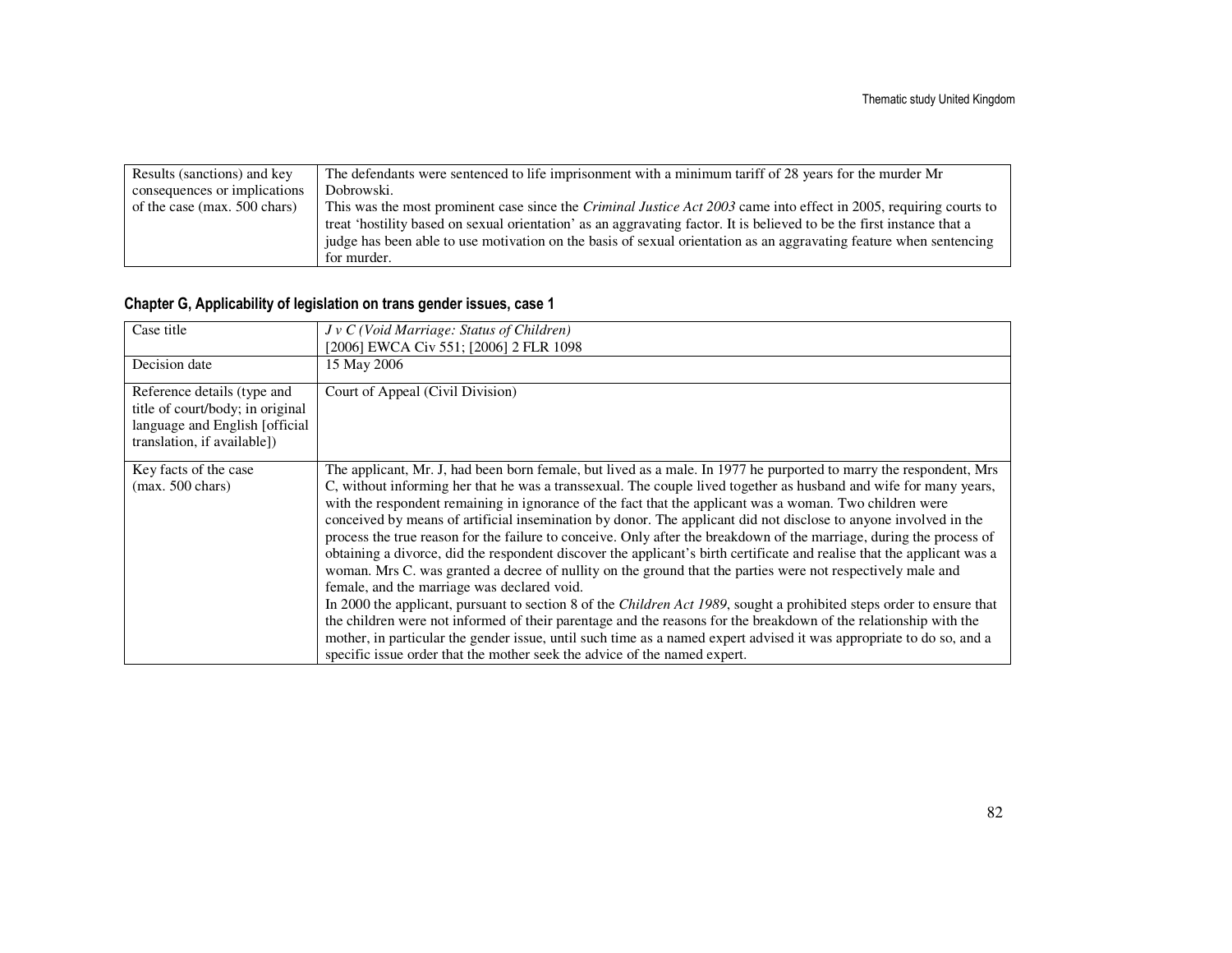| | |
|---|---|
| Results (sanctions) and key consequences or implications of the case (max. 500 chars) | The defendants were sentenced to life imprisonment with a minimum tariff of 28 years for the murder Mr Dobrowski.<br>This was the most prominent case since the *Criminal Justice Act 2003* came into effect in 2005, requiring courts to treat 'hostility based on sexual orientation' as an aggravating factor. It is believed to be the first instance that a judge has been able to use motivation on the basis of sexual orientation as an aggravating feature when sentencing for murder. |

### Chapter G, Applicability of legislation on trans gender issues, case 1

| | |
|---|---|
| Case title | *J v C (Void Marriage: Status of Children)*<br>[2006] EWCA Civ 551; [2006] 2 FLR 1098 |
| Decision date | 15 May 2006 |
| Reference details (type and title of court/body; in original language and English [official translation, if available]) | Court of Appeal (Civil Division) |
| Key facts of the case (max. 500 chars) | The applicant, Mr. J, had been born female, but lived as a male. In 1977 he purported to marry the respondent, Mrs C, without informing her that he was a transsexual. The couple lived together as husband and wife for many years, with the respondent remaining in ignorance of the fact that the applicant was a woman. Two children were conceived by means of artificial insemination by donor. The applicant did not disclose to anyone involved in the process the true reason for the failure to conceive. Only after the breakdown of the marriage, during the process of obtaining a divorce, did the respondent discover the applicant's birth certificate and realise that the applicant was a woman. Mrs C. was granted a decree of nullity on the ground that the parties were not respectively male and female, and the marriage was declared void.<br>In 2000 the applicant, pursuant to section 8 of the *Children Act 1989*, sought a prohibited steps order to ensure that the children were not informed of their parentage and the reasons for the breakdown of the relationship with the mother, in particular the gender issue, until such time as a named expert advised it was appropriate to do so, and a specific issue order that the mother seek the advice of the named expert. |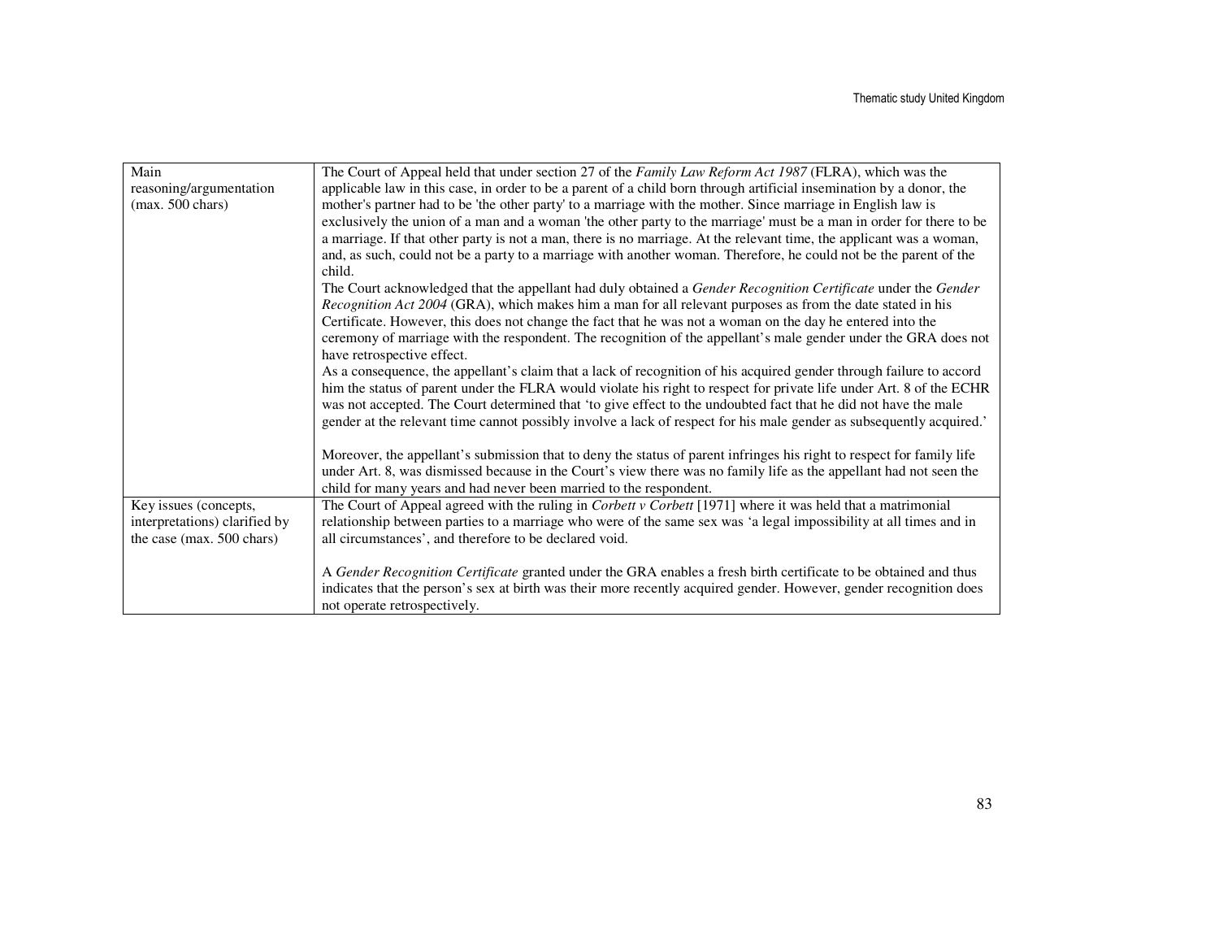| | |
|---|---|
| Main reasoning/argumentation (max. 500 chars) | The Court of Appeal held that under section 27 of the *Family Law Reform Act 1987* (FLRA), which was the applicable law in this case, in order to be a parent of a child born through artificial insemination by a donor, the mother's partner had to be 'the other party' to a marriage with the mother. Since marriage in English law is exclusively the union of a man and a woman 'the other party to the marriage' must be a man in order for there to be a marriage. If that other party is not a man, there is no marriage. At the relevant time, the applicant was a woman, and, as such, could not be a party to a marriage with another woman. Therefore, he could not be the parent of the child.<br>The Court acknowledged that the appellant had duly obtained a *Gender Recognition Certificate* under the *Gender Recognition Act 2004* (GRA), which makes him a man for all relevant purposes as from the date stated in his Certificate. However, this does not change the fact that he was not a woman on the day he entered into the ceremony of marriage with the respondent. The recognition of the appellant's male gender under the GRA does not have retrospective effect.<br>As a consequence, the appellant's claim that a lack of recognition of his acquired gender through failure to accord him the status of parent under the FLRA would violate his right to respect for private life under Art. 8 of the ECHR was not accepted. The Court determined that 'to give effect to the undoubted fact that he did not have the male gender at the relevant time cannot possibly involve a lack of respect for his male gender as subsequently acquired.'<br><br>Moreover, the appellant's submission that to deny the status of parent infringes his right to respect for family life under Art. 8, was dismissed because in the Court's view there was no family life as the appellant had not seen the child for many years and had never been married to the respondent. |
| Key issues (concepts, interpretations) clarified by the case (max. 500 chars) | The Court of Appeal agreed with the ruling in *Corbett v Corbett* [1971] where it was held that a matrimonial relationship between parties to a marriage who were of the same sex was 'a legal impossibility at all times and in all circumstances', and therefore to be declared void.<br><br>A *Gender Recognition Certificate* granted under the GRA enables a fresh birth certificate to be obtained and thus indicates that the person's sex at birth was their more recently acquired gender. However, gender recognition does not operate retrospectively. |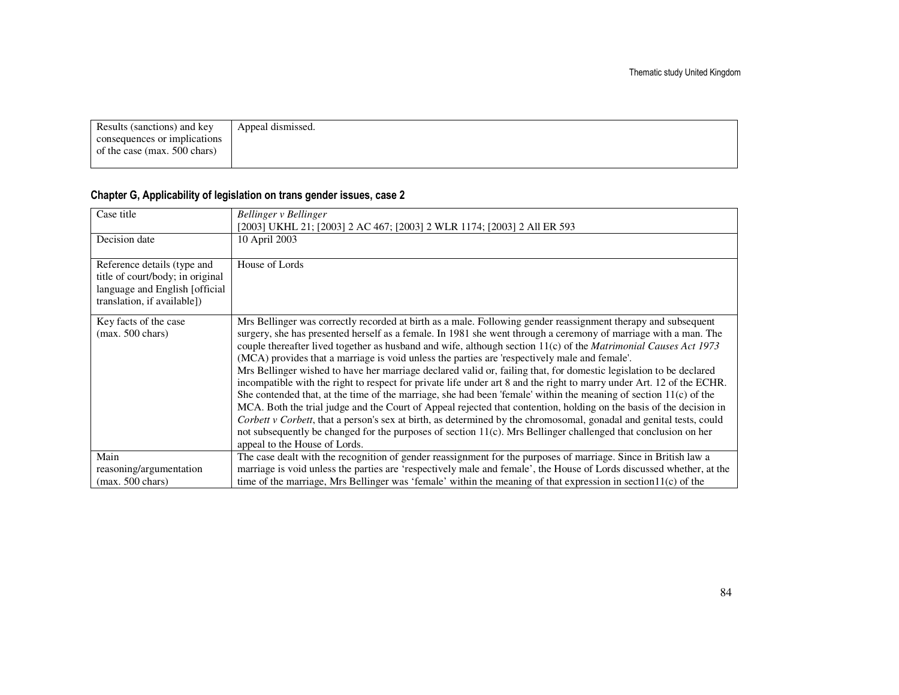| | |
|---|---|
| Results (sanctions) and key consequences or implications of the case (max. 500 chars) | Appeal dismissed. |

#### Chapter G, Applicability of legislation on trans gender issues, case 2

| | |
|---|---|
| Case title | *Bellinger v Bellinger*<br>[2003] UKHL 21; [2003] 2 AC 467; [2003] 2 WLR 1174; [2003] 2 All ER 593 |
| Decision date | 10 April 2003 |
| Reference details (type and title of court/body; in original language and English [official translation, if available]) | House of Lords |
| Key facts of the case (max. 500 chars) | Mrs Bellinger was correctly recorded at birth as a male. Following gender reassignment therapy and subsequent surgery, she has presented herself as a female. In 1981 she went through a ceremony of marriage with a man. The couple thereafter lived together as husband and wife, although section 11(c) of the *Matrimonial Causes Act 1973* (MCA) provides that a marriage is void unless the parties are 'respectively male and female'.<br>Mrs Bellinger wished to have her marriage declared valid or, failing that, for domestic legislation to be declared incompatible with the right to respect for private life under art 8 and the right to marry under Art. 12 of the ECHR. She contended that, at the time of the marriage, she had been 'female' within the meaning of section 11(c) of the MCA. Both the trial judge and the Court of Appeal rejected that contention, holding on the basis of the decision in *Corbett v Corbett*, that a person's sex at birth, as determined by the chromosomal, gonadal and genital tests, could not subsequently be changed for the purposes of section 11(c). Mrs Bellinger challenged that conclusion on her appeal to the House of Lords. |
| Main reasoning/argumentation (max. 500 chars) | The case dealt with the recognition of gender reassignment for the purposes of marriage. Since in British law a marriage is void unless the parties are 'respectively male and female', the House of Lords discussed whether, at the time of the marriage, Mrs Bellinger was 'female' within the meaning of that expression in section11(c) of the |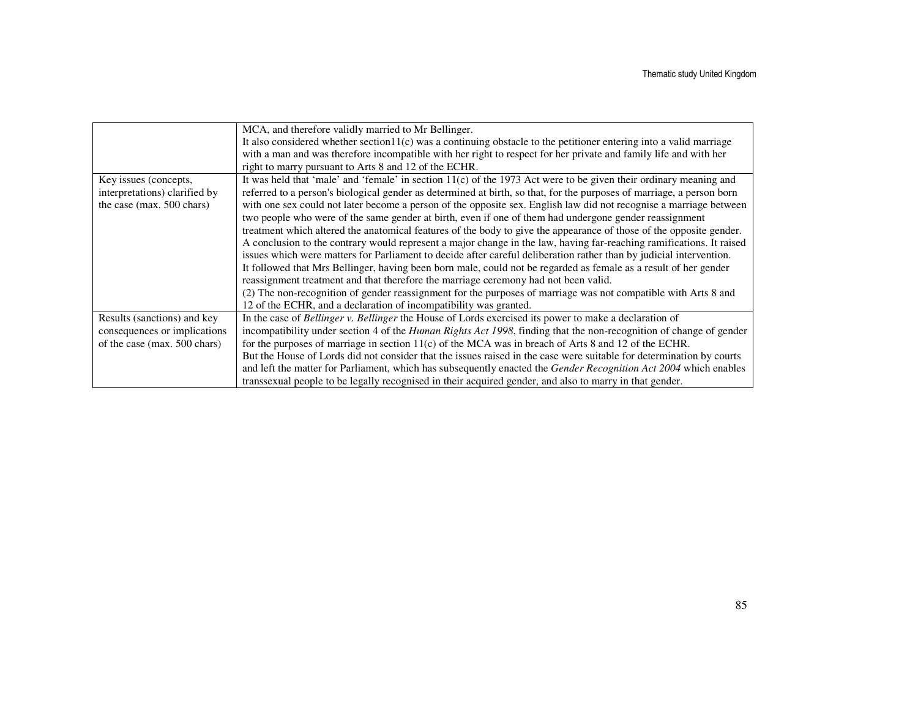| | |
|---|---|
| | MCA, and therefore validly married to Mr Bellinger.<br>It also considered whether section11(c) was a continuing obstacle to the petitioner entering into a valid marriage with a man and was therefore incompatible with her right to respect for her private and family life and with her right to marry pursuant to Arts 8 and 12 of the ECHR. |
| Key issues (concepts, interpretations) clarified by the case (max. 500 chars) | It was held that 'male' and 'female' in section 11(c) of the 1973 Act were to be given their ordinary meaning and referred to a person's biological gender as determined at birth, so that, for the purposes of marriage, a person born with one sex could not later become a person of the opposite sex. English law did not recognise a marriage between two people who were of the same gender at birth, even if one of them had undergone gender reassignment treatment which altered the anatomical features of the body to give the appearance of those of the opposite gender. A conclusion to the contrary would represent a major change in the law, having far-reaching ramifications. It raised issues which were matters for Parliament to decide after careful deliberation rather than by judicial intervention.<br>It followed that Mrs Bellinger, having been born male, could not be regarded as female as a result of her gender reassignment treatment and that therefore the marriage ceremony had not been valid.<br>(2) The non-recognition of gender reassignment for the purposes of marriage was not compatible with Arts 8 and 12 of the ECHR, and a declaration of incompatibility was granted. |
| Results (sanctions) and key consequences or implications of the case (max. 500 chars) | In the case of *Bellinger v. Bellinger* the House of Lords exercised its power to make a declaration of incompatibility under section 4 of the *Human Rights Act 1998*, finding that the non-recognition of change of gender for the purposes of marriage in section 11(c) of the MCA was in breach of Arts 8 and 12 of the ECHR.<br>But the House of Lords did not consider that the issues raised in the case were suitable for determination by courts and left the matter for Parliament, which has subsequently enacted the *Gender Recognition Act 2004* which enables transsexual people to be legally recognised in their acquired gender, and also to marry in that gender. |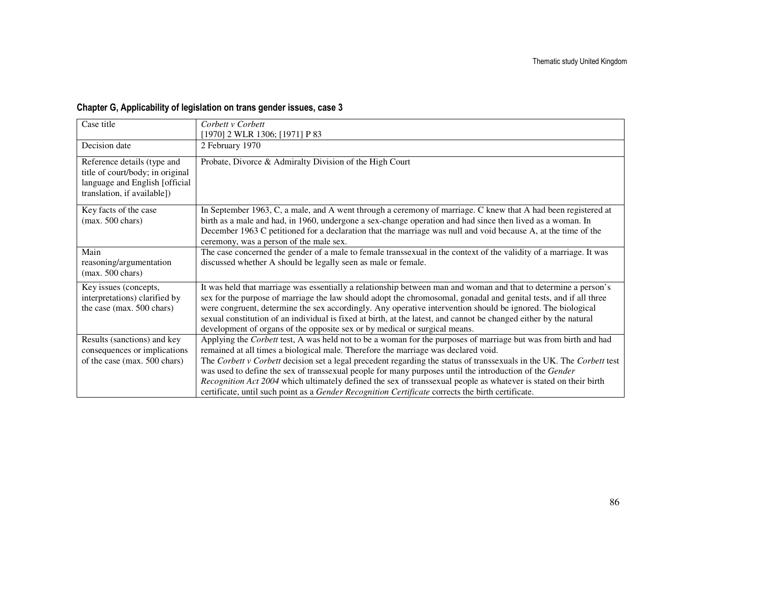**Chapter G, Applicability of legislation on trans gender issues, case 3**

| | |
|---|---|
| Case title | *Corbett v Corbett*<br>[1970] 2 WLR 1306; [1971] P 83 |
| Decision date | 2 February 1970 |
| Reference details (type and title of court/body; in original language and English [official translation, if available]) | Probate, Divorce & Admiralty Division of the High Court |
| Key facts of the case (max. 500 chars) | In September 1963, C, a male, and A went through a ceremony of marriage. C knew that A had been registered at birth as a male and had, in 1960, undergone a sex-change operation and had since then lived as a woman. In December 1963 C petitioned for a declaration that the marriage was null and void because A, at the time of the ceremony, was a person of the male sex. |
| Main reasoning/argumentation (max. 500 chars) | The case concerned the gender of a male to female transsexual in the context of the validity of a marriage. It was discussed whether A should be legally seen as male or female. |
| Key issues (concepts, interpretations) clarified by the case (max. 500 chars) | It was held that marriage was essentially a relationship between man and woman and that to determine a person's sex for the purpose of marriage the law should adopt the chromosomal, gonadal and genital tests, and if all three were congruent, determine the sex accordingly. Any operative intervention should be ignored. The biological sexual constitution of an individual is fixed at birth, at the latest, and cannot be changed either by the natural development of organs of the opposite sex or by medical or surgical means. |
| Results (sanctions) and key consequences or implications of the case (max. 500 chars) | Applying the *Corbett* test, A was held not to be a woman for the purposes of marriage but was from birth and had remained at all times a biological male. Therefore the marriage was declared void.<br>The *Corbett v Corbett* decision set a legal precedent regarding the status of transsexuals in the UK. The *Corbett* test was used to define the sex of transsexual people for many purposes until the introduction of the *Gender Recognition Act 2004* which ultimately defined the sex of transsexual people as whatever is stated on their birth certificate, until such point as a *Gender Recognition Certificate* corrects the birth certificate. |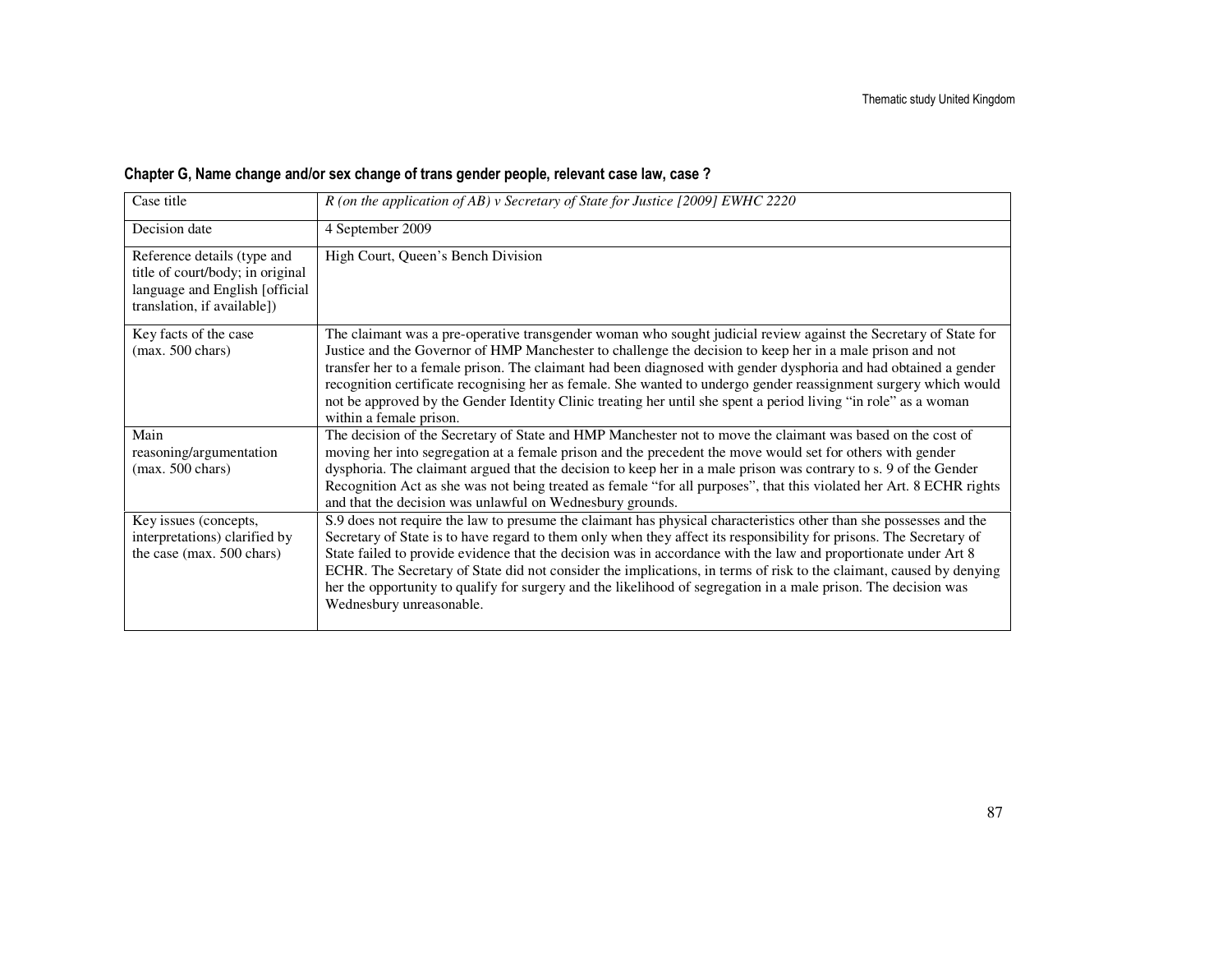### Chapter G, Name change and/or sex change of trans gender people, relevant case law, case ?

| | |
|---|---|
| Case title | *R (on the application of AB) v Secretary of State for Justice [2009] EWHC 2220* |
| Decision date | 4 September 2009 |
| Reference details (type and title of court/body; in original language and English [official translation, if available]) | High Court, Queen's Bench Division |
| Key facts of the case (max. 500 chars) | The claimant was a pre-operative transgender woman who sought judicial review against the Secretary of State for Justice and the Governor of HMP Manchester to challenge the decision to keep her in a male prison and not transfer her to a female prison. The claimant had been diagnosed with gender dysphoria and had obtained a gender recognition certificate recognising her as female. She wanted to undergo gender reassignment surgery which would not be approved by the Gender Identity Clinic treating her until she spent a period living "in role" as a woman within a female prison. |
| Main reasoning/argumentation (max. 500 chars) | The decision of the Secretary of State and HMP Manchester not to move the claimant was based on the cost of moving her into segregation at a female prison and the precedent the move would set for others with gender dysphoria. The claimant argued that the decision to keep her in a male prison was contrary to s. 9 of the Gender Recognition Act as she was not being treated as female "for all purposes", that this violated her Art. 8 ECHR rights and that the decision was unlawful on Wednesbury grounds. |
| Key issues (concepts, interpretations) clarified by the case (max. 500 chars) | S.9 does not require the law to presume the claimant has physical characteristics other than she possesses and the Secretary of State is to have regard to them only when they affect its responsibility for prisons. The Secretary of State failed to provide evidence that the decision was in accordance with the law and proportionate under Art 8 ECHR. The Secretary of State did not consider the implications, in terms of risk to the claimant, caused by denying her the opportunity to qualify for surgery and the likelihood of segregation in a male prison. The decision was Wednesbury unreasonable. |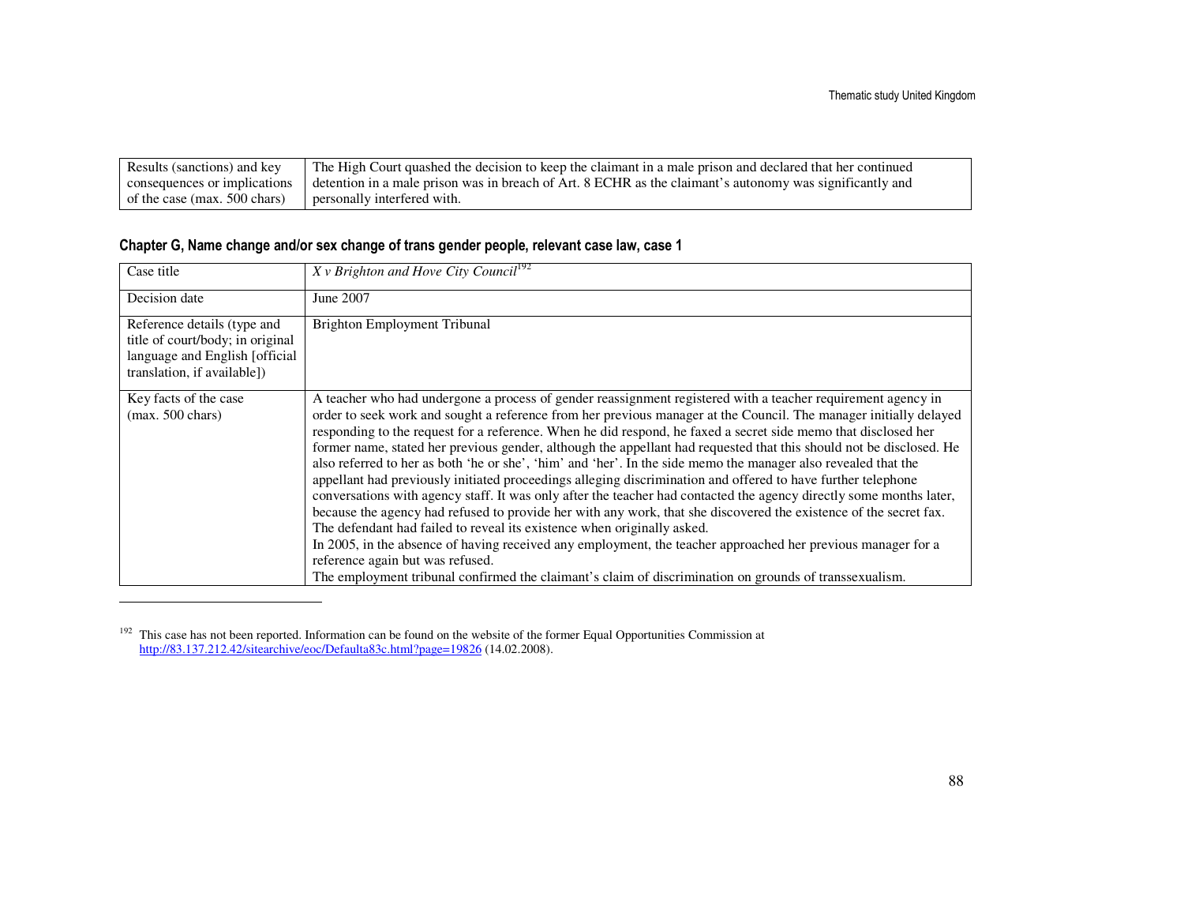| | |
|---|---|
| Results (sanctions) and key consequences or implications of the case (max. 500 chars) | The High Court quashed the decision to keep the claimant in a male prison and declared that her continued detention in a male prison was in breach of Art. 8 ECHR as the claimant's autonomy was significantly and personally interfered with. |

### Chapter G, Name change and/or sex change of trans gender people, relevant case law, case 1

| | |
|---|---|
| Case title | *X v Brighton and Hove City Council*[192] |
| Decision date | June 2007 |
| Reference details (type and title of court/body; in original language and English [official translation, if available]) | Brighton Employment Tribunal |
| Key facts of the case (max. 500 chars) | A teacher who had undergone a process of gender reassignment registered with a teacher requirement agency in order to seek work and sought a reference from her previous manager at the Council. The manager initially delayed responding to the request for a reference. When he did respond, he faxed a secret side memo that disclosed her former name, stated her previous gender, although the appellant had requested that this should not be disclosed. He also referred to her as both 'he or she', 'him' and 'her'. In the side memo the manager also revealed that the appellant had previously initiated proceedings alleging discrimination and offered to have further telephone conversations with agency staff. It was only after the teacher had contacted the agency directly some months later, because the agency had refused to provide her with any work, that she discovered the existence of the secret fax. The defendant had failed to reveal its existence when originally asked.<br>In 2005, in the absence of having received any employment, the teacher approached her previous manager for a reference again but was refused.<br>The employment tribunal confirmed the claimant's claim of discrimination on grounds of transsexualism. |

[192] This case has not been reported. Information can be found on the website of the former Equal Opportunities Commission at http://83.137.212.42/sitearchive/eoc/Defaulta83c.html?page=19826 (14.02.2008).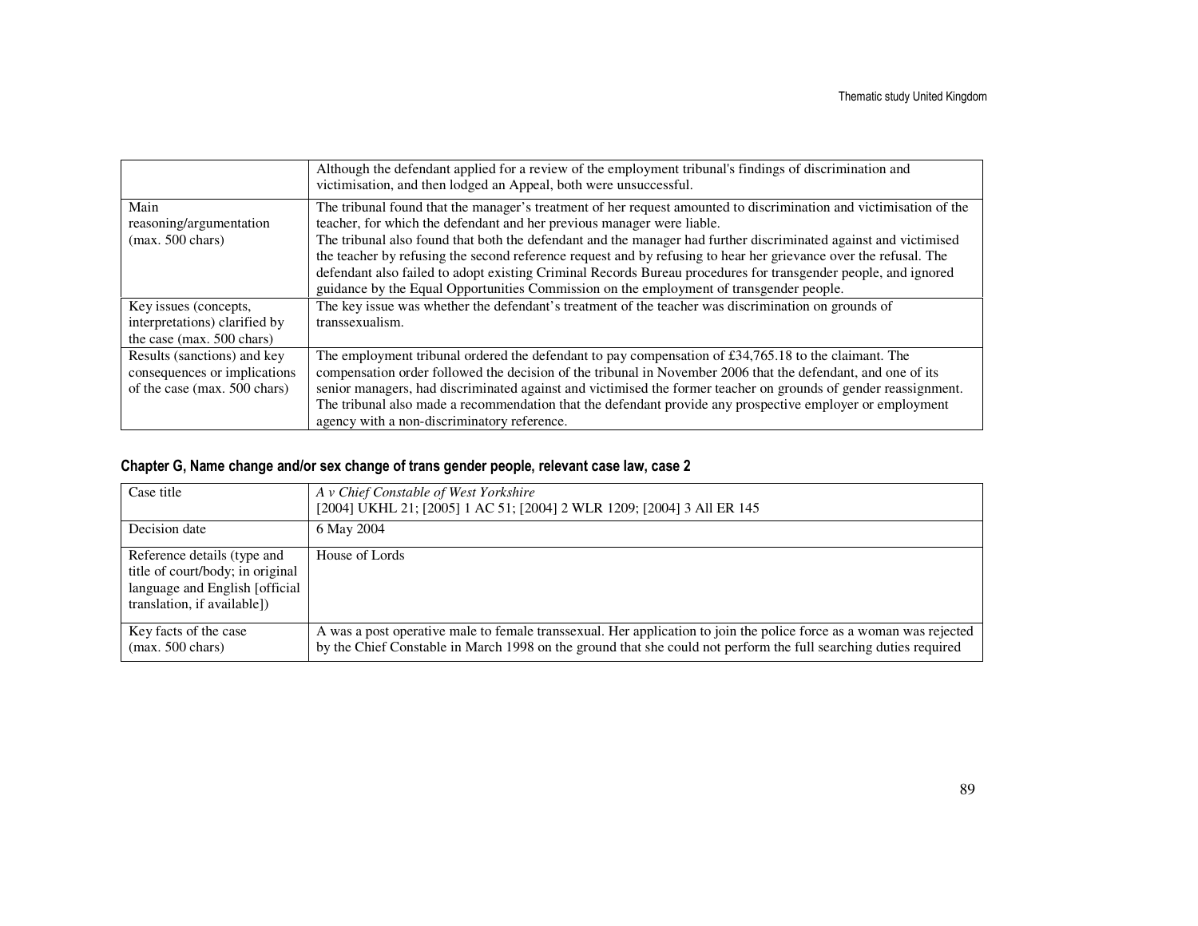| | |
|---|---|
| | Although the defendant applied for a review of the employment tribunal's findings of discrimination and victimisation, and then lodged an Appeal, both were unsuccessful. |
| Main reasoning/argumentation (max. 500 chars) | The tribunal found that the manager's treatment of her request amounted to discrimination and victimisation of the teacher, for which the defendant and her previous manager were liable.<br>The tribunal also found that both the defendant and the manager had further discriminated against and victimised the teacher by refusing the second reference request and by refusing to hear her grievance over the refusal. The defendant also failed to adopt existing Criminal Records Bureau procedures for transgender people, and ignored guidance by the Equal Opportunities Commission on the employment of transgender people. |
| Key issues (concepts, interpretations) clarified by the case (max. 500 chars) | The key issue was whether the defendant's treatment of the teacher was discrimination on grounds of transsexualism. |
| Results (sanctions) and key consequences or implications of the case (max. 500 chars) | The employment tribunal ordered the defendant to pay compensation of £34,765.18 to the claimant. The compensation order followed the decision of the tribunal in November 2006 that the defendant, and one of its senior managers, had discriminated against and victimised the former teacher on grounds of gender reassignment. The tribunal also made a recommendation that the defendant provide any prospective employer or employment agency with a non-discriminatory reference. |

## Chapter G, Name change and/or sex change of trans gender people, relevant case law, case 2

| | |
|---|---|
| Case title | *A v Chief Constable of West Yorkshire*<br>[2004] UKHL 21; [2005] 1 AC 51; [2004] 2 WLR 1209; [2004] 3 All ER 145 |
| Decision date | 6 May 2004 |
| Reference details (type and title of court/body; in original language and English [official translation, if available]) | House of Lords |
| Key facts of the case (max. 500 chars) | A was a post operative male to female transsexual. Her application to join the police force as a woman was rejected by the Chief Constable in March 1998 on the ground that she could not perform the full searching duties required |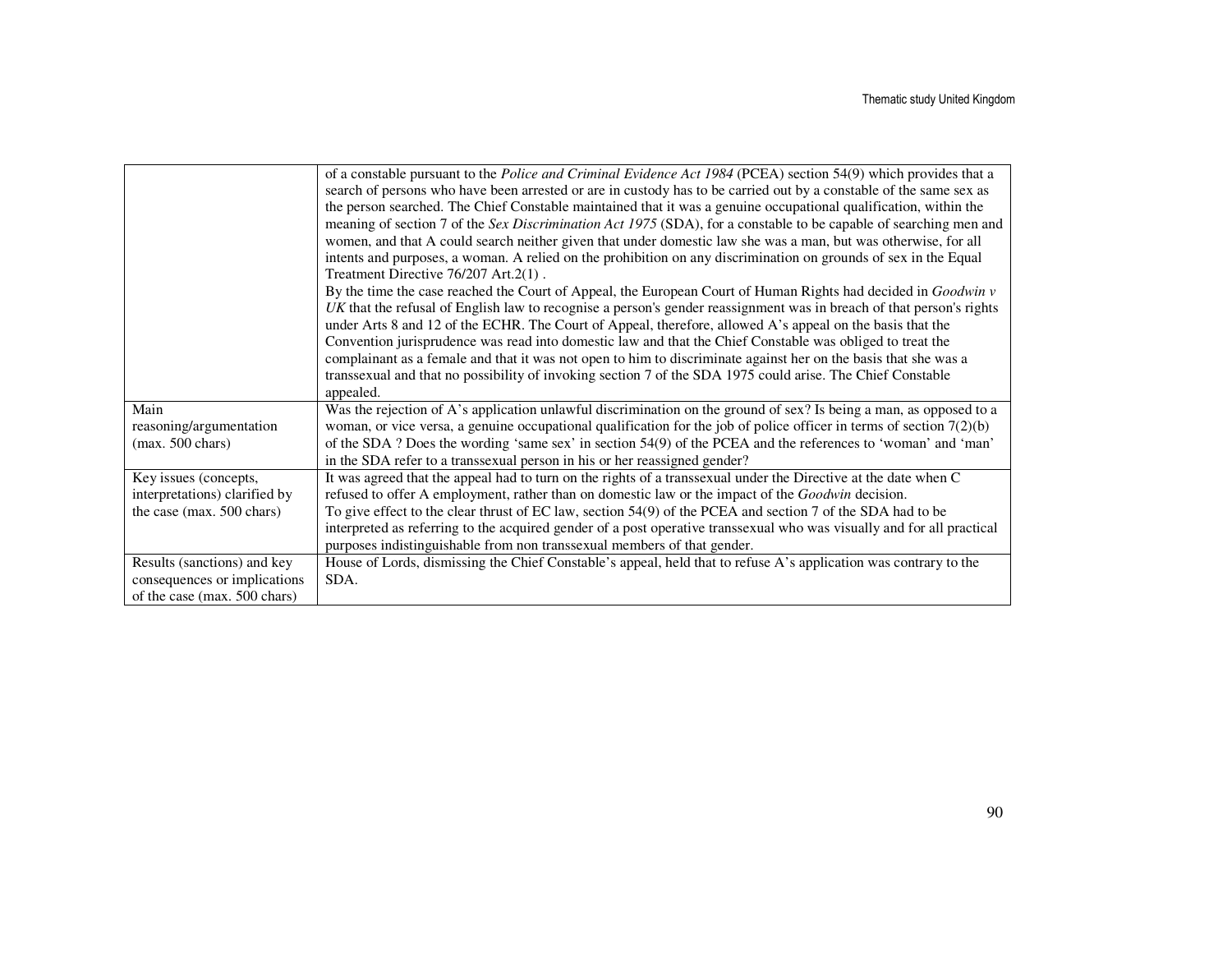| | |
|---|---|
| | of a constable pursuant to the *Police and Criminal Evidence Act 1984* (PCEA) section 54(9) which provides that a search of persons who have been arrested or are in custody has to be carried out by a constable of the same sex as the person searched. The Chief Constable maintained that it was a genuine occupational qualification, within the meaning of section 7 of the *Sex Discrimination Act 1975* (SDA), for a constable to be capable of searching men and women, and that A could search neither given that under domestic law she was a man, but was otherwise, for all intents and purposes, a woman. A relied on the prohibition on any discrimination on grounds of sex in the Equal Treatment Directive 76/207 Art.2(1) .<br>By the time the case reached the Court of Appeal, the European Court of Human Rights had decided in *Goodwin v UK* that the refusal of English law to recognise a person's gender reassignment was in breach of that person's rights under Arts 8 and 12 of the ECHR. The Court of Appeal, therefore, allowed A's appeal on the basis that the Convention jurisprudence was read into domestic law and that the Chief Constable was obliged to treat the complainant as a female and that it was not open to him to discriminate against her on the basis that she was a transsexual and that no possibility of invoking section 7 of the SDA 1975 could arise. The Chief Constable appealed. |
| Main reasoning/argumentation (max. 500 chars) | Was the rejection of A's application unlawful discrimination on the ground of sex? Is being a man, as opposed to a woman, or vice versa, a genuine occupational qualification for the job of police officer in terms of section 7(2)(b) of the SDA ? Does the wording 'same sex' in section 54(9) of the PCEA and the references to 'woman' and 'man' in the SDA refer to a transsexual person in his or her reassigned gender? |
| Key issues (concepts, interpretations) clarified by the case (max. 500 chars) | It was agreed that the appeal had to turn on the rights of a transsexual under the Directive at the date when C refused to offer A employment, rather than on domestic law or the impact of the *Goodwin* decision.<br>To give effect to the clear thrust of EC law, section 54(9) of the PCEA and section 7 of the SDA had to be interpreted as referring to the acquired gender of a post operative transsexual who was visually and for all practical purposes indistinguishable from non transsexual members of that gender. |
| Results (sanctions) and key consequences or implications of the case (max. 500 chars) | House of Lords, dismissing the Chief Constable's appeal, held that to refuse A's application was contrary to the SDA. |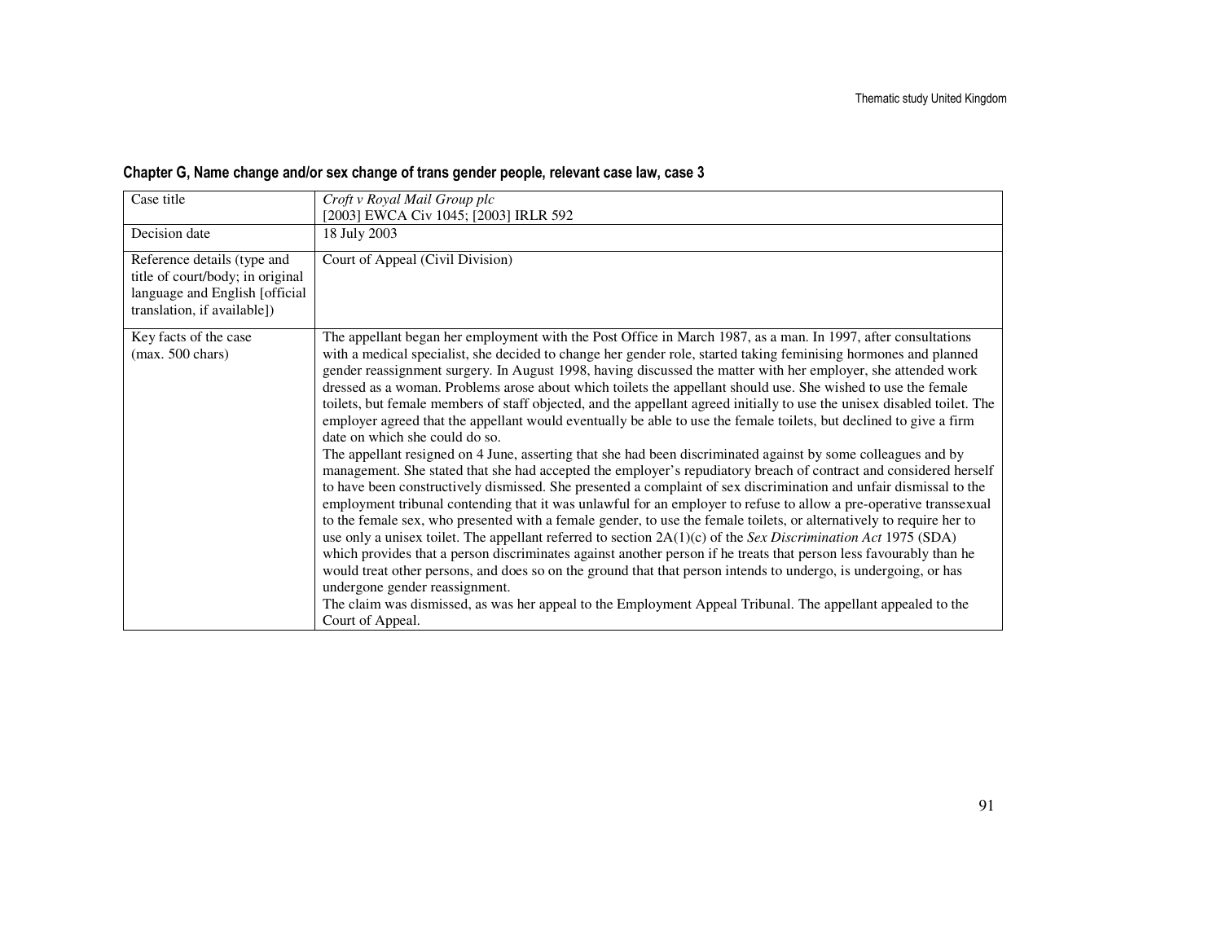## Chapter G, Name change and/or sex change of trans gender people, relevant case law, case 3

| | |
|---|---|
| Case title | *Croft v Royal Mail Group plc*<br>[2003] EWCA Civ 1045; [2003] IRLR 592 |
| Decision date | 18 July 2003 |
| Reference details (type and title of court/body; in original language and English [official translation, if available]) | Court of Appeal (Civil Division) |
| Key facts of the case (max. 500 chars) | The appellant began her employment with the Post Office in March 1987, as a man. In 1997, after consultations with a medical specialist, she decided to change her gender role, started taking feminising hormones and planned gender reassignment surgery. In August 1998, having discussed the matter with her employer, she attended work dressed as a woman. Problems arose about which toilets the appellant should use. She wished to use the female toilets, but female members of staff objected, and the appellant agreed initially to use the unisex disabled toilet. The employer agreed that the appellant would eventually be able to use the female toilets, but declined to give a firm date on which she could do so.<br>The appellant resigned on 4 June, asserting that she had been discriminated against by some colleagues and by management. She stated that she had accepted the employer's repudiatory breach of contract and considered herself to have been constructively dismissed. She presented a complaint of sex discrimination and unfair dismissal to the employment tribunal contending that it was unlawful for an employer to refuse to allow a pre-operative transsexual to the female sex, who presented with a female gender, to use the female toilets, or alternatively to require her to use only a unisex toilet. The appellant referred to section 2A(1)(c) of the *Sex Discrimination Act* 1975 (SDA) which provides that a person discriminates against another person if he treats that person less favourably than he would treat other persons, and does so on the ground that that person intends to undergo, is undergoing, or has undergone gender reassignment.<br>The claim was dismissed, as was her appeal to the Employment Appeal Tribunal. The appellant appealed to the Court of Appeal. |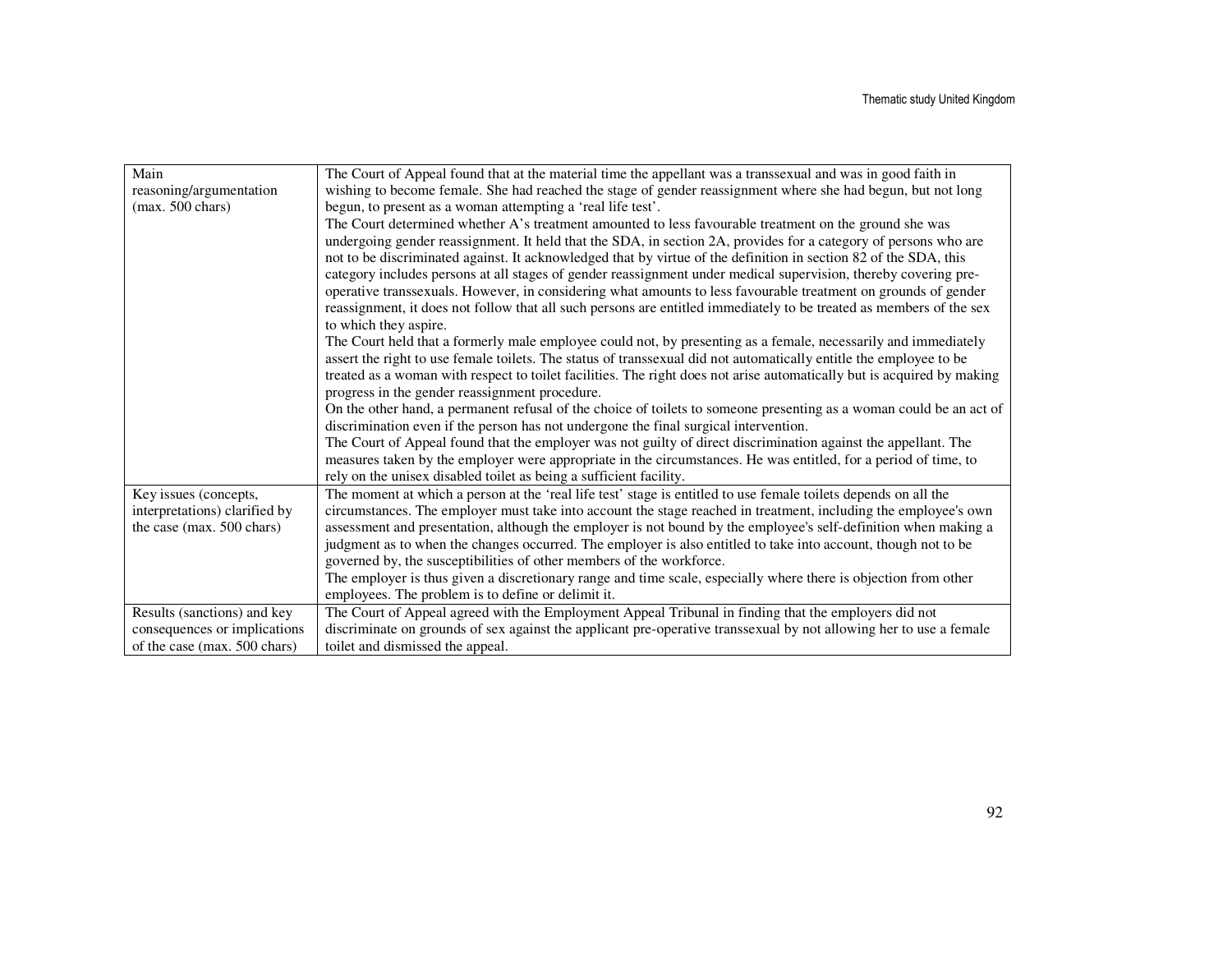| | |
|---|---|
| Main reasoning/argumentation (max. 500 chars) | The Court of Appeal found that at the material time the appellant was a transsexual and was in good faith in wishing to become female. She had reached the stage of gender reassignment where she had begun, but not long begun, to present as a woman attempting a 'real life test'.<br>The Court determined whether A's treatment amounted to less favourable treatment on the ground she was undergoing gender reassignment. It held that the SDA, in section 2A, provides for a category of persons who are not to be discriminated against. It acknowledged that by virtue of the definition in section 82 of the SDA, this category includes persons at all stages of gender reassignment under medical supervision, thereby covering pre-operative transsexuals. However, in considering what amounts to less favourable treatment on grounds of gender reassignment, it does not follow that all such persons are entitled immediately to be treated as members of the sex to which they aspire.<br>The Court held that a formerly male employee could not, by presenting as a female, necessarily and immediately assert the right to use female toilets. The status of transsexual did not automatically entitle the employee to be treated as a woman with respect to toilet facilities. The right does not arise automatically but is acquired by making progress in the gender reassignment procedure.<br>On the other hand, a permanent refusal of the choice of toilets to someone presenting as a woman could be an act of discrimination even if the person has not undergone the final surgical intervention.<br>The Court of Appeal found that the employer was not guilty of direct discrimination against the appellant. The measures taken by the employer were appropriate in the circumstances. He was entitled, for a period of time, to rely on the unisex disabled toilet as being a sufficient facility. |
| Key issues (concepts, interpretations) clarified by the case (max. 500 chars) | The moment at which a person at the 'real life test' stage is entitled to use female toilets depends on all the circumstances. The employer must take into account the stage reached in treatment, including the employee's own assessment and presentation, although the employer is not bound by the employee's self-definition when making a judgment as to when the changes occurred. The employer is also entitled to take into account, though not to be governed by, the susceptibilities of other members of the workforce.<br>The employer is thus given a discretionary range and time scale, especially where there is objection from other employees. The problem is to define or delimit it. |
| Results (sanctions) and key consequences or implications of the case (max. 500 chars) | The Court of Appeal agreed with the Employment Appeal Tribunal in finding that the employers did not discriminate on grounds of sex against the applicant pre-operative transsexual by not allowing her to use a female toilet and dismissed the appeal. |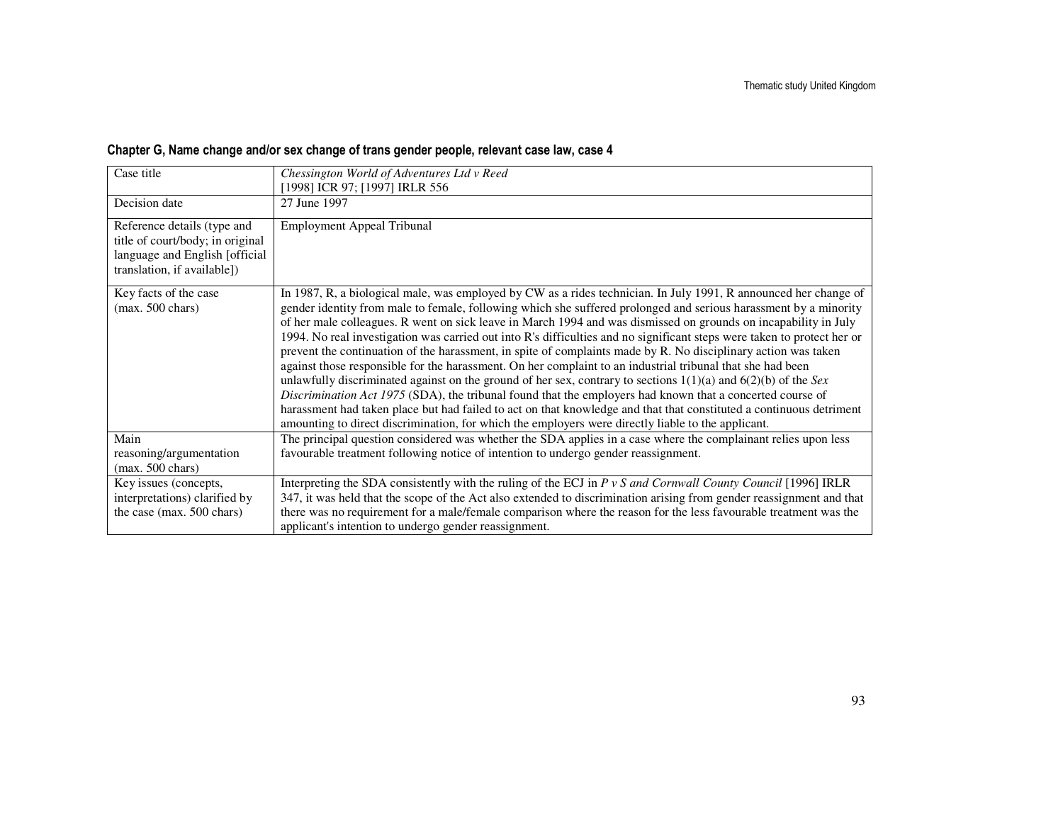## Chapter G, Name change and/or sex change of trans gender people, relevant case law, case 4

| | |
|---|---|
| Case title | *Chessington World of Adventures Ltd v Reed* [1998] ICR 97; [1997] IRLR 556 |
| Decision date | 27 June 1997 |
| Reference details (type and title of court/body; in original language and English [official translation, if available]) | Employment Appeal Tribunal |
| Key facts of the case (max. 500 chars) | In 1987, R, a biological male, was employed by CW as a rides technician. In July 1991, R announced her change of gender identity from male to female, following which she suffered prolonged and serious harassment by a minority of her male colleagues. R went on sick leave in March 1994 and was dismissed on grounds on incapability in July 1994. No real investigation was carried out into R's difficulties and no significant steps were taken to protect her or prevent the continuation of the harassment, in spite of complaints made by R. No disciplinary action was taken against those responsible for the harassment. On her complaint to an industrial tribunal that she had been unlawfully discriminated against on the ground of her sex, contrary to sections 1(1)(a) and 6(2)(b) of the *Sex Discrimination Act 1975* (SDA), the tribunal found that the employers had known that a concerted course of harassment had taken place but had failed to act on that knowledge and that that constituted a continuous detriment amounting to direct discrimination, for which the employers were directly liable to the applicant. |
| Main reasoning/argumentation (max. 500 chars) | The principal question considered was whether the SDA applies in a case where the complainant relies upon less favourable treatment following notice of intention to undergo gender reassignment. |
| Key issues (concepts, interpretations) clarified by the case (max. 500 chars) | Interpreting the SDA consistently with the ruling of the ECJ in *P v S and Cornwall County Council* [1996] IRLR 347, it was held that the scope of the Act also extended to discrimination arising from gender reassignment and that there was no requirement for a male/female comparison where the reason for the less favourable treatment was the applicant's intention to undergo gender reassignment. |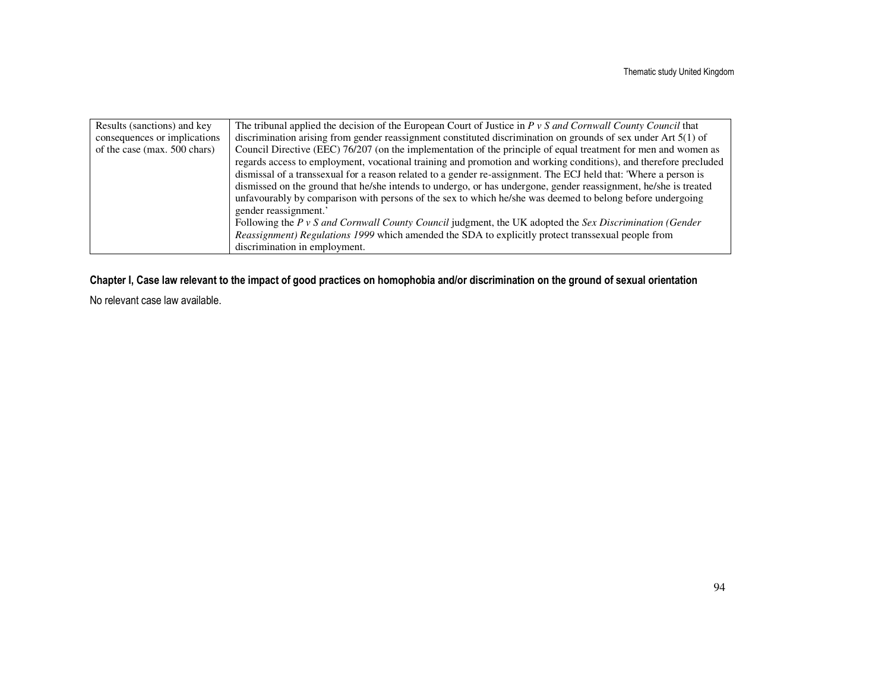| | |
|---|---|
| Results (sanctions) and key consequences or implications of the case (max. 500 chars) | The tribunal applied the decision of the European Court of Justice in *P v S and Cornwall County Council* that discrimination arising from gender reassignment constituted discrimination on grounds of sex under Art 5(1) of Council Directive (EEC) 76/207 (on the implementation of the principle of equal treatment for men and women as regards access to employment, vocational training and promotion and working conditions), and therefore precluded dismissal of a transsexual for a reason related to a gender re-assignment. The ECJ held that: 'Where a person is dismissed on the ground that he/she intends to undergo, or has undergone, gender reassignment, he/she is treated unfavourably by comparison with persons of the sex to which he/she was deemed to belong before undergoing gender reassignment.'<br>Following the *P v S and Cornwall County Council* judgment, the UK adopted the *Sex Discrimination (Gender Reassignment) Regulations 1999* which amended the SDA to explicitly protect transsexual people from discrimination in employment. |

### Chapter I, Case law relevant to the impact of good practices on homophobia and/or discrimination on the ground of sexual orientation

No relevant case law available.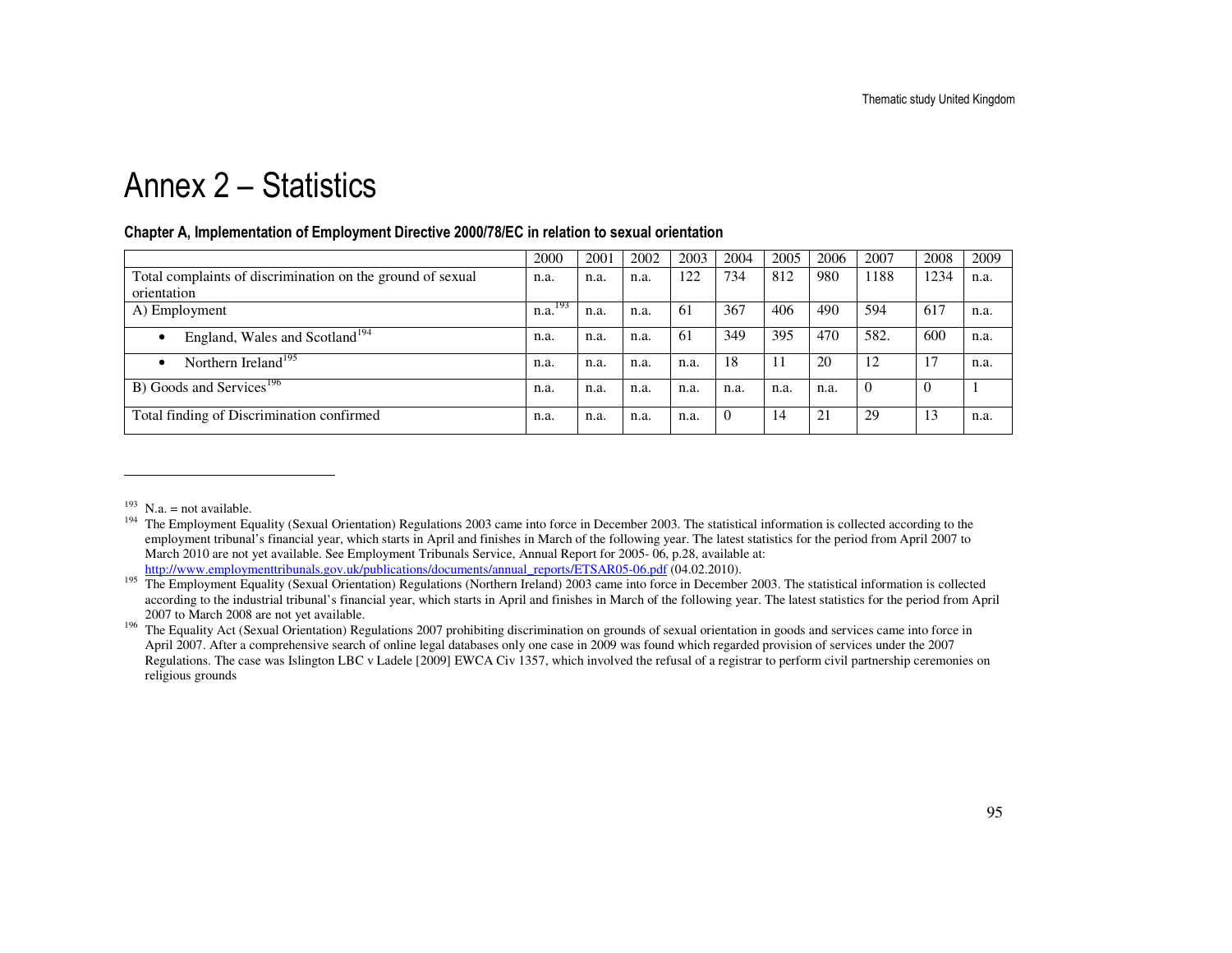# Annex 2 – Statistics

### Chapter A, Implementation of Employment Directive 2000/78/EC in relation to sexual orientation

| | 2000 | 2001 | 2002 | 2003 | 2004 | 2005 | 2006 | 2007 | 2008 | 2009 |
|---|---|---|---|---|---|---|---|---|---|---|
| Total complaints of discrimination on the ground of sexual orientation | n.a. | n.a. | n.a. | 122 | 734 | 812 | 980 | 1188 | 1234 | n.a. |
| A) Employment | n.a.[193] | n.a. | n.a. | 61 | 367 | 406 | 490 | 594 | 617 | n.a. |
| • England, Wales and Scotland[194] | n.a. | n.a. | n.a. | 61 | 349 | 395 | 470 | 582. | 600 | n.a. |
| • Northern Ireland[195] | n.a. | n.a. | n.a. | n.a. | 18 | 11 | 20 | 12 | 17 | n.a. |
| B) Goods and Services[196] | n.a. | n.a. | n.a. | n.a. | n.a. | n.a. | n.a. | 0 | 0 | 1 |
| Total finding of Discrimination confirmed | n.a. | n.a. | n.a. | n.a. | 0 | 14 | 21 | 29 | 13 | n.a. |

---

[193] N.a. = not available.

[194] The Employment Equality (Sexual Orientation) Regulations 2003 came into force in December 2003. The statistical information is collected according to the employment tribunal's financial year, which starts in April and finishes in March of the following year. The latest statistics for the period from April 2007 to March 2010 are not yet available. See Employment Tribunals Service, Annual Report for 2005- 06, p.28, available at: http://www.employmenttribunals.gov.uk/publications/documents/annual_reports/ETSAR05-06.pdf (04.02.2010).

[195] The Employment Equality (Sexual Orientation) Regulations (Northern Ireland) 2003 came into force in December 2003. The statistical information is collected according to the industrial tribunal's financial year, which starts in April and finishes in March of the following year. The latest statistics for the period from April 2007 to March 2008 are not yet available.

[196] The Equality Act (Sexual Orientation) Regulations 2007 prohibiting discrimination on grounds of sexual orientation in goods and services came into force in April 2007. After a comprehensive search of online legal databases only one case in 2009 was found which regarded provision of services under the 2007 Regulations. The case was Islington LBC v Ladele [2009] EWCA Civ 1357, which involved the refusal of a registrar to perform civil partnership ceremonies on religious grounds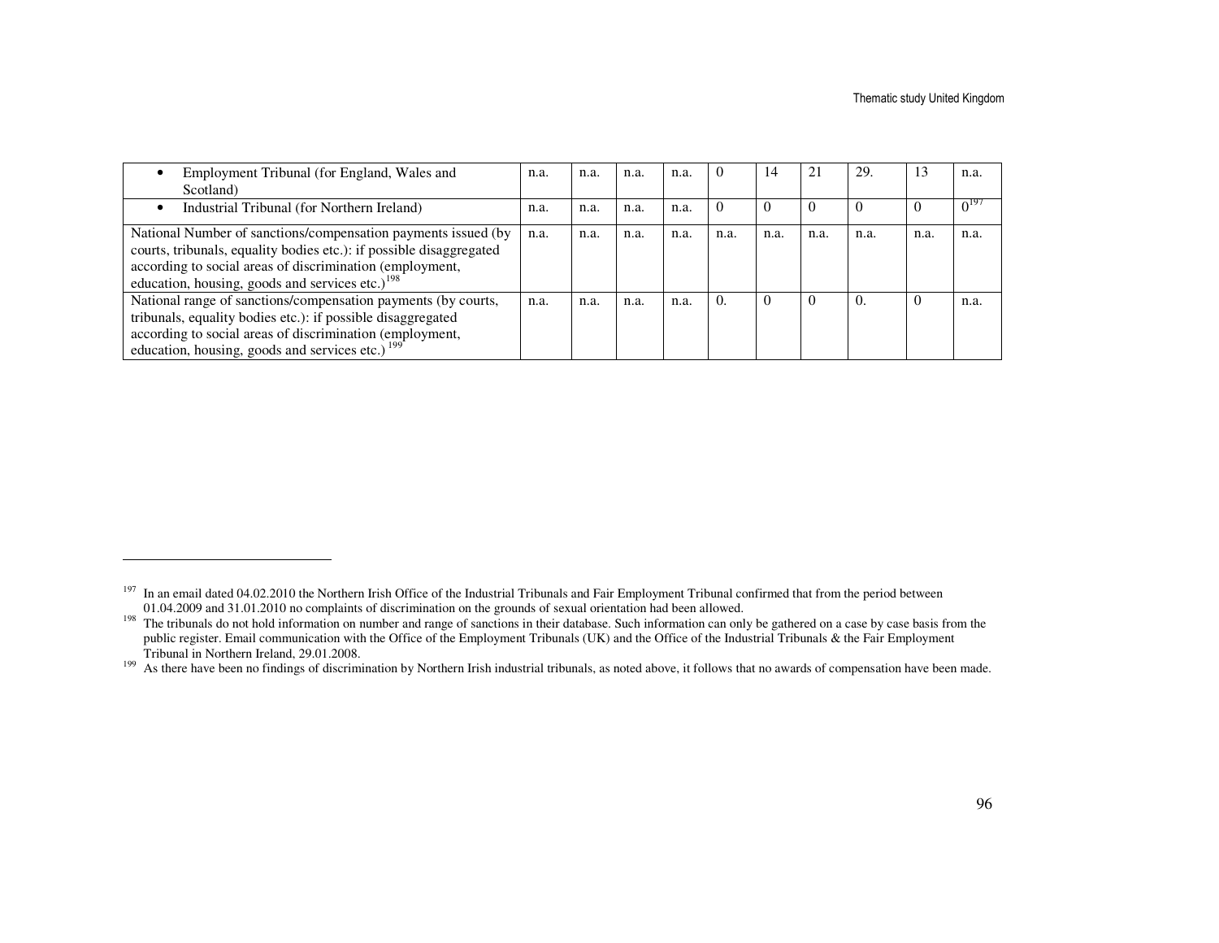| | | | | | | | | | | |
|---|---|---|---|---|---|---|---|---|---|---|
| • Employment Tribunal (for England, Wales and Scotland) | n.a. | n.a. | n.a. | n.a. | 0 | 14 | 21 | 29. | 13 | n.a. |
| • Industrial Tribunal (for Northern Ireland) | n.a. | n.a. | n.a. | n.a. | 0 | 0 | 0 | 0 | 0 | 0[197] |
| National Number of sanctions/compensation payments issued (by courts, tribunals, equality bodies etc.): if possible disaggregated according to social areas of discrimination (employment, education, housing, goods and services etc.)[198] | n.a. | n.a. | n.a. | n.a. | n.a. | n.a. | n.a. | n.a. | n.a. | n.a. |
| National range of sanctions/compensation payments (by courts, tribunals, equality bodies etc.): if possible disaggregated according to social areas of discrimination (employment, education, housing, goods and services etc.)[199] | n.a. | n.a. | n.a. | n.a. | 0. | 0 | 0 | 0. | 0 | n.a. |

---

[197] In an email dated 04.02.2010 the Northern Irish Office of the Industrial Tribunals and Fair Employment Tribunal confirmed that from the period between 01.04.2009 and 31.01.2010 no complaints of discrimination on the grounds of sexual orientation had been allowed.

[198] The tribunals do not hold information on number and range of sanctions in their database. Such information can only be gathered on a case by case basis from the public register. Email communication with the Office of the Employment Tribunals (UK) and the Office of the Industrial Tribunals & the Fair Employment Tribunal in Northern Ireland, 29.01.2008.

[199] As there have been no findings of discrimination by Northern Irish industrial tribunals, as noted above, it follows that no awards of compensation have been made.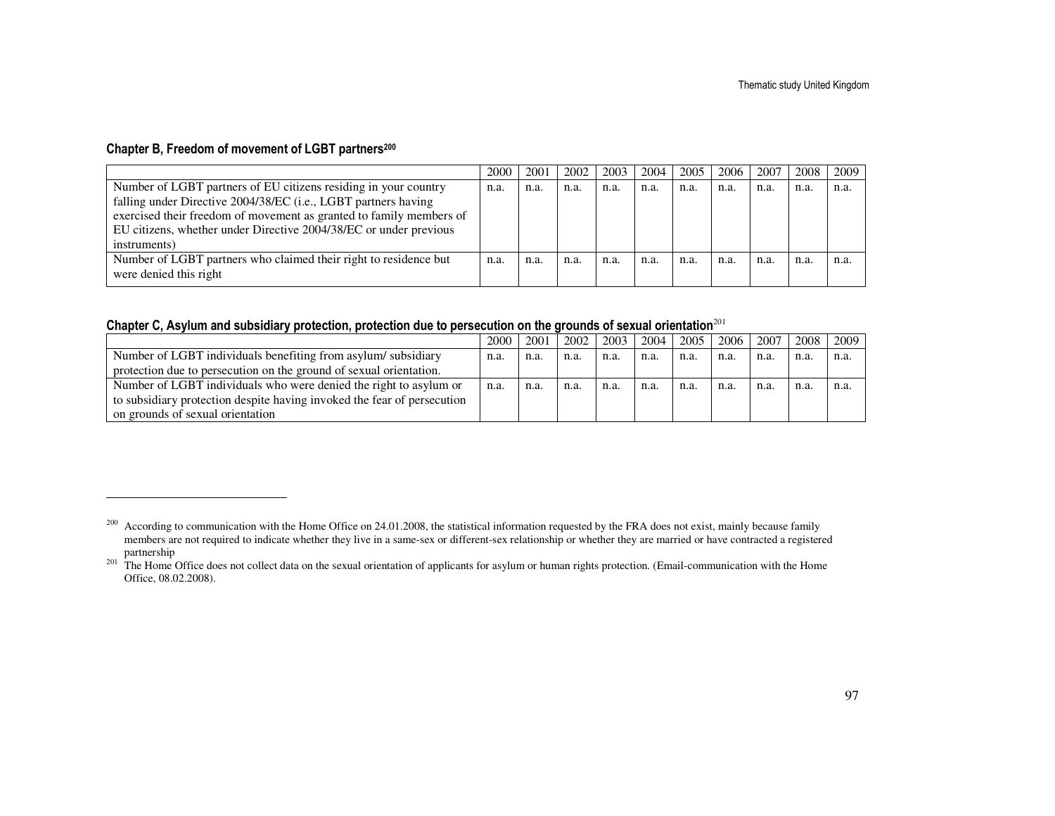### Chapter B, Freedom of movement of LGBT partners[200]

| | 2000 | 2001 | 2002 | 2003 | 2004 | 2005 | 2006 | 2007 | 2008 | 2009 |
|---|---|---|---|---|---|---|---|---|---|---|
| Number of LGBT partners of EU citizens residing in your country falling under Directive 2004/38/EC (i.e., LGBT partners having exercised their freedom of movement as granted to family members of EU citizens, whether under Directive 2004/38/EC or under previous instruments) | n.a. | n.a. | n.a. | n.a. | n.a. | n.a. | n.a. | n.a. | n.a. | n.a. |
| Number of LGBT partners who claimed their right to residence but were denied this right | n.a. | n.a. | n.a. | n.a. | n.a. | n.a. | n.a. | n.a. | n.a. | n.a. |

### Chapter C, Asylum and subsidiary protection, protection due to persecution on the grounds of sexual orientation[201]

| | 2000 | 2001 | 2002 | 2003 | 2004 | 2005 | 2006 | 2007 | 2008 | 2009 |
|---|---|---|---|---|---|---|---|---|---|---|
| Number of LGBT individuals benefiting from asylum/ subsidiary protection due to persecution on the ground of sexual orientation. | n.a. | n.a. | n.a. | n.a. | n.a. | n.a. | n.a. | n.a. | n.a. | n.a. |
| Number of LGBT individuals who were denied the right to asylum or to subsidiary protection despite having invoked the fear of persecution on grounds of sexual orientation | n.a. | n.a. | n.a. | n.a. | n.a. | n.a. | n.a. | n.a. | n.a. | n.a. |

---

[200] According to communication with the Home Office on 24.01.2008, the statistical information requested by the FRA does not exist, mainly because family members are not required to indicate whether they live in a same-sex or different-sex relationship or whether they are married or have contracted a registered partnership

[201] The Home Office does not collect data on the sexual orientation of applicants for asylum or human rights protection. (Email-communication with the Home Office, 08.02.2008).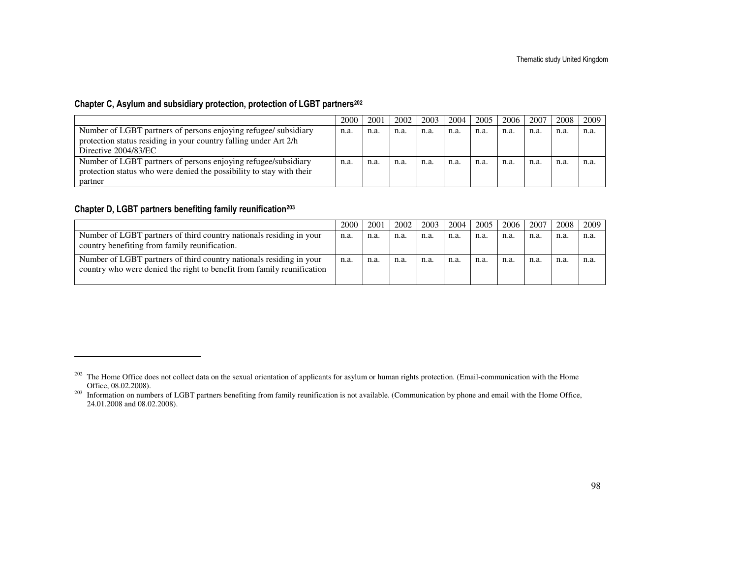### Chapter C, Asylum and subsidiary protection, protection of LGBT partners[202]

| | 2000 | 2001 | 2002 | 2003 | 2004 | 2005 | 2006 | 2007 | 2008 | 2009 |
|---|---|---|---|---|---|---|---|---|---|---|
| Number of LGBT partners of persons enjoying refugee/ subsidiary protection status residing in your country falling under Art 2/h Directive 2004/83/EC | n.a. | n.a. | n.a. | n.a. | n.a. | n.a. | n.a. | n.a. | n.a. | n.a. |
| Number of LGBT partners of persons enjoying refugee/subsidiary protection status who were denied the possibility to stay with their partner | n.a. | n.a. | n.a. | n.a. | n.a. | n.a. | n.a. | n.a. | n.a. | n.a. |

### Chapter D, LGBT partners benefiting family reunification[203]

| | 2000 | 2001 | 2002 | 2003 | 2004 | 2005 | 2006 | 2007 | 2008 | 2009 |
|---|---|---|---|---|---|---|---|---|---|---|
| Number of LGBT partners of third country nationals residing in your country benefiting from family reunification. | n.a. | n.a. | n.a. | n.a. | n.a. | n.a. | n.a. | n.a. | n.a. | n.a. |
| Number of LGBT partners of third country nationals residing in your country who were denied the right to benefit from family reunification | n.a. | n.a. | n.a. | n.a. | n.a. | n.a. | n.a. | n.a. | n.a. | n.a. |

---

[202] The Home Office does not collect data on the sexual orientation of applicants for asylum or human rights protection. (Email-communication with the Home Office, 08.02.2008).

[203] Information on numbers of LGBT partners benefiting from family reunification is not available. (Communication by phone and email with the Home Office, 24.01.2008 and 08.02.2008).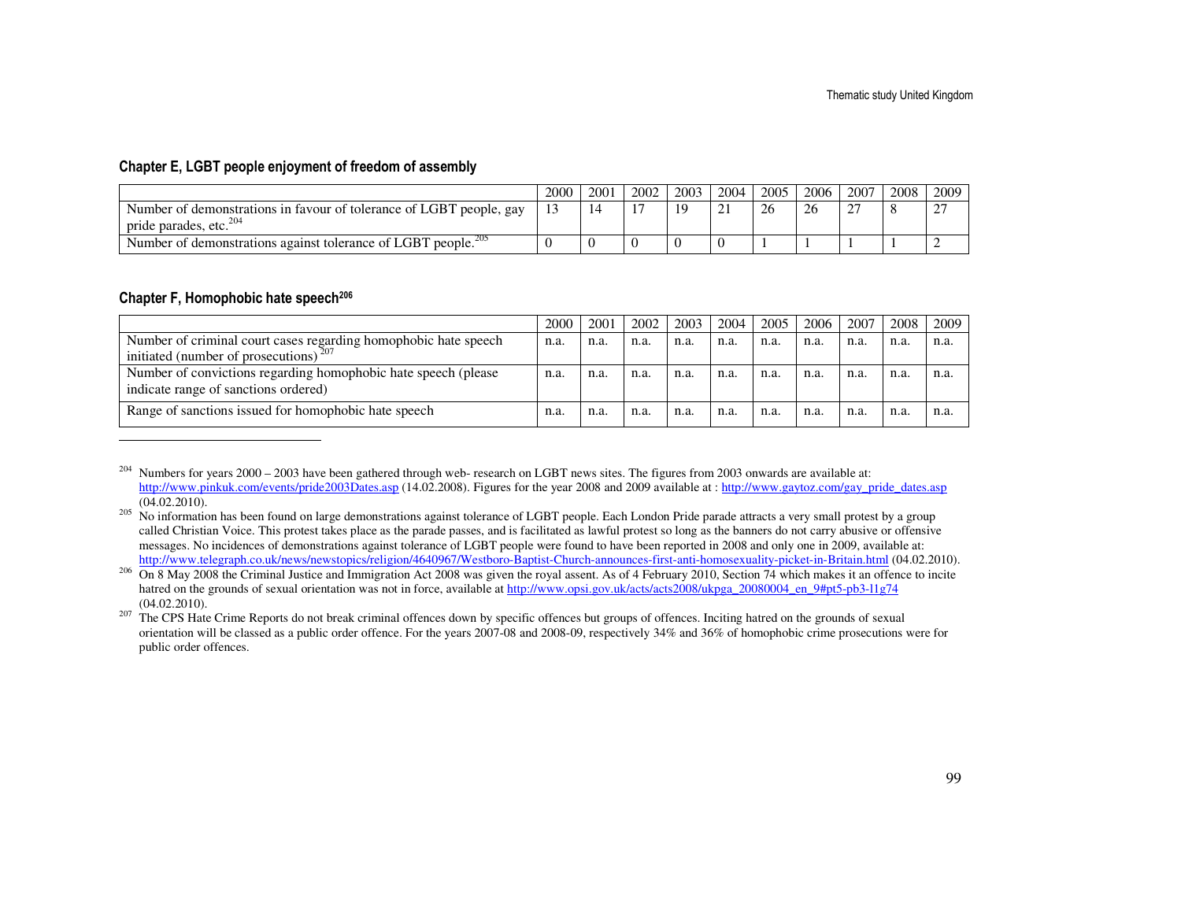### Chapter E, LGBT people enjoyment of freedom of assembly

| | 2000 | 2001 | 2002 | 2003 | 2004 | 2005 | 2006 | 2007 | 2008 | 2009 |
|---|---|---|---|---|---|---|---|---|---|---|
| Number of demonstrations in favour of tolerance of LGBT people, gay pride parades, etc.[204] | 13 | 14 | 17 | 19 | 21 | 26 | 26 | 27 | 8 | 27 |
| Number of demonstrations against tolerance of LGBT people.[205] | 0 | 0 | 0 | 0 | 0 | 1 | 1 | 1 | 1 | 2 |

### Chapter F, Homophobic hate speech[206]

| | 2000 | 2001 | 2002 | 2003 | 2004 | 2005 | 2006 | 2007 | 2008 | 2009 |
|---|---|---|---|---|---|---|---|---|---|---|
| Number of criminal court cases regarding homophobic hate speech initiated (number of prosecutions)[207] | n.a. | n.a. | n.a. | n.a. | n.a. | n.a. | n.a. | n.a. | n.a. | n.a. |
| Number of convictions regarding homophobic hate speech (please indicate range of sanctions ordered) | n.a. | n.a. | n.a. | n.a. | n.a. | n.a. | n.a. | n.a. | n.a. | n.a. |
| Range of sanctions issued for homophobic hate speech | n.a. | n.a. | n.a. | n.a. | n.a. | n.a. | n.a. | n.a. | n.a. | n.a. |

---

[204] Numbers for years 2000 – 2003 have been gathered through web- research on LGBT news sites. The figures from 2003 onwards are available at: http://www.pinkuk.com/events/pride2003Dates.asp (14.02.2008). Figures for the year 2008 and 2009 available at : http://www.gaytoz.com/gay_pride_dates.asp (04.02.2010).

[205] No information has been found on large demonstrations against tolerance of LGBT people. Each London Pride parade attracts a very small protest by a group called Christian Voice. This protest takes place as the parade passes, and is facilitated as lawful protest so long as the banners do not carry abusive or offensive messages. No incidences of demonstrations against tolerance of LGBT people were found to have been reported in 2008 and only one in 2009, available at: http://www.telegraph.co.uk/news/newstopics/religion/4640967/Westboro-Baptist-Church-announces-first-anti-homosexuality-picket-in-Britain.html (04.02.2010).

[206] On 8 May 2008 the Criminal Justice and Immigration Act 2008 was given the royal assent. As of 4 February 2010, Section 74 which makes it an offence to incite hatred on the grounds of sexual orientation was not in force, available at http://www.opsi.gov.uk/acts/acts2008/ukpga_20080004_en_9#pt5-pb3-l1g74 (04.02.2010).

[207] The CPS Hate Crime Reports do not break criminal offences down by specific offences but groups of offences. Inciting hatred on the grounds of sexual orientation will be classed as a public order offence. For the years 2007-08 and 2008-09, respectively 34% and 36% of homophobic crime prosecutions were for public order offences.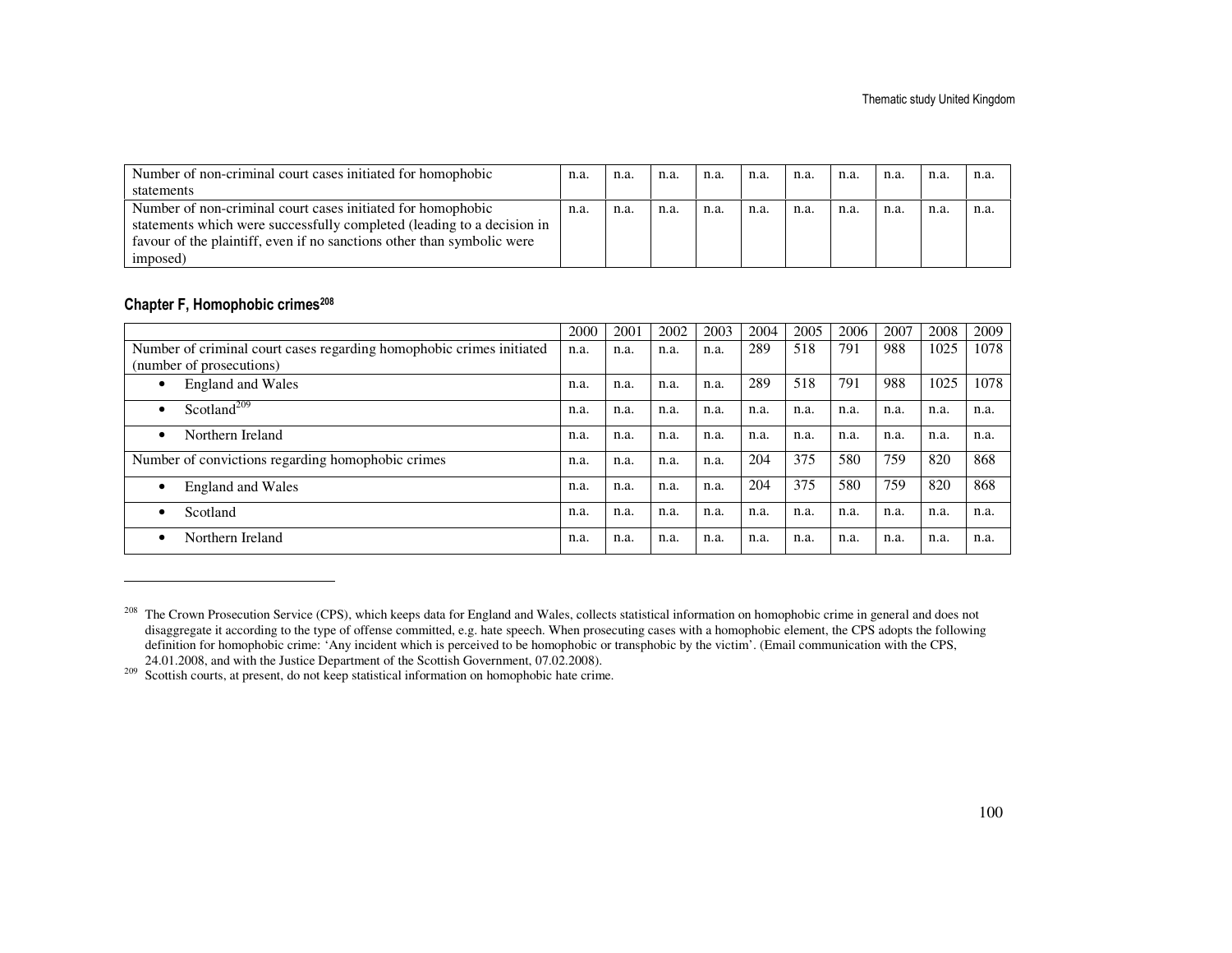| | | | | | | | | | | |
|---|---|---|---|---|---|---|---|---|---|---|
| Number of non-criminal court cases initiated for homophobic statements | n.a. | n.a. | n.a. | n.a. | n.a. | n.a. | n.a. | n.a. | n.a. | n.a. |
| Number of non-criminal court cases initiated for homophobic statements which were successfully completed (leading to a decision in favour of the plaintiff, even if no sanctions other than symbolic were imposed) | n.a. | n.a. | n.a. | n.a. | n.a. | n.a. | n.a. | n.a. | n.a. | n.a. |

### Chapter F, Homophobic crimes[208]

| | 2000 | 2001 | 2002 | 2003 | 2004 | 2005 | 2006 | 2007 | 2008 | 2009 |
|---|---|---|---|---|---|---|---|---|---|---|
| Number of criminal court cases regarding homophobic crimes initiated (number of prosecutions) | n.a. | n.a. | n.a. | n.a. | 289 | 518 | 791 | 988 | 1025 | 1078 |
| • England and Wales | n.a. | n.a. | n.a. | n.a. | 289 | 518 | 791 | 988 | 1025 | 1078 |
| • Scotland[209] | n.a. | n.a. | n.a. | n.a. | n.a. | n.a. | n.a. | n.a. | n.a. | n.a. |
| • Northern Ireland | n.a. | n.a. | n.a. | n.a. | n.a. | n.a. | n.a. | n.a. | n.a. | n.a. |
| Number of convictions regarding homophobic crimes | n.a. | n.a. | n.a. | n.a. | 204 | 375 | 580 | 759 | 820 | 868 |
| • England and Wales | n.a. | n.a. | n.a. | n.a. | 204 | 375 | 580 | 759 | 820 | 868 |
| • Scotland | n.a. | n.a. | n.a. | n.a. | n.a. | n.a. | n.a. | n.a. | n.a. | n.a. |
| • Northern Ireland | n.a. | n.a. | n.a. | n.a. | n.a. | n.a. | n.a. | n.a. | n.a. | n.a. |

[208] The Crown Prosecution Service (CPS), which keeps data for England and Wales, collects statistical information on homophobic crime in general and does not disaggregate it according to the type of offense committed, e.g. hate speech. When prosecuting cases with a homophobic element, the CPS adopts the following definition for homophobic crime: 'Any incident which is perceived to be homophobic or transphobic by the victim'. (Email communication with the CPS, 24.01.2008, and with the Justice Department of the Scottish Government, 07.02.2008).

[209] Scottish courts, at present, do not keep statistical information on homophobic hate crime.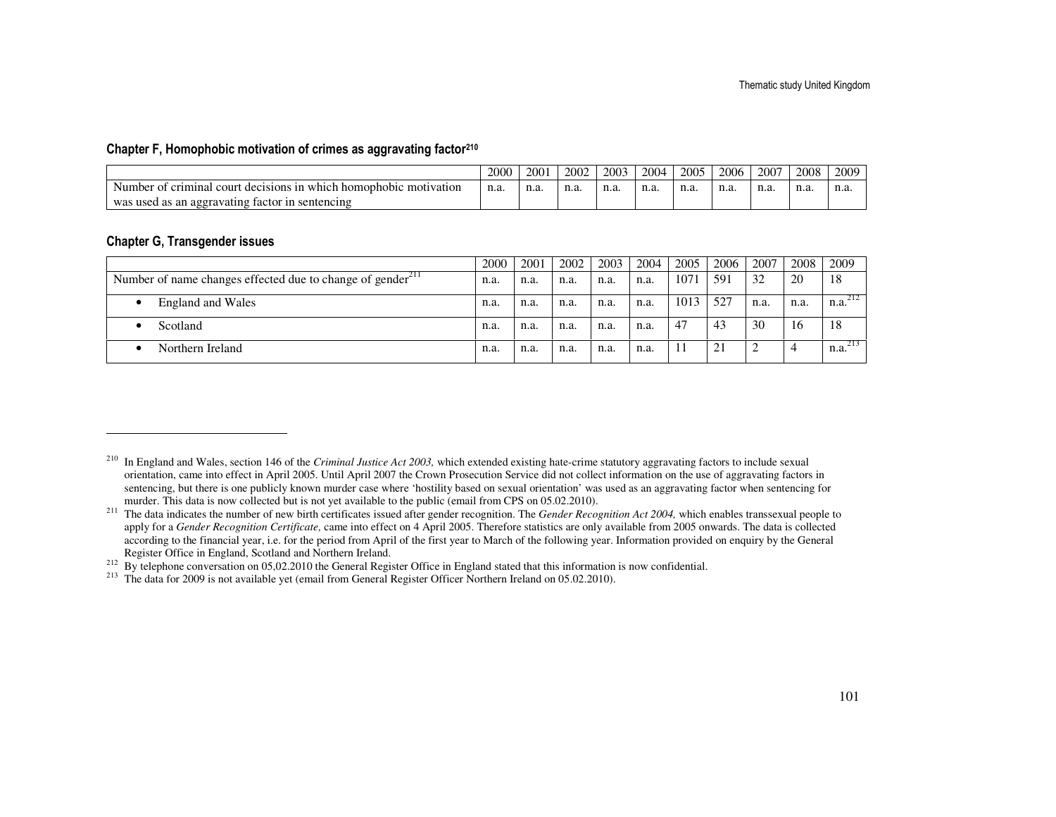### Chapter F, Homophobic motivation of crimes as aggravating factor[210]

| | 2000 | 2001 | 2002 | 2003 | 2004 | 2005 | 2006 | 2007 | 2008 | 2009 |
|---|---|---|---|---|---|---|---|---|---|---|
| Number of criminal court decisions in which homophobic motivation was used as an aggravating factor in sentencing | n.a. | n.a. | n.a. | n.a. | n.a. | n.a. | n.a. | n.a. | n.a. | n.a. |

### Chapter G, Transgender issues

| | 2000 | 2001 | 2002 | 2003 | 2004 | 2005 | 2006 | 2007 | 2008 | 2009 |
|---|---|---|---|---|---|---|---|---|---|---|
| Number of name changes effected due to change of gender[211] | n.a. | n.a. | n.a. | n.a. | n.a. | 1071 | 591 | 32 | 20 | 18 |
| • England and Wales | n.a. | n.a. | n.a. | n.a. | n.a. | 1013 | 527 | n.a. | n.a. | n.a.[212] |
| • Scotland | n.a. | n.a. | n.a. | n.a. | n.a. | 47 | 43 | 30 | 16 | 18 |
| • Northern Ireland | n.a. | n.a. | n.a. | n.a. | n.a. | 11 | 21 | 2 | 4 | n.a.[213] |

---

[210] In England and Wales, section 146 of the *Criminal Justice Act 2003,* which extended existing hate-crime statutory aggravating factors to include sexual orientation, came into effect in April 2005. Until April 2007 the Crown Prosecution Service did not collect information on the use of aggravating factors in sentencing, but there is one publicly known murder case where 'hostility based on sexual orientation' was used as an aggravating factor when sentencing for murder. This data is now collected but is not yet available to the public (email from CPS on 05.02.2010).

[211] The data indicates the number of new birth certificates issued after gender recognition. The *Gender Recognition Act 2004,* which enables transsexual people to apply for a *Gender Recognition Certificate,* came into effect on 4 April 2005. Therefore statistics are only available from 2005 onwards. The data is collected according to the financial year, i.e. for the period from April of the first year to March of the following year. Information provided on enquiry by the General Register Office in England, Scotland and Northern Ireland.

[212] By telephone conversation on 05,02.2010 the General Register Office in England stated that this information is now confidential.

[213] The data for 2009 is not available yet (email from General Register Officer Northern Ireland on 05.02.2010).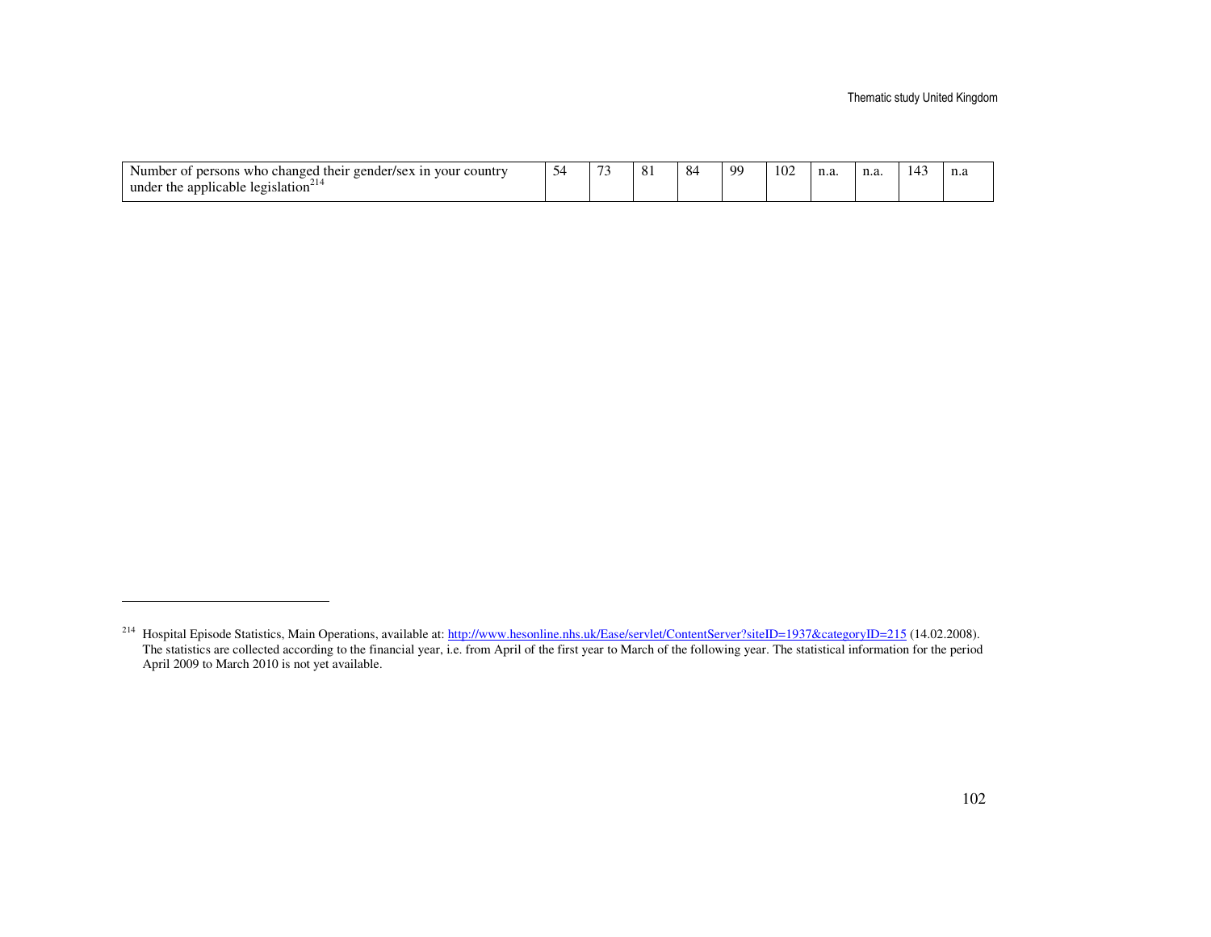| | | | | | | | | | | |
|---|---|---|---|---|---|---|---|---|---|---|
| Number of persons who changed their gender/sex in your country under the applicable legislation[214] | 54 | 73 | 81 | 84 | 99 | 102 | n.a. | n.a. | 143 | n.a |

[214] Hospital Episode Statistics, Main Operations, available at: http://www.hesonline.nhs.uk/Ease/servlet/ContentServer?siteID=1937&categoryID=215 (14.02.2008). The statistics are collected according to the financial year, i.e. from April of the first year to March of the following year. The statistical information for the period April 2009 to March 2010 is not yet available.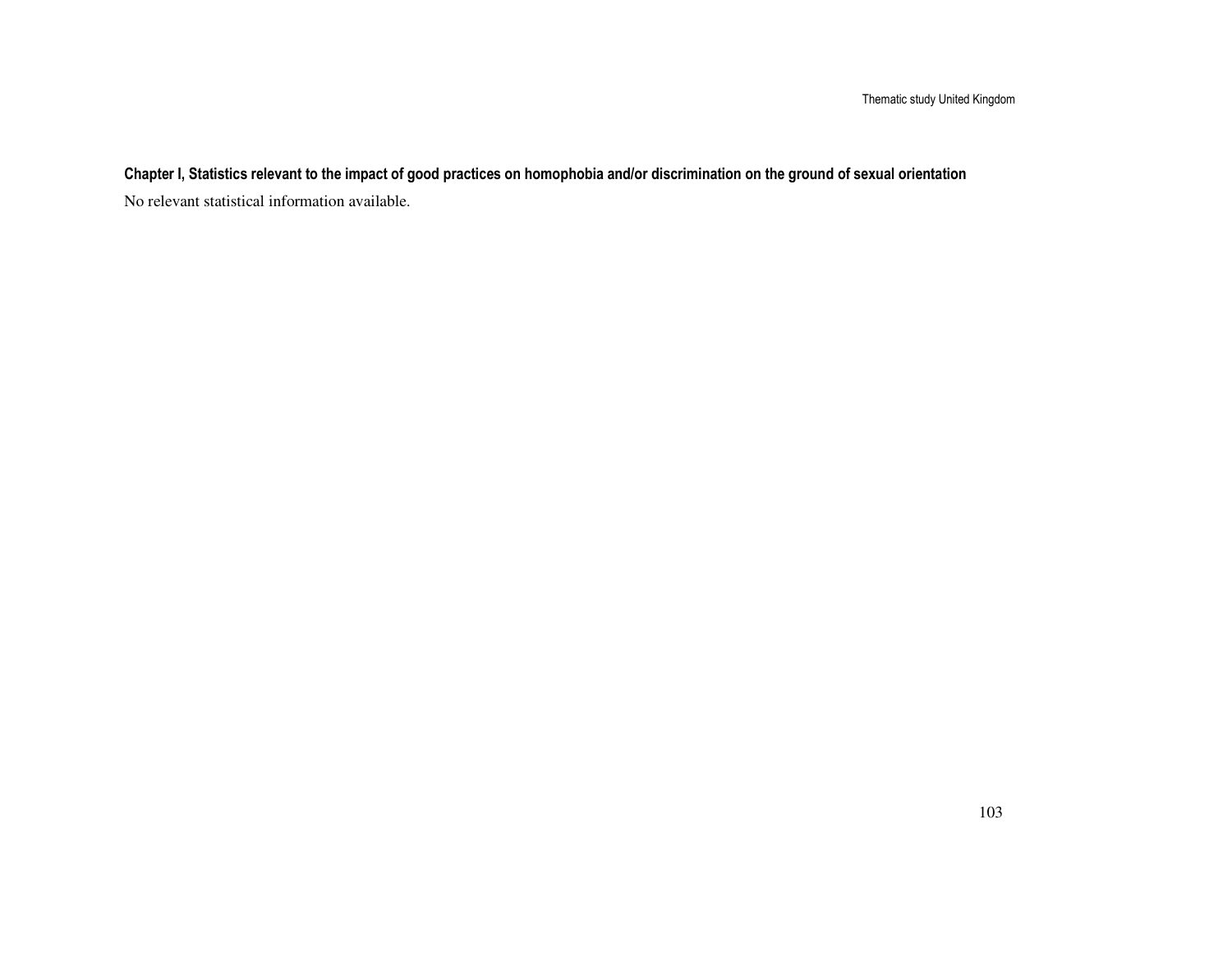**Chapter I, Statistics relevant to the impact of good practices on homophobia and/or discrimination on the ground of sexual orientation**

No relevant statistical information available.